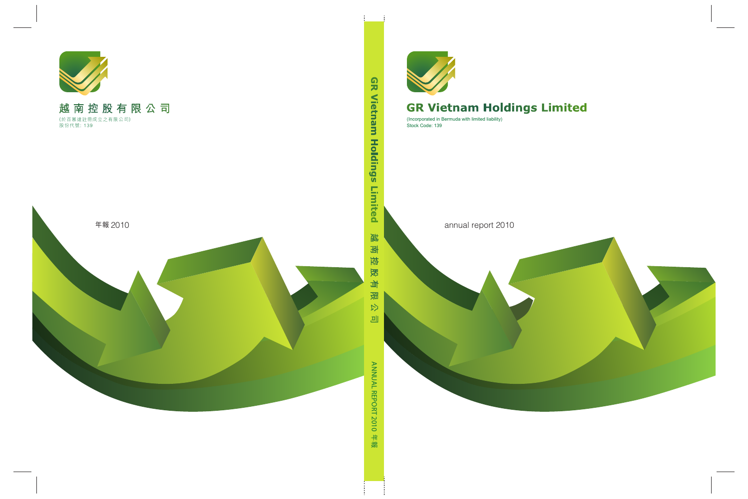# 越南控股有限公司

(於百慕達註冊成立之有限公司)
股份代號: 139

年報 2010

GR Vietnam Holdings Limited 越南控股有限公司

ANNUAL REPORT 2010 年報

# GR Vietnam Holdings Limited

(Incorporated in Bermuda with limited liability)
Stock Code: 139

annual report 2010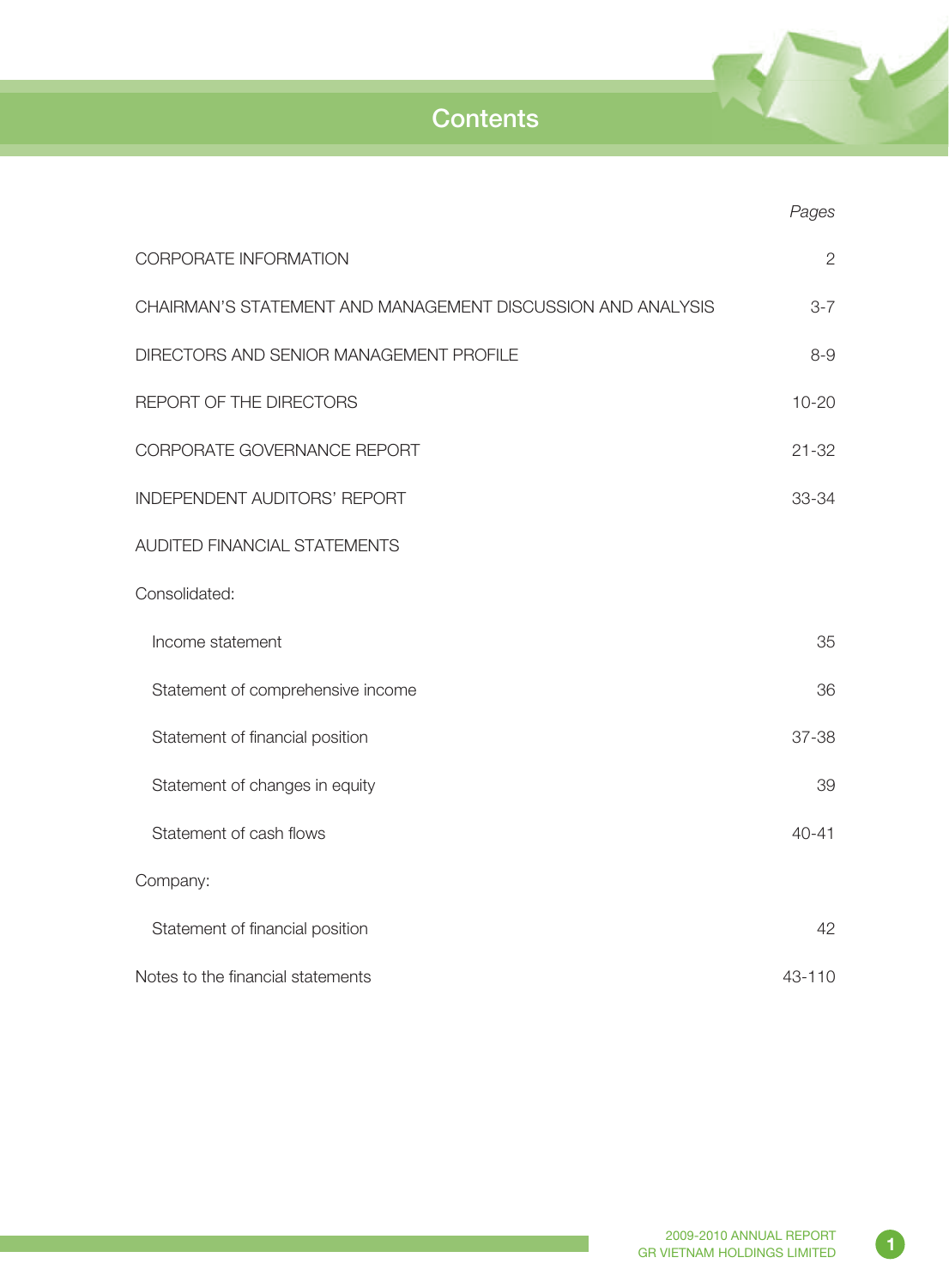# Contents

| | *Pages* |
|---|---|
| CORPORATE INFORMATION | 2 |
| CHAIRMAN'S STATEMENT AND MANAGEMENT DISCUSSION AND ANALYSIS | 3-7 |
| DIRECTORS AND SENIOR MANAGEMENT PROFILE | 8-9 |
| REPORT OF THE DIRECTORS | 10-20 |
| CORPORATE GOVERNANCE REPORT | 21-32 |
| INDEPENDENT AUDITORS' REPORT | 33-34 |
| AUDITED FINANCIAL STATEMENTS | |
| Consolidated: | |
| Income statement | 35 |
| Statement of comprehensive income | 36 |
| Statement of financial position | 37-38 |
| Statement of changes in equity | 39 |
| Statement of cash flows | 40-41 |
| Company: | |
| Statement of financial position | 42 |
| Notes to the financial statements | 43-110 |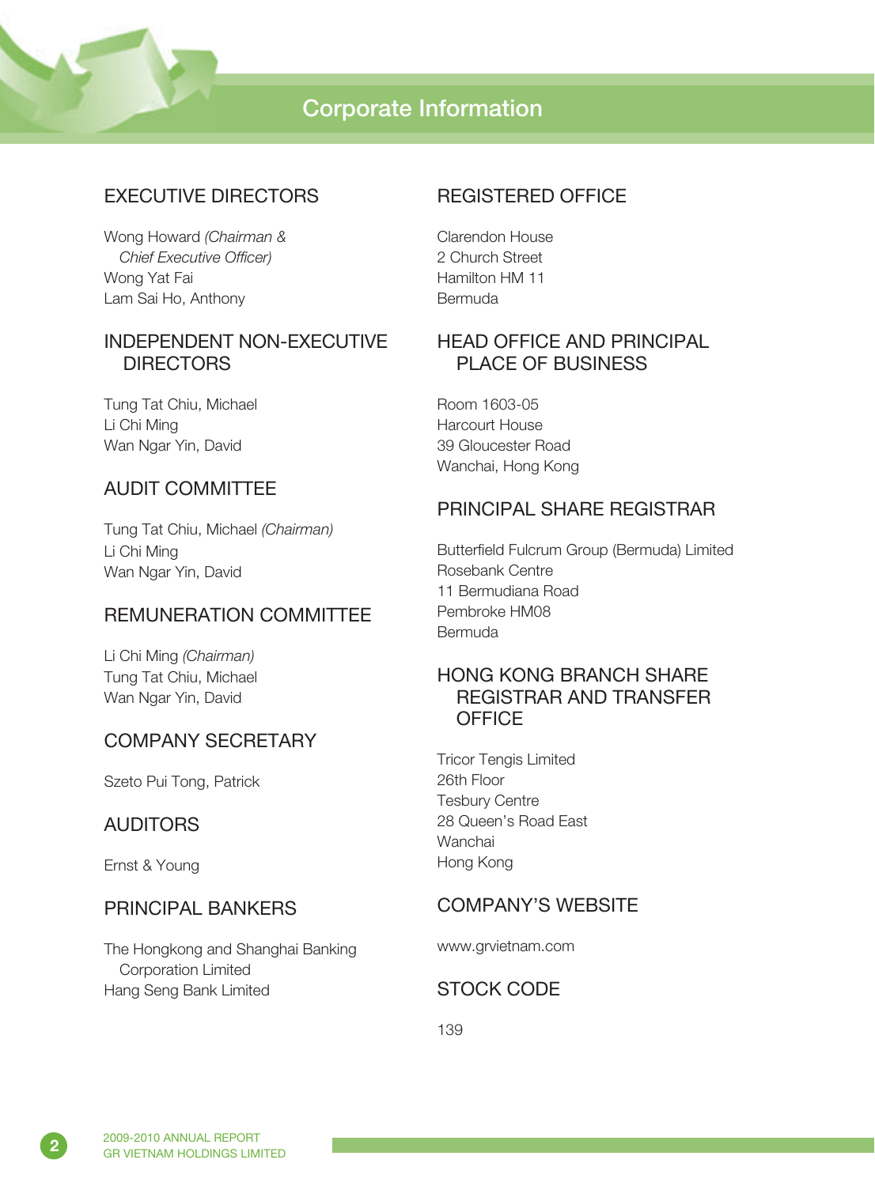# Corporate Information

## EXECUTIVE DIRECTORS

Wong Howard *(Chairman & Chief Executive Officer)*
Wong Yat Fai
Lam Sai Ho, Anthony

## INDEPENDENT NON-EXECUTIVE DIRECTORS

Tung Tat Chiu, Michael
Li Chi Ming
Wan Ngar Yin, David

## AUDIT COMMITTEE

Tung Tat Chiu, Michael *(Chairman)*
Li Chi Ming
Wan Ngar Yin, David

## REMUNERATION COMMITTEE

Li Chi Ming *(Chairman)*
Tung Tat Chiu, Michael
Wan Ngar Yin, David

## COMPANY SECRETARY

Szeto Pui Tong, Patrick

## AUDITORS

Ernst & Young

## PRINCIPAL BANKERS

The Hongkong and Shanghai Banking Corporation Limited
Hang Seng Bank Limited

## REGISTERED OFFICE

Clarendon House
2 Church Street
Hamilton HM 11
Bermuda

## HEAD OFFICE AND PRINCIPAL PLACE OF BUSINESS

Room 1603-05
Harcourt House
39 Gloucester Road
Wanchai, Hong Kong

## PRINCIPAL SHARE REGISTRAR

Butterfield Fulcrum Group (Bermuda) Limited
Rosebank Centre
11 Bermudiana Road
Pembroke HM08
Bermuda

## HONG KONG BRANCH SHARE REGISTRAR AND TRANSFER OFFICE

Tricor Tengis Limited
26th Floor
Tesbury Centre
28 Queen's Road East
Wanchai
Hong Kong

## COMPANY'S WEBSITE

www.grvietnam.com

## STOCK CODE

139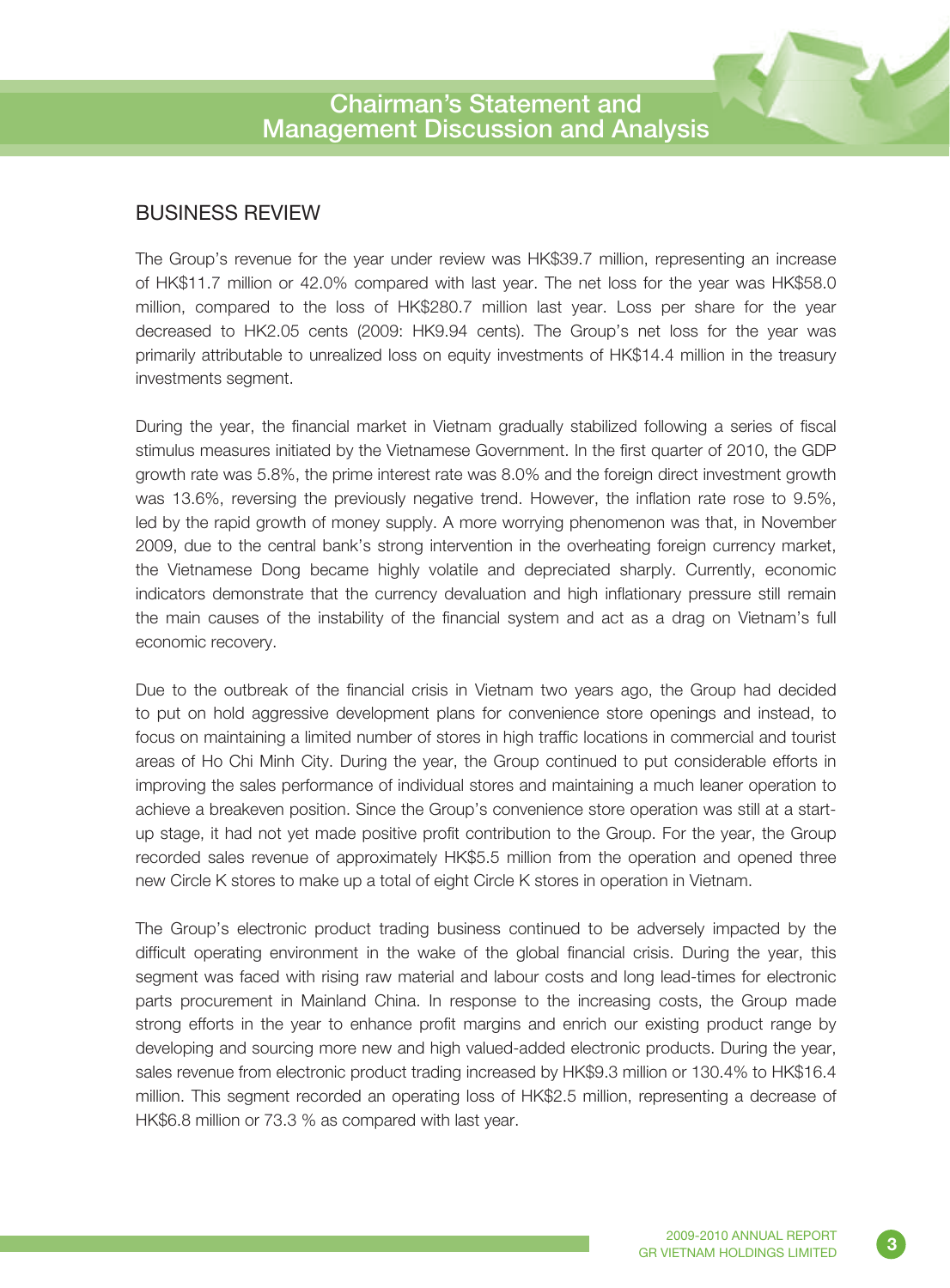## BUSINESS REVIEW

The Group's revenue for the year under review was HK$39.7 million, representing an increase of HK$11.7 million or 42.0% compared with last year. The net loss for the year was HK$58.0 million, compared to the loss of HK$280.7 million last year. Loss per share for the year decreased to HK2.05 cents (2009: HK9.94 cents). The Group's net loss for the year was primarily attributable to unrealized loss on equity investments of HK$14.4 million in the treasury investments segment.

During the year, the financial market in Vietnam gradually stabilized following a series of fiscal stimulus measures initiated by the Vietnamese Government. In the first quarter of 2010, the GDP growth rate was 5.8%, the prime interest rate was 8.0% and the foreign direct investment growth was 13.6%, reversing the previously negative trend. However, the inflation rate rose to 9.5%, led by the rapid growth of money supply. A more worrying phenomenon was that, in November 2009, due to the central bank's strong intervention in the overheating foreign currency market, the Vietnamese Dong became highly volatile and depreciated sharply. Currently, economic indicators demonstrate that the currency devaluation and high inflationary pressure still remain the main causes of the instability of the financial system and act as a drag on Vietnam's full economic recovery.

Due to the outbreak of the financial crisis in Vietnam two years ago, the Group had decided to put on hold aggressive development plans for convenience store openings and instead, to focus on maintaining a limited number of stores in high traffic locations in commercial and tourist areas of Ho Chi Minh City. During the year, the Group continued to put considerable efforts in improving the sales performance of individual stores and maintaining a much leaner operation to achieve a breakeven position. Since the Group's convenience store operation was still at a start-up stage, it had not yet made positive profit contribution to the Group. For the year, the Group recorded sales revenue of approximately HK$5.5 million from the operation and opened three new Circle K stores to make up a total of eight Circle K stores in operation in Vietnam.

The Group's electronic product trading business continued to be adversely impacted by the difficult operating environment in the wake of the global financial crisis. During the year, this segment was faced with rising raw material and labour costs and long lead-times for electronic parts procurement in Mainland China. In response to the increasing costs, the Group made strong efforts in the year to enhance profit margins and enrich our existing product range by developing and sourcing more new and high valued-added electronic products. During the year, sales revenue from electronic product trading increased by HK$9.3 million or 130.4% to HK$16.4 million. This segment recorded an operating loss of HK$2.5 million, representing a decrease of HK$6.8 million or 73.3 % as compared with last year.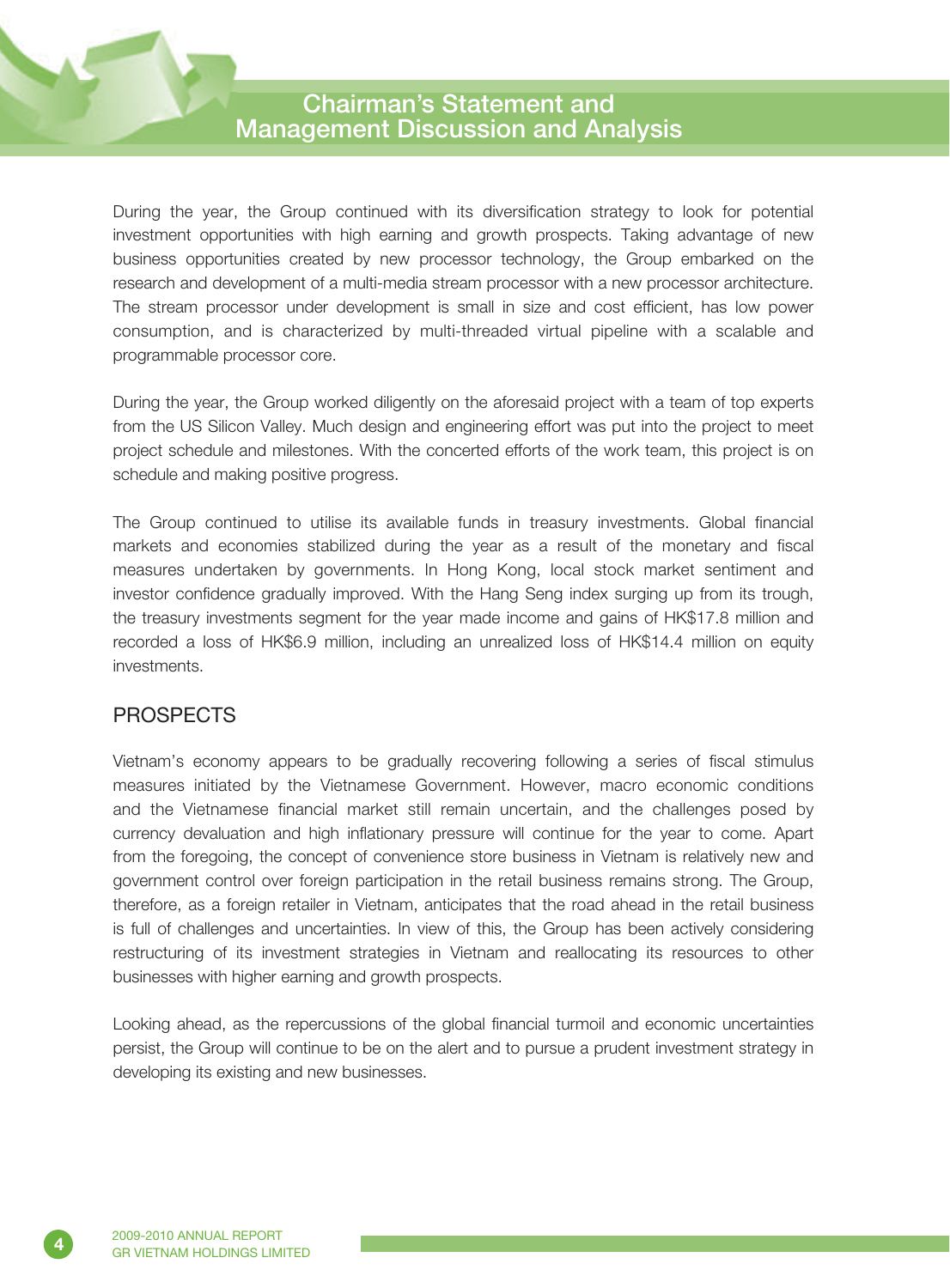During the year, the Group continued with its diversification strategy to look for potential investment opportunities with high earning and growth prospects. Taking advantage of new business opportunities created by new processor technology, the Group embarked on the research and development of a multi-media stream processor with a new processor architecture. The stream processor under development is small in size and cost efficient, has low power consumption, and is characterized by multi-threaded virtual pipeline with a scalable and programmable processor core.

During the year, the Group worked diligently on the aforesaid project with a team of top experts from the US Silicon Valley. Much design and engineering effort was put into the project to meet project schedule and milestones. With the concerted efforts of the work team, this project is on schedule and making positive progress.

The Group continued to utilise its available funds in treasury investments. Global financial markets and economies stabilized during the year as a result of the monetary and fiscal measures undertaken by governments. In Hong Kong, local stock market sentiment and investor confidence gradually improved. With the Hang Seng index surging up from its trough, the treasury investments segment for the year made income and gains of HK$17.8 million and recorded a loss of HK$6.9 million, including an unrealized loss of HK$14.4 million on equity investments.

## PROSPECTS

Vietnam's economy appears to be gradually recovering following a series of fiscal stimulus measures initiated by the Vietnamese Government. However, macro economic conditions and the Vietnamese financial market still remain uncertain, and the challenges posed by currency devaluation and high inflationary pressure will continue for the year to come. Apart from the foregoing, the concept of convenience store business in Vietnam is relatively new and government control over foreign participation in the retail business remains strong. The Group, therefore, as a foreign retailer in Vietnam, anticipates that the road ahead in the retail business is full of challenges and uncertainties. In view of this, the Group has been actively considering restructuring of its investment strategies in Vietnam and reallocating its resources to other businesses with higher earning and growth prospects.

Looking ahead, as the repercussions of the global financial turmoil and economic uncertainties persist, the Group will continue to be on the alert and to pursue a prudent investment strategy in developing its existing and new businesses.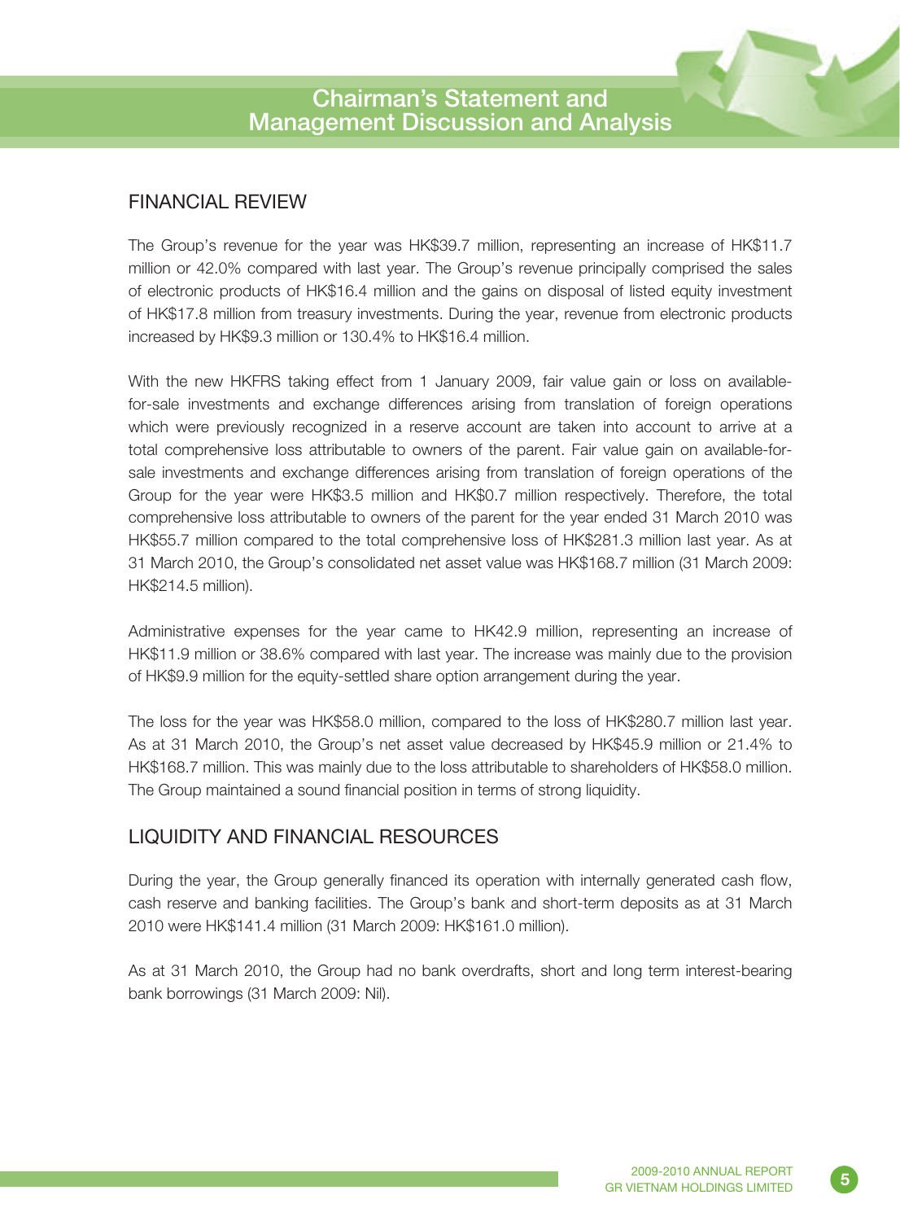## FINANCIAL REVIEW

The Group's revenue for the year was HK$39.7 million, representing an increase of HK$11.7 million or 42.0% compared with last year. The Group's revenue principally comprised the sales of electronic products of HK$16.4 million and the gains on disposal of listed equity investment of HK$17.8 million from treasury investments. During the year, revenue from electronic products increased by HK$9.3 million or 130.4% to HK$16.4 million.

With the new HKFRS taking effect from 1 January 2009, fair value gain or loss on available-for-sale investments and exchange differences arising from translation of foreign operations which were previously recognized in a reserve account are taken into account to arrive at a total comprehensive loss attributable to owners of the parent. Fair value gain on available-for-sale investments and exchange differences arising from translation of foreign operations of the Group for the year were HK$3.5 million and HK$0.7 million respectively. Therefore, the total comprehensive loss attributable to owners of the parent for the year ended 31 March 2010 was HK$55.7 million compared to the total comprehensive loss of HK$281.3 million last year. As at 31 March 2010, the Group's consolidated net asset value was HK$168.7 million (31 March 2009: HK$214.5 million).

Administrative expenses for the year came to HK42.9 million, representing an increase of HK$11.9 million or 38.6% compared with last year. The increase was mainly due to the provision of HK$9.9 million for the equity-settled share option arrangement during the year.

The loss for the year was HK$58.0 million, compared to the loss of HK$280.7 million last year. As at 31 March 2010, the Group's net asset value decreased by HK$45.9 million or 21.4% to HK$168.7 million. This was mainly due to the loss attributable to shareholders of HK$58.0 million. The Group maintained a sound financial position in terms of strong liquidity.

## LIQUIDITY AND FINANCIAL RESOURCES

During the year, the Group generally financed its operation with internally generated cash flow, cash reserve and banking facilities. The Group's bank and short-term deposits as at 31 March 2010 were HK$141.4 million (31 March 2009: HK$161.0 million).

As at 31 March 2010, the Group had no bank overdrafts, short and long term interest-bearing bank borrowings (31 March 2009: Nil).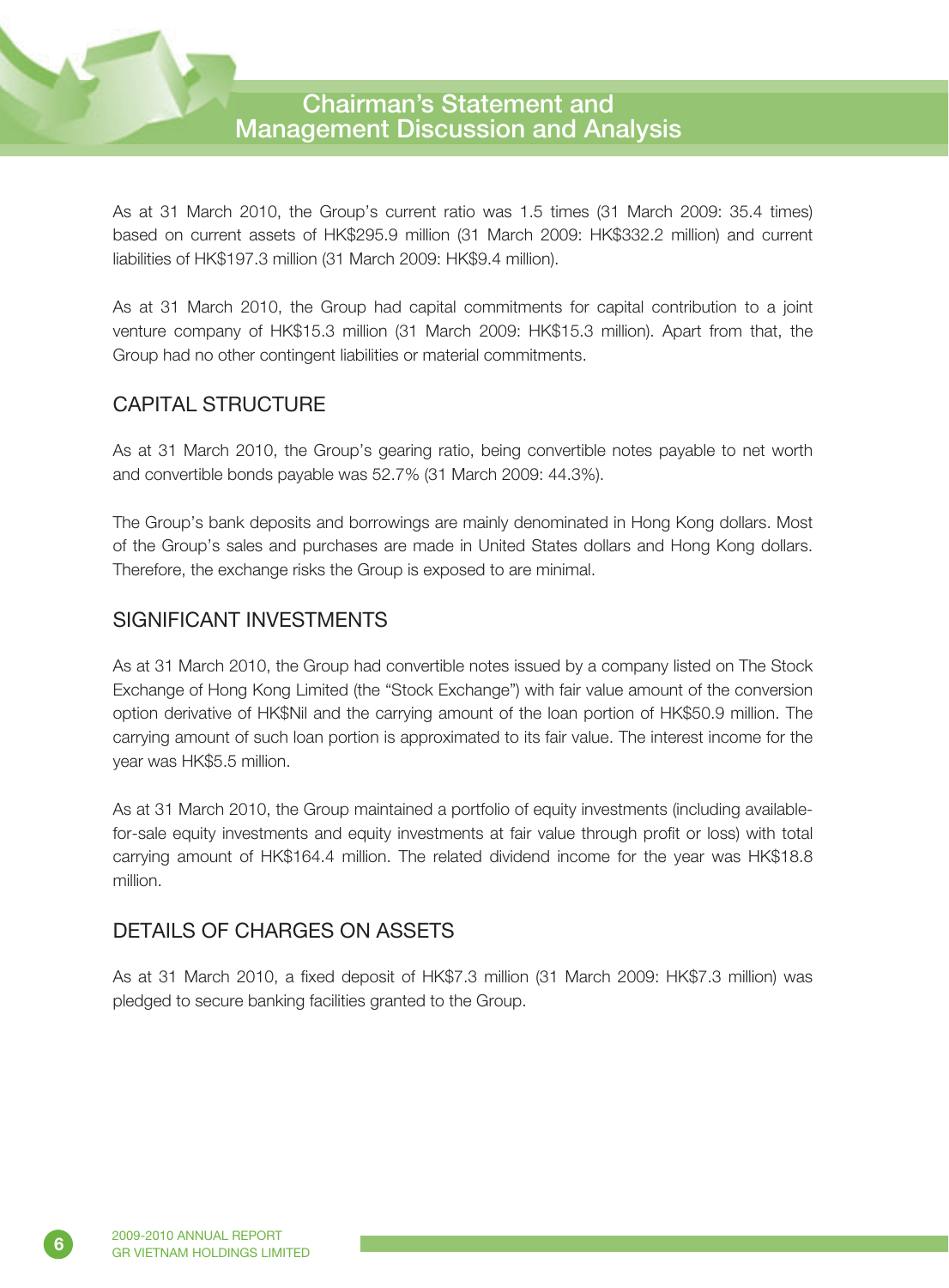As at 31 March 2010, the Group's current ratio was 1.5 times (31 March 2009: 35.4 times) based on current assets of HK$295.9 million (31 March 2009: HK$332.2 million) and current liabilities of HK$197.3 million (31 March 2009: HK$9.4 million).

As at 31 March 2010, the Group had capital commitments for capital contribution to a joint venture company of HK$15.3 million (31 March 2009: HK$15.3 million). Apart from that, the Group had no other contingent liabilities or material commitments.

## CAPITAL STRUCTURE

As at 31 March 2010, the Group's gearing ratio, being convertible notes payable to net worth and convertible bonds payable was 52.7% (31 March 2009: 44.3%).

The Group's bank deposits and borrowings are mainly denominated in Hong Kong dollars. Most of the Group's sales and purchases are made in United States dollars and Hong Kong dollars. Therefore, the exchange risks the Group is exposed to are minimal.

## SIGNIFICANT INVESTMENTS

As at 31 March 2010, the Group had convertible notes issued by a company listed on The Stock Exchange of Hong Kong Limited (the "Stock Exchange") with fair value amount of the conversion option derivative of HK$Nil and the carrying amount of the loan portion of HK$50.9 million. The carrying amount of such loan portion is approximated to its fair value. The interest income for the year was HK$5.5 million.

As at 31 March 2010, the Group maintained a portfolio of equity investments (including available-for-sale equity investments and equity investments at fair value through profit or loss) with total carrying amount of HK$164.4 million. The related dividend income for the year was HK$18.8 million.

## DETAILS OF CHARGES ON ASSETS

As at 31 March 2010, a fixed deposit of HK$7.3 million (31 March 2009: HK$7.3 million) was pledged to secure banking facilities granted to the Group.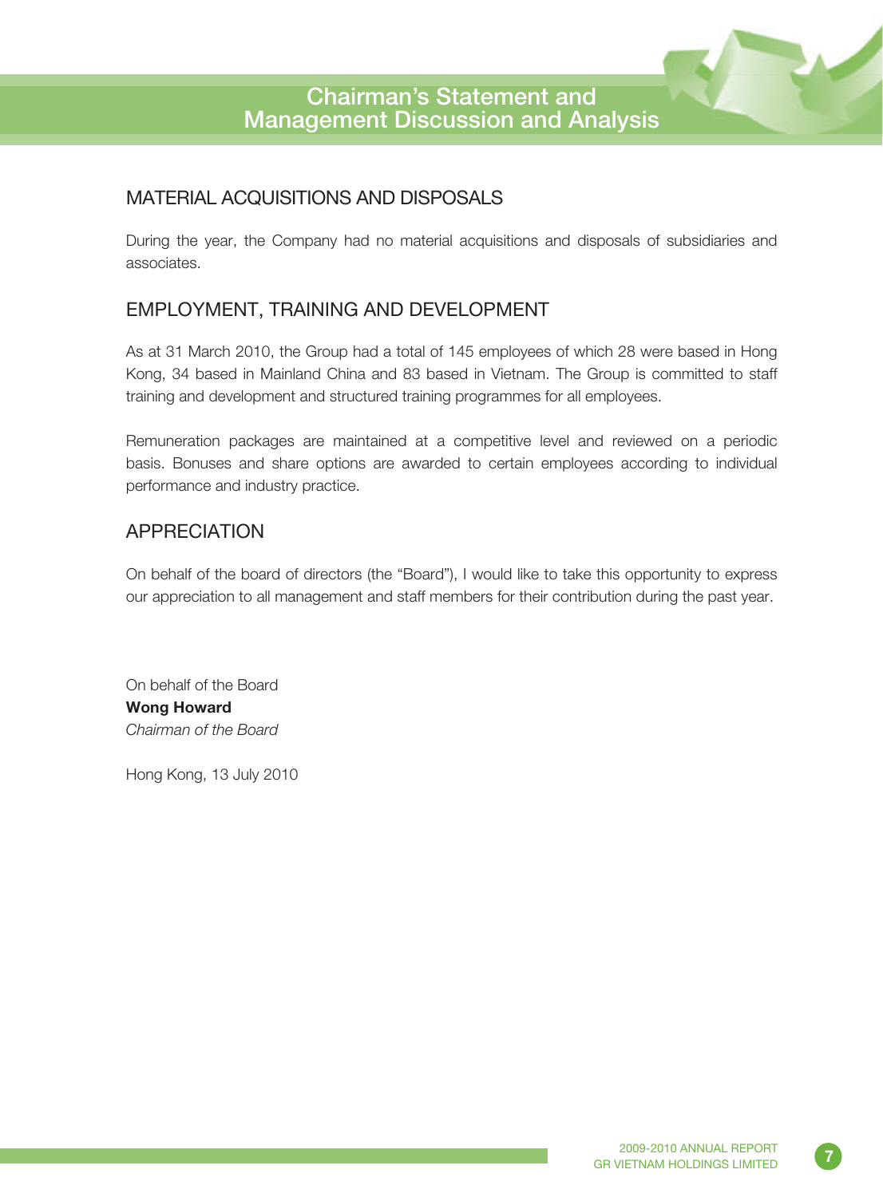## MATERIAL ACQUISITIONS AND DISPOSALS

During the year, the Company had no material acquisitions and disposals of subsidiaries and associates.

## EMPLOYMENT, TRAINING AND DEVELOPMENT

As at 31 March 2010, the Group had a total of 145 employees of which 28 were based in Hong Kong, 34 based in Mainland China and 83 based in Vietnam. The Group is committed to staff training and development and structured training programmes for all employees.

Remuneration packages are maintained at a competitive level and reviewed on a periodic basis. Bonuses and share options are awarded to certain employees according to individual performance and industry practice.

## APPRECIATION

On behalf of the board of directors (the "Board"), I would like to take this opportunity to express our appreciation to all management and staff members for their contribution during the past year.

On behalf of the Board
**Wong Howard**
*Chairman of the Board*

Hong Kong, 13 July 2010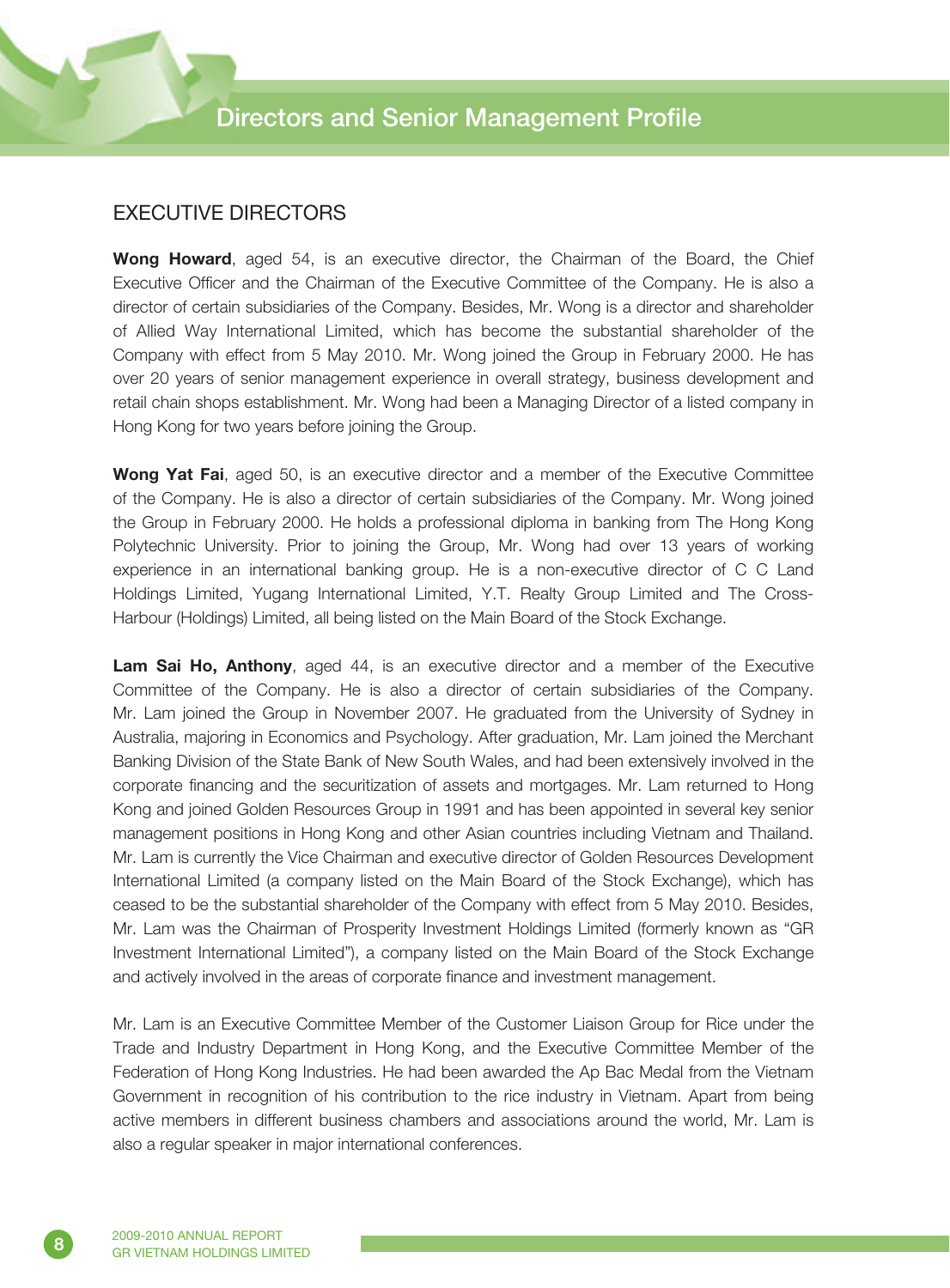# Directors and Senior Management Profile

## EXECUTIVE DIRECTORS

**Wong Howard**, aged 54, is an executive director, the Chairman of the Board, the Chief Executive Officer and the Chairman of the Executive Committee of the Company. He is also a director of certain subsidiaries of the Company. Besides, Mr. Wong is a director and shareholder of Allied Way International Limited, which has become the substantial shareholder of the Company with effect from 5 May 2010. Mr. Wong joined the Group in February 2000. He has over 20 years of senior management experience in overall strategy, business development and retail chain shops establishment. Mr. Wong had been a Managing Director of a listed company in Hong Kong for two years before joining the Group.

**Wong Yat Fai**, aged 50, is an executive director and a member of the Executive Committee of the Company. He is also a director of certain subsidiaries of the Company. Mr. Wong joined the Group in February 2000. He holds a professional diploma in banking from The Hong Kong Polytechnic University. Prior to joining the Group, Mr. Wong had over 13 years of working experience in an international banking group. He is a non-executive director of C C Land Holdings Limited, Yugang International Limited, Y.T. Realty Group Limited and The Cross-Harbour (Holdings) Limited, all being listed on the Main Board of the Stock Exchange.

**Lam Sai Ho, Anthony**, aged 44, is an executive director and a member of the Executive Committee of the Company. He is also a director of certain subsidiaries of the Company. Mr. Lam joined the Group in November 2007. He graduated from the University of Sydney in Australia, majoring in Economics and Psychology. After graduation, Mr. Lam joined the Merchant Banking Division of the State Bank of New South Wales, and had been extensively involved in the corporate financing and the securitization of assets and mortgages. Mr. Lam returned to Hong Kong and joined Golden Resources Group in 1991 and has been appointed in several key senior management positions in Hong Kong and other Asian countries including Vietnam and Thailand. Mr. Lam is currently the Vice Chairman and executive director of Golden Resources Development International Limited (a company listed on the Main Board of the Stock Exchange), which has ceased to be the substantial shareholder of the Company with effect from 5 May 2010. Besides, Mr. Lam was the Chairman of Prosperity Investment Holdings Limited (formerly known as "GR Investment International Limited"), a company listed on the Main Board of the Stock Exchange and actively involved in the areas of corporate finance and investment management.

Mr. Lam is an Executive Committee Member of the Customer Liaison Group for Rice under the Trade and Industry Department in Hong Kong, and the Executive Committee Member of the Federation of Hong Kong Industries. He had been awarded the Ap Bac Medal from the Vietnam Government in recognition of his contribution to the rice industry in Vietnam. Apart from being active members in different business chambers and associations around the world, Mr. Lam is also a regular speaker in major international conferences.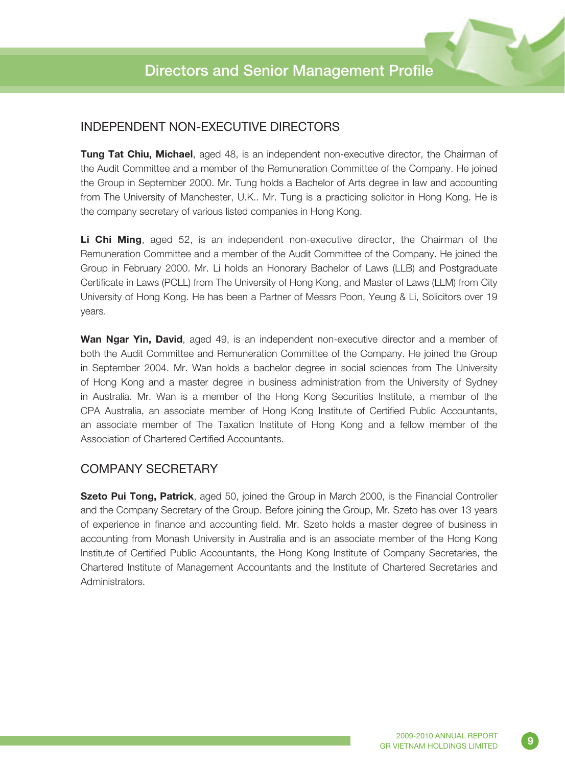# Directors and Senior Management Profile

## INDEPENDENT NON-EXECUTIVE DIRECTORS

**Tung Tat Chiu, Michael**, aged 48, is an independent non-executive director, the Chairman of the Audit Committee and a member of the Remuneration Committee of the Company. He joined the Group in September 2000. Mr. Tung holds a Bachelor of Arts degree in law and accounting from The University of Manchester, U.K.. Mr. Tung is a practicing solicitor in Hong Kong. He is the company secretary of various listed companies in Hong Kong.

**Li Chi Ming**, aged 52, is an independent non-executive director, the Chairman of the Remuneration Committee and a member of the Audit Committee of the Company. He joined the Group in February 2000. Mr. Li holds an Honorary Bachelor of Laws (LLB) and Postgraduate Certificate in Laws (PCLL) from The University of Hong Kong, and Master of Laws (LLM) from City University of Hong Kong. He has been a Partner of Messrs Poon, Yeung & Li, Solicitors over 19 years.

**Wan Ngar Yin, David**, aged 49, is an independent non-executive director and a member of both the Audit Committee and Remuneration Committee of the Company. He joined the Group in September 2004. Mr. Wan holds a bachelor degree in social sciences from The University of Hong Kong and a master degree in business administration from the University of Sydney in Australia. Mr. Wan is a member of the Hong Kong Securities Institute, a member of the CPA Australia, an associate member of Hong Kong Institute of Certified Public Accountants, an associate member of The Taxation Institute of Hong Kong and a fellow member of the Association of Chartered Certified Accountants.

## COMPANY SECRETARY

**Szeto Pui Tong, Patrick**, aged 50, joined the Group in March 2000, is the Financial Controller and the Company Secretary of the Group. Before joining the Group, Mr. Szeto has over 13 years of experience in finance and accounting field. Mr. Szeto holds a master degree of business in accounting from Monash University in Australia and is an associate member of the Hong Kong Institute of Certified Public Accountants, the Hong Kong Institute of Company Secretaries, the Chartered Institute of Management Accountants and the Institute of Chartered Secretaries and Administrators.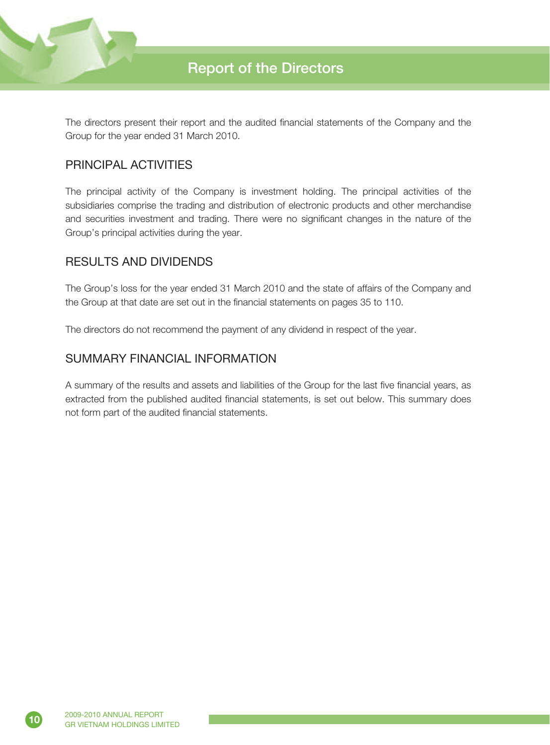# Report of the Directors

The directors present their report and the audited financial statements of the Company and the Group for the year ended 31 March 2010.

## PRINCIPAL ACTIVITIES

The principal activity of the Company is investment holding. The principal activities of the subsidiaries comprise the trading and distribution of electronic products and other merchandise and securities investment and trading. There were no significant changes in the nature of the Group's principal activities during the year.

## RESULTS AND DIVIDENDS

The Group's loss for the year ended 31 March 2010 and the state of affairs of the Company and the Group at that date are set out in the financial statements on pages 35 to 110.

The directors do not recommend the payment of any dividend in respect of the year.

## SUMMARY FINANCIAL INFORMATION

A summary of the results and assets and liabilities of the Group for the last five financial years, as extracted from the published audited financial statements, is set out below. This summary does not form part of the audited financial statements.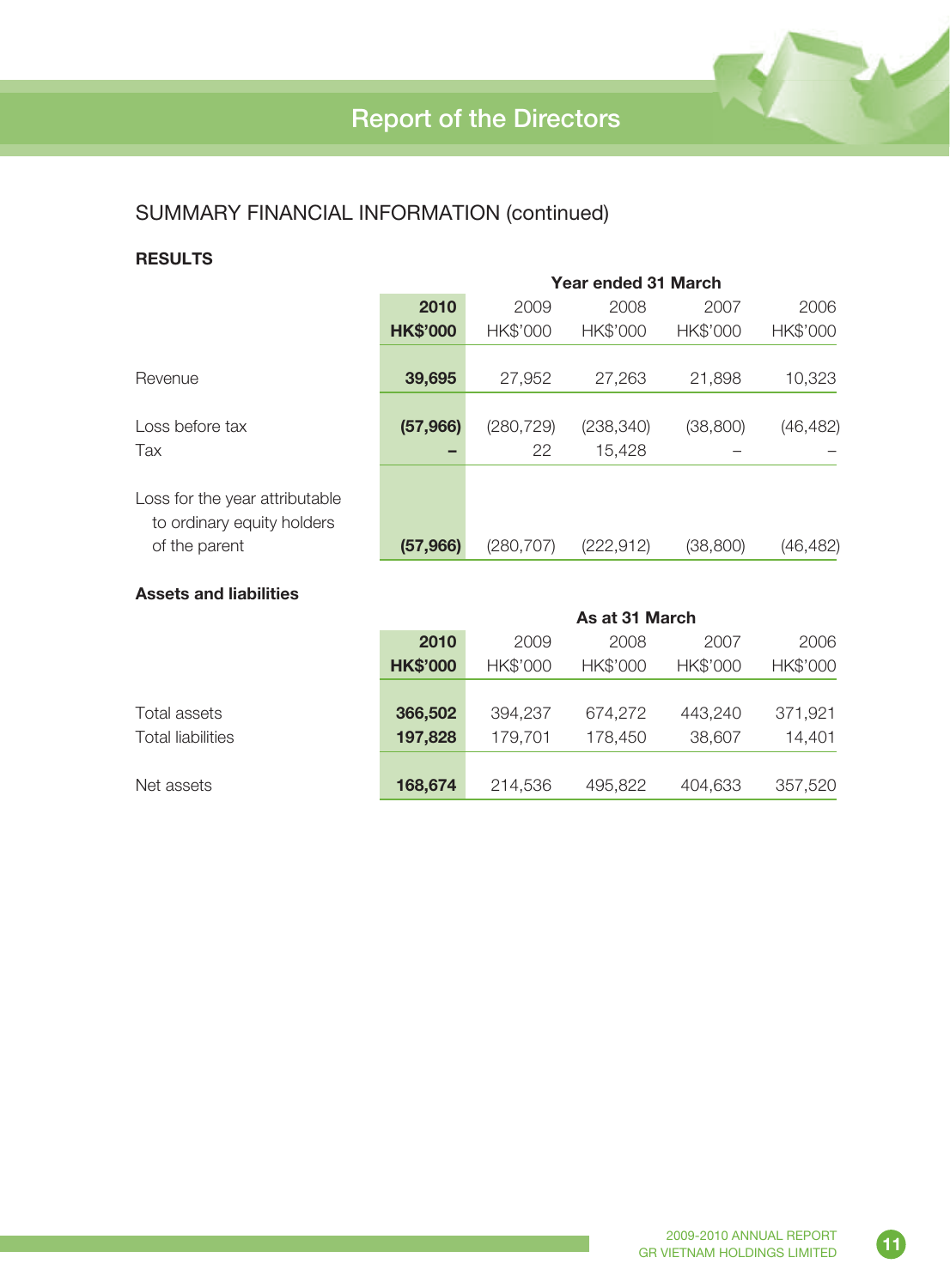## SUMMARY FINANCIAL INFORMATION (continued)

### RESULTS

| | Year ended 31 March | | | | |
|---|---|---|---|---|---|
| | **2010** | 2009 | 2008 | 2007 | 2006 |
| | **HK$'000** | HK$'000 | HK$'000 | HK$'000 | HK$'000 |
| Revenue | **39,695** | 27,952 | 27,263 | 21,898 | 10,323 |
| Loss before tax | **(57,966)** | (280,729) | (238,340) | (38,800) | (46,482) |
| Tax | **–** | 22 | 15,428 | – | – |
| Loss for the year attributable to ordinary equity holders of the parent | **(57,966)** | (280,707) | (222,912) | (38,800) | (46,482) |

### Assets and liabilities

| | As at 31 March | | | | |
|---|---|---|---|---|---|
| | **2010** | 2009 | 2008 | 2007 | 2006 |
| | **HK$'000** | HK$'000 | HK$'000 | HK$'000 | HK$'000 |
| Total assets | **366,502** | 394,237 | 674,272 | 443,240 | 371,921 |
| Total liabilities | **197,828** | 179,701 | 178,450 | 38,607 | 14,401 |
| Net assets | **168,674** | 214,536 | 495,822 | 404,633 | 357,520 |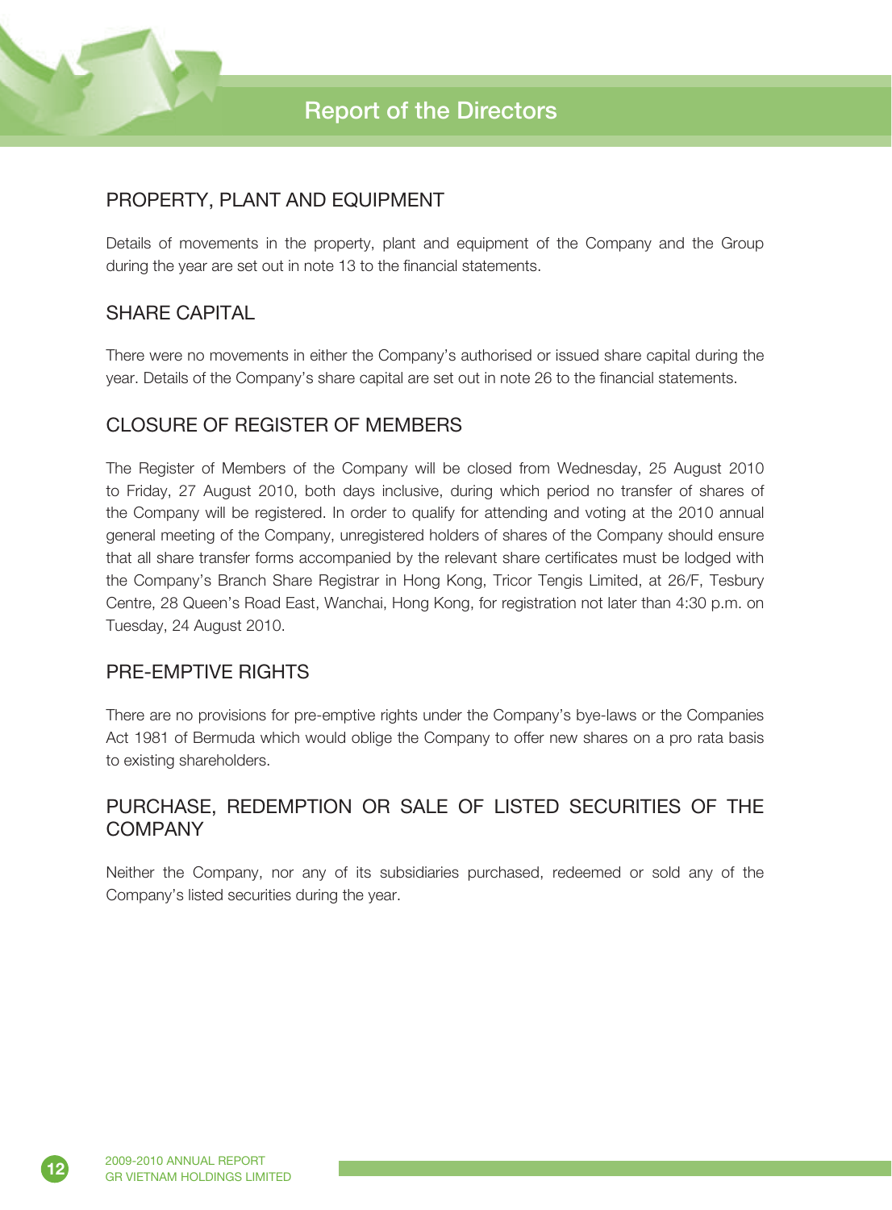## PROPERTY, PLANT AND EQUIPMENT

Details of movements in the property, plant and equipment of the Company and the Group during the year are set out in note 13 to the financial statements.

## SHARE CAPITAL

There were no movements in either the Company's authorised or issued share capital during the year. Details of the Company's share capital are set out in note 26 to the financial statements.

## CLOSURE OF REGISTER OF MEMBERS

The Register of Members of the Company will be closed from Wednesday, 25 August 2010 to Friday, 27 August 2010, both days inclusive, during which period no transfer of shares of the Company will be registered. In order to qualify for attending and voting at the 2010 annual general meeting of the Company, unregistered holders of shares of the Company should ensure that all share transfer forms accompanied by the relevant share certificates must be lodged with the Company's Branch Share Registrar in Hong Kong, Tricor Tengis Limited, at 26/F, Tesbury Centre, 28 Queen's Road East, Wanchai, Hong Kong, for registration not later than 4:30 p.m. on Tuesday, 24 August 2010.

## PRE-EMPTIVE RIGHTS

There are no provisions for pre-emptive rights under the Company's bye-laws or the Companies Act 1981 of Bermuda which would oblige the Company to offer new shares on a pro rata basis to existing shareholders.

## PURCHASE, REDEMPTION OR SALE OF LISTED SECURITIES OF THE COMPANY

Neither the Company, nor any of its subsidiaries purchased, redeemed or sold any of the Company's listed securities during the year.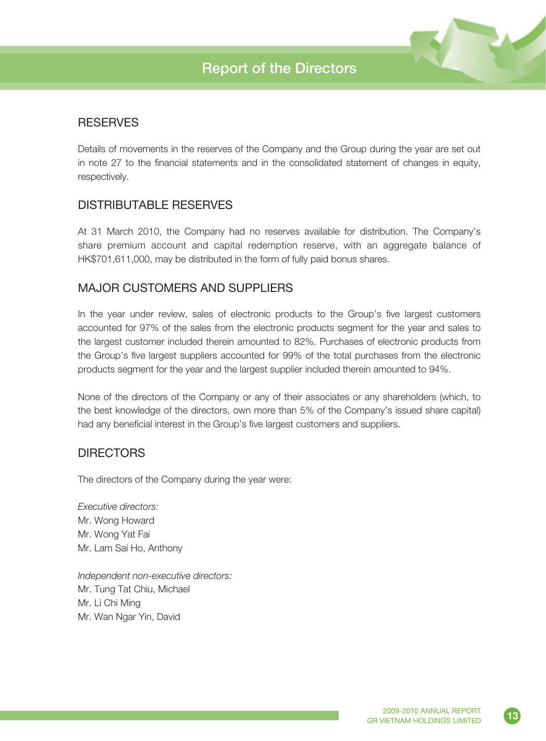## RESERVES

Details of movements in the reserves of the Company and the Group during the year are set out in note 27 to the financial statements and in the consolidated statement of changes in equity, respectively.

## DISTRIBUTABLE RESERVES

At 31 March 2010, the Company had no reserves available for distribution. The Company's share premium account and capital redemption reserve, with an aggregate balance of HK$701,611,000, may be distributed in the form of fully paid bonus shares.

## MAJOR CUSTOMERS AND SUPPLIERS

In the year under review, sales of electronic products to the Group's five largest customers accounted for 97% of the sales from the electronic products segment for the year and sales to the largest customer included therein amounted to 82%. Purchases of electronic products from the Group's five largest suppliers accounted for 99% of the total purchases from the electronic products segment for the year and the largest supplier included therein amounted to 94%.

None of the directors of the Company or any of their associates or any shareholders (which, to the best knowledge of the directors, own more than 5% of the Company's issued share capital) had any beneficial interest in the Group's five largest customers and suppliers.

## DIRECTORS

The directors of the Company during the year were:

*Executive directors:*
Mr. Wong Howard
Mr. Wong Yat Fai
Mr. Lam Sai Ho, Anthony

*Independent non-executive directors:*
Mr. Tung Tat Chiu, Michael
Mr. Li Chi Ming
Mr. Wan Ngar Yin, David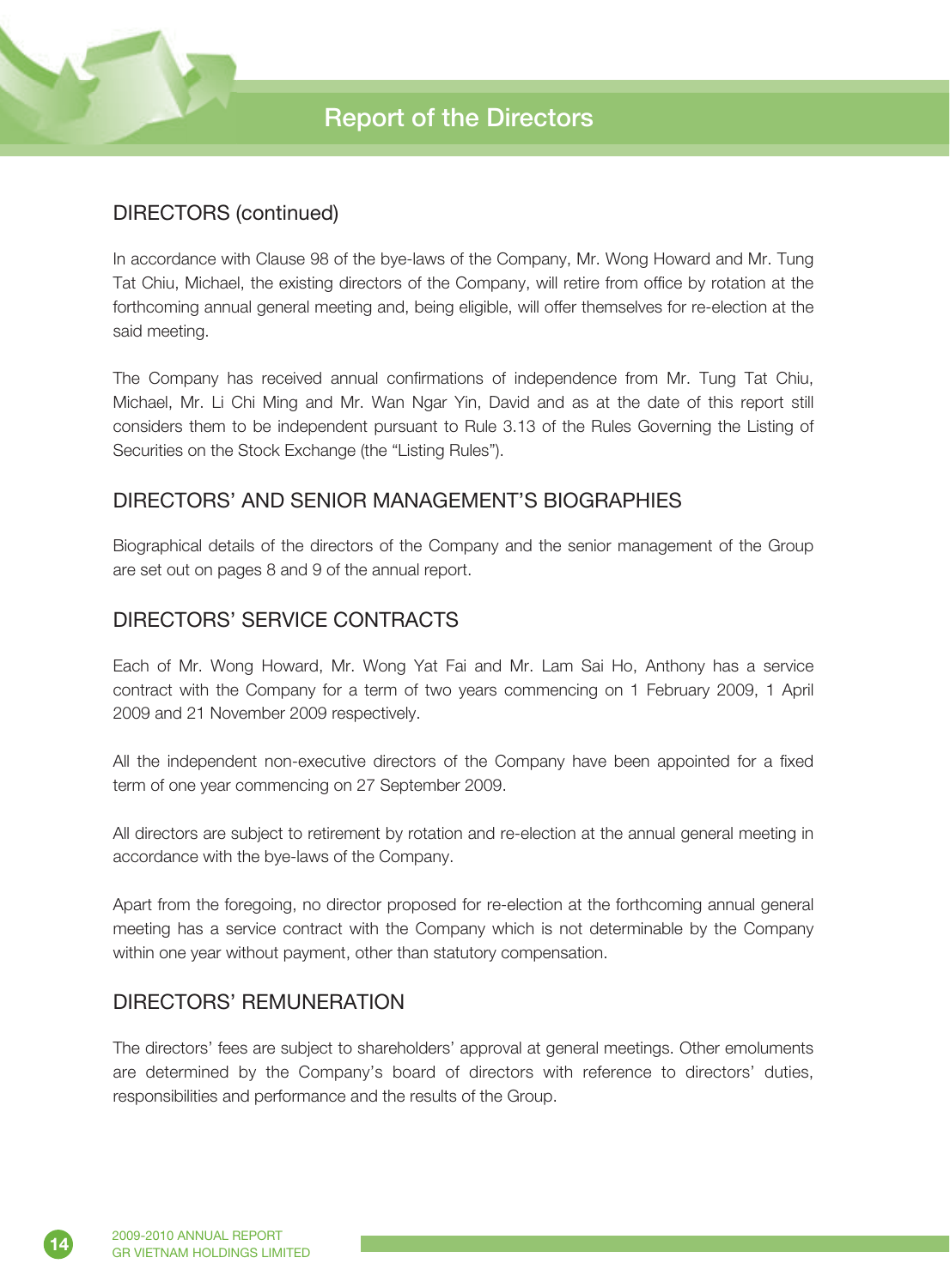## DIRECTORS (continued)

In accordance with Clause 98 of the bye-laws of the Company, Mr. Wong Howard and Mr. Tung Tat Chiu, Michael, the existing directors of the Company, will retire from office by rotation at the forthcoming annual general meeting and, being eligible, will offer themselves for re-election at the said meeting.

The Company has received annual confirmations of independence from Mr. Tung Tat Chiu, Michael, Mr. Li Chi Ming and Mr. Wan Ngar Yin, David and as at the date of this report still considers them to be independent pursuant to Rule 3.13 of the Rules Governing the Listing of Securities on the Stock Exchange (the "Listing Rules").

## DIRECTORS' AND SENIOR MANAGEMENT'S BIOGRAPHIES

Biographical details of the directors of the Company and the senior management of the Group are set out on pages 8 and 9 of the annual report.

## DIRECTORS' SERVICE CONTRACTS

Each of Mr. Wong Howard, Mr. Wong Yat Fai and Mr. Lam Sai Ho, Anthony has a service contract with the Company for a term of two years commencing on 1 February 2009, 1 April 2009 and 21 November 2009 respectively.

All the independent non-executive directors of the Company have been appointed for a fixed term of one year commencing on 27 September 2009.

All directors are subject to retirement by rotation and re-election at the annual general meeting in accordance with the bye-laws of the Company.

Apart from the foregoing, no director proposed for re-election at the forthcoming annual general meeting has a service contract with the Company which is not determinable by the Company within one year without payment, other than statutory compensation.

## DIRECTORS' REMUNERATION

The directors' fees are subject to shareholders' approval at general meetings. Other emoluments are determined by the Company's board of directors with reference to directors' duties, responsibilities and performance and the results of the Group.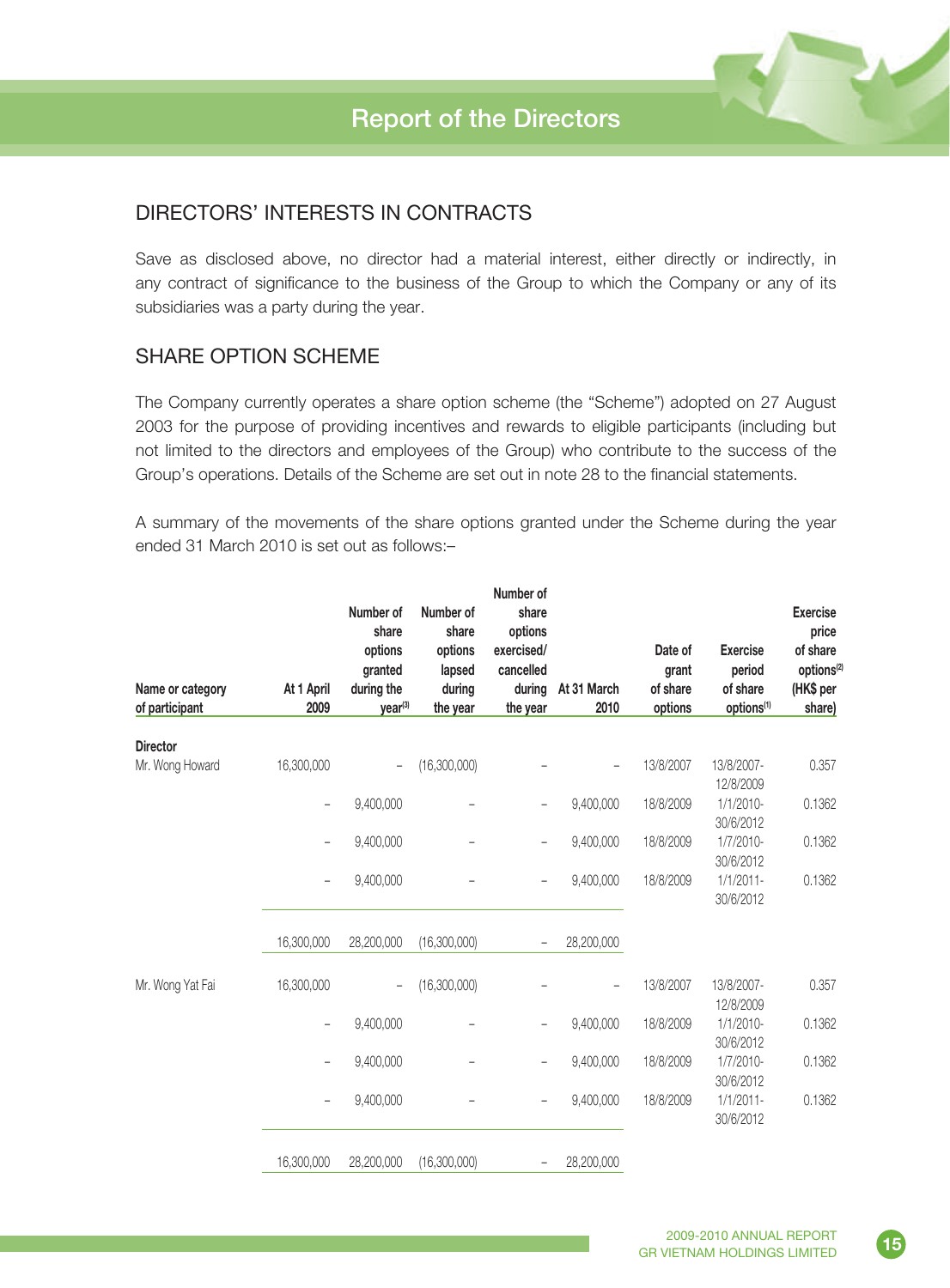## DIRECTORS' INTERESTS IN CONTRACTS

Save as disclosed above, no director had a material interest, either directly or indirectly, in any contract of significance to the business of the Group to which the Company or any of its subsidiaries was a party during the year.

## SHARE OPTION SCHEME

The Company currently operates a share option scheme (the "Scheme") adopted on 27 August 2003 for the purpose of providing incentives and rewards to eligible participants (including but not limited to the directors and employees of the Group) who contribute to the success of the Group's operations. Details of the Scheme are set out in note 28 to the financial statements.

A summary of the movements of the share options granted under the Scheme during the year ended 31 March 2010 is set out as follows:–

| Name or category of participant | At 1 April 2009 | Number of share options granted during the year[3] | Number of share options lapsed during the year | Number of share options exercised/ cancelled during the year | At 31 March 2010 | Date of grant of share options | Exercise period of share options[1] | Exercise price of share options[2] (HK$ per share) |
|---|---|---|---|---|---|---|---|---|
| **Director** | | | | | | | | |
| Mr. Wong Howard | 16,300,000 | – | (16,300,000) | – | – | 13/8/2007 | 13/8/2007-12/8/2009 | 0.357 |
| | – | 9,400,000 | – | – | 9,400,000 | 18/8/2009 | 1/1/2010-30/6/2012 | 0.1362 |
| | – | 9,400,000 | – | – | 9,400,000 | 18/8/2009 | 1/7/2010-30/6/2012 | 0.1362 |
| | – | 9,400,000 | – | – | 9,400,000 | 18/8/2009 | 1/1/2011-30/6/2012 | 0.1362 |
| | 16,300,000 | 28,200,000 | (16,300,000) | – | 28,200,000 | | | |
| Mr. Wong Yat Fai | 16,300,000 | – | (16,300,000) | – | – | 13/8/2007 | 13/8/2007-12/8/2009 | 0.357 |
| | – | 9,400,000 | – | – | 9,400,000 | 18/8/2009 | 1/1/2010-30/6/2012 | 0.1362 |
| | – | 9,400,000 | – | – | 9,400,000 | 18/8/2009 | 1/7/2010-30/6/2012 | 0.1362 |
| | – | 9,400,000 | – | – | 9,400,000 | 18/8/2009 | 1/1/2011-30/6/2012 | 0.1362 |
| | 16,300,000 | 28,200,000 | (16,300,000) | – | 28,200,000 | | | |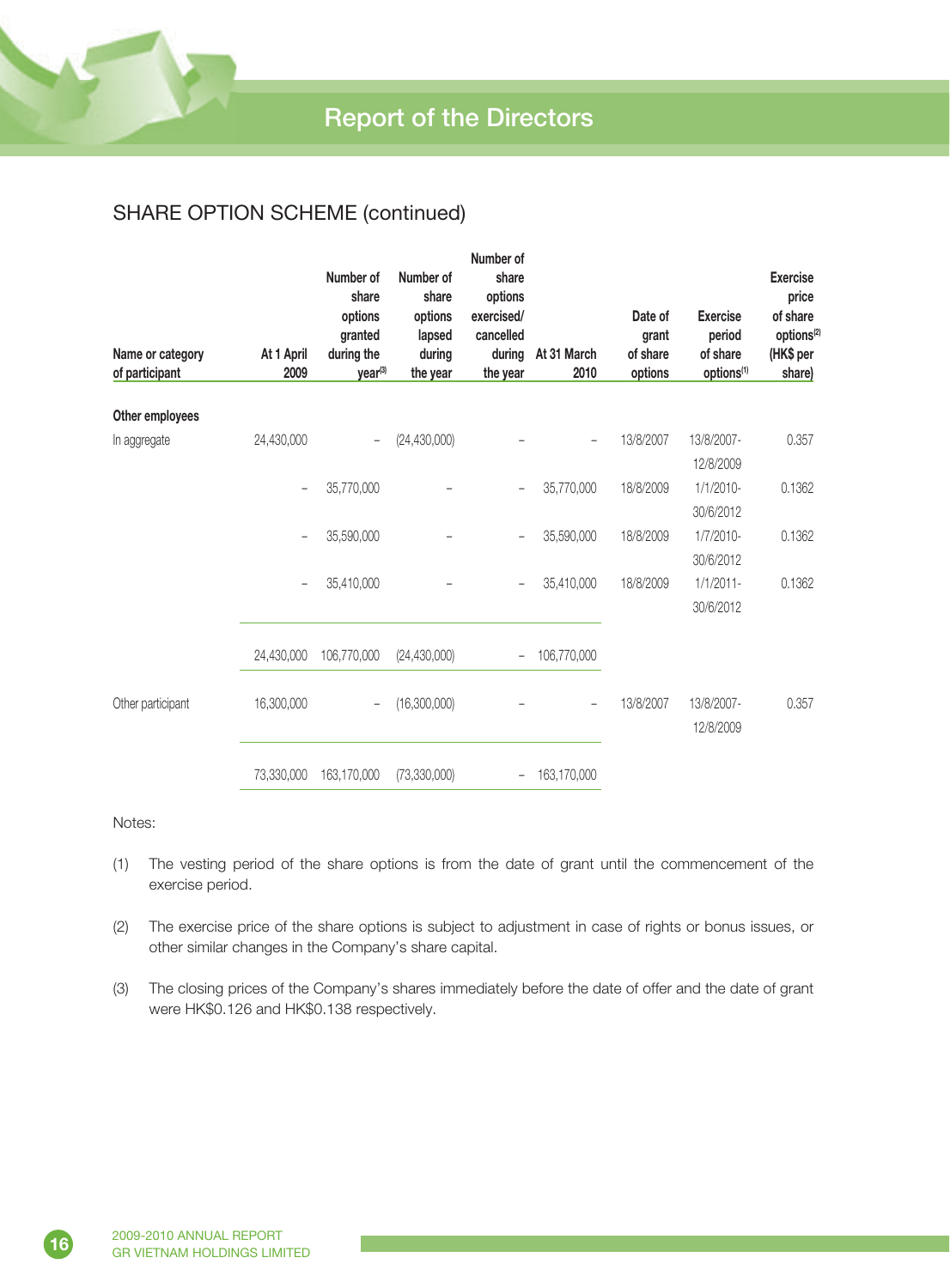## SHARE OPTION SCHEME (continued)

| Name or category of participant | At 1 April 2009 | Number of share options granted during the year[3] | Number of share options lapsed during the year | Number of share options exercised/ cancelled during the year | At 31 March 2010 | Date of grant of share options | Exercise period of share options[1] | Exercise price of share options[2] (HK$ per share) |
|---|---|---|---|---|---|---|---|---|
| **Other employees** | | | | | | | | |
| In aggregate | 24,430,000 | – | (24,430,000) | – | – | 13/8/2007 | 13/8/2007-12/8/2009 | 0.357 |
| | – | 35,770,000 | – | – | 35,770,000 | 18/8/2009 | 1/1/2010-30/6/2012 | 0.1362 |
| | – | 35,590,000 | – | – | 35,590,000 | 18/8/2009 | 1/7/2010-30/6/2012 | 0.1362 |
| | – | 35,410,000 | – | – | 35,410,000 | 18/8/2009 | 1/1/2011-30/6/2012 | 0.1362 |
| | 24,430,000 | 106,770,000 | (24,430,000) | – | 106,770,000 | | | |
| Other participant | 16,300,000 | – | (16,300,000) | – | – | 13/8/2007 | 13/8/2007-12/8/2009 | 0.357 |
| | 73,330,000 | 163,170,000 | (73,330,000) | – | 163,170,000 | | | |

Notes:

(1) The vesting period of the share options is from the date of grant until the commencement of the exercise period.

(2) The exercise price of the share options is subject to adjustment in case of rights or bonus issues, or other similar changes in the Company's share capital.

(3) The closing prices of the Company's shares immediately before the date of offer and the date of grant were HK$0.126 and HK$0.138 respectively.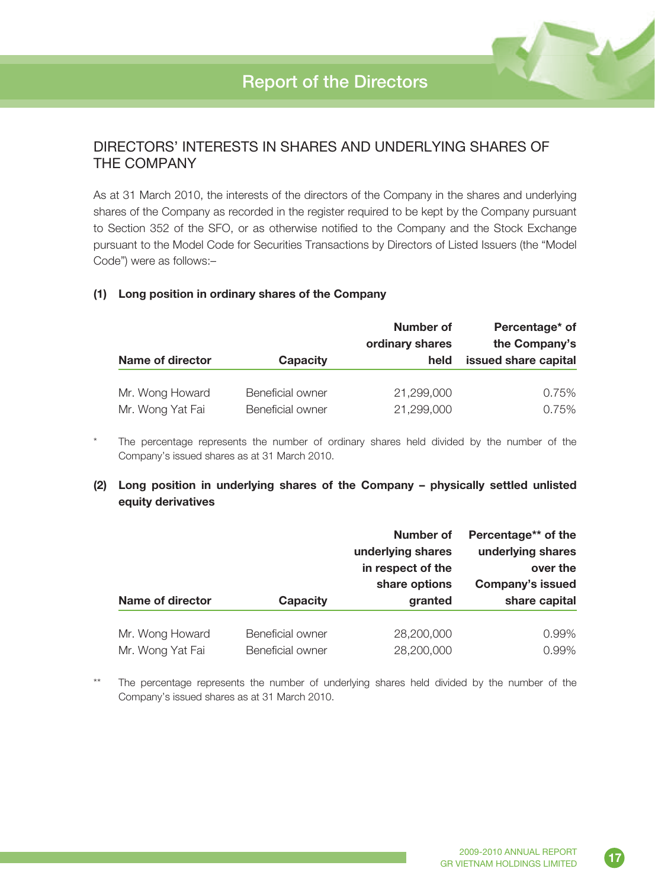## DIRECTORS' INTERESTS IN SHARES AND UNDERLYING SHARES OF THE COMPANY

As at 31 March 2010, the interests of the directors of the Company in the shares and underlying shares of the Company as recorded in the register required to be kept by the Company pursuant to Section 352 of the SFO, or as otherwise notified to the Company and the Stock Exchange pursuant to the Model Code for Securities Transactions by Directors of Listed Issuers (the "Model Code") were as follows:–

**(1) Long position in ordinary shares of the Company**

| Name of director | Capacity | Number of ordinary shares held | Percentage* of the Company's issued share capital |
|---|---|---|---|
| Mr. Wong Howard | Beneficial owner | 21,299,000 | 0.75% |
| Mr. Wong Yat Fai | Beneficial owner | 21,299,000 | 0.75% |

\* The percentage represents the number of ordinary shares held divided by the number of the Company's issued shares as at 31 March 2010.

**(2) Long position in underlying shares of the Company – physically settled unlisted equity derivatives**

| Name of director | Capacity | Number of underlying shares in respect of the share options granted | Percentage** of the underlying shares over the Company's issued share capital |
|---|---|---|---|
| Mr. Wong Howard | Beneficial owner | 28,200,000 | 0.99% |
| Mr. Wong Yat Fai | Beneficial owner | 28,200,000 | 0.99% |

** The percentage represents the number of underlying shares held divided by the number of the Company's issued shares as at 31 March 2010.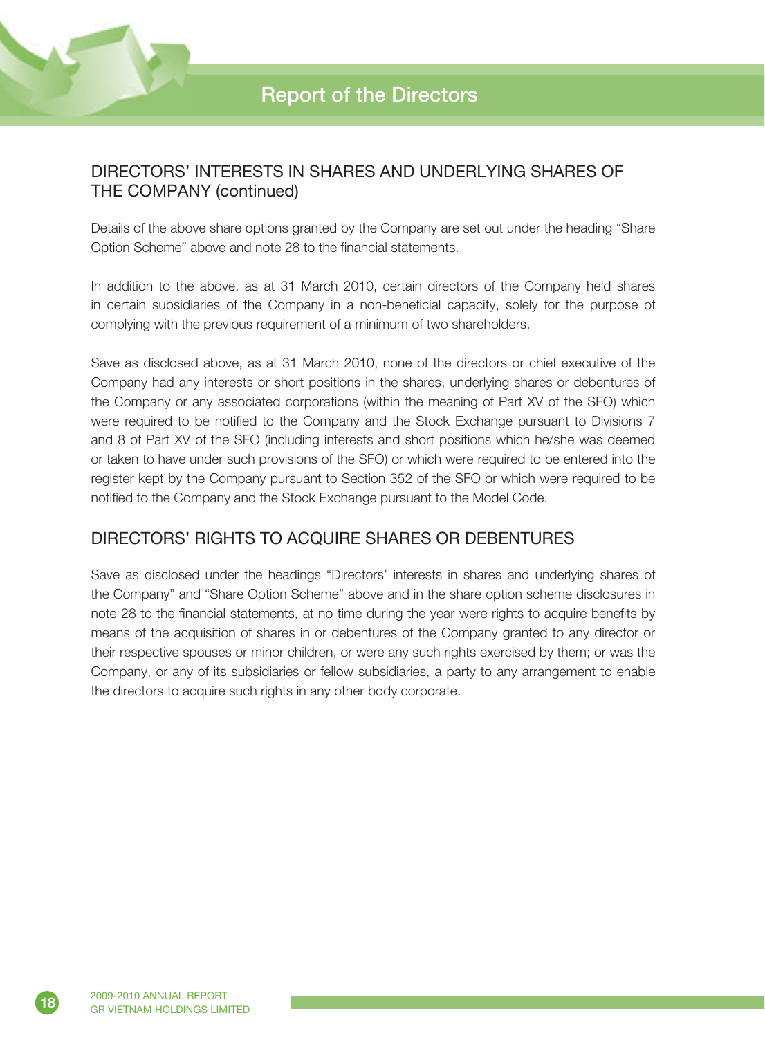## DIRECTORS' INTERESTS IN SHARES AND UNDERLYING SHARES OF THE COMPANY (continued)

Details of the above share options granted by the Company are set out under the heading "Share Option Scheme" above and note 28 to the financial statements.

In addition to the above, as at 31 March 2010, certain directors of the Company held shares in certain subsidiaries of the Company in a non-beneficial capacity, solely for the purpose of complying with the previous requirement of a minimum of two shareholders.

Save as disclosed above, as at 31 March 2010, none of the directors or chief executive of the Company had any interests or short positions in the shares, underlying shares or debentures of the Company or any associated corporations (within the meaning of Part XV of the SFO) which were required to be notified to the Company and the Stock Exchange pursuant to Divisions 7 and 8 of Part XV of the SFO (including interests and short positions which he/she was deemed or taken to have under such provisions of the SFO) or which were required to be entered into the register kept by the Company pursuant to Section 352 of the SFO or which were required to be notified to the Company and the Stock Exchange pursuant to the Model Code.

## DIRECTORS' RIGHTS TO ACQUIRE SHARES OR DEBENTURES

Save as disclosed under the headings "Directors' interests in shares and underlying shares of the Company" and "Share Option Scheme" above and in the share option scheme disclosures in note 28 to the financial statements, at no time during the year were rights to acquire benefits by means of the acquisition of shares in or debentures of the Company granted to any director or their respective spouses or minor children, or were any such rights exercised by them; or was the Company, or any of its subsidiaries or fellow subsidiaries, a party to any arrangement to enable the directors to acquire such rights in any other body corporate.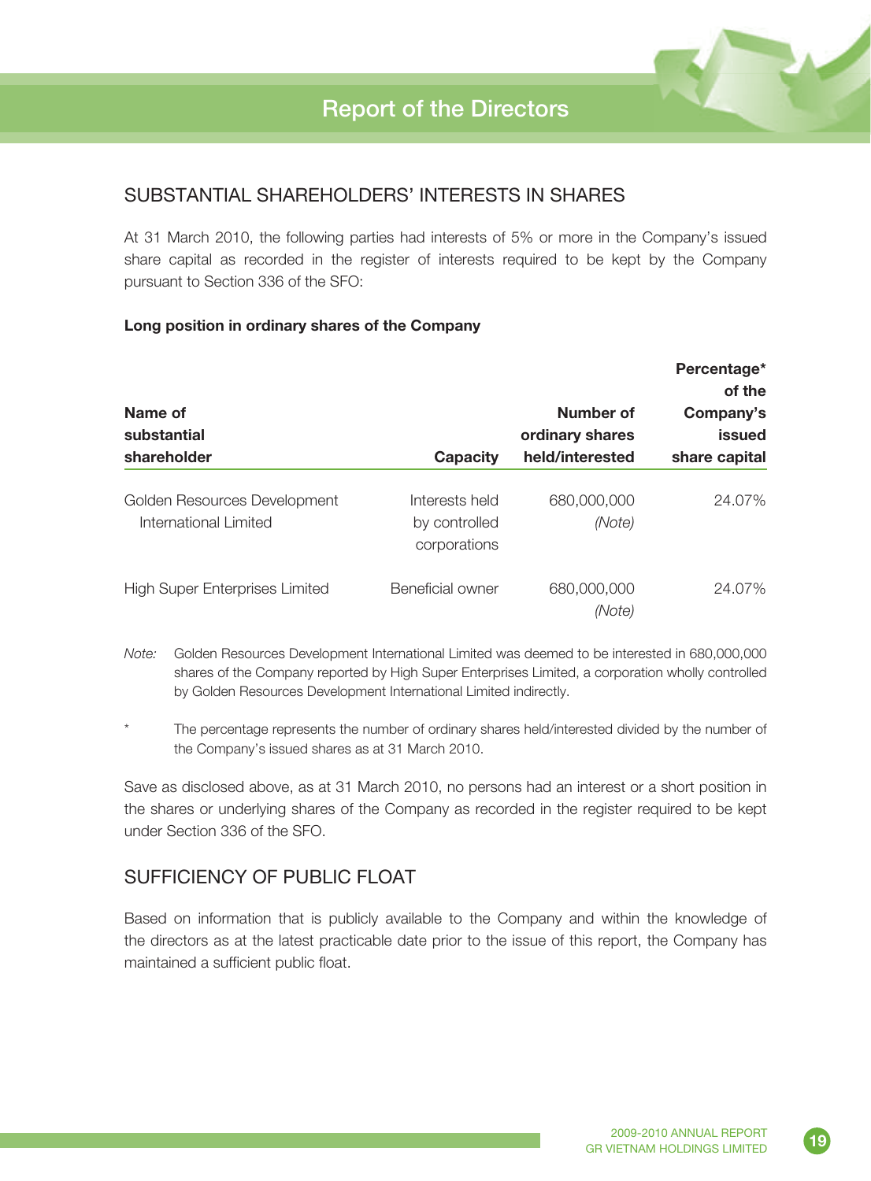## SUBSTANTIAL SHAREHOLDERS' INTERESTS IN SHARES

At 31 March 2010, the following parties had interests of 5% or more in the Company's issued share capital as recorded in the register of interests required to be kept by the Company pursuant to Section 336 of the SFO:

**Long position in ordinary shares of the Company**

| Name of substantial shareholder | Capacity | Number of ordinary shares held/interested | Percentage* of the Company's issued share capital |
|---|---|---|---|
| Golden Resources Development International Limited | Interests held by controlled corporations | 680,000,000 *(Note)* | 24.07% |
| High Super Enterprises Limited | Beneficial owner | 680,000,000 *(Note)* | 24.07% |

*Note:* Golden Resources Development International Limited was deemed to be interested in 680,000,000 shares of the Company reported by High Super Enterprises Limited, a corporation wholly controlled by Golden Resources Development International Limited indirectly.

\* The percentage represents the number of ordinary shares held/interested divided by the number of the Company's issued shares as at 31 March 2010.

Save as disclosed above, as at 31 March 2010, no persons had an interest or a short position in the shares or underlying shares of the Company as recorded in the register required to be kept under Section 336 of the SFO.

## SUFFICIENCY OF PUBLIC FLOAT

Based on information that is publicly available to the Company and within the knowledge of the directors as at the latest practicable date prior to the issue of this report, the Company has maintained a sufficient public float.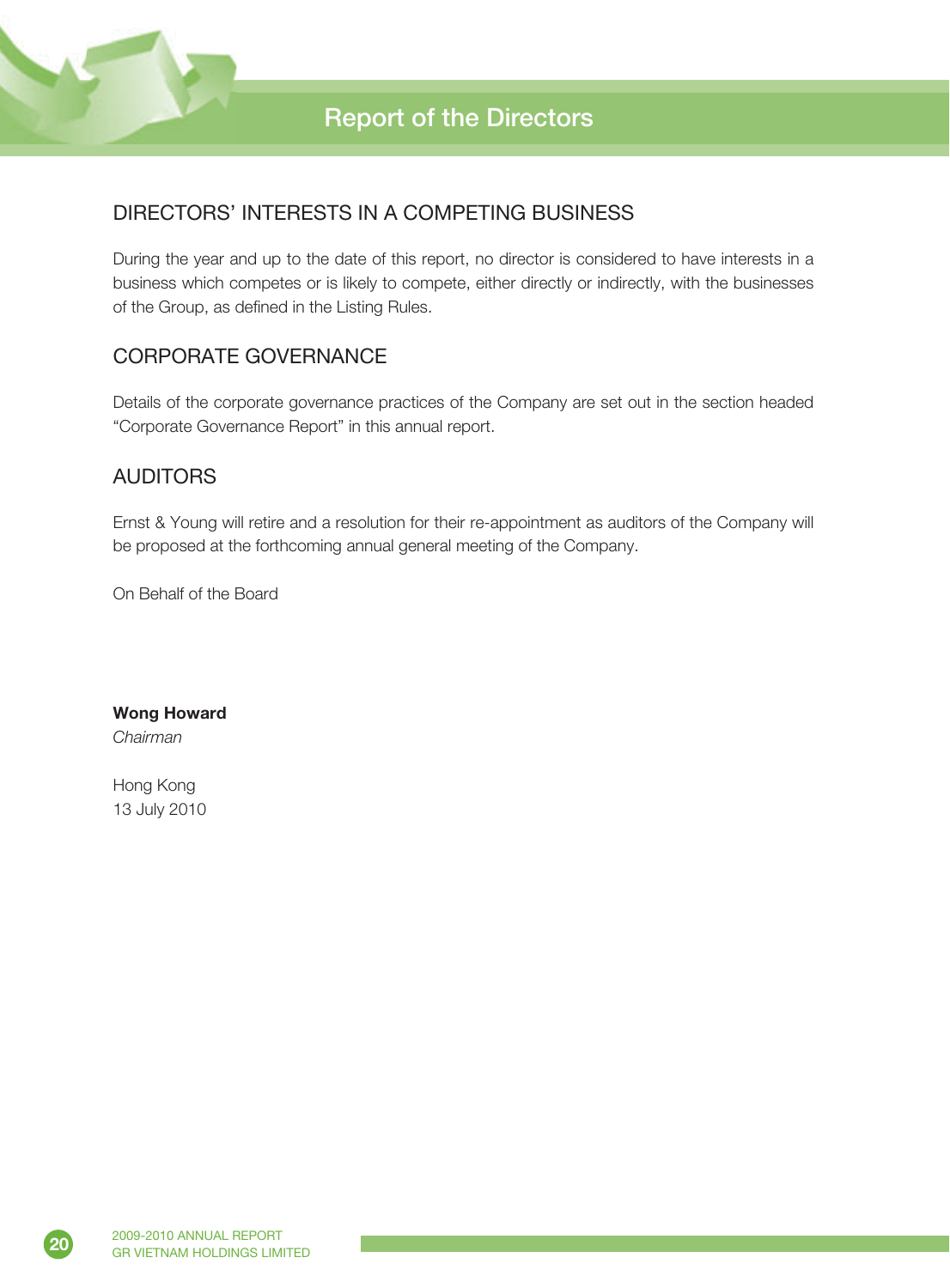## DIRECTORS' INTERESTS IN A COMPETING BUSINESS

During the year and up to the date of this report, no director is considered to have interests in a business which competes or is likely to compete, either directly or indirectly, with the businesses of the Group, as defined in the Listing Rules.

## CORPORATE GOVERNANCE

Details of the corporate governance practices of the Company are set out in the section headed "Corporate Governance Report" in this annual report.

## AUDITORS

Ernst & Young will retire and a resolution for their re-appointment as auditors of the Company will be proposed at the forthcoming annual general meeting of the Company.

On Behalf of the Board

**Wong Howard**
*Chairman*

Hong Kong
13 July 2010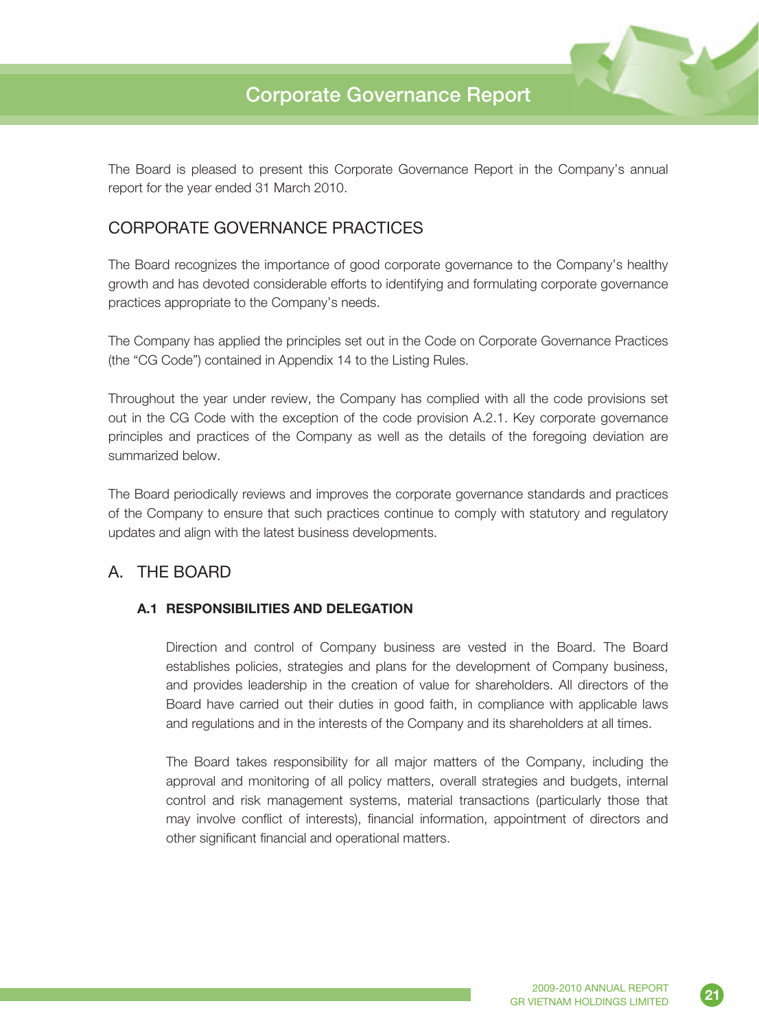# Corporate Governance Report

The Board is pleased to present this Corporate Governance Report in the Company's annual report for the year ended 31 March 2010.

## CORPORATE GOVERNANCE PRACTICES

The Board recognizes the importance of good corporate governance to the Company's healthy growth and has devoted considerable efforts to identifying and formulating corporate governance practices appropriate to the Company's needs.

The Company has applied the principles set out in the Code on Corporate Governance Practices (the "CG Code") contained in Appendix 14 to the Listing Rules.

Throughout the year under review, the Company has complied with all the code provisions set out in the CG Code with the exception of the code provision A.2.1. Key corporate governance principles and practices of the Company as well as the details of the foregoing deviation are summarized below.

The Board periodically reviews and improves the corporate governance standards and practices of the Company to ensure that such practices continue to comply with statutory and regulatory updates and align with the latest business developments.

## A. THE BOARD

### A.1 RESPONSIBILITIES AND DELEGATION

Direction and control of Company business are vested in the Board. The Board establishes policies, strategies and plans for the development of Company business, and provides leadership in the creation of value for shareholders. All directors of the Board have carried out their duties in good faith, in compliance with applicable laws and regulations and in the interests of the Company and its shareholders at all times.

The Board takes responsibility for all major matters of the Company, including the approval and monitoring of all policy matters, overall strategies and budgets, internal control and risk management systems, material transactions (particularly those that may involve conflict of interests), financial information, appointment of directors and other significant financial and operational matters.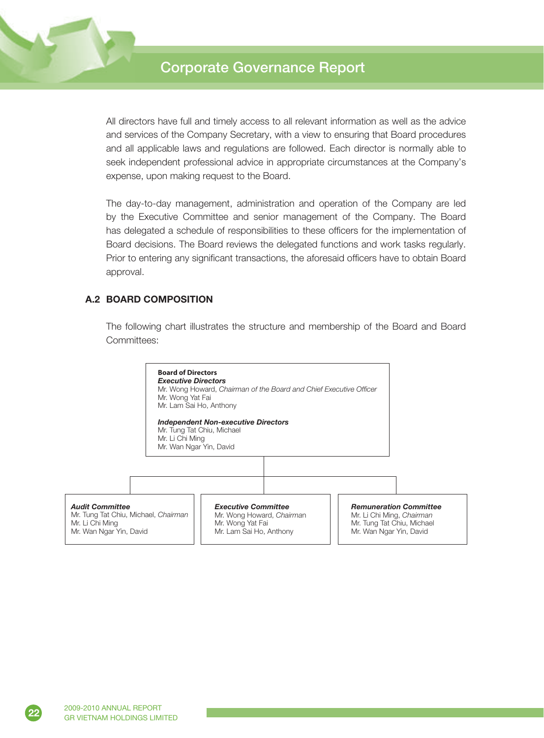All directors have full and timely access to all relevant information as well as the advice and services of the Company Secretary, with a view to ensuring that Board procedures and all applicable laws and regulations are followed. Each director is normally able to seek independent professional advice in appropriate circumstances at the Company's expense, upon making request to the Board.

The day-to-day management, administration and operation of the Company are led by the Executive Committee and senior management of the Company. The Board has delegated a schedule of responsibilities to these officers for the implementation of Board decisions. The Board reviews the delegated functions and work tasks regularly. Prior to entering any significant transactions, the aforesaid officers have to obtain Board approval.

### A.2 BOARD COMPOSITION

The following chart illustrates the structure and membership of the Board and Board Committees:

**Board of Directors**

***Executive Directors***

Mr. Wong Howard, *Chairman of the Board and Chief Executive Officer*
Mr. Wong Yat Fai
Mr. Lam Sai Ho, Anthony

***Independent Non-executive Directors***

Mr. Tung Tat Chiu, Michael
Mr. Li Chi Ming
Mr. Wan Ngar Yin, David

***Audit Committee***

Mr. Tung Tat Chiu, Michael, *Chairman*
Mr. Li Chi Ming
Mr. Wan Ngar Yin, David

***Executive Committee***

Mr. Wong Howard, *Chairman*
Mr. Wong Yat Fai
Mr. Lam Sai Ho, Anthony

***Remuneration Committee***

Mr. Li Chi Ming, *Chairman*
Mr. Tung Tat Chiu, Michael
Mr. Wan Ngar Yin, David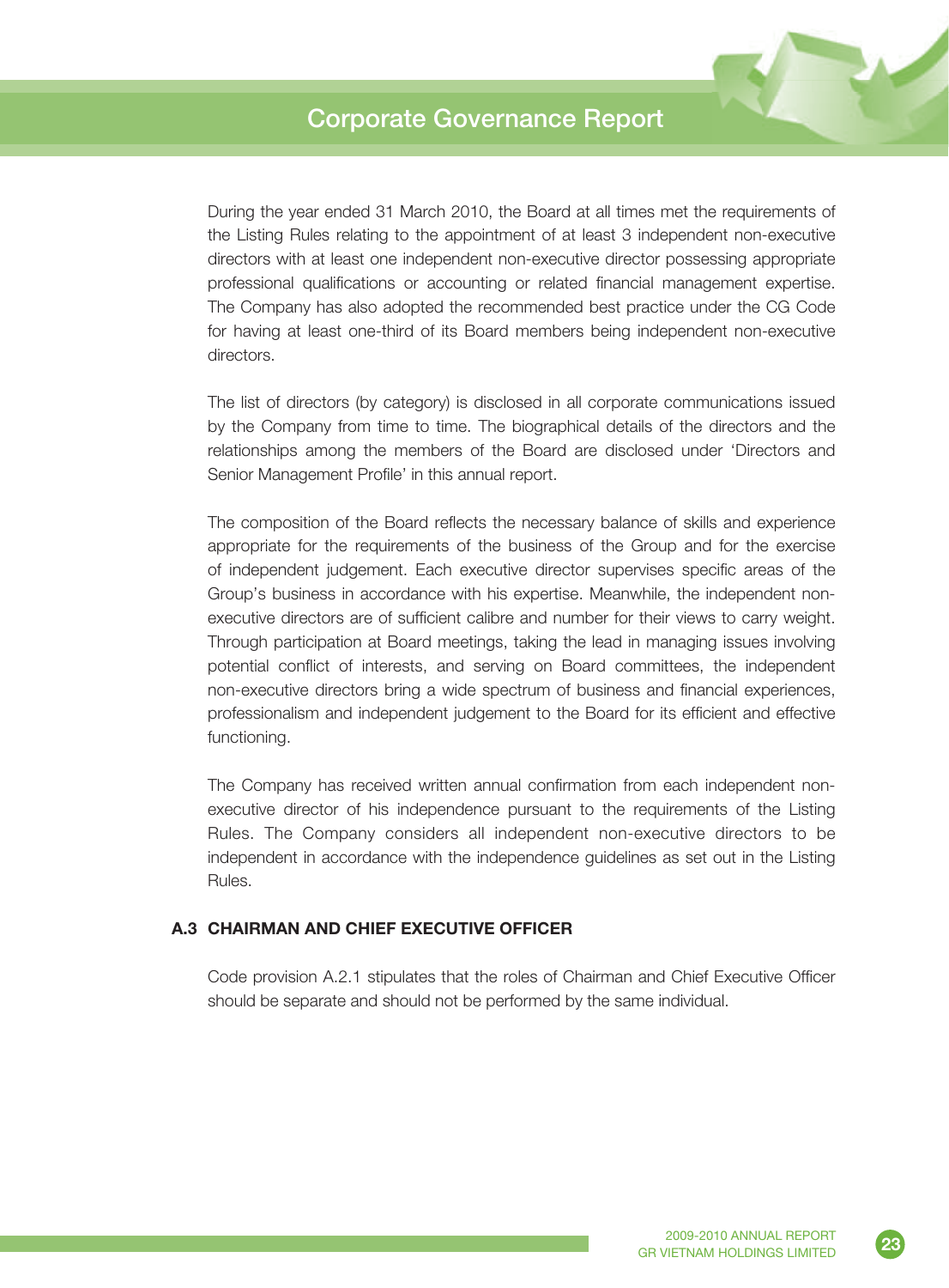During the year ended 31 March 2010, the Board at all times met the requirements of the Listing Rules relating to the appointment of at least 3 independent non-executive directors with at least one independent non-executive director possessing appropriate professional qualifications or accounting or related financial management expertise. The Company has also adopted the recommended best practice under the CG Code for having at least one-third of its Board members being independent non-executive directors.

The list of directors (by category) is disclosed in all corporate communications issued by the Company from time to time. The biographical details of the directors and the relationships among the members of the Board are disclosed under 'Directors and Senior Management Profile' in this annual report.

The composition of the Board reflects the necessary balance of skills and experience appropriate for the requirements of the business of the Group and for the exercise of independent judgement. Each executive director supervises specific areas of the Group's business in accordance with his expertise. Meanwhile, the independent non-executive directors are of sufficient calibre and number for their views to carry weight. Through participation at Board meetings, taking the lead in managing issues involving potential conflict of interests, and serving on Board committees, the independent non-executive directors bring a wide spectrum of business and financial experiences, professionalism and independent judgement to the Board for its efficient and effective functioning.

The Company has received written annual confirmation from each independent non-executive director of his independence pursuant to the requirements of the Listing Rules. The Company considers all independent non-executive directors to be independent in accordance with the independence guidelines as set out in the Listing Rules.

## A.3 CHAIRMAN AND CHIEF EXECUTIVE OFFICER

Code provision A.2.1 stipulates that the roles of Chairman and Chief Executive Officer should be separate and should not be performed by the same individual.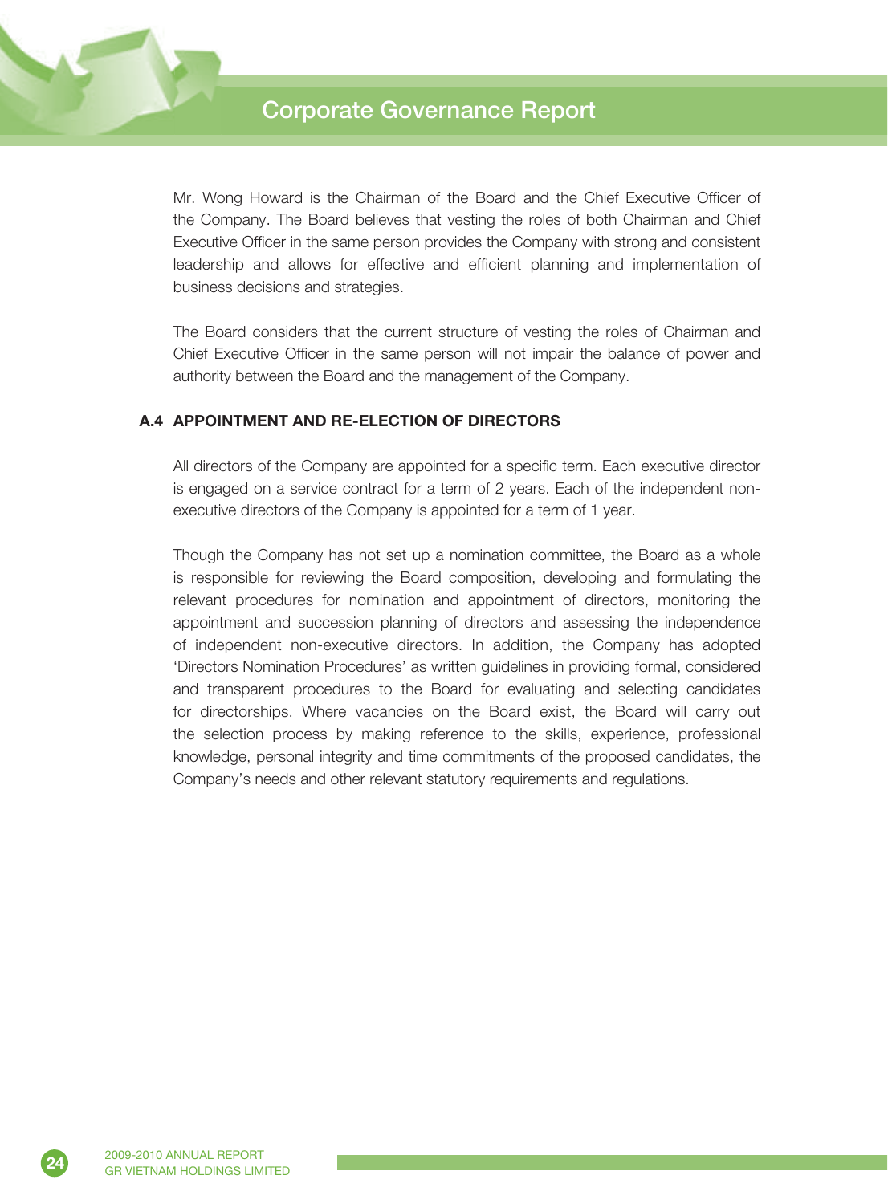Mr. Wong Howard is the Chairman of the Board and the Chief Executive Officer of the Company. The Board believes that vesting the roles of both Chairman and Chief Executive Officer in the same person provides the Company with strong and consistent leadership and allows for effective and efficient planning and implementation of business decisions and strategies.

The Board considers that the current structure of vesting the roles of Chairman and Chief Executive Officer in the same person will not impair the balance of power and authority between the Board and the management of the Company.

### A.4 APPOINTMENT AND RE-ELECTION OF DIRECTORS

All directors of the Company are appointed for a specific term. Each executive director is engaged on a service contract for a term of 2 years. Each of the independent non-executive directors of the Company is appointed for a term of 1 year.

Though the Company has not set up a nomination committee, the Board as a whole is responsible for reviewing the Board composition, developing and formulating the relevant procedures for nomination and appointment of directors, monitoring the appointment and succession planning of directors and assessing the independence of independent non-executive directors. In addition, the Company has adopted 'Directors Nomination Procedures' as written guidelines in providing formal, considered and transparent procedures to the Board for evaluating and selecting candidates for directorships. Where vacancies on the Board exist, the Board will carry out the selection process by making reference to the skills, experience, professional knowledge, personal integrity and time commitments of the proposed candidates, the Company's needs and other relevant statutory requirements and regulations.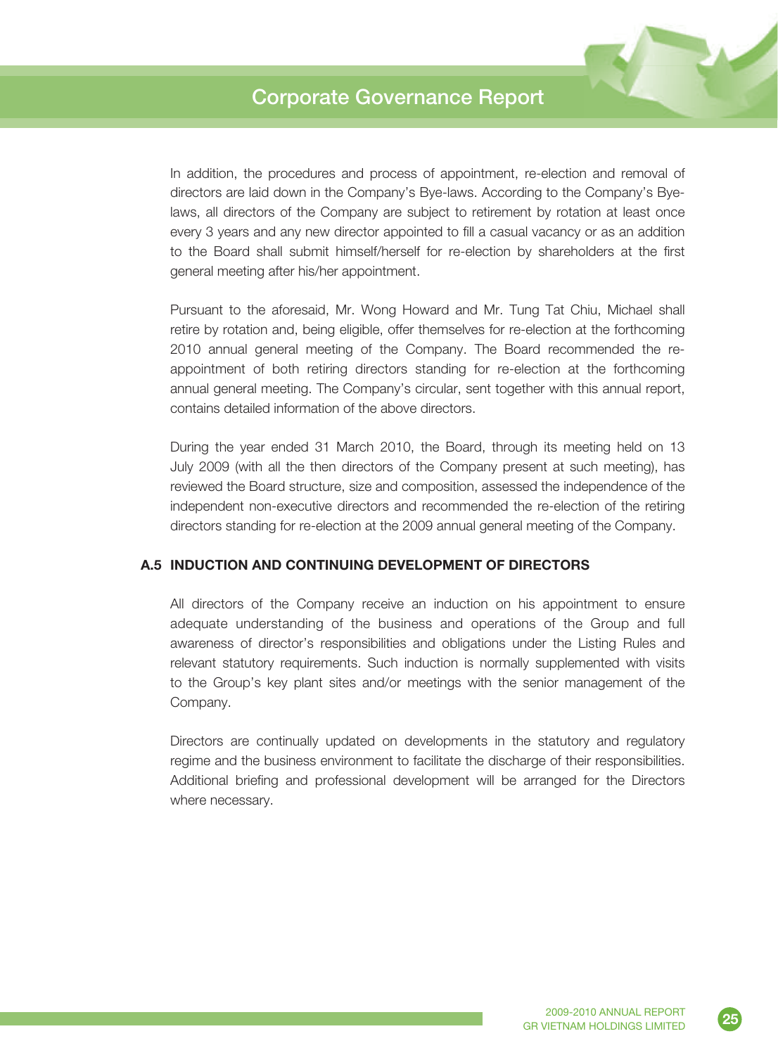In addition, the procedures and process of appointment, re-election and removal of directors are laid down in the Company's Bye-laws. According to the Company's Bye-laws, all directors of the Company are subject to retirement by rotation at least once every 3 years and any new director appointed to fill a casual vacancy or as an addition to the Board shall submit himself/herself for re-election by shareholders at the first general meeting after his/her appointment.

Pursuant to the aforesaid, Mr. Wong Howard and Mr. Tung Tat Chiu, Michael shall retire by rotation and, being eligible, offer themselves for re-election at the forthcoming 2010 annual general meeting of the Company. The Board recommended the re-appointment of both retiring directors standing for re-election at the forthcoming annual general meeting. The Company's circular, sent together with this annual report, contains detailed information of the above directors.

During the year ended 31 March 2010, the Board, through its meeting held on 13 July 2009 (with all the then directors of the Company present at such meeting), has reviewed the Board structure, size and composition, assessed the independence of the independent non-executive directors and recommended the re-election of the retiring directors standing for re-election at the 2009 annual general meeting of the Company.

### A.5 INDUCTION AND CONTINUING DEVELOPMENT OF DIRECTORS

All directors of the Company receive an induction on his appointment to ensure adequate understanding of the business and operations of the Group and full awareness of director's responsibilities and obligations under the Listing Rules and relevant statutory requirements. Such induction is normally supplemented with visits to the Group's key plant sites and/or meetings with the senior management of the Company.

Directors are continually updated on developments in the statutory and regulatory regime and the business environment to facilitate the discharge of their responsibilities. Additional briefing and professional development will be arranged for the Directors where necessary.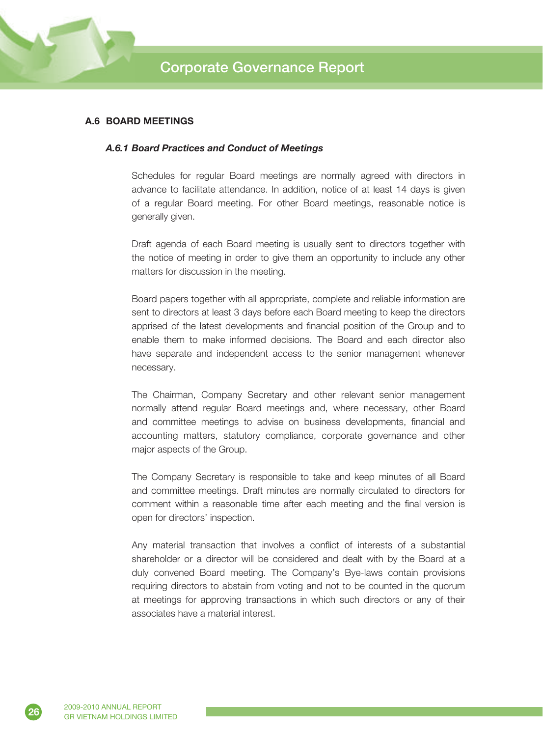## A.6 BOARD MEETINGS

### *A.6.1 Board Practices and Conduct of Meetings*

Schedules for regular Board meetings are normally agreed with directors in advance to facilitate attendance. In addition, notice of at least 14 days is given of a regular Board meeting. For other Board meetings, reasonable notice is generally given.

Draft agenda of each Board meeting is usually sent to directors together with the notice of meeting in order to give them an opportunity to include any other matters for discussion in the meeting.

Board papers together with all appropriate, complete and reliable information are sent to directors at least 3 days before each Board meeting to keep the directors apprised of the latest developments and financial position of the Group and to enable them to make informed decisions. The Board and each director also have separate and independent access to the senior management whenever necessary.

The Chairman, Company Secretary and other relevant senior management normally attend regular Board meetings and, where necessary, other Board and committee meetings to advise on business developments, financial and accounting matters, statutory compliance, corporate governance and other major aspects of the Group.

The Company Secretary is responsible to take and keep minutes of all Board and committee meetings. Draft minutes are normally circulated to directors for comment within a reasonable time after each meeting and the final version is open for directors' inspection.

Any material transaction that involves a conflict of interests of a substantial shareholder or a director will be considered and dealt with by the Board at a duly convened Board meeting. The Company's Bye-laws contain provisions requiring directors to abstain from voting and not to be counted in the quorum at meetings for approving transactions in which such directors or any of their associates have a material interest.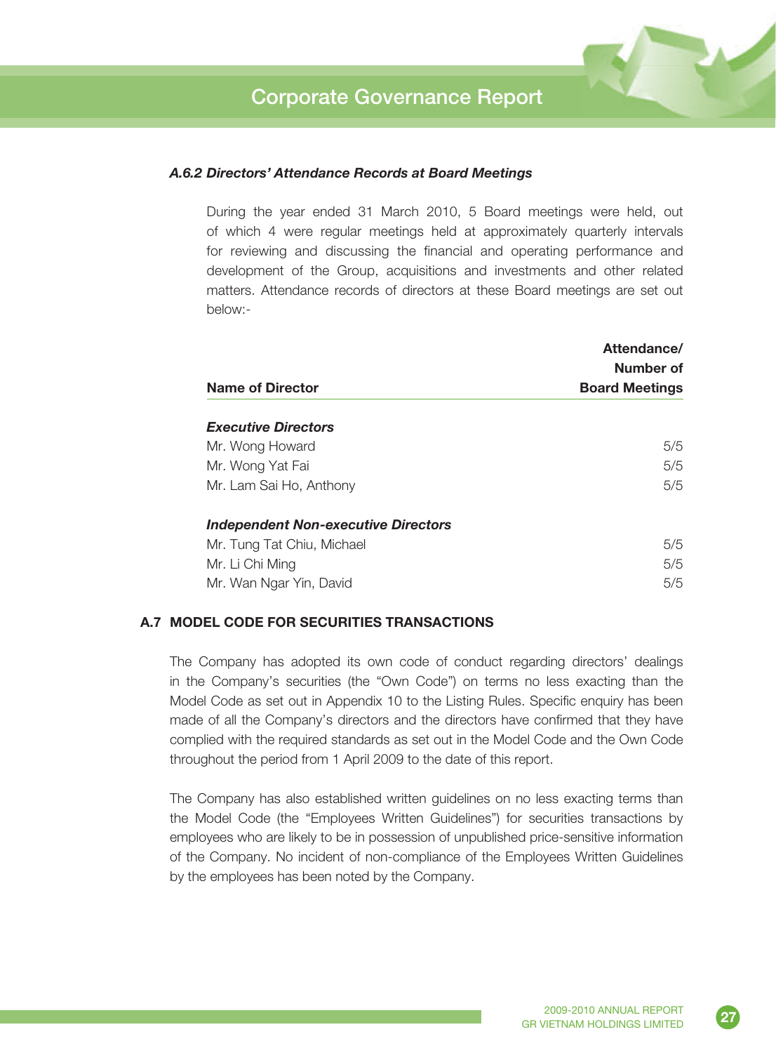### *A.6.2 Directors' Attendance Records at Board Meetings*

During the year ended 31 March 2010, 5 Board meetings were held, out of which 4 were regular meetings held at approximately quarterly intervals for reviewing and discussing the financial and operating performance and development of the Group, acquisitions and investments and other related matters. Attendance records of directors at these Board meetings are set out below:-

| Name of Director | Attendance/ Number of Board Meetings |
|---|---|
| ***Executive Directors*** | |
| Mr. Wong Howard | 5/5 |
| Mr. Wong Yat Fai | 5/5 |
| Mr. Lam Sai Ho, Anthony | 5/5 |
| ***Independent Non-executive Directors*** | |
| Mr. Tung Tat Chiu, Michael | 5/5 |
| Mr. Li Chi Ming | 5/5 |
| Mr. Wan Ngar Yin, David | 5/5 |

## A.7 MODEL CODE FOR SECURITIES TRANSACTIONS

The Company has adopted its own code of conduct regarding directors' dealings in the Company's securities (the "Own Code") on terms no less exacting than the Model Code as set out in Appendix 10 to the Listing Rules. Specific enquiry has been made of all the Company's directors and the directors have confirmed that they have complied with the required standards as set out in the Model Code and the Own Code throughout the period from 1 April 2009 to the date of this report.

The Company has also established written guidelines on no less exacting terms than the Model Code (the "Employees Written Guidelines") for securities transactions by employees who are likely to be in possession of unpublished price-sensitive information of the Company. No incident of non-compliance of the Employees Written Guidelines by the employees has been noted by the Company.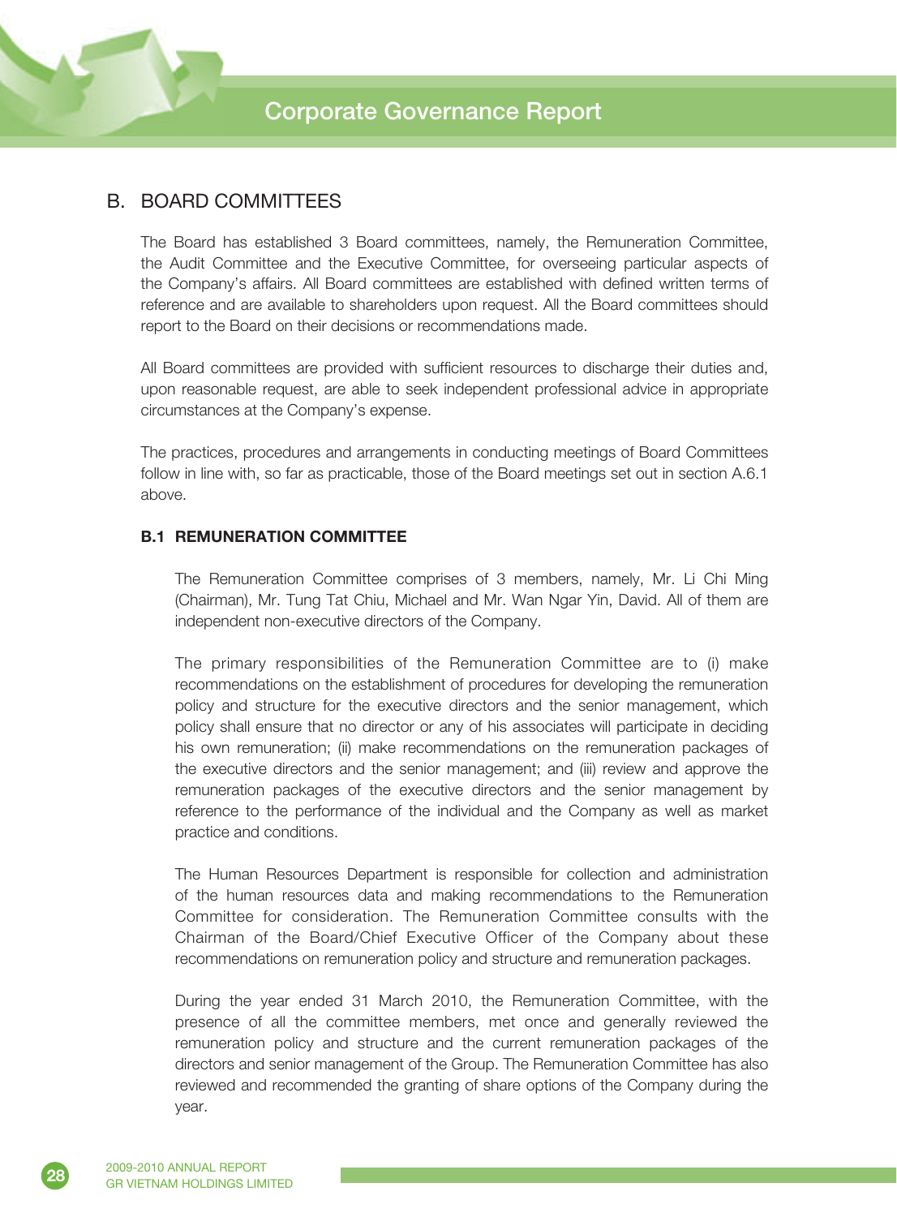## B. BOARD COMMITTEES

The Board has established 3 Board committees, namely, the Remuneration Committee, the Audit Committee and the Executive Committee, for overseeing particular aspects of the Company's affairs. All Board committees are established with defined written terms of reference and are available to shareholders upon request. All the Board committees should report to the Board on their decisions or recommendations made.

All Board committees are provided with sufficient resources to discharge their duties and, upon reasonable request, are able to seek independent professional advice in appropriate circumstances at the Company's expense.

The practices, procedures and arrangements in conducting meetings of Board Committees follow in line with, so far as practicable, those of the Board meetings set out in section A.6.1 above.

### B.1 REMUNERATION COMMITTEE

The Remuneration Committee comprises of 3 members, namely, Mr. Li Chi Ming (Chairman), Mr. Tung Tat Chiu, Michael and Mr. Wan Ngar Yin, David. All of them are independent non-executive directors of the Company.

The primary responsibilities of the Remuneration Committee are to (i) make recommendations on the establishment of procedures for developing the remuneration policy and structure for the executive directors and the senior management, which policy shall ensure that no director or any of his associates will participate in deciding his own remuneration; (ii) make recommendations on the remuneration packages of the executive directors and the senior management; and (iii) review and approve the remuneration packages of the executive directors and the senior management by reference to the performance of the individual and the Company as well as market practice and conditions.

The Human Resources Department is responsible for collection and administration of the human resources data and making recommendations to the Remuneration Committee for consideration. The Remuneration Committee consults with the Chairman of the Board/Chief Executive Officer of the Company about these recommendations on remuneration policy and structure and remuneration packages.

During the year ended 31 March 2010, the Remuneration Committee, with the presence of all the committee members, met once and generally reviewed the remuneration policy and structure and the current remuneration packages of the directors and senior management of the Group. The Remuneration Committee has also reviewed and recommended the granting of share options of the Company during the year.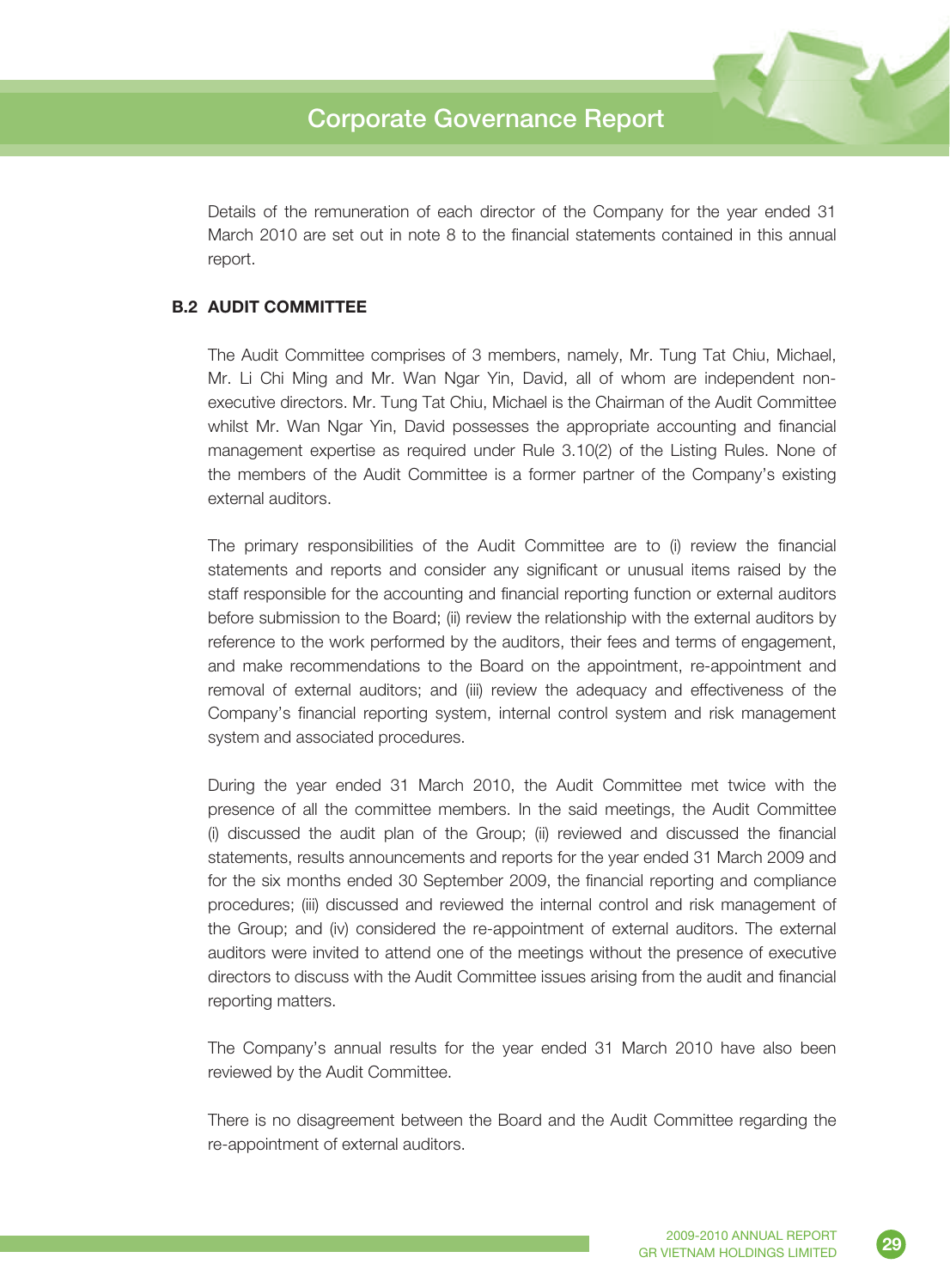Details of the remuneration of each director of the Company for the year ended 31 March 2010 are set out in note 8 to the financial statements contained in this annual report.

### B.2 AUDIT COMMITTEE

The Audit Committee comprises of 3 members, namely, Mr. Tung Tat Chiu, Michael, Mr. Li Chi Ming and Mr. Wan Ngar Yin, David, all of whom are independent non-executive directors. Mr. Tung Tat Chiu, Michael is the Chairman of the Audit Committee whilst Mr. Wan Ngar Yin, David possesses the appropriate accounting and financial management expertise as required under Rule 3.10(2) of the Listing Rules. None of the members of the Audit Committee is a former partner of the Company's existing external auditors.

The primary responsibilities of the Audit Committee are to (i) review the financial statements and reports and consider any significant or unusual items raised by the staff responsible for the accounting and financial reporting function or external auditors before submission to the Board; (ii) review the relationship with the external auditors by reference to the work performed by the auditors, their fees and terms of engagement, and make recommendations to the Board on the appointment, re-appointment and removal of external auditors; and (iii) review the adequacy and effectiveness of the Company's financial reporting system, internal control system and risk management system and associated procedures.

During the year ended 31 March 2010, the Audit Committee met twice with the presence of all the committee members. In the said meetings, the Audit Committee (i) discussed the audit plan of the Group; (ii) reviewed and discussed the financial statements, results announcements and reports for the year ended 31 March 2009 and for the six months ended 30 September 2009, the financial reporting and compliance procedures; (iii) discussed and reviewed the internal control and risk management of the Group; and (iv) considered the re-appointment of external auditors. The external auditors were invited to attend one of the meetings without the presence of executive directors to discuss with the Audit Committee issues arising from the audit and financial reporting matters.

The Company's annual results for the year ended 31 March 2010 have also been reviewed by the Audit Committee.

There is no disagreement between the Board and the Audit Committee regarding the re-appointment of external auditors.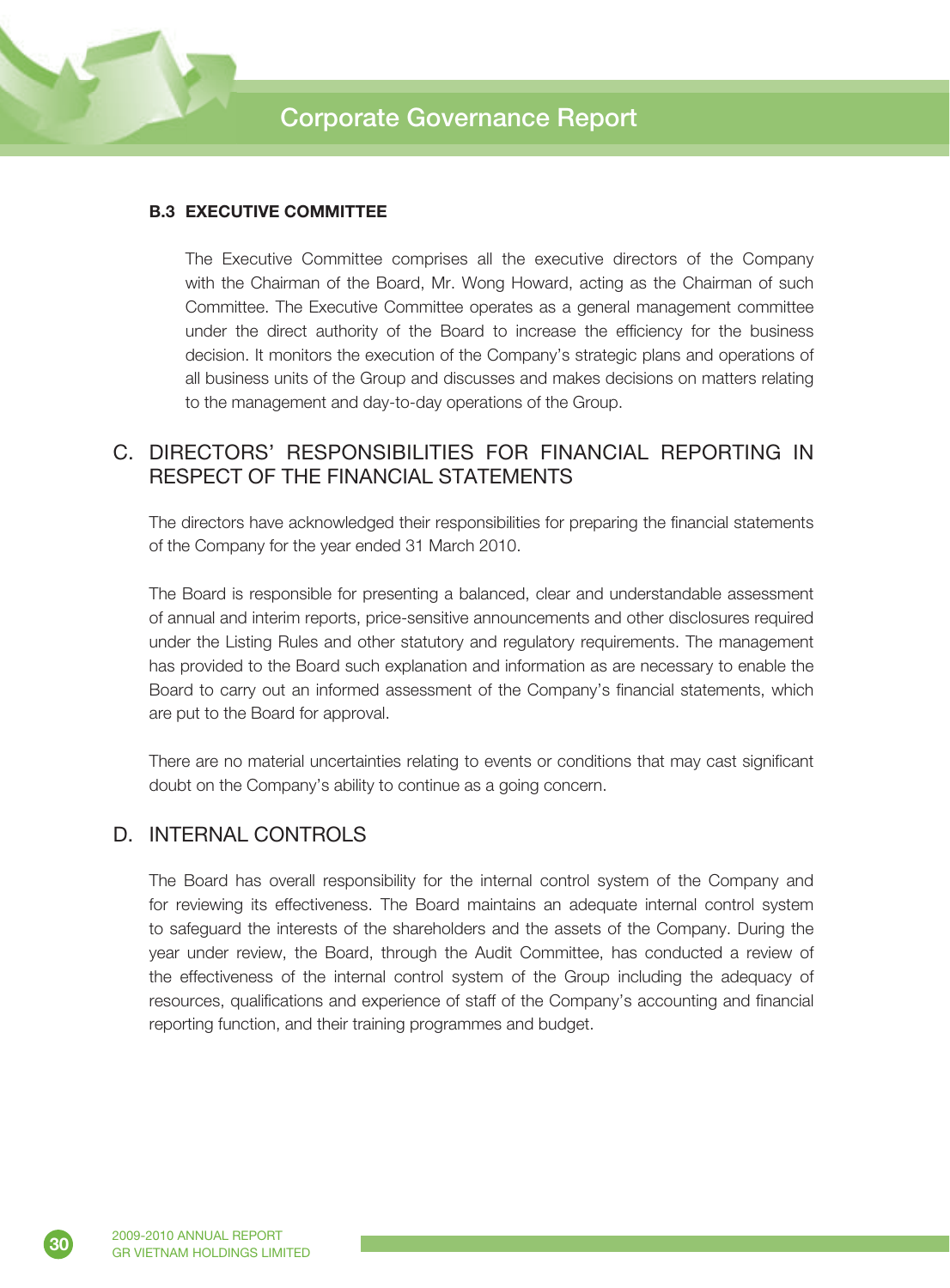### B.3 EXECUTIVE COMMITTEE

The Executive Committee comprises all the executive directors of the Company with the Chairman of the Board, Mr. Wong Howard, acting as the Chairman of such Committee. The Executive Committee operates as a general management committee under the direct authority of the Board to increase the efficiency for the business decision. It monitors the execution of the Company's strategic plans and operations of all business units of the Group and discusses and makes decisions on matters relating to the management and day-to-day operations of the Group.

## C. DIRECTORS' RESPONSIBILITIES FOR FINANCIAL REPORTING IN RESPECT OF THE FINANCIAL STATEMENTS

The directors have acknowledged their responsibilities for preparing the financial statements of the Company for the year ended 31 March 2010.

The Board is responsible for presenting a balanced, clear and understandable assessment of annual and interim reports, price-sensitive announcements and other disclosures required under the Listing Rules and other statutory and regulatory requirements. The management has provided to the Board such explanation and information as are necessary to enable the Board to carry out an informed assessment of the Company's financial statements, which are put to the Board for approval.

There are no material uncertainties relating to events or conditions that may cast significant doubt on the Company's ability to continue as a going concern.

## D. INTERNAL CONTROLS

The Board has overall responsibility for the internal control system of the Company and for reviewing its effectiveness. The Board maintains an adequate internal control system to safeguard the interests of the shareholders and the assets of the Company. During the year under review, the Board, through the Audit Committee, has conducted a review of the effectiveness of the internal control system of the Group including the adequacy of resources, qualifications and experience of staff of the Company's accounting and financial reporting function, and their training programmes and budget.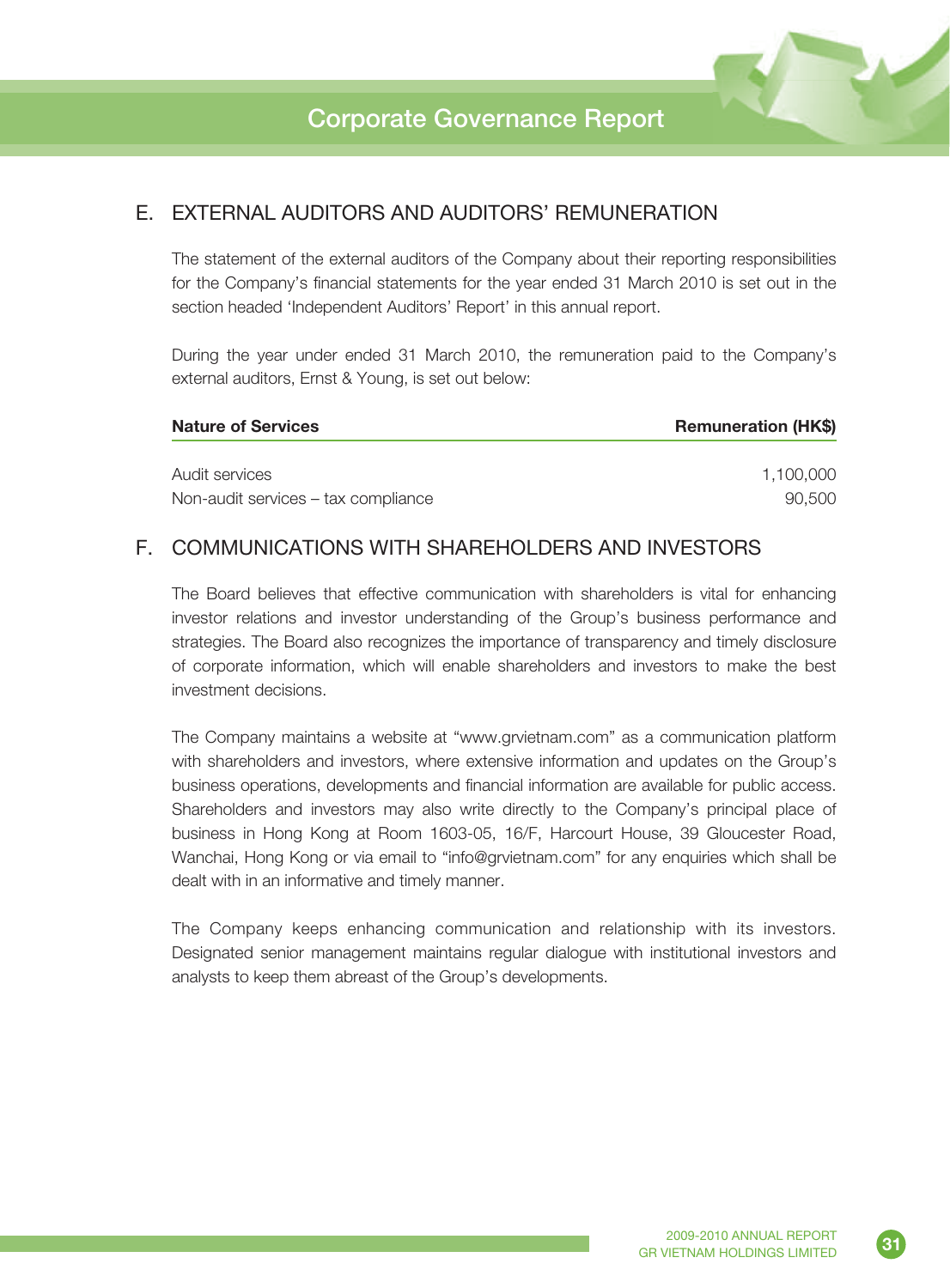## E. EXTERNAL AUDITORS AND AUDITORS' REMUNERATION

The statement of the external auditors of the Company about their reporting responsibilities for the Company's financial statements for the year ended 31 March 2010 is set out in the section headed 'Independent Auditors' Report' in this annual report.

During the year under ended 31 March 2010, the remuneration paid to the Company's external auditors, Ernst & Young, is set out below:

| Nature of Services | Remuneration (HK$) |
| --- | ---: |
| Audit services | 1,100,000 |
| Non-audit services – tax compliance | 90,500 |

## F. COMMUNICATIONS WITH SHAREHOLDERS AND INVESTORS

The Board believes that effective communication with shareholders is vital for enhancing investor relations and investor understanding of the Group's business performance and strategies. The Board also recognizes the importance of transparency and timely disclosure of corporate information, which will enable shareholders and investors to make the best investment decisions.

The Company maintains a website at "www.grvietnam.com" as a communication platform with shareholders and investors, where extensive information and updates on the Group's business operations, developments and financial information are available for public access. Shareholders and investors may also write directly to the Company's principal place of business in Hong Kong at Room 1603-05, 16/F, Harcourt House, 39 Gloucester Road, Wanchai, Hong Kong or via email to "info@grvietnam.com" for any enquiries which shall be dealt with in an informative and timely manner.

The Company keeps enhancing communication and relationship with its investors. Designated senior management maintains regular dialogue with institutional investors and analysts to keep them abreast of the Group's developments.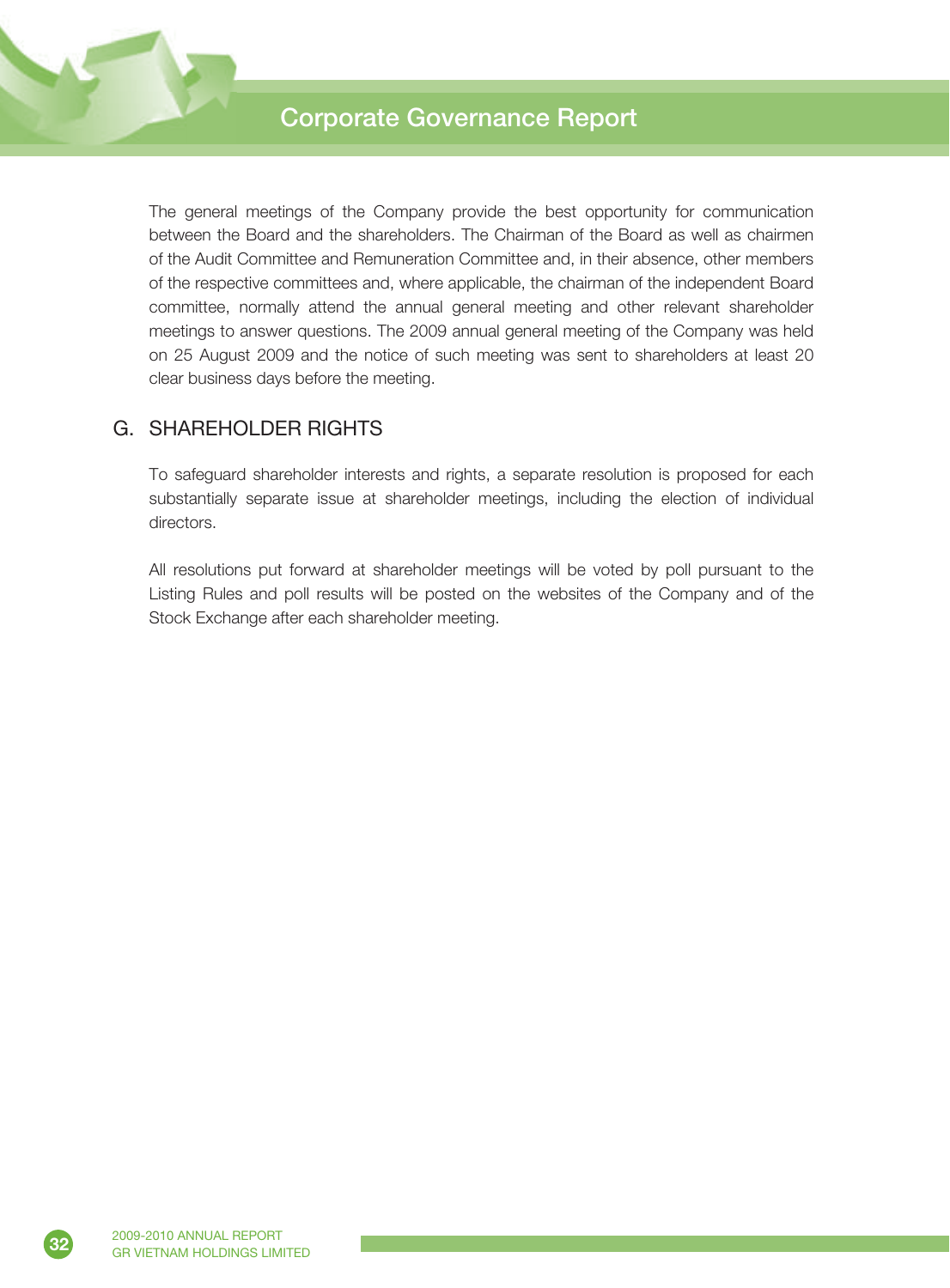The general meetings of the Company provide the best opportunity for communication between the Board and the shareholders. The Chairman of the Board as well as chairmen of the Audit Committee and Remuneration Committee and, in their absence, other members of the respective committees and, where applicable, the chairman of the independent Board committee, normally attend the annual general meeting and other relevant shareholder meetings to answer questions. The 2009 annual general meeting of the Company was held on 25 August 2009 and the notice of such meeting was sent to shareholders at least 20 clear business days before the meeting.

## G. SHAREHOLDER RIGHTS

To safeguard shareholder interests and rights, a separate resolution is proposed for each substantially separate issue at shareholder meetings, including the election of individual directors.

All resolutions put forward at shareholder meetings will be voted by poll pursuant to the Listing Rules and poll results will be posted on the websites of the Company and of the Stock Exchange after each shareholder meeting.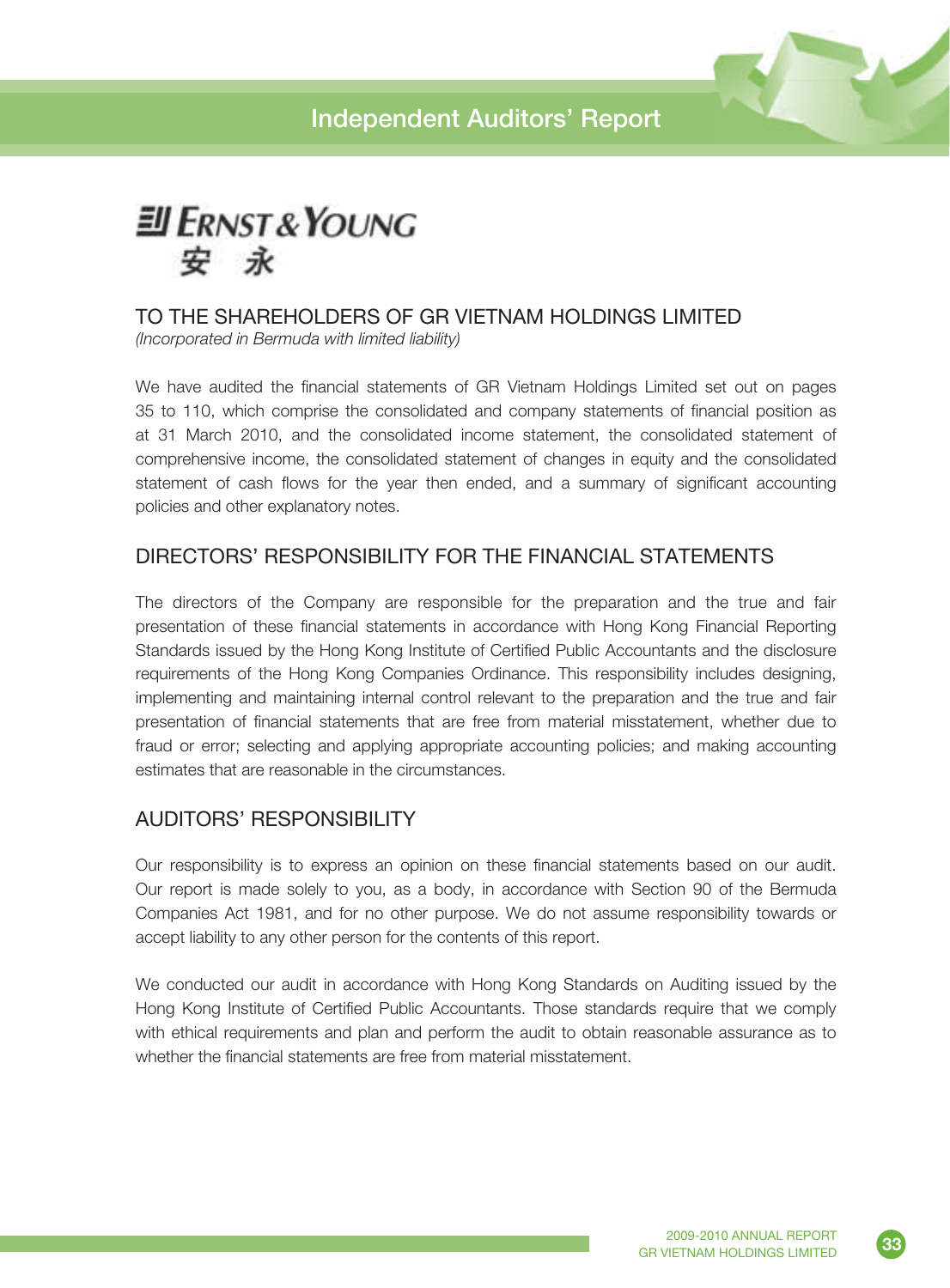# Independent Auditors' Report

ERNST & YOUNG
安 永

## TO THE SHAREHOLDERS OF GR VIETNAM HOLDINGS LIMITED

*(Incorporated in Bermuda with limited liability)*

We have audited the financial statements of GR Vietnam Holdings Limited set out on pages 35 to 110, which comprise the consolidated and company statements of financial position as at 31 March 2010, and the consolidated income statement, the consolidated statement of comprehensive income, the consolidated statement of changes in equity and the consolidated statement of cash flows for the year then ended, and a summary of significant accounting policies and other explanatory notes.

## DIRECTORS' RESPONSIBILITY FOR THE FINANCIAL STATEMENTS

The directors of the Company are responsible for the preparation and the true and fair presentation of these financial statements in accordance with Hong Kong Financial Reporting Standards issued by the Hong Kong Institute of Certified Public Accountants and the disclosure requirements of the Hong Kong Companies Ordinance. This responsibility includes designing, implementing and maintaining internal control relevant to the preparation and the true and fair presentation of financial statements that are free from material misstatement, whether due to fraud or error; selecting and applying appropriate accounting policies; and making accounting estimates that are reasonable in the circumstances.

## AUDITORS' RESPONSIBILITY

Our responsibility is to express an opinion on these financial statements based on our audit. Our report is made solely to you, as a body, in accordance with Section 90 of the Bermuda Companies Act 1981, and for no other purpose. We do not assume responsibility towards or accept liability to any other person for the contents of this report.

We conducted our audit in accordance with Hong Kong Standards on Auditing issued by the Hong Kong Institute of Certified Public Accountants. Those standards require that we comply with ethical requirements and plan and perform the audit to obtain reasonable assurance as to whether the financial statements are free from material misstatement.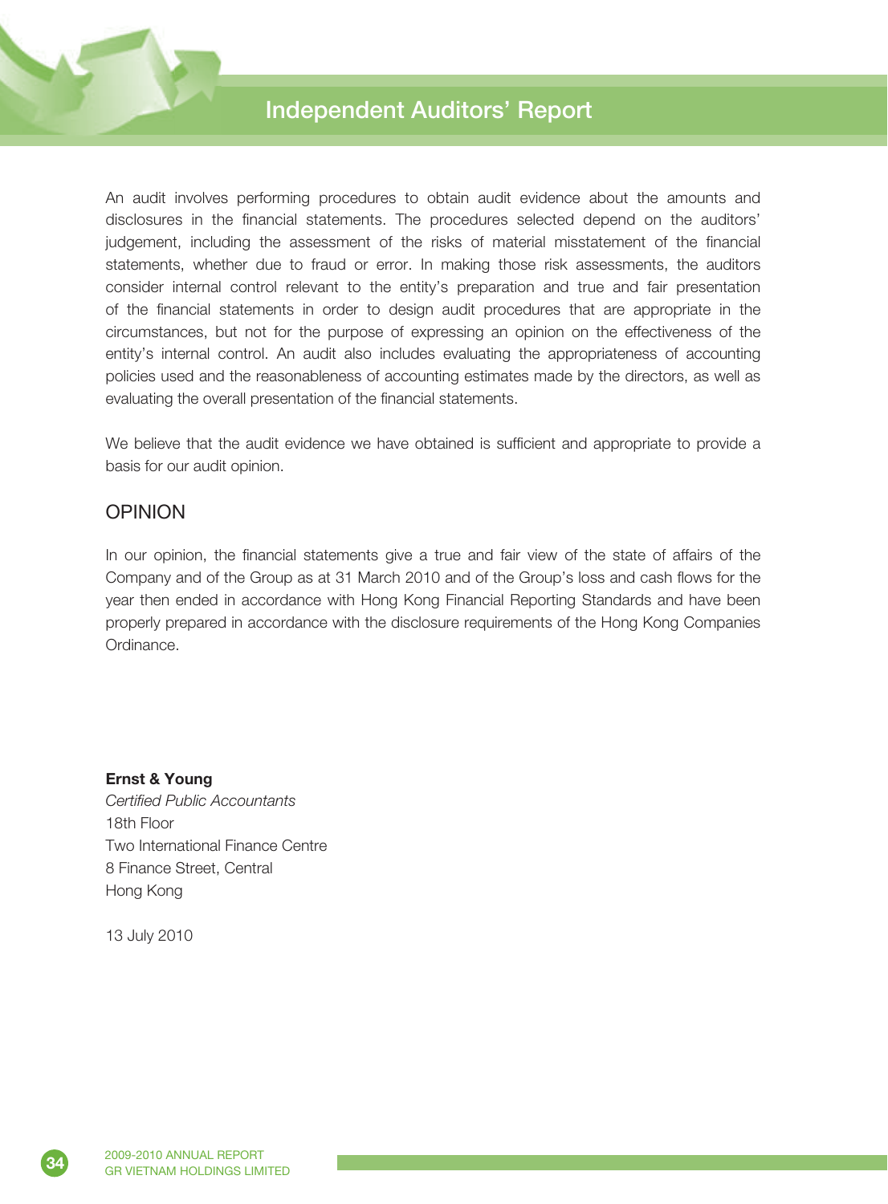An audit involves performing procedures to obtain audit evidence about the amounts and disclosures in the financial statements. The procedures selected depend on the auditors' judgement, including the assessment of the risks of material misstatement of the financial statements, whether due to fraud or error. In making those risk assessments, the auditors consider internal control relevant to the entity's preparation and true and fair presentation of the financial statements in order to design audit procedures that are appropriate in the circumstances, but not for the purpose of expressing an opinion on the effectiveness of the entity's internal control. An audit also includes evaluating the appropriateness of accounting policies used and the reasonableness of accounting estimates made by the directors, as well as evaluating the overall presentation of the financial statements.

We believe that the audit evidence we have obtained is sufficient and appropriate to provide a basis for our audit opinion.

## OPINION

In our opinion, the financial statements give a true and fair view of the state of affairs of the Company and of the Group as at 31 March 2010 and of the Group's loss and cash flows for the year then ended in accordance with Hong Kong Financial Reporting Standards and have been properly prepared in accordance with the disclosure requirements of the Hong Kong Companies Ordinance.

**Ernst & Young**
*Certified Public Accountants*
18th Floor
Two International Finance Centre
8 Finance Street, Central
Hong Kong

13 July 2010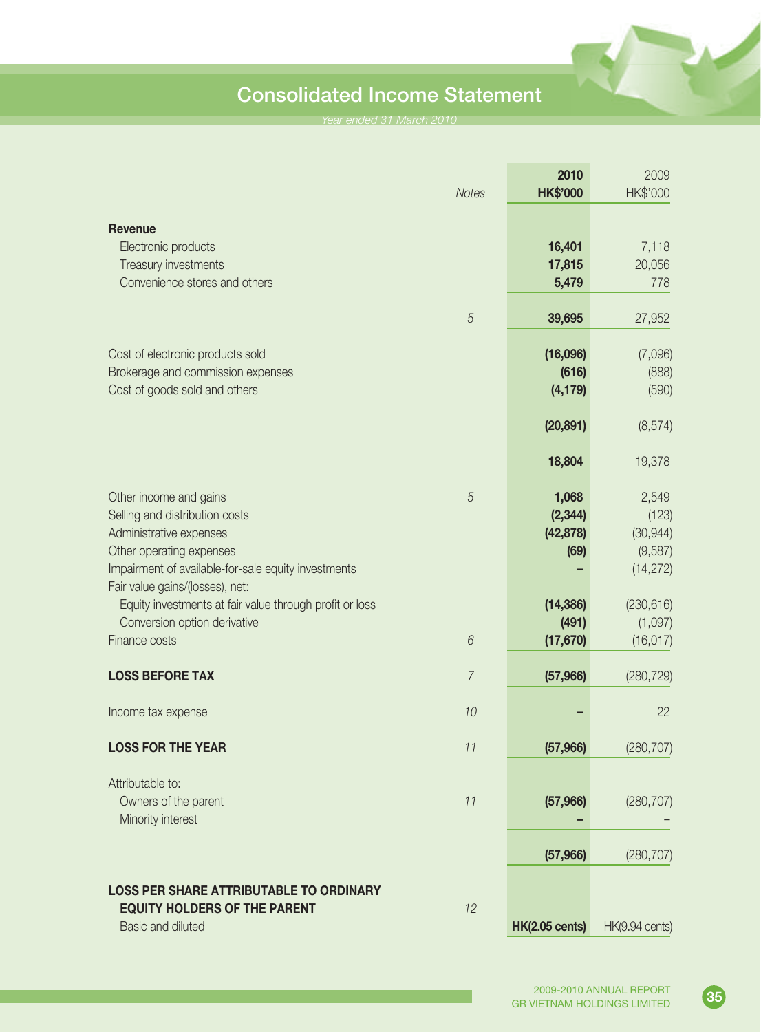# Consolidated Income Statement

*Year ended 31 March 2010*

| | *Notes* | **2010 HK$'000** | 2009 HK$'000 |
|---|---|---|---|
| **Revenue** | | | |
| Electronic products | | **16,401** | 7,118 |
| Treasury investments | | **17,815** | 20,056 |
| Convenience stores and others | | **5,479** | 778 |
| | *5* | **39,695** | 27,952 |
| Cost of electronic products sold | | **(16,096)** | (7,096) |
| Brokerage and commission expenses | | **(616)** | (888) |
| Cost of goods sold and others | | **(4,179)** | (590) |
| | | **(20,891)** | (8,574) |
| | | **18,804** | 19,378 |
| Other income and gains | *5* | **1,068** | 2,549 |
| Selling and distribution costs | | **(2,344)** | (123) |
| Administrative expenses | | **(42,878)** | (30,944) |
| Other operating expenses | | **(69)** | (9,587) |
| Impairment of available-for-sale equity investments | | **–** | (14,272) |
| Fair value gains/(losses), net: | | | |
| Equity investments at fair value through profit or loss | | **(14,386)** | (230,616) |
| Conversion option derivative | | **(491)** | (1,097) |
| Finance costs | *6* | **(17,670)** | (16,017) |
| **LOSS BEFORE TAX** | *7* | **(57,966)** | (280,729) |
| Income tax expense | *10* | **–** | 22 |
| **LOSS FOR THE YEAR** | *11* | **(57,966)** | (280,707) |
| Attributable to: | | | |
| Owners of the parent | *11* | **(57,966)** | (280,707) |
| Minority interest | | **–** | – |
| | | **(57,966)** | (280,707) |
| **LOSS PER SHARE ATTRIBUTABLE TO ORDINARY EQUITY HOLDERS OF THE PARENT** | *12* | | |
| Basic and diluted | | **HK(2.05 cents)** | HK(9.94 cents) |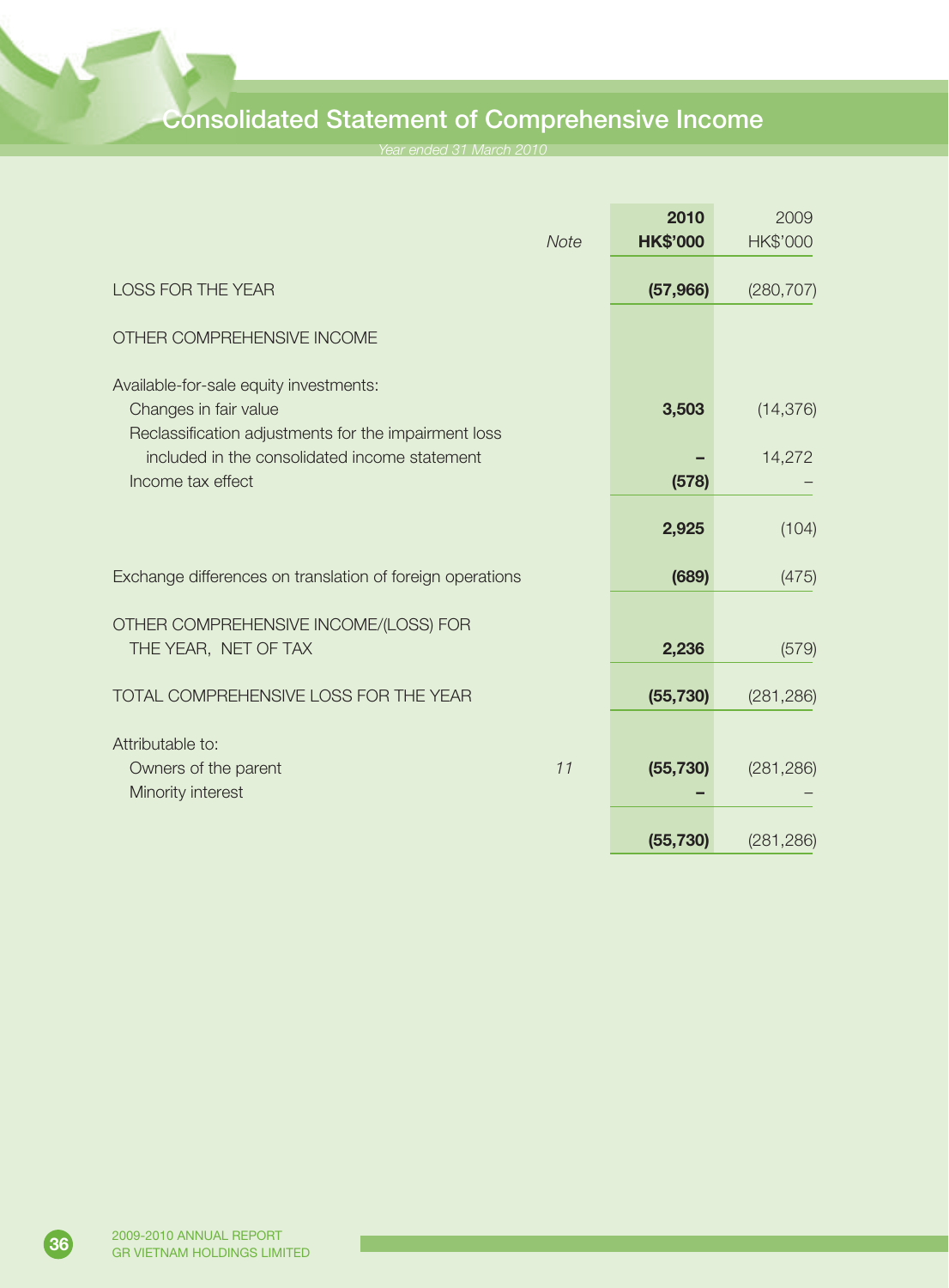# Consolidated Statement of Comprehensive Income

*Year ended 31 March 2010*

| | Note | 2010 HK$'000 | 2009 HK$'000 |
|---|---|---|---|
| LOSS FOR THE YEAR | | **(57,966)** | (280,707) |
| OTHER COMPREHENSIVE INCOME | | | |
| Available-for-sale equity investments: | | | |
| Changes in fair value | | **3,503** | (14,376) |
| Reclassification adjustments for the impairment loss included in the consolidated income statement | | **–** | 14,272 |
| Income tax effect | | **(578)** | – |
| | | **2,925** | (104) |
| Exchange differences on translation of foreign operations | | **(689)** | (475) |
| OTHER COMPREHENSIVE INCOME/(LOSS) FOR THE YEAR, NET OF TAX | | **2,236** | (579) |
| TOTAL COMPREHENSIVE LOSS FOR THE YEAR | | **(55,730)** | (281,286) |
| Attributable to: | | | |
| Owners of the parent | *11* | **(55,730)** | (281,286) |
| Minority interest | | **–** | – |
| | | **(55,730)** | (281,286) |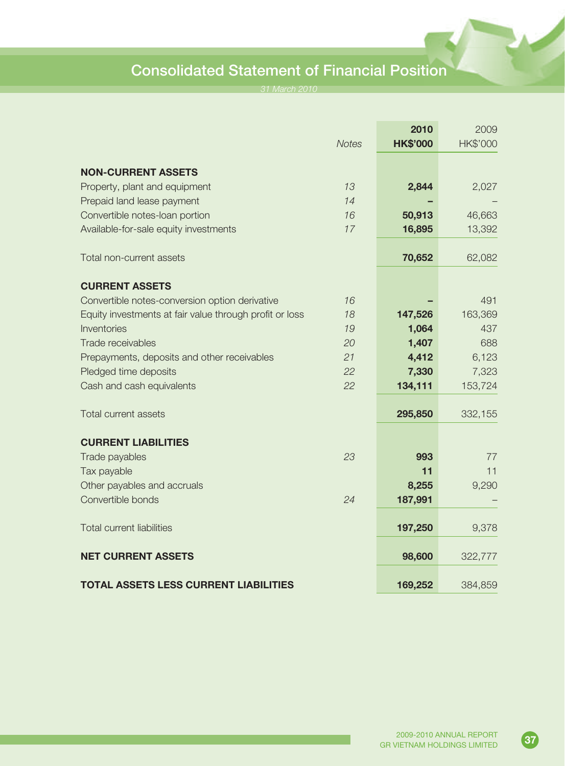# Consolidated Statement of Financial Position

*31 March 2010*

| | *Notes* | **2010 HK$'000** | 2009 HK$'000 |
|---|---|---|---|
| **NON-CURRENT ASSETS** | | | |
| Property, plant and equipment | *13* | **2,844** | 2,027 |
| Prepaid land lease payment | *14* | **–** | – |
| Convertible notes-loan portion | *16* | **50,913** | 46,663 |
| Available-for-sale equity investments | *17* | **16,895** | 13,392 |
| Total non-current assets | | **70,652** | 62,082 |
| **CURRENT ASSETS** | | | |
| Convertible notes-conversion option derivative | *16* | **–** | 491 |
| Equity investments at fair value through profit or loss | *18* | **147,526** | 163,369 |
| Inventories | *19* | **1,064** | 437 |
| Trade receivables | *20* | **1,407** | 688 |
| Prepayments, deposits and other receivables | *21* | **4,412** | 6,123 |
| Pledged time deposits | *22* | **7,330** | 7,323 |
| Cash and cash equivalents | *22* | **134,111** | 153,724 |
| Total current assets | | **295,850** | 332,155 |
| **CURRENT LIABILITIES** | | | |
| Trade payables | *23* | **993** | 77 |
| Tax payable | | **11** | 11 |
| Other payables and accruals | | **8,255** | 9,290 |
| Convertible bonds | *24* | **187,991** | – |
| Total current liabilities | | **197,250** | 9,378 |
| **NET CURRENT ASSETS** | | **98,600** | 322,777 |
| **TOTAL ASSETS LESS CURRENT LIABILITIES** | | **169,252** | 384,859 |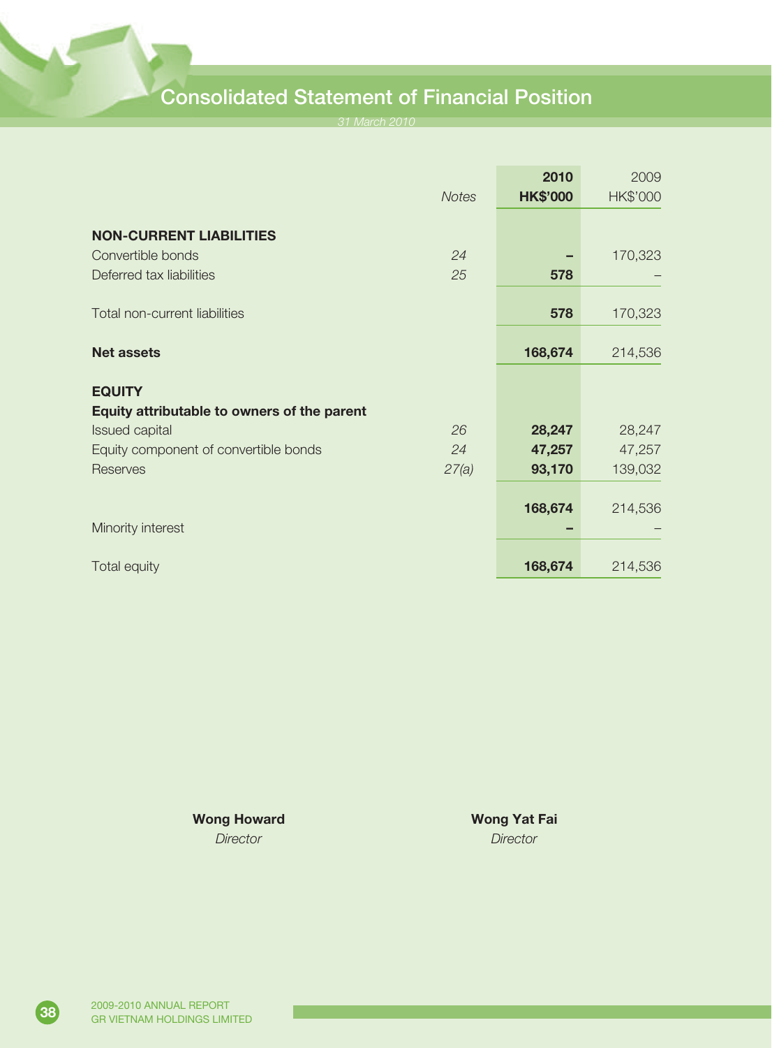# Consolidated Statement of Financial Position

*31 March 2010*

| | *Notes* | **2010 HK$'000** | 2009 HK$'000 |
|---|---|---|---|
| **NON-CURRENT LIABILITIES** | | | |
| Convertible bonds | *24* | **–** | 170,323 |
| Deferred tax liabilities | *25* | **578** | – |
| Total non-current liabilities | | **578** | 170,323 |
| **Net assets** | | **168,674** | 214,536 |
| **EQUITY** | | | |
| **Equity attributable to owners of the parent** | | | |
| Issued capital | *26* | **28,247** | 28,247 |
| Equity component of convertible bonds | *24* | **47,257** | 47,257 |
| Reserves | *27(a)* | **93,170** | 139,032 |
| | | **168,674** | 214,536 |
| Minority interest | | **–** | – |
| Total equity | | **168,674** | 214,536 |

**Wong Howard**
*Director*

**Wong Yat Fai**
*Director*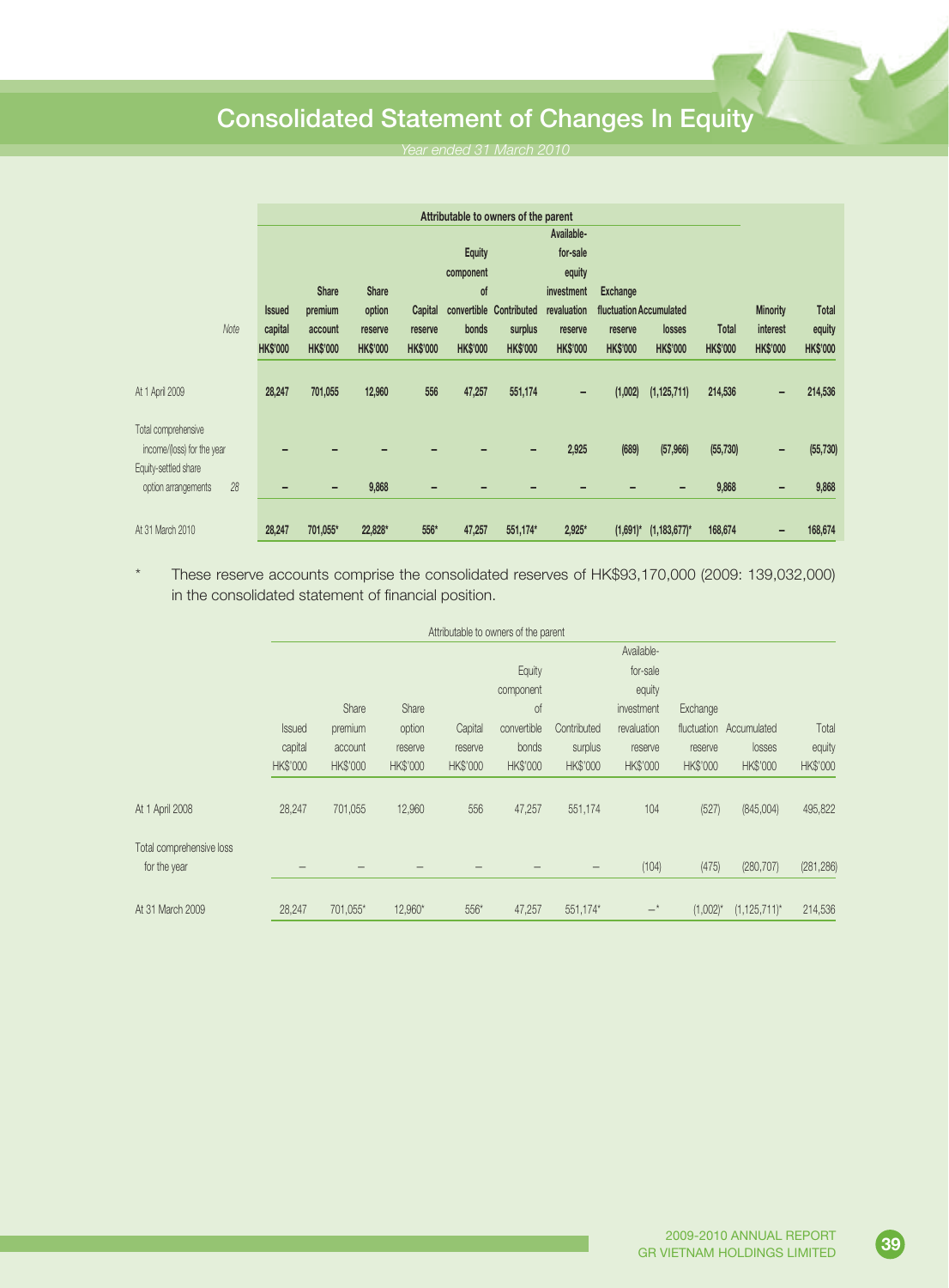# Consolidated Statement of Changes In Equity

*Year ended 31 March 2010*

| | Note | Attributable to owners of the parent | | | | | | | | | | | |
|---|---|---|---|---|---|---|---|---|---|---|---|---|---|
| | | Issued capital HK$'000 | Share premium account HK$'000 | Share option reserve HK$'000 | Capital reserve HK$'000 | Equity component of convertible bonds HK$'000 | Contributed surplus HK$'000 | Available-for-sale equity investment revaluation reserve HK$'000 | Exchange fluctuation reserve HK$'000 | Accumulated losses HK$'000 | Total HK$'000 | Minority interest HK$'000 | Total equity HK$'000 |
| **At 1 April 2009** | | **28,247** | **701,055** | **12,960** | **556** | **47,257** | **551,174** | **–** | **(1,002)** | **(1,125,711)** | **214,536** | **–** | **214,536** |
| **Total comprehensive income/(loss) for the year** | | **–** | **–** | **–** | **–** | **–** | **–** | **2,925** | **(689)** | **(57,966)** | **(55,730)** | **–** | **(55,730)** |
| **Equity-settled share option arrangements** | 28 | **–** | **–** | **9,868** | **–** | **–** | **–** | **–** | **–** | **–** | **9,868** | **–** | **9,868** |
| **At 31 March 2010** | | **28,247** | **701,055*** | **22,828*** | **556*** | **47,257** | **551,174*** | **2,925*** | **(1,691)*** | **(1,183,677)*** | **168,674** | **–** | **168,674** |

\* These reserve accounts comprise the consolidated reserves of HK$93,170,000 (2009: 139,032,000) in the consolidated statement of financial position.

| | Attributable to owners of the parent | | | | | | | | | |
|---|---|---|---|---|---|---|---|---|---|---|
| | Issued capital HK$'000 | Share premium account HK$'000 | Share option reserve HK$'000 | Capital reserve HK$'000 | Equity component of convertible bonds HK$'000 | Contributed surplus HK$'000 | Available-for-sale equity investment revaluation reserve HK$'000 | Exchange fluctuation reserve HK$'000 | Accumulated losses HK$'000 | Total equity HK$'000 |
| At 1 April 2008 | 28,247 | 701,055 | 12,960 | 556 | 47,257 | 551,174 | 104 | (527) | (845,004) | 495,822 |
| Total comprehensive loss for the year | – | – | – | – | – | – | (104) | (475) | (280,707) | (281,286) |
| At 31 March 2009 | 28,247 | 701,055* | 12,960* | 556* | 47,257 | 551,174* | –* | (1,002)* | (1,125,711)* | 214,536 |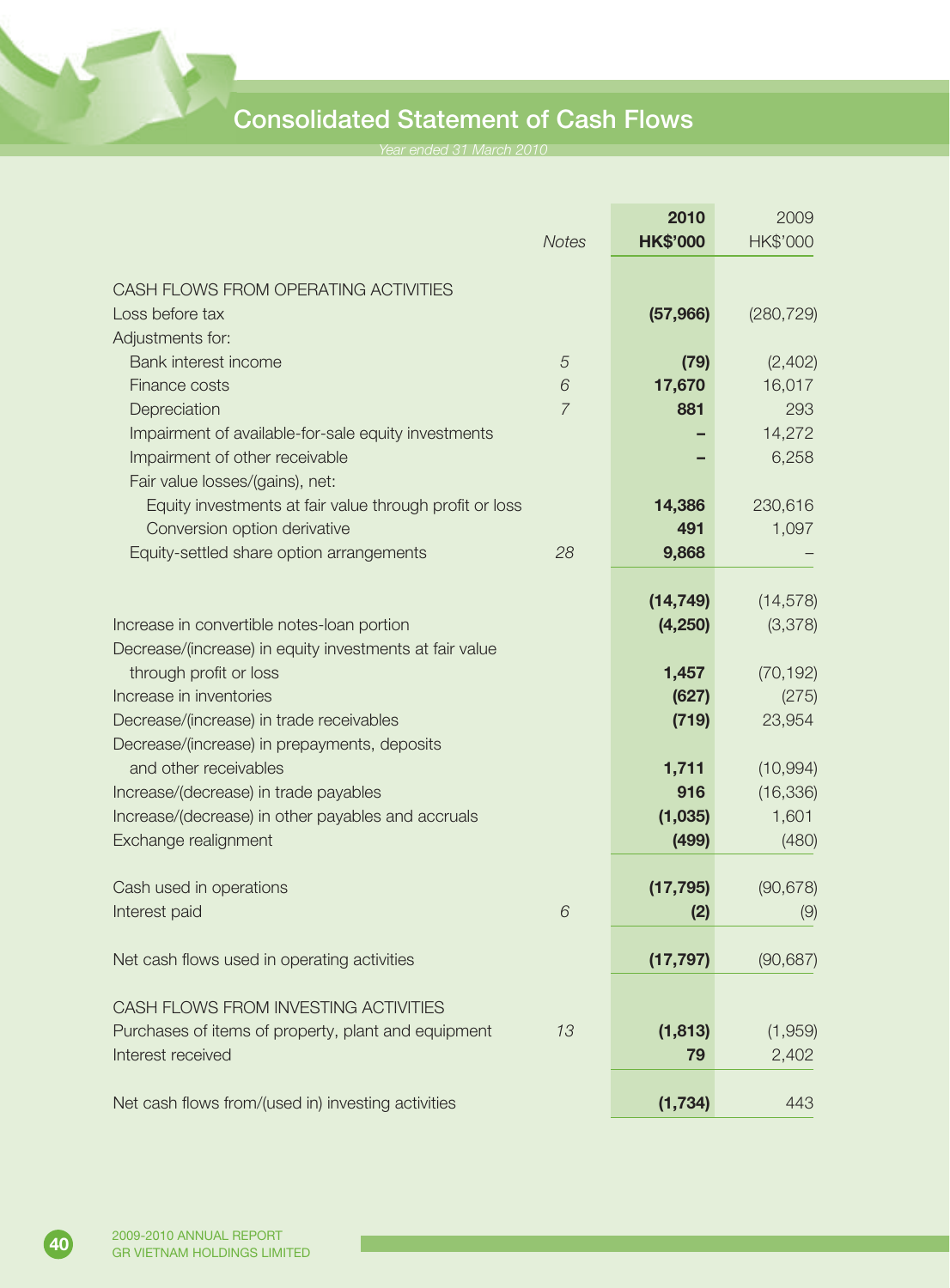# Consolidated Statement of Cash Flows

*Year ended 31 March 2010*

| | Notes | 2010 HK$'000 | 2009 HK$'000 |
|---|---|---|---|
| CASH FLOWS FROM OPERATING ACTIVITIES | | | |
| Loss before tax | | **(57,966)** | (280,729) |
| Adjustments for: | | | |
| Bank interest income | 5 | **(79)** | (2,402) |
| Finance costs | 6 | **17,670** | 16,017 |
| Depreciation | 7 | **881** | 293 |
| Impairment of available-for-sale equity investments | | **–** | 14,272 |
| Impairment of other receivable | | **–** | 6,258 |
| Fair value losses/(gains), net: | | | |
| Equity investments at fair value through profit or loss | | **14,386** | 230,616 |
| Conversion option derivative | | **491** | 1,097 |
| Equity-settled share option arrangements | 28 | **9,868** | – |
| | | **(14,749)** | (14,578) |
| Increase in convertible notes-loan portion | | **(4,250)** | (3,378) |
| Decrease/(increase) in equity investments at fair value through profit or loss | | **1,457** | (70,192) |
| Increase in inventories | | **(627)** | (275) |
| Decrease/(increase) in trade receivables | | **(719)** | 23,954 |
| Decrease/(increase) in prepayments, deposits and other receivables | | **1,711** | (10,994) |
| Increase/(decrease) in trade payables | | **916** | (16,336) |
| Increase/(decrease) in other payables and accruals | | **(1,035)** | 1,601 |
| Exchange realignment | | **(499)** | (480) |
| Cash used in operations | | **(17,795)** | (90,678) |
| Interest paid | 6 | **(2)** | (9) |
| Net cash flows used in operating activities | | **(17,797)** | (90,687) |
| CASH FLOWS FROM INVESTING ACTIVITIES | | | |
| Purchases of items of property, plant and equipment | 13 | **(1,813)** | (1,959) |
| Interest received | | **79** | 2,402 |
| Net cash flows from/(used in) investing activities | | **(1,734)** | 443 |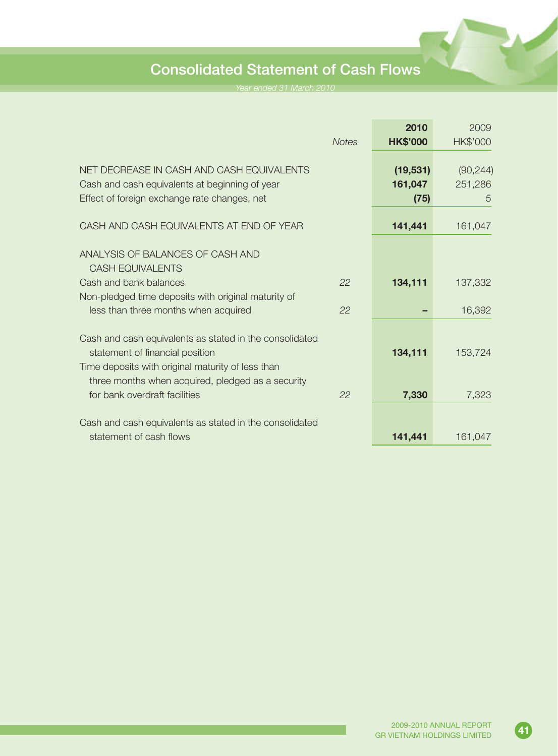# Consolidated Statement of Cash Flows

*Year ended 31 March 2010*

| | Notes | 2010<br>HK$'000 | 2009<br>HK$'000 |
|---|---|---|---|
| NET DECREASE IN CASH AND CASH EQUIVALENTS | | **(19,531)** | (90,244) |
| Cash and cash equivalents at beginning of year | | **161,047** | 251,286 |
| Effect of foreign exchange rate changes, net | | **(75)** | 5 |
| CASH AND CASH EQUIVALENTS AT END OF YEAR | | **141,441** | 161,047 |
| ANALYSIS OF BALANCES OF CASH AND CASH EQUIVALENTS | | | |
| Cash and bank balances | 22 | **134,111** | 137,332 |
| Non-pledged time deposits with original maturity of less than three months when acquired | 22 | **–** | 16,392 |
| Cash and cash equivalents as stated in the consolidated statement of financial position | | **134,111** | 153,724 |
| Time deposits with original maturity of less than three months when acquired, pledged as a security for bank overdraft facilities | 22 | **7,330** | 7,323 |
| Cash and cash equivalents as stated in the consolidated statement of cash flows | | **141,441** | 161,047 |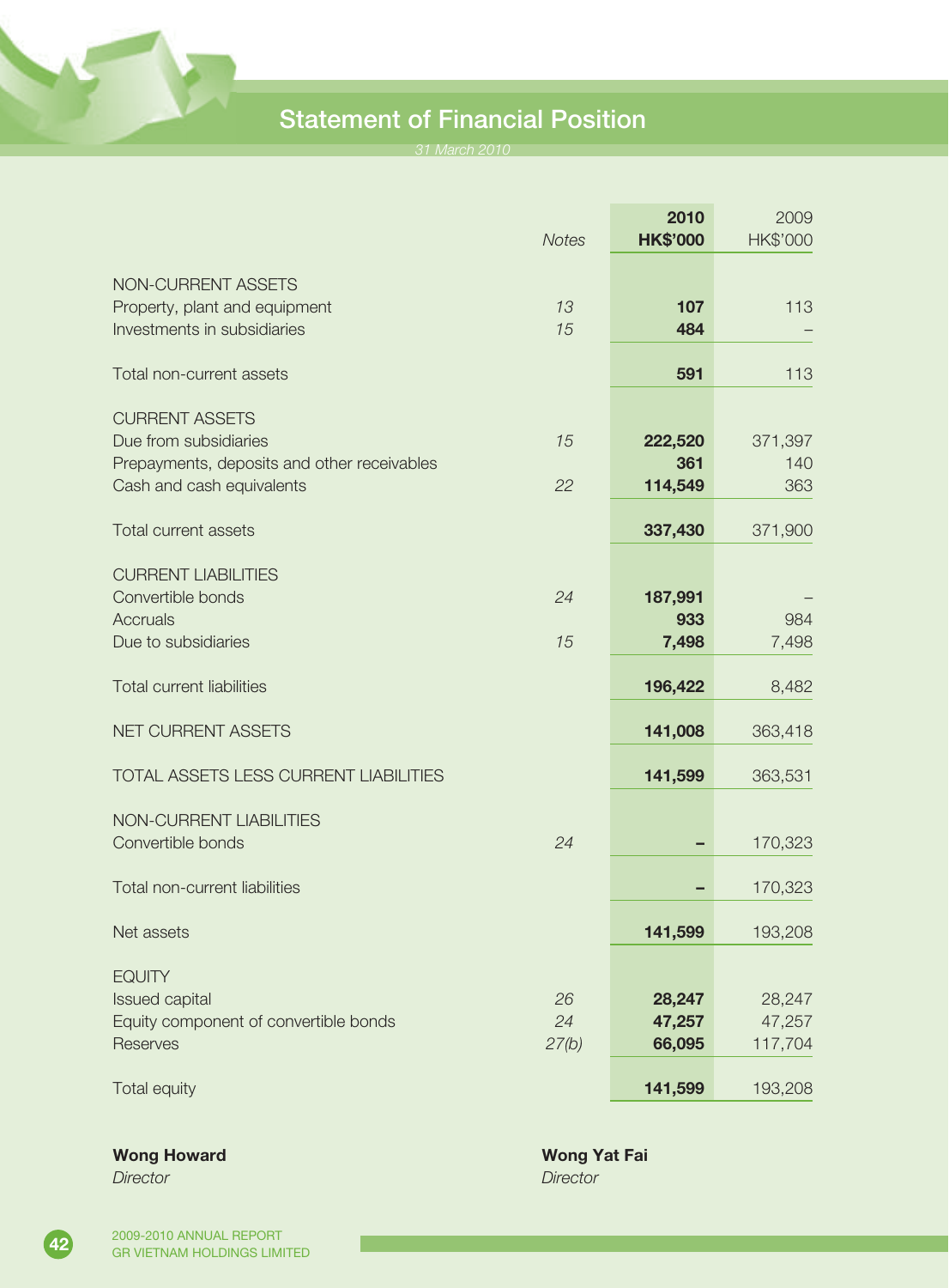# Statement of Financial Position

*31 March 2010*

| | Notes | 2010 HK$'000 | 2009 HK$'000 |
|---|---|---|---|
| NON-CURRENT ASSETS | | | |
| Property, plant and equipment | 13 | **107** | 113 |
| Investments in subsidiaries | 15 | **484** | – |
| Total non-current assets | | **591** | 113 |
| CURRENT ASSETS | | | |
| Due from subsidiaries | 15 | **222,520** | 371,397 |
| Prepayments, deposits and other receivables | | **361** | 140 |
| Cash and cash equivalents | 22 | **114,549** | 363 |
| Total current assets | | **337,430** | 371,900 |
| CURRENT LIABILITIES | | | |
| Convertible bonds | 24 | **187,991** | – |
| Accruals | | **933** | 984 |
| Due to subsidiaries | 15 | **7,498** | 7,498 |
| Total current liabilities | | **196,422** | 8,482 |
| NET CURRENT ASSETS | | **141,008** | 363,418 |
| TOTAL ASSETS LESS CURRENT LIABILITIES | | **141,599** | 363,531 |
| NON-CURRENT LIABILITIES | | | |
| Convertible bonds | 24 | **–** | 170,323 |
| Total non-current liabilities | | **–** | 170,323 |
| Net assets | | **141,599** | 193,208 |
| EQUITY | | | |
| Issued capital | 26 | **28,247** | 28,247 |
| Equity component of convertible bonds | 24 | **47,257** | 47,257 |
| Reserves | 27(b) | **66,095** | 117,704 |
| Total equity | | **141,599** | 193,208 |

**Wong Howard**
*Director*

**Wong Yat Fai**
*Director*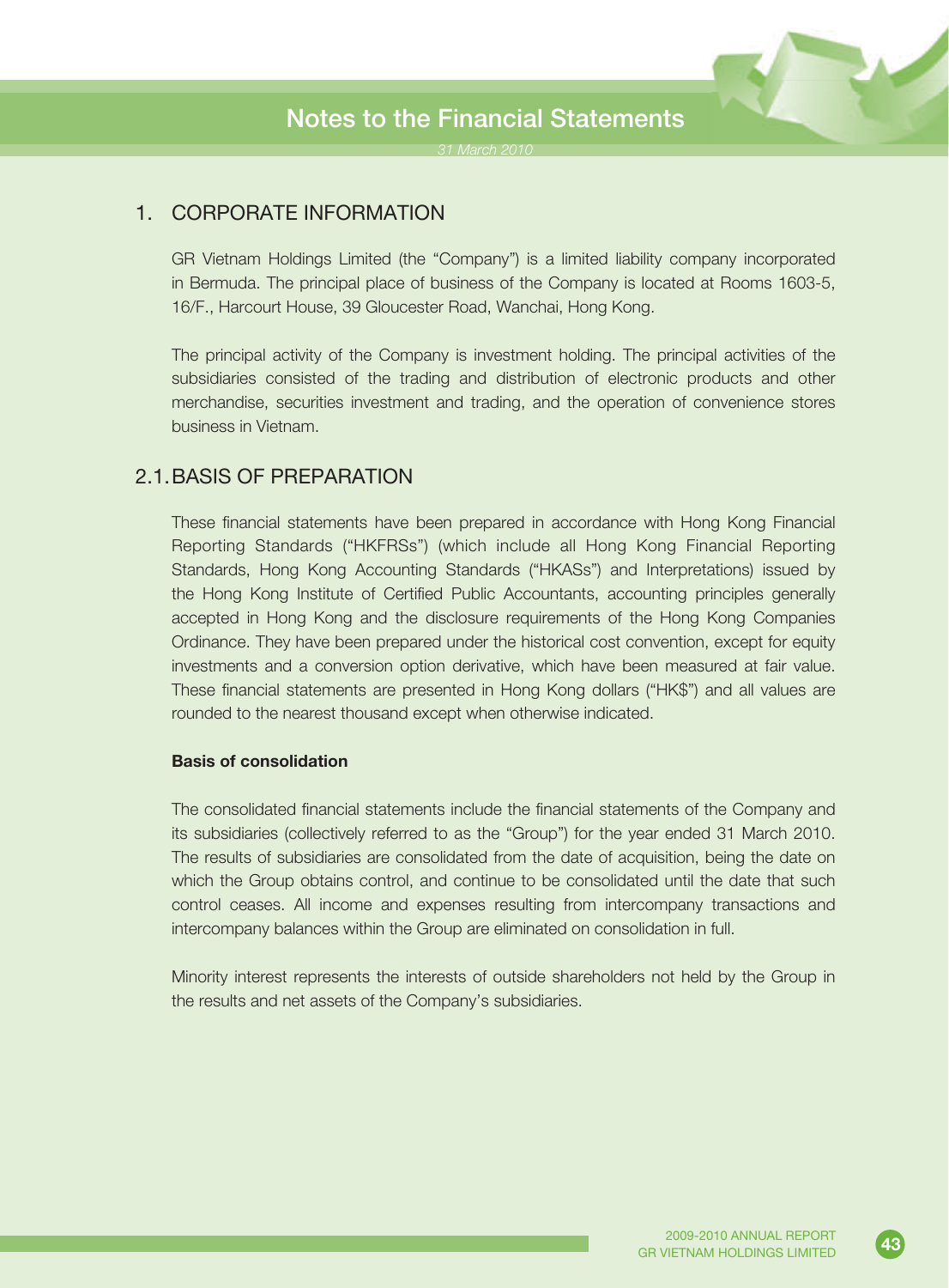# Notes to the Financial Statements

*31 March 2010*

## 1. CORPORATE INFORMATION

GR Vietnam Holdings Limited (the "Company") is a limited liability company incorporated in Bermuda. The principal place of business of the Company is located at Rooms 1603-5, 16/F., Harcourt House, 39 Gloucester Road, Wanchai, Hong Kong.

The principal activity of the Company is investment holding. The principal activities of the subsidiaries consisted of the trading and distribution of electronic products and other merchandise, securities investment and trading, and the operation of convenience stores business in Vietnam.

## 2.1. BASIS OF PREPARATION

These financial statements have been prepared in accordance with Hong Kong Financial Reporting Standards ("HKFRSs") (which include all Hong Kong Financial Reporting Standards, Hong Kong Accounting Standards ("HKASs") and Interpretations) issued by the Hong Kong Institute of Certified Public Accountants, accounting principles generally accepted in Hong Kong and the disclosure requirements of the Hong Kong Companies Ordinance. They have been prepared under the historical cost convention, except for equity investments and a conversion option derivative, which have been measured at fair value. These financial statements are presented in Hong Kong dollars ("HK$") and all values are rounded to the nearest thousand except when otherwise indicated.

**Basis of consolidation**

The consolidated financial statements include the financial statements of the Company and its subsidiaries (collectively referred to as the "Group") for the year ended 31 March 2010. The results of subsidiaries are consolidated from the date of acquisition, being the date on which the Group obtains control, and continue to be consolidated until the date that such control ceases. All income and expenses resulting from intercompany transactions and intercompany balances within the Group are eliminated on consolidation in full.

Minority interest represents the interests of outside shareholders not held by the Group in the results and net assets of the Company's subsidiaries.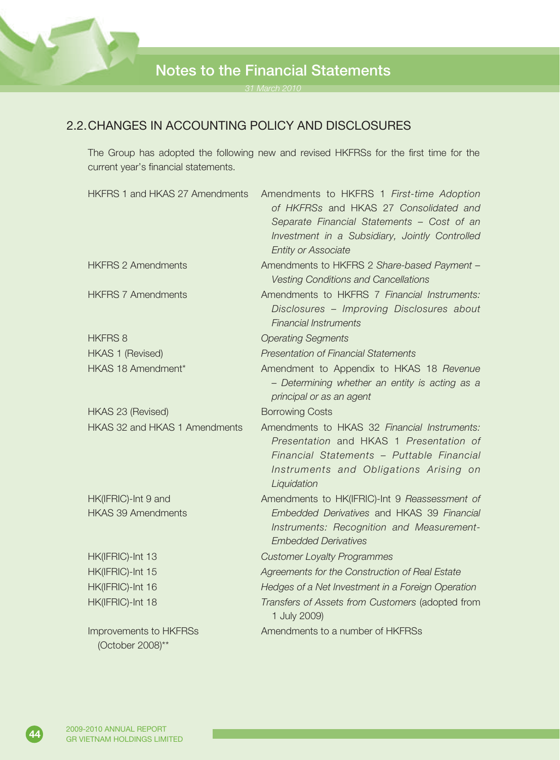## 2.2. CHANGES IN ACCOUNTING POLICY AND DISCLOSURES

The Group has adopted the following new and revised HKFRSs for the first time for the current year's financial statements.

| | |
|---|---|
| HKFRS 1 and HKAS 27 Amendments | Amendments to HKFRS 1 *First-time Adoption of HKFRSs* and HKAS 27 *Consolidated and Separate Financial Statements – Cost of an Investment in a Subsidiary, Jointly Controlled Entity or Associate* |
| HKFRS 2 Amendments | Amendments to HKFRS 2 *Share-based Payment – Vesting Conditions and Cancellations* |
| HKFRS 7 Amendments | Amendments to HKFRS 7 *Financial Instruments: Disclosures – Improving Disclosures about Financial Instruments* |
| HKFRS 8 | *Operating Segments* |
| HKAS 1 (Revised) | *Presentation of Financial Statements* |
| HKAS 18 Amendment* | Amendment to Appendix to HKAS 18 *Revenue – Determining whether an entity is acting as a principal or as an agent* |
| HKAS 23 (Revised) | Borrowing Costs |
| HKAS 32 and HKAS 1 Amendments | Amendments to HKAS 32 *Financial Instruments: Presentation* and HKAS 1 *Presentation of Financial Statements – Puttable Financial Instruments and Obligations Arising on Liquidation* |
| HK(IFRIC)-Int 9 and HKAS 39 Amendments | Amendments to HK(IFRIC)-Int 9 *Reassessment of Embedded Derivatives* and HKAS 39 *Financial Instruments: Recognition and Measurement-Embedded Derivatives* |
| HK(IFRIC)-Int 13 | *Customer Loyalty Programmes* |
| HK(IFRIC)-Int 15 | *Agreements for the Construction of Real Estate* |
| HK(IFRIC)-Int 16 | *Hedges of a Net Investment in a Foreign Operation* |
| HK(IFRIC)-Int 18 | *Transfers of Assets from Customers* (adopted from 1 July 2009) |
| Improvements to HKFRSs (October 2008)** | Amendments to a number of HKFRSs |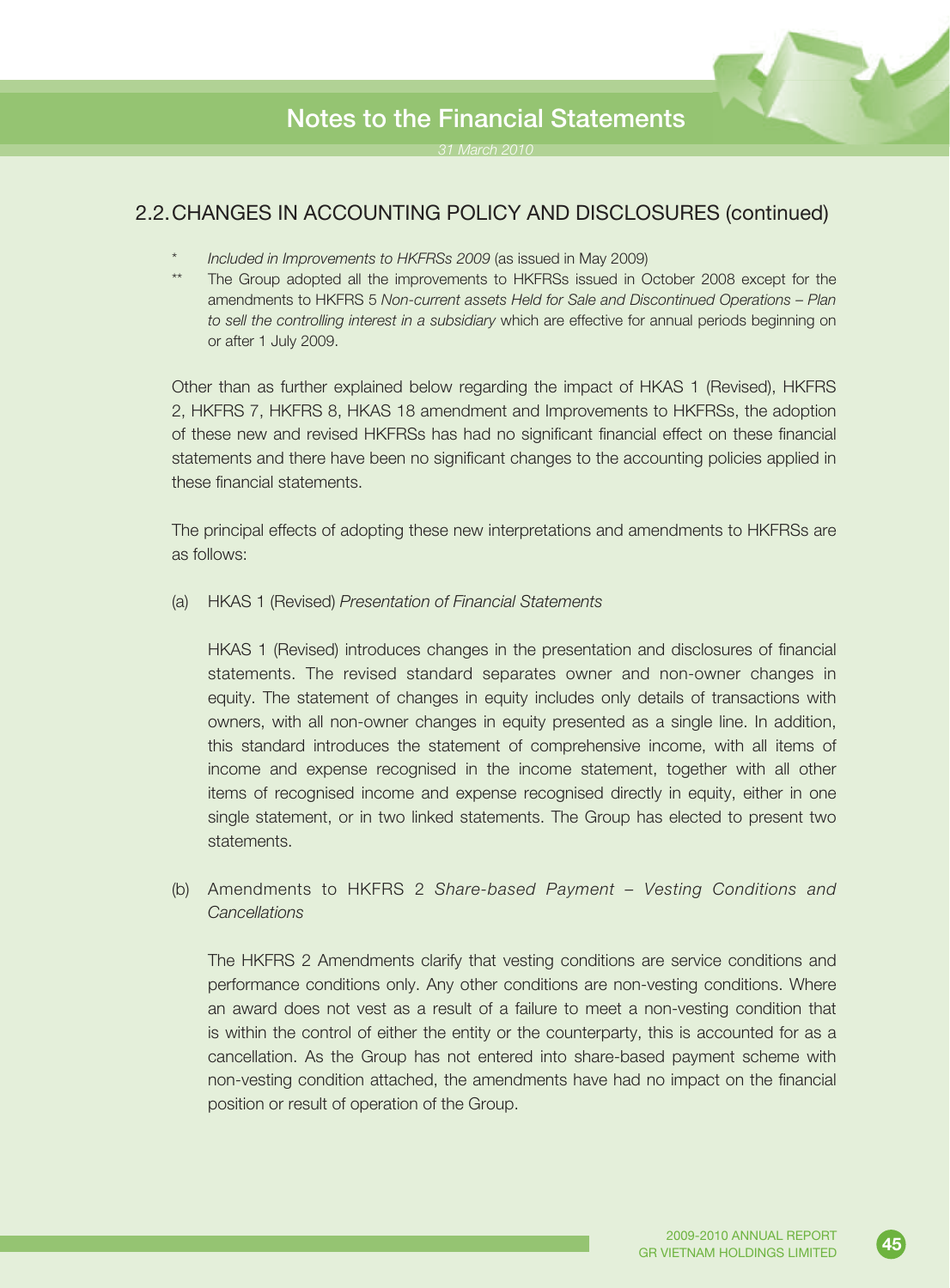## 2.2. CHANGES IN ACCOUNTING POLICY AND DISCLOSURES (continued)

\* *Included in Improvements to HKFRSs 2009* (as issued in May 2009)

\*\* The Group adopted all the improvements to HKFRSs issued in October 2008 except for the amendments to HKFRS 5 *Non-current assets Held for Sale and Discontinued Operations – Plan to sell the controlling interest in a subsidiary* which are effective for annual periods beginning on or after 1 July 2009.

Other than as further explained below regarding the impact of HKAS 1 (Revised), HKFRS 2, HKFRS 7, HKFRS 8, HKAS 18 amendment and Improvements to HKFRSs, the adoption of these new and revised HKFRSs has had no significant financial effect on these financial statements and there have been no significant changes to the accounting policies applied in these financial statements.

The principal effects of adopting these new interpretations and amendments to HKFRSs are as follows:

(a) HKAS 1 (Revised) *Presentation of Financial Statements*

HKAS 1 (Revised) introduces changes in the presentation and disclosures of financial statements. The revised standard separates owner and non-owner changes in equity. The statement of changes in equity includes only details of transactions with owners, with all non-owner changes in equity presented as a single line. In addition, this standard introduces the statement of comprehensive income, with all items of income and expense recognised in the income statement, together with all other items of recognised income and expense recognised directly in equity, either in one single statement, or in two linked statements. The Group has elected to present two statements.

(b) Amendments to HKFRS 2 *Share-based Payment – Vesting Conditions and Cancellations*

The HKFRS 2 Amendments clarify that vesting conditions are service conditions and performance conditions only. Any other conditions are non-vesting conditions. Where an award does not vest as a result of a failure to meet a non-vesting condition that is within the control of either the entity or the counterparty, this is accounted for as a cancellation. As the Group has not entered into share-based payment scheme with non-vesting condition attached, the amendments have had no impact on the financial position or result of operation of the Group.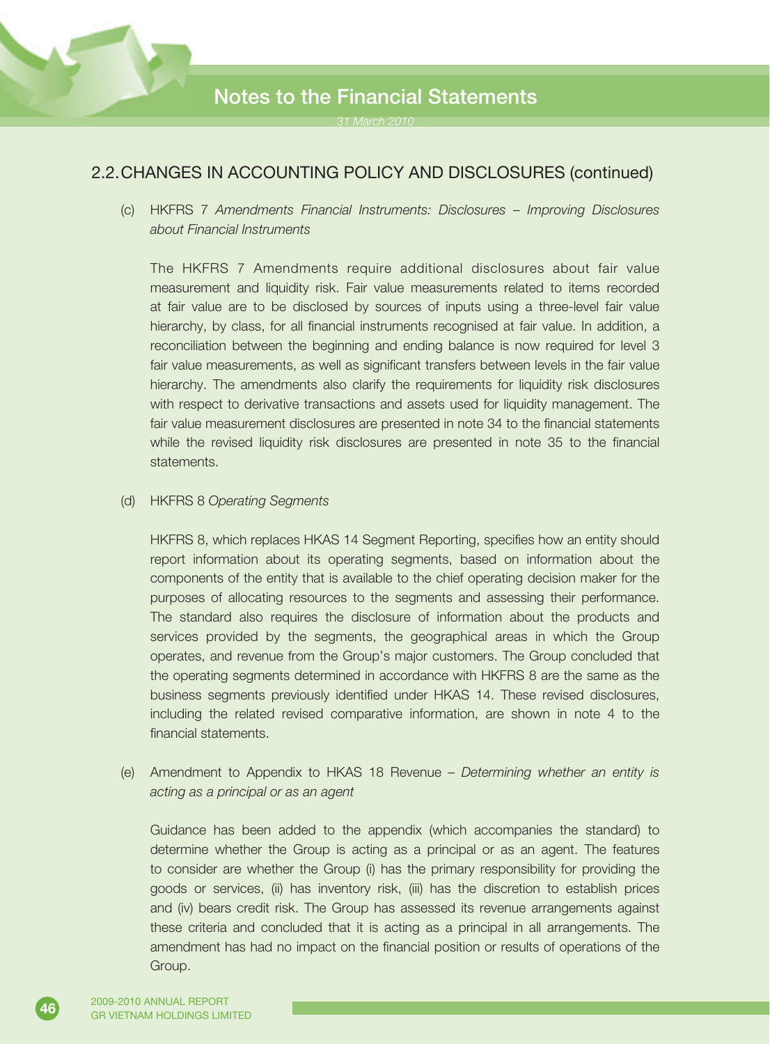## 2.2. CHANGES IN ACCOUNTING POLICY AND DISCLOSURES (continued)

(c) HKFRS 7 *Amendments Financial Instruments: Disclosures – Improving Disclosures about Financial Instruments*

The HKFRS 7 Amendments require additional disclosures about fair value measurement and liquidity risk. Fair value measurements related to items recorded at fair value are to be disclosed by sources of inputs using a three-level fair value hierarchy, by class, for all financial instruments recognised at fair value. In addition, a reconciliation between the beginning and ending balance is now required for level 3 fair value measurements, as well as significant transfers between levels in the fair value hierarchy. The amendments also clarify the requirements for liquidity risk disclosures with respect to derivative transactions and assets used for liquidity management. The fair value measurement disclosures are presented in note 34 to the financial statements while the revised liquidity risk disclosures are presented in note 35 to the financial statements.

(d) HKFRS 8 *Operating Segments*

HKFRS 8, which replaces HKAS 14 Segment Reporting, specifies how an entity should report information about its operating segments, based on information about the components of the entity that is available to the chief operating decision maker for the purposes of allocating resources to the segments and assessing their performance. The standard also requires the disclosure of information about the products and services provided by the segments, the geographical areas in which the Group operates, and revenue from the Group's major customers. The Group concluded that the operating segments determined in accordance with HKFRS 8 are the same as the business segments previously identified under HKAS 14. These revised disclosures, including the related revised comparative information, are shown in note 4 to the financial statements.

(e) Amendment to Appendix to HKAS 18 Revenue – *Determining whether an entity is acting as a principal or as an agent*

Guidance has been added to the appendix (which accompanies the standard) to determine whether the Group is acting as a principal or as an agent. The features to consider are whether the Group (i) has the primary responsibility for providing the goods or services, (ii) has inventory risk, (iii) has the discretion to establish prices and (iv) bears credit risk. The Group has assessed its revenue arrangements against these criteria and concluded that it is acting as a principal in all arrangements. The amendment has had no impact on the financial position or results of operations of the Group.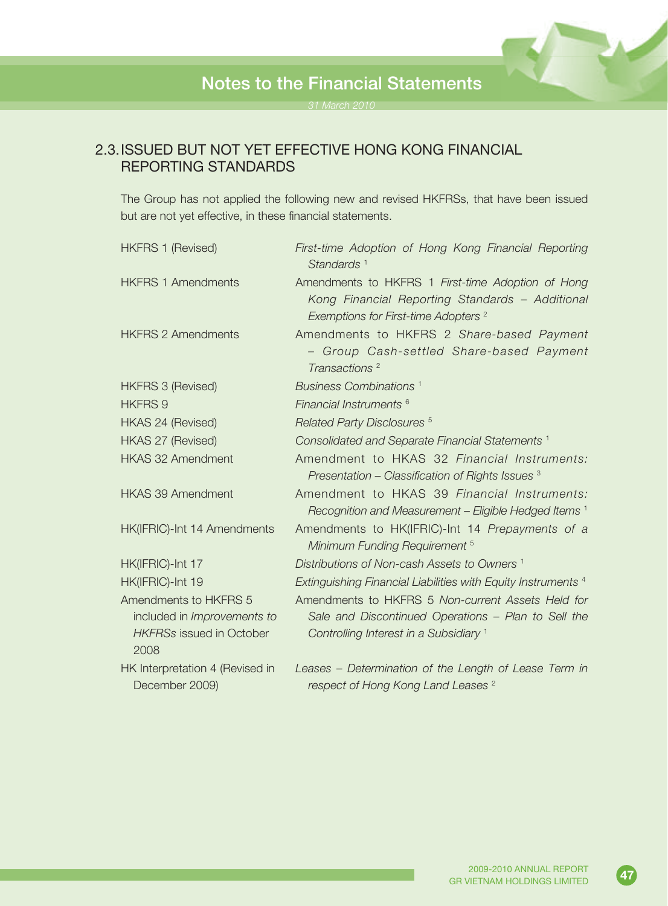## 2.3. ISSUED BUT NOT YET EFFECTIVE HONG KONG FINANCIAL REPORTING STANDARDS

The Group has not applied the following new and revised HKFRSs, that have been issued but are not yet effective, in these financial statements.

| | |
|---|---|
| HKFRS 1 (Revised) | *First-time Adoption of Hong Kong Financial Reporting Standards* [1] |
| HKFRS 1 Amendments | Amendments to HKFRS 1 *First-time Adoption of Hong Kong Financial Reporting Standards – Additional Exemptions for First-time Adopters* [2] |
| HKFRS 2 Amendments | Amendments to HKFRS 2 *Share-based Payment – Group Cash-settled Share-based Payment Transactions* [2] |
| HKFRS 3 (Revised) | *Business Combinations* [1] |
| HKFRS 9 | *Financial Instruments* [6] |
| HKAS 24 (Revised) | *Related Party Disclosures* [5] |
| HKAS 27 (Revised) | *Consolidated and Separate Financial Statements* [1] |
| HKAS 32 Amendment | Amendment to HKAS 32 *Financial Instruments: Presentation – Classification of Rights Issues* [3] |
| HKAS 39 Amendment | Amendment to HKAS 39 *Financial Instruments: Recognition and Measurement – Eligible Hedged Items* [1] |
| HK(IFRIC)-Int 14 Amendments | Amendments to HK(IFRIC)-Int 14 *Prepayments of a Minimum Funding Requirement* [5] |
| HK(IFRIC)-Int 17 | *Distributions of Non-cash Assets to Owners* [1] |
| HK(IFRIC)-Int 19 | *Extinguishing Financial Liabilities with Equity Instruments* [4] |
| Amendments to HKFRS 5 included in *Improvements to HKFRSs* issued in October 2008 | Amendments to HKFRS 5 *Non-current Assets Held for Sale and Discontinued Operations – Plan to Sell the Controlling Interest in a Subsidiary* [1] |
| HK Interpretation 4 (Revised in December 2009) | *Leases – Determination of the Length of Lease Term in respect of Hong Kong Land Leases* [2] |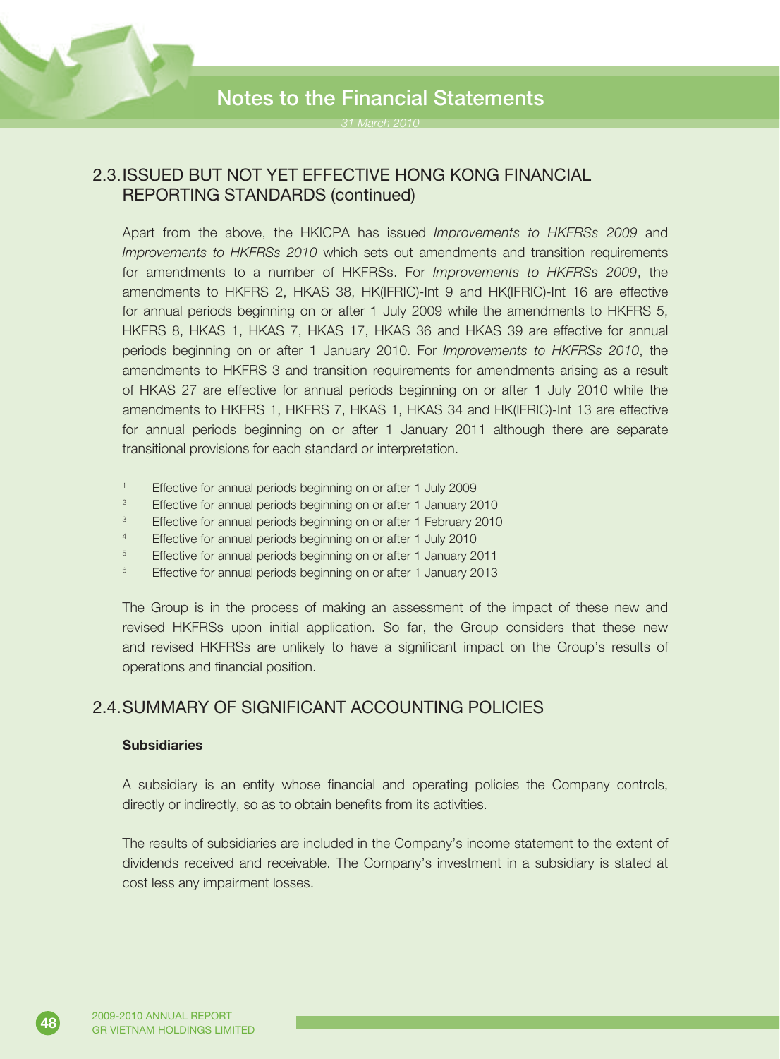## 2.3. ISSUED BUT NOT YET EFFECTIVE HONG KONG FINANCIAL REPORTING STANDARDS (continued)

Apart from the above, the HKICPA has issued *Improvements to HKFRSs 2009* and *Improvements to HKFRSs 2010* which sets out amendments and transition requirements for amendments to a number of HKFRSs. For *Improvements to HKFRSs 2009*, the amendments to HKFRS 2, HKAS 38, HK(IFRIC)-Int 9 and HK(IFRIC)-Int 16 are effective for annual periods beginning on or after 1 July 2009 while the amendments to HKFRS 5, HKFRS 8, HKAS 1, HKAS 7, HKAS 17, HKAS 36 and HKAS 39 are effective for annual periods beginning on or after 1 January 2010. For *Improvements to HKFRSs 2010*, the amendments to HKFRS 3 and transition requirements for amendments arising as a result of HKAS 27 are effective for annual periods beginning on or after 1 July 2010 while the amendments to HKFRS 1, HKFRS 7, HKAS 1, HKAS 34 and HK(IFRIC)-Int 13 are effective for annual periods beginning on or after 1 January 2011 although there are separate transitional provisions for each standard or interpretation.

1 Effective for annual periods beginning on or after 1 July 2009
2 Effective for annual periods beginning on or after 1 January 2010
3 Effective for annual periods beginning on or after 1 February 2010
4 Effective for annual periods beginning on or after 1 July 2010
5 Effective for annual periods beginning on or after 1 January 2011
6 Effective for annual periods beginning on or after 1 January 2013

The Group is in the process of making an assessment of the impact of these new and revised HKFRSs upon initial application. So far, the Group considers that these new and revised HKFRSs are unlikely to have a significant impact on the Group's results of operations and financial position.

## 2.4. SUMMARY OF SIGNIFICANT ACCOUNTING POLICIES

**Subsidiaries**

A subsidiary is an entity whose financial and operating policies the Company controls, directly or indirectly, so as to obtain benefits from its activities.

The results of subsidiaries are included in the Company's income statement to the extent of dividends received and receivable. The Company's investment in a subsidiary is stated at cost less any impairment losses.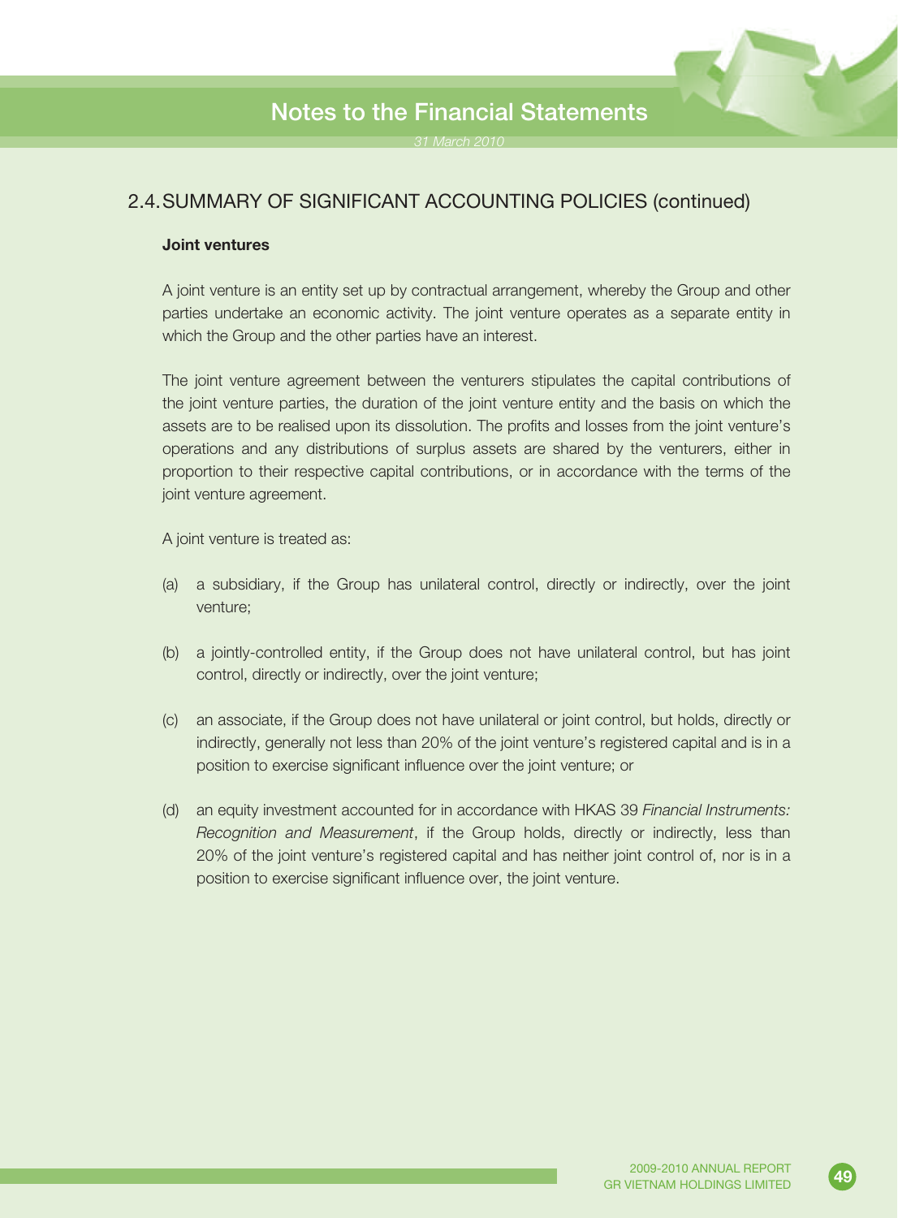## 2.4. SUMMARY OF SIGNIFICANT ACCOUNTING POLICIES (continued)

### Joint ventures

A joint venture is an entity set up by contractual arrangement, whereby the Group and other parties undertake an economic activity. The joint venture operates as a separate entity in which the Group and the other parties have an interest.

The joint venture agreement between the venturers stipulates the capital contributions of the joint venture parties, the duration of the joint venture entity and the basis on which the assets are to be realised upon its dissolution. The profits and losses from the joint venture's operations and any distributions of surplus assets are shared by the venturers, either in proportion to their respective capital contributions, or in accordance with the terms of the joint venture agreement.

A joint venture is treated as:

(a) a subsidiary, if the Group has unilateral control, directly or indirectly, over the joint venture;

(b) a jointly-controlled entity, if the Group does not have unilateral control, but has joint control, directly or indirectly, over the joint venture;

(c) an associate, if the Group does not have unilateral or joint control, but holds, directly or indirectly, generally not less than 20% of the joint venture's registered capital and is in a position to exercise significant influence over the joint venture; or

(d) an equity investment accounted for in accordance with HKAS 39 *Financial Instruments: Recognition and Measurement*, if the Group holds, directly or indirectly, less than 20% of the joint venture's registered capital and has neither joint control of, nor is in a position to exercise significant influence over, the joint venture.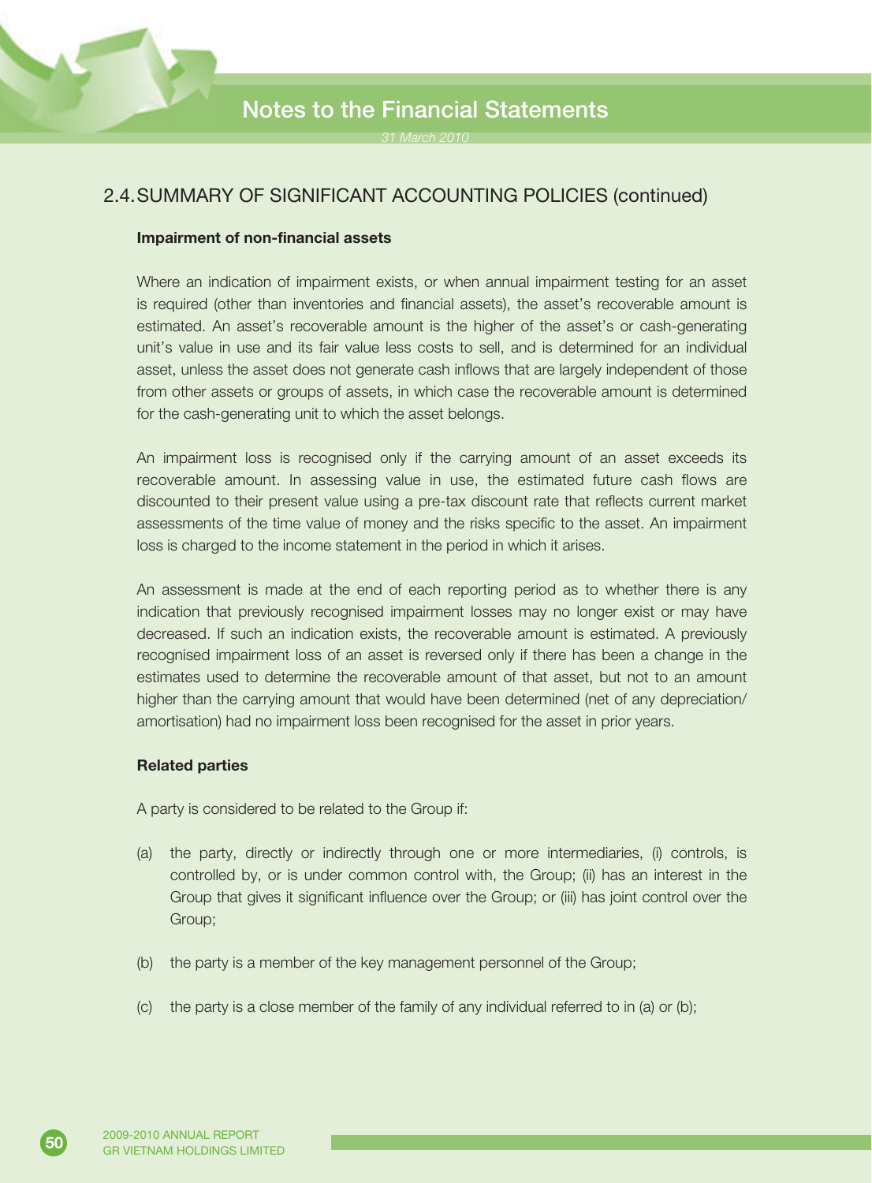## 2.4. SUMMARY OF SIGNIFICANT ACCOUNTING POLICIES (continued)

### Impairment of non-financial assets

Where an indication of impairment exists, or when annual impairment testing for an asset is required (other than inventories and financial assets), the asset's recoverable amount is estimated. An asset's recoverable amount is the higher of the asset's or cash-generating unit's value in use and its fair value less costs to sell, and is determined for an individual asset, unless the asset does not generate cash inflows that are largely independent of those from other assets or groups of assets, in which case the recoverable amount is determined for the cash-generating unit to which the asset belongs.

An impairment loss is recognised only if the carrying amount of an asset exceeds its recoverable amount. In assessing value in use, the estimated future cash flows are discounted to their present value using a pre-tax discount rate that reflects current market assessments of the time value of money and the risks specific to the asset. An impairment loss is charged to the income statement in the period in which it arises.

An assessment is made at the end of each reporting period as to whether there is any indication that previously recognised impairment losses may no longer exist or may have decreased. If such an indication exists, the recoverable amount is estimated. A previously recognised impairment loss of an asset is reversed only if there has been a change in the estimates used to determine the recoverable amount of that asset, but not to an amount higher than the carrying amount that would have been determined (net of any depreciation/amortisation) had no impairment loss been recognised for the asset in prior years.

### Related parties

A party is considered to be related to the Group if:

(a) the party, directly or indirectly through one or more intermediaries, (i) controls, is controlled by, or is under common control with, the Group; (ii) has an interest in the Group that gives it significant influence over the Group; or (iii) has joint control over the Group;

(b) the party is a member of the key management personnel of the Group;

(c) the party is a close member of the family of any individual referred to in (a) or (b);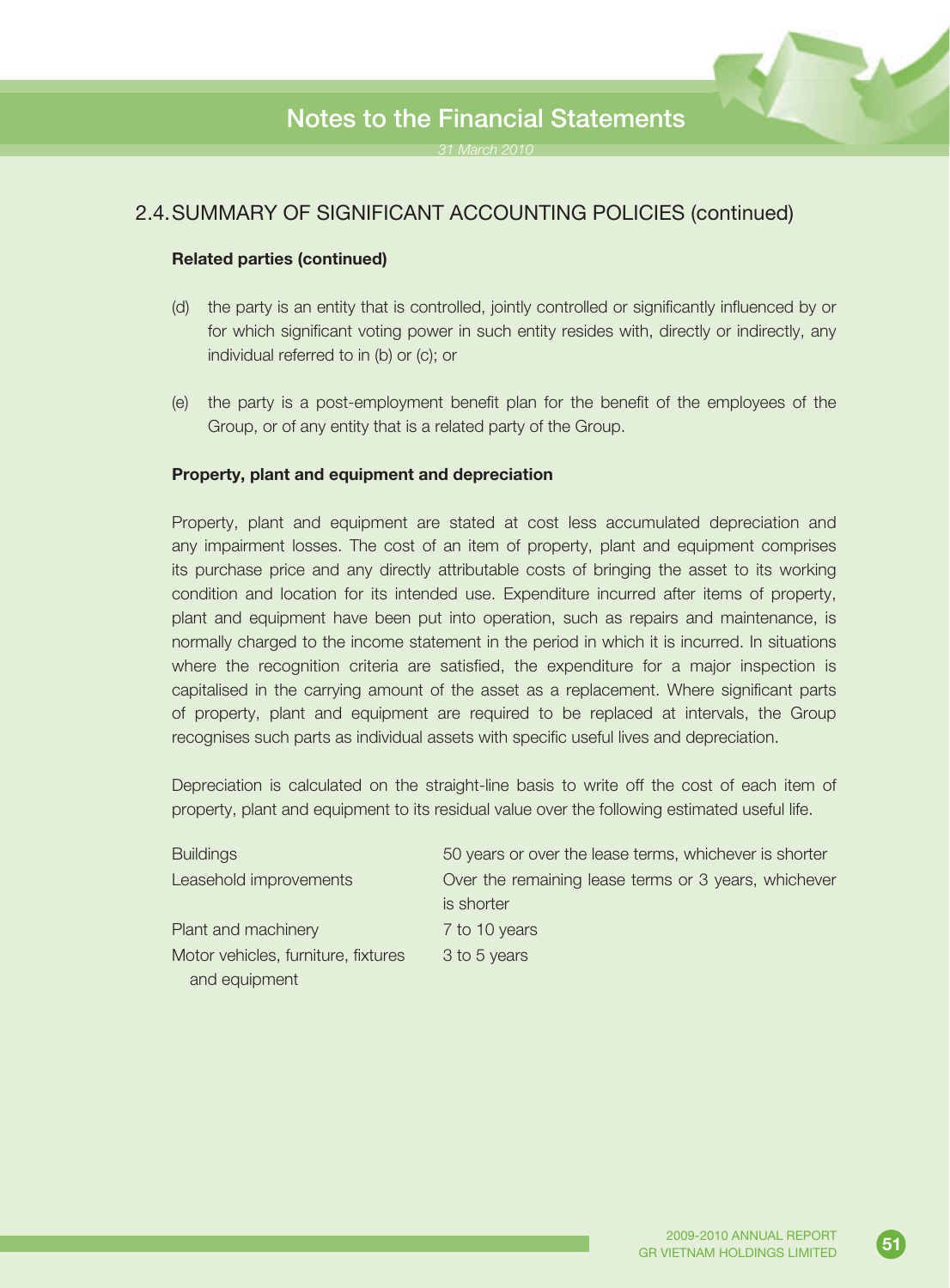## 2.4. SUMMARY OF SIGNIFICANT ACCOUNTING POLICIES (continued)

**Related parties (continued)**

(d) the party is an entity that is controlled, jointly controlled or significantly influenced by or for which significant voting power in such entity resides with, directly or indirectly, any individual referred to in (b) or (c); or

(e) the party is a post-employment benefit plan for the benefit of the employees of the Group, or of any entity that is a related party of the Group.

**Property, plant and equipment and depreciation**

Property, plant and equipment are stated at cost less accumulated depreciation and any impairment losses. The cost of an item of property, plant and equipment comprises its purchase price and any directly attributable costs of bringing the asset to its working condition and location for its intended use. Expenditure incurred after items of property, plant and equipment have been put into operation, such as repairs and maintenance, is normally charged to the income statement in the period in which it is incurred. In situations where the recognition criteria are satisfied, the expenditure for a major inspection is capitalised in the carrying amount of the asset as a replacement. Where significant parts of property, plant and equipment are required to be replaced at intervals, the Group recognises such parts as individual assets with specific useful lives and depreciation.

Depreciation is calculated on the straight-line basis to write off the cost of each item of property, plant and equipment to its residual value over the following estimated useful life.

| | |
|---|---|
| Buildings | 50 years or over the lease terms, whichever is shorter |
| Leasehold improvements | Over the remaining lease terms or 3 years, whichever is shorter |
| Plant and machinery | 7 to 10 years |
| Motor vehicles, furniture, fixtures and equipment | 3 to 5 years |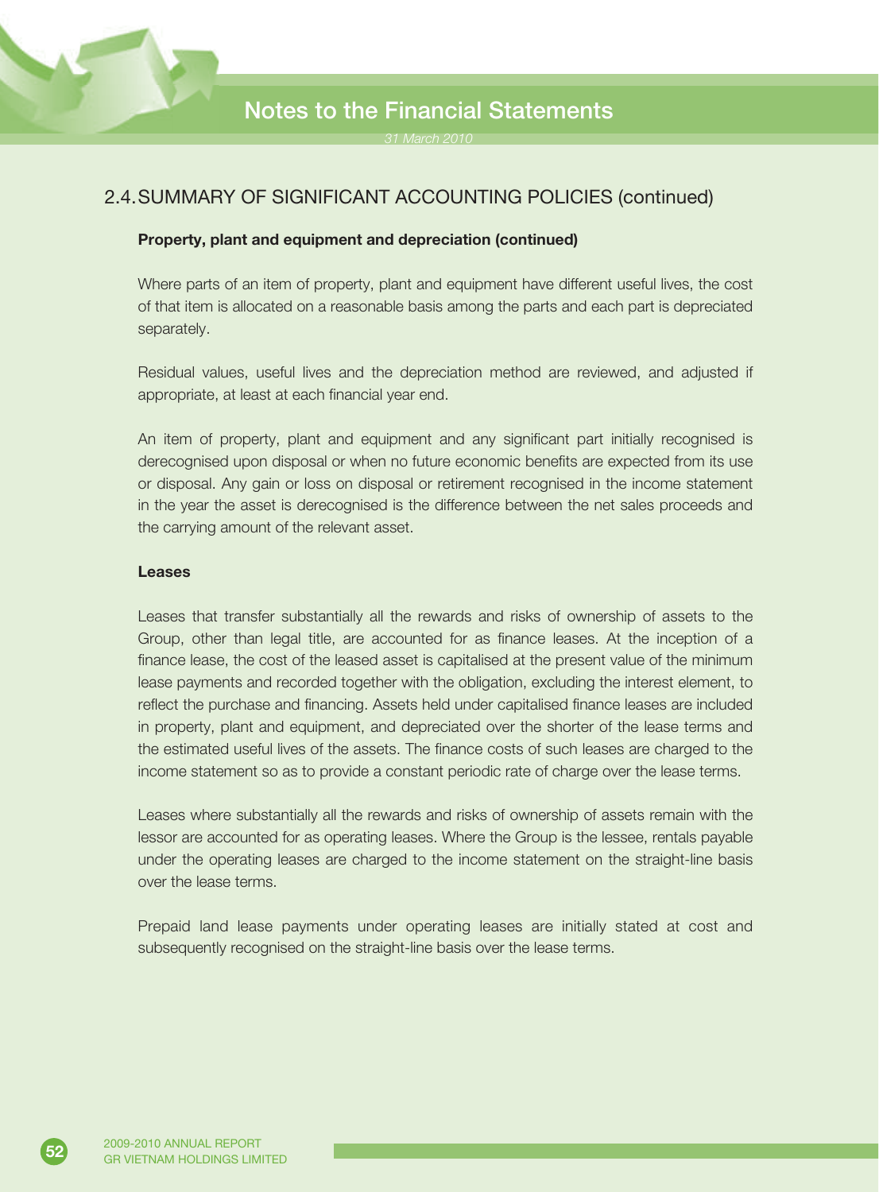## 2.4. SUMMARY OF SIGNIFICANT ACCOUNTING POLICIES (continued)

**Property, plant and equipment and depreciation (continued)**

Where parts of an item of property, plant and equipment have different useful lives, the cost of that item is allocated on a reasonable basis among the parts and each part is depreciated separately.

Residual values, useful lives and the depreciation method are reviewed, and adjusted if appropriate, at least at each financial year end.

An item of property, plant and equipment and any significant part initially recognised is derecognised upon disposal or when no future economic benefits are expected from its use or disposal. Any gain or loss on disposal or retirement recognised in the income statement in the year the asset is derecognised is the difference between the net sales proceeds and the carrying amount of the relevant asset.

**Leases**

Leases that transfer substantially all the rewards and risks of ownership of assets to the Group, other than legal title, are accounted for as finance leases. At the inception of a finance lease, the cost of the leased asset is capitalised at the present value of the minimum lease payments and recorded together with the obligation, excluding the interest element, to reflect the purchase and financing. Assets held under capitalised finance leases are included in property, plant and equipment, and depreciated over the shorter of the lease terms and the estimated useful lives of the assets. The finance costs of such leases are charged to the income statement so as to provide a constant periodic rate of charge over the lease terms.

Leases where substantially all the rewards and risks of ownership of assets remain with the lessor are accounted for as operating leases. Where the Group is the lessee, rentals payable under the operating leases are charged to the income statement on the straight-line basis over the lease terms.

Prepaid land lease payments under operating leases are initially stated at cost and subsequently recognised on the straight-line basis over the lease terms.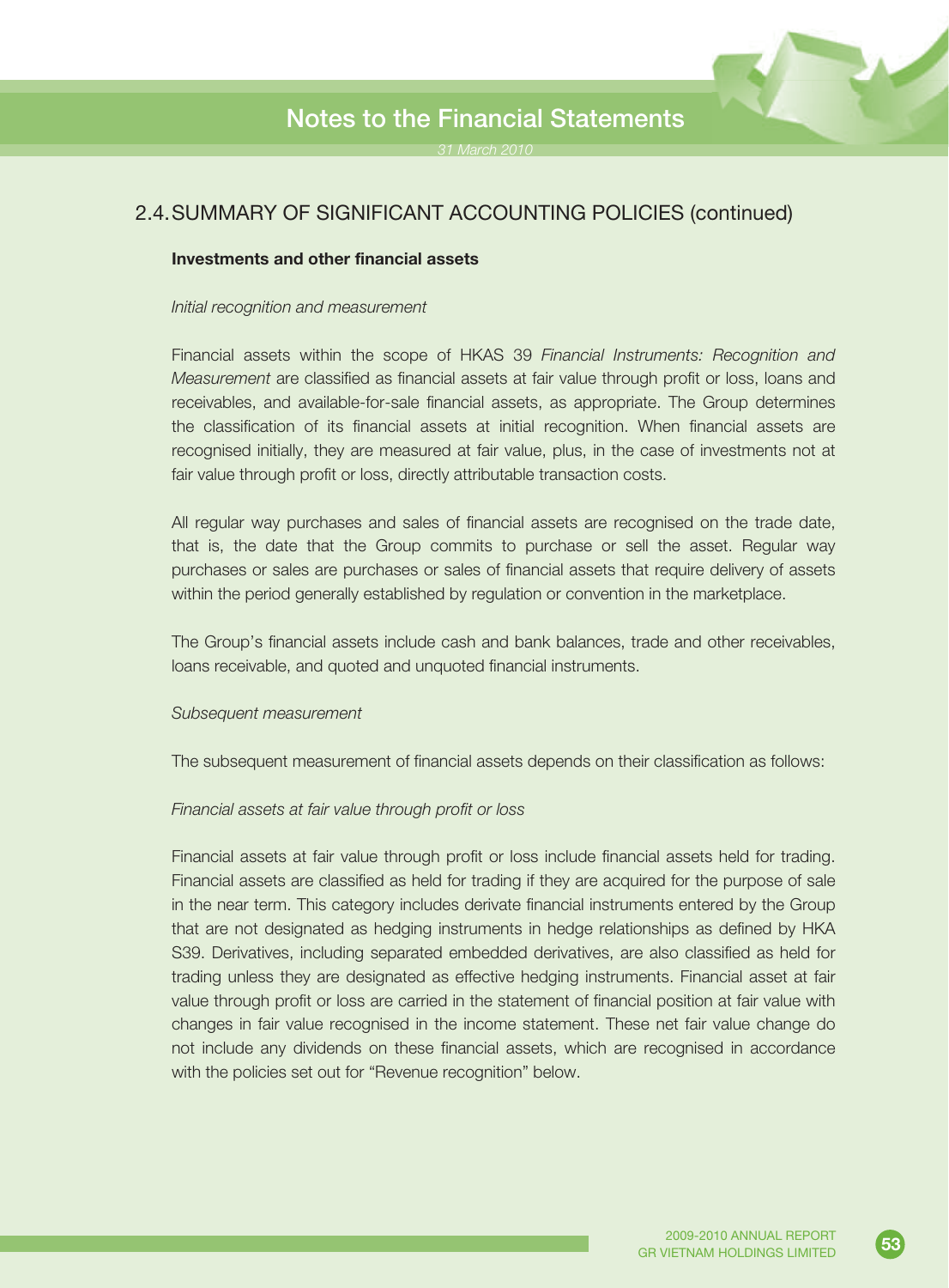## 2.4. SUMMARY OF SIGNIFICANT ACCOUNTING POLICIES (continued)

**Investments and other financial assets**

*Initial recognition and measurement*

Financial assets within the scope of HKAS 39 *Financial Instruments: Recognition and Measurement* are classified as financial assets at fair value through profit or loss, loans and receivables, and available-for-sale financial assets, as appropriate. The Group determines the classification of its financial assets at initial recognition. When financial assets are recognised initially, they are measured at fair value, plus, in the case of investments not at fair value through profit or loss, directly attributable transaction costs.

All regular way purchases and sales of financial assets are recognised on the trade date, that is, the date that the Group commits to purchase or sell the asset. Regular way purchases or sales are purchases or sales of financial assets that require delivery of assets within the period generally established by regulation or convention in the marketplace.

The Group's financial assets include cash and bank balances, trade and other receivables, loans receivable, and quoted and unquoted financial instruments.

*Subsequent measurement*

The subsequent measurement of financial assets depends on their classification as follows:

*Financial assets at fair value through profit or loss*

Financial assets at fair value through profit or loss include financial assets held for trading. Financial assets are classified as held for trading if they are acquired for the purpose of sale in the near term. This category includes derivate financial instruments entered by the Group that are not designated as hedging instruments in hedge relationships as defined by HKA S39. Derivatives, including separated embedded derivatives, are also classified as held for trading unless they are designated as effective hedging instruments. Financial asset at fair value through profit or loss are carried in the statement of financial position at fair value with changes in fair value recognised in the income statement. These net fair value change do not include any dividends on these financial assets, which are recognised in accordance with the policies set out for "Revenue recognition" below.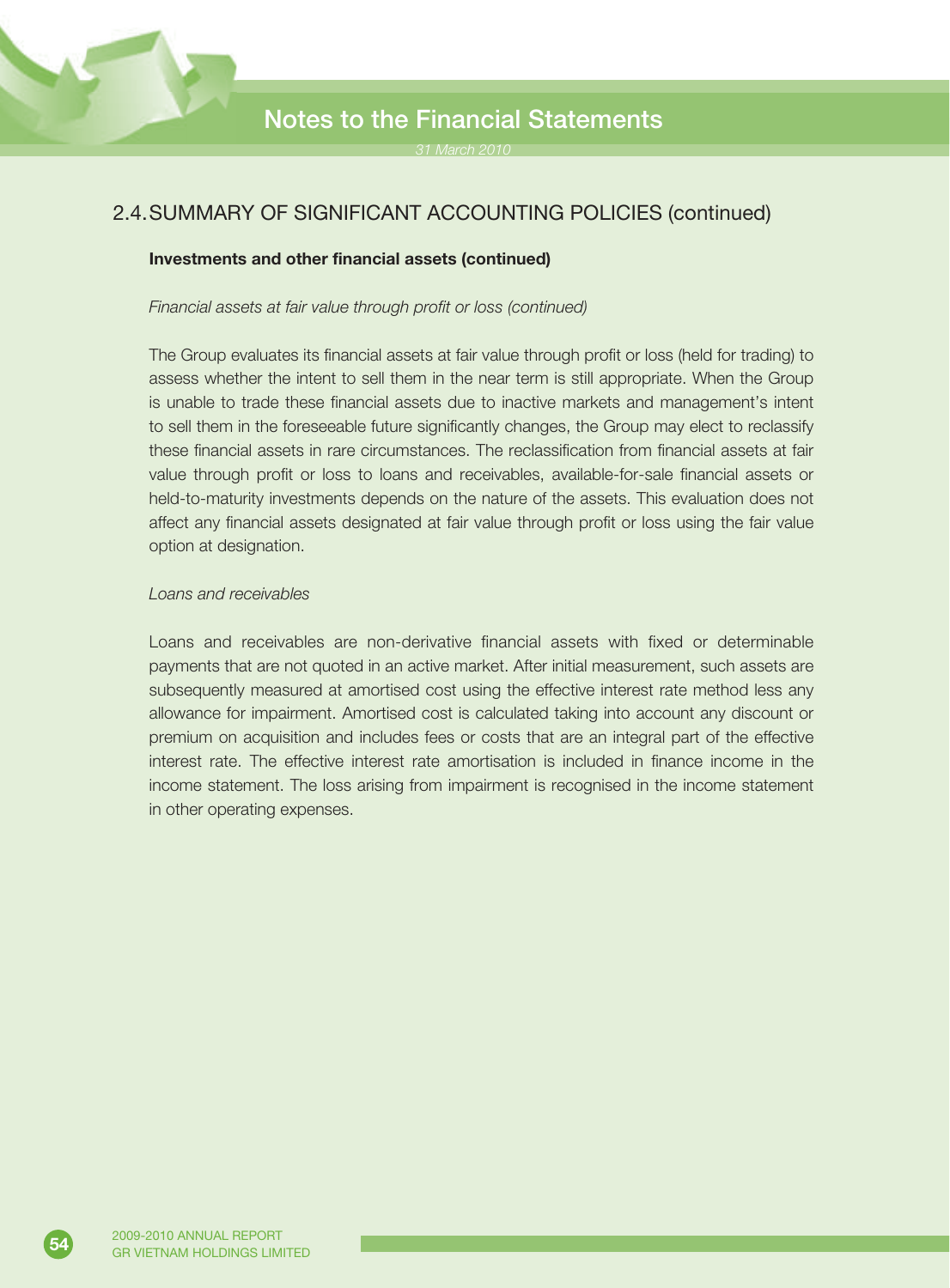## 2.4. SUMMARY OF SIGNIFICANT ACCOUNTING POLICIES (continued)

**Investments and other financial assets (continued)**

*Financial assets at fair value through profit or loss (continued)*

The Group evaluates its financial assets at fair value through profit or loss (held for trading) to assess whether the intent to sell them in the near term is still appropriate. When the Group is unable to trade these financial assets due to inactive markets and management's intent to sell them in the foreseeable future significantly changes, the Group may elect to reclassify these financial assets in rare circumstances. The reclassification from financial assets at fair value through profit or loss to loans and receivables, available-for-sale financial assets or held-to-maturity investments depends on the nature of the assets. This evaluation does not affect any financial assets designated at fair value through profit or loss using the fair value option at designation.

*Loans and receivables*

Loans and receivables are non-derivative financial assets with fixed or determinable payments that are not quoted in an active market. After initial measurement, such assets are subsequently measured at amortised cost using the effective interest rate method less any allowance for impairment. Amortised cost is calculated taking into account any discount or premium on acquisition and includes fees or costs that are an integral part of the effective interest rate. The effective interest rate amortisation is included in finance income in the income statement. The loss arising from impairment is recognised in the income statement in other operating expenses.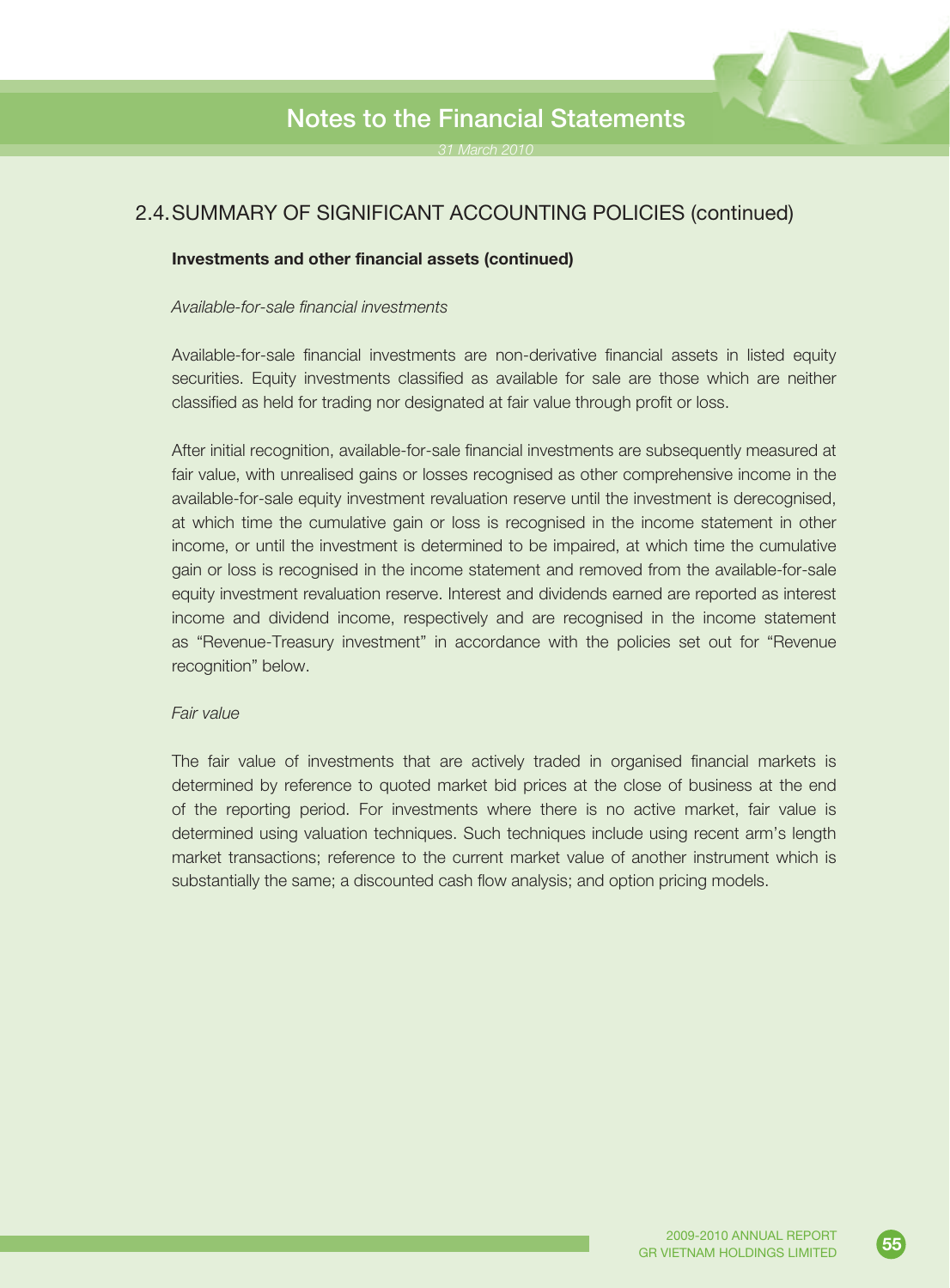## 2.4. SUMMARY OF SIGNIFICANT ACCOUNTING POLICIES (continued)

**Investments and other financial assets (continued)**

*Available-for-sale financial investments*

Available-for-sale financial investments are non-derivative financial assets in listed equity securities. Equity investments classified as available for sale are those which are neither classified as held for trading nor designated at fair value through profit or loss.

After initial recognition, available-for-sale financial investments are subsequently measured at fair value, with unrealised gains or losses recognised as other comprehensive income in the available-for-sale equity investment revaluation reserve until the investment is derecognised, at which time the cumulative gain or loss is recognised in the income statement in other income, or until the investment is determined to be impaired, at which time the cumulative gain or loss is recognised in the income statement and removed from the available-for-sale equity investment revaluation reserve. Interest and dividends earned are reported as interest income and dividend income, respectively and are recognised in the income statement as "Revenue-Treasury investment" in accordance with the policies set out for "Revenue recognition" below.

*Fair value*

The fair value of investments that are actively traded in organised financial markets is determined by reference to quoted market bid prices at the close of business at the end of the reporting period. For investments where there is no active market, fair value is determined using valuation techniques. Such techniques include using recent arm's length market transactions; reference to the current market value of another instrument which is substantially the same; a discounted cash flow analysis; and option pricing models.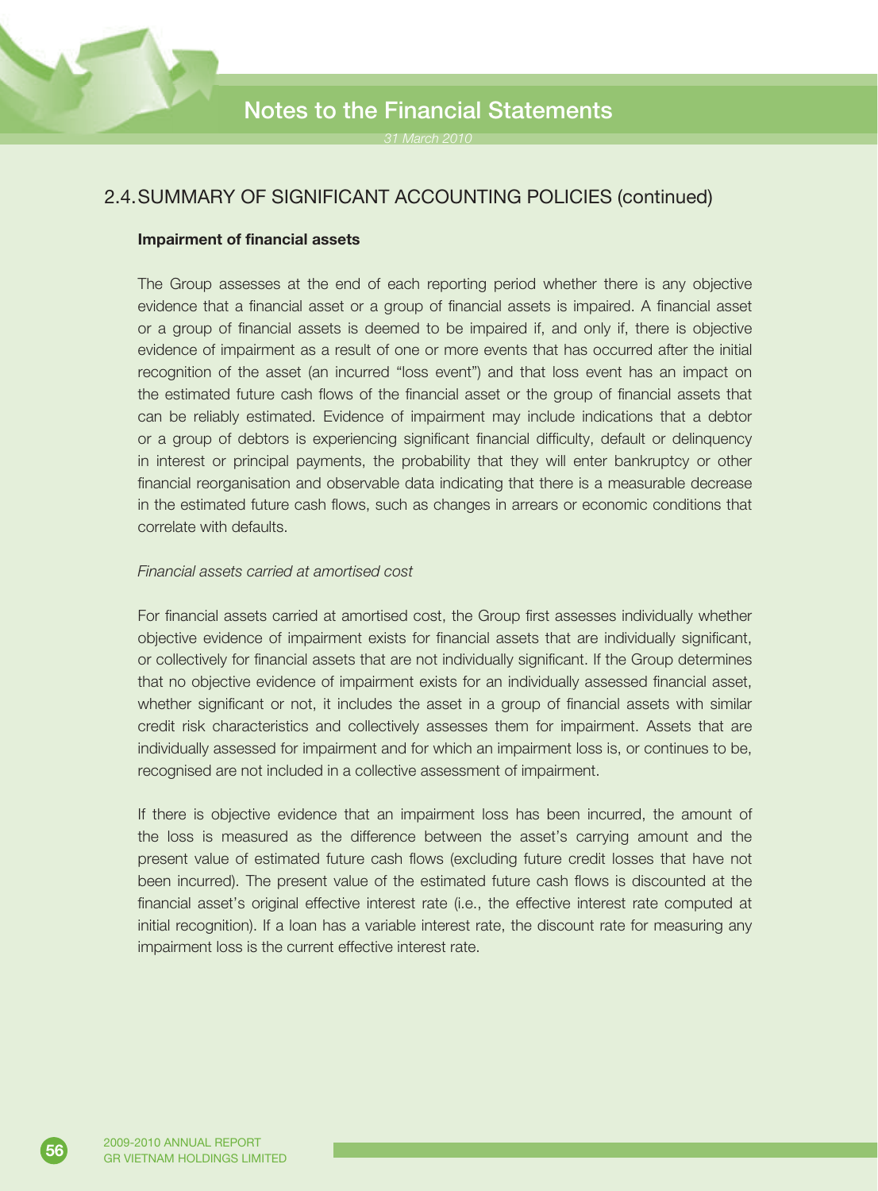## 2.4. SUMMARY OF SIGNIFICANT ACCOUNTING POLICIES (continued)

### Impairment of financial assets

The Group assesses at the end of each reporting period whether there is any objective evidence that a financial asset or a group of financial assets is impaired. A financial asset or a group of financial assets is deemed to be impaired if, and only if, there is objective evidence of impairment as a result of one or more events that has occurred after the initial recognition of the asset (an incurred "loss event") and that loss event has an impact on the estimated future cash flows of the financial asset or the group of financial assets that can be reliably estimated. Evidence of impairment may include indications that a debtor or a group of debtors is experiencing significant financial difficulty, default or delinquency in interest or principal payments, the probability that they will enter bankruptcy or other financial reorganisation and observable data indicating that there is a measurable decrease in the estimated future cash flows, such as changes in arrears or economic conditions that correlate with defaults.

*Financial assets carried at amortised cost*

For financial assets carried at amortised cost, the Group first assesses individually whether objective evidence of impairment exists for financial assets that are individually significant, or collectively for financial assets that are not individually significant. If the Group determines that no objective evidence of impairment exists for an individually assessed financial asset, whether significant or not, it includes the asset in a group of financial assets with similar credit risk characteristics and collectively assesses them for impairment. Assets that are individually assessed for impairment and for which an impairment loss is, or continues to be, recognised are not included in a collective assessment of impairment.

If there is objective evidence that an impairment loss has been incurred, the amount of the loss is measured as the difference between the asset's carrying amount and the present value of estimated future cash flows (excluding future credit losses that have not been incurred). The present value of the estimated future cash flows is discounted at the financial asset's original effective interest rate (i.e., the effective interest rate computed at initial recognition). If a loan has a variable interest rate, the discount rate for measuring any impairment loss is the current effective interest rate.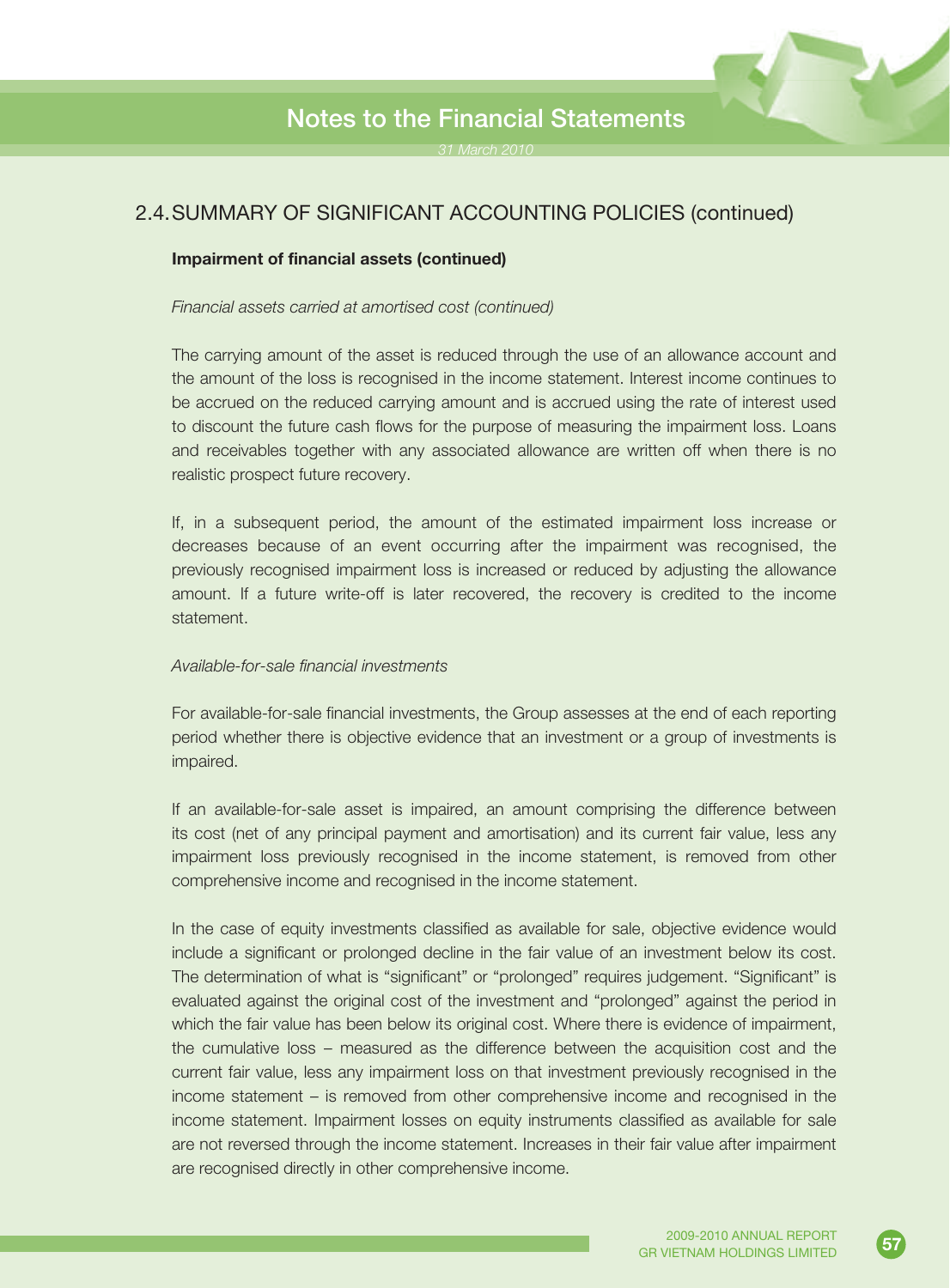## 2.4. SUMMARY OF SIGNIFICANT ACCOUNTING POLICIES (continued)

**Impairment of financial assets (continued)**

*Financial assets carried at amortised cost (continued)*

The carrying amount of the asset is reduced through the use of an allowance account and the amount of the loss is recognised in the income statement. Interest income continues to be accrued on the reduced carrying amount and is accrued using the rate of interest used to discount the future cash flows for the purpose of measuring the impairment loss. Loans and receivables together with any associated allowance are written off when there is no realistic prospect future recovery.

If, in a subsequent period, the amount of the estimated impairment loss increase or decreases because of an event occurring after the impairment was recognised, the previously recognised impairment loss is increased or reduced by adjusting the allowance amount. If a future write-off is later recovered, the recovery is credited to the income statement.

*Available-for-sale financial investments*

For available-for-sale financial investments, the Group assesses at the end of each reporting period whether there is objective evidence that an investment or a group of investments is impaired.

If an available-for-sale asset is impaired, an amount comprising the difference between its cost (net of any principal payment and amortisation) and its current fair value, less any impairment loss previously recognised in the income statement, is removed from other comprehensive income and recognised in the income statement.

In the case of equity investments classified as available for sale, objective evidence would include a significant or prolonged decline in the fair value of an investment below its cost. The determination of what is "significant" or "prolonged" requires judgement. "Significant" is evaluated against the original cost of the investment and "prolonged" against the period in which the fair value has been below its original cost. Where there is evidence of impairment, the cumulative loss – measured as the difference between the acquisition cost and the current fair value, less any impairment loss on that investment previously recognised in the income statement – is removed from other comprehensive income and recognised in the income statement. Impairment losses on equity instruments classified as available for sale are not reversed through the income statement. Increases in their fair value after impairment are recognised directly in other comprehensive income.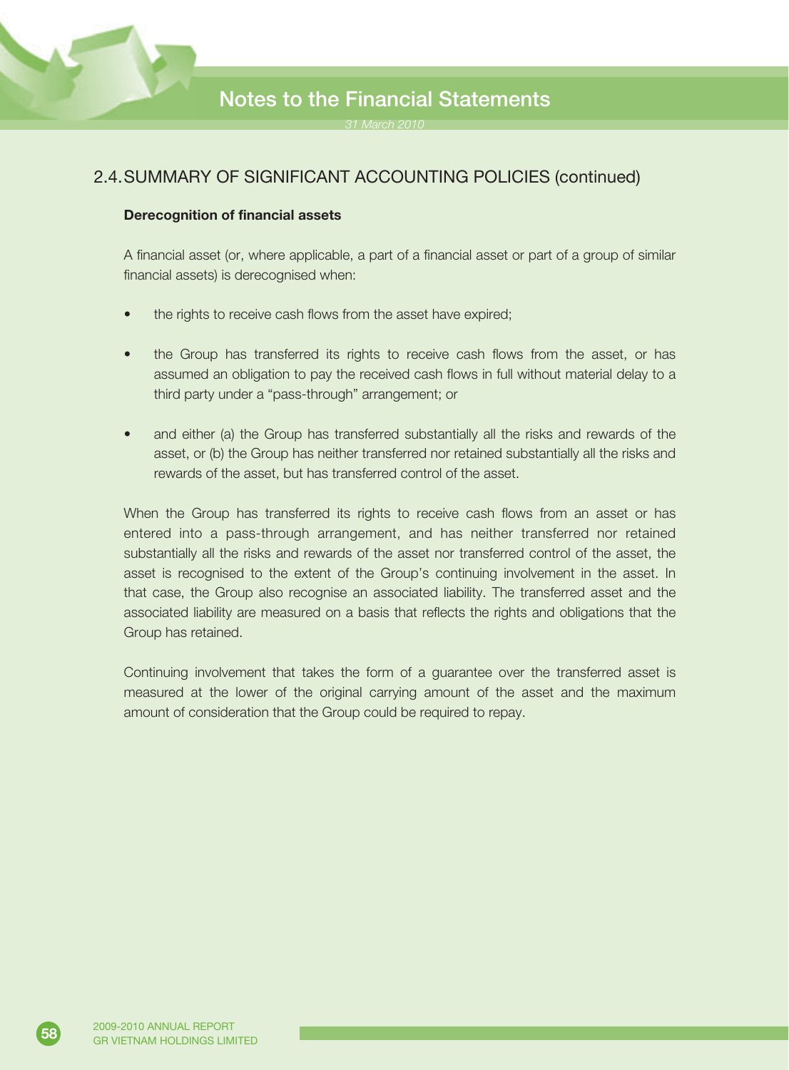## 2.4. SUMMARY OF SIGNIFICANT ACCOUNTING POLICIES (continued)

**Derecognition of financial assets**

A financial asset (or, where applicable, a part of a financial asset or part of a group of similar financial assets) is derecognised when:

- the rights to receive cash flows from the asset have expired;
- the Group has transferred its rights to receive cash flows from the asset, or has assumed an obligation to pay the received cash flows in full without material delay to a third party under a "pass-through" arrangement; or
- and either (a) the Group has transferred substantially all the risks and rewards of the asset, or (b) the Group has neither transferred nor retained substantially all the risks and rewards of the asset, but has transferred control of the asset.

When the Group has transferred its rights to receive cash flows from an asset or has entered into a pass-through arrangement, and has neither transferred nor retained substantially all the risks and rewards of the asset nor transferred control of the asset, the asset is recognised to the extent of the Group's continuing involvement in the asset. In that case, the Group also recognise an associated liability. The transferred asset and the associated liability are measured on a basis that reflects the rights and obligations that the Group has retained.

Continuing involvement that takes the form of a guarantee over the transferred asset is measured at the lower of the original carrying amount of the asset and the maximum amount of consideration that the Group could be required to repay.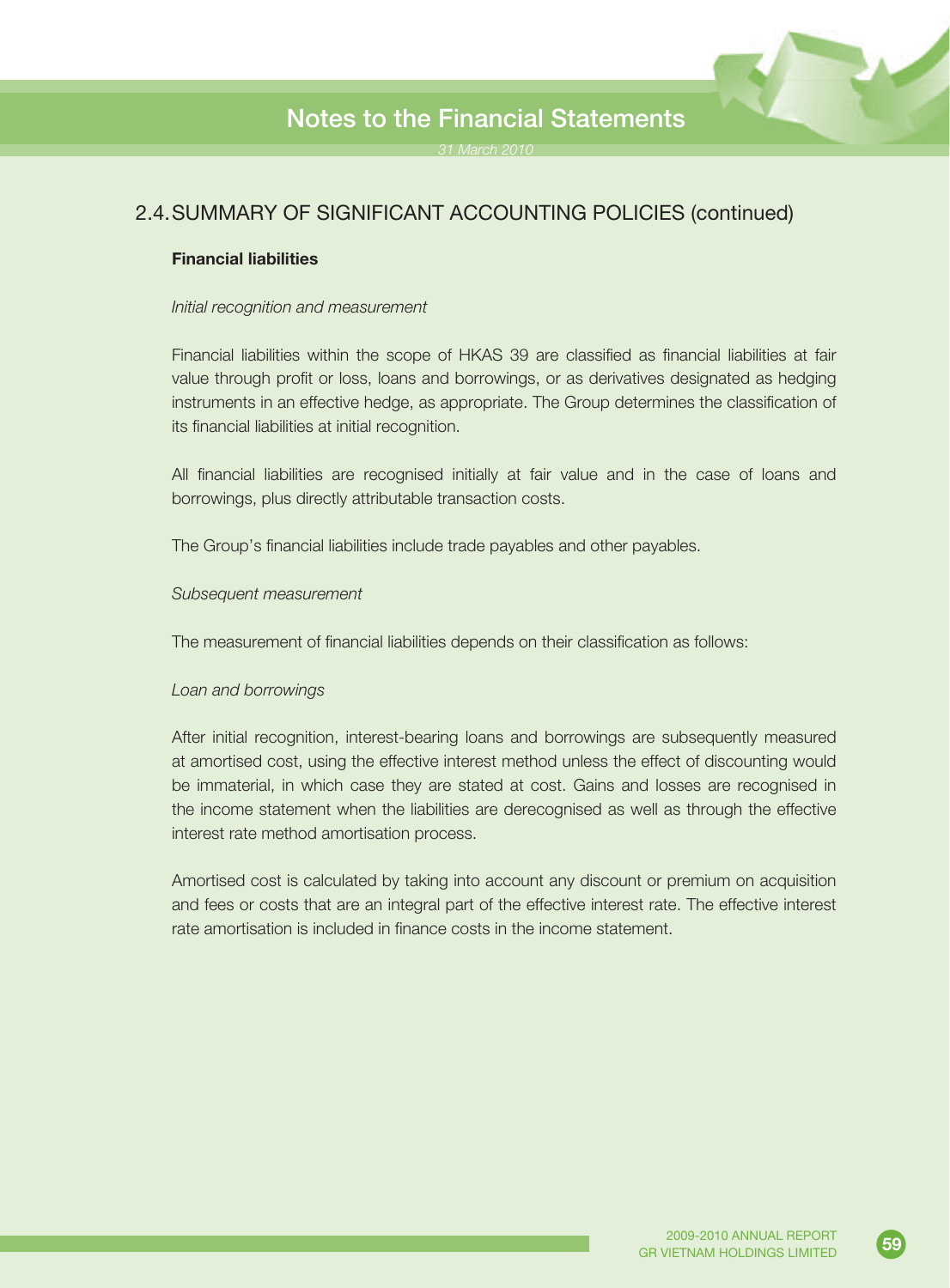## 2.4. SUMMARY OF SIGNIFICANT ACCOUNTING POLICIES (continued)

**Financial liabilities**

*Initial recognition and measurement*

Financial liabilities within the scope of HKAS 39 are classified as financial liabilities at fair value through profit or loss, loans and borrowings, or as derivatives designated as hedging instruments in an effective hedge, as appropriate. The Group determines the classification of its financial liabilities at initial recognition.

All financial liabilities are recognised initially at fair value and in the case of loans and borrowings, plus directly attributable transaction costs.

The Group's financial liabilities include trade payables and other payables.

*Subsequent measurement*

The measurement of financial liabilities depends on their classification as follows:

*Loan and borrowings*

After initial recognition, interest-bearing loans and borrowings are subsequently measured at amortised cost, using the effective interest method unless the effect of discounting would be immaterial, in which case they are stated at cost. Gains and losses are recognised in the income statement when the liabilities are derecognised as well as through the effective interest rate method amortisation process.

Amortised cost is calculated by taking into account any discount or premium on acquisition and fees or costs that are an integral part of the effective interest rate. The effective interest rate amortisation is included in finance costs in the income statement.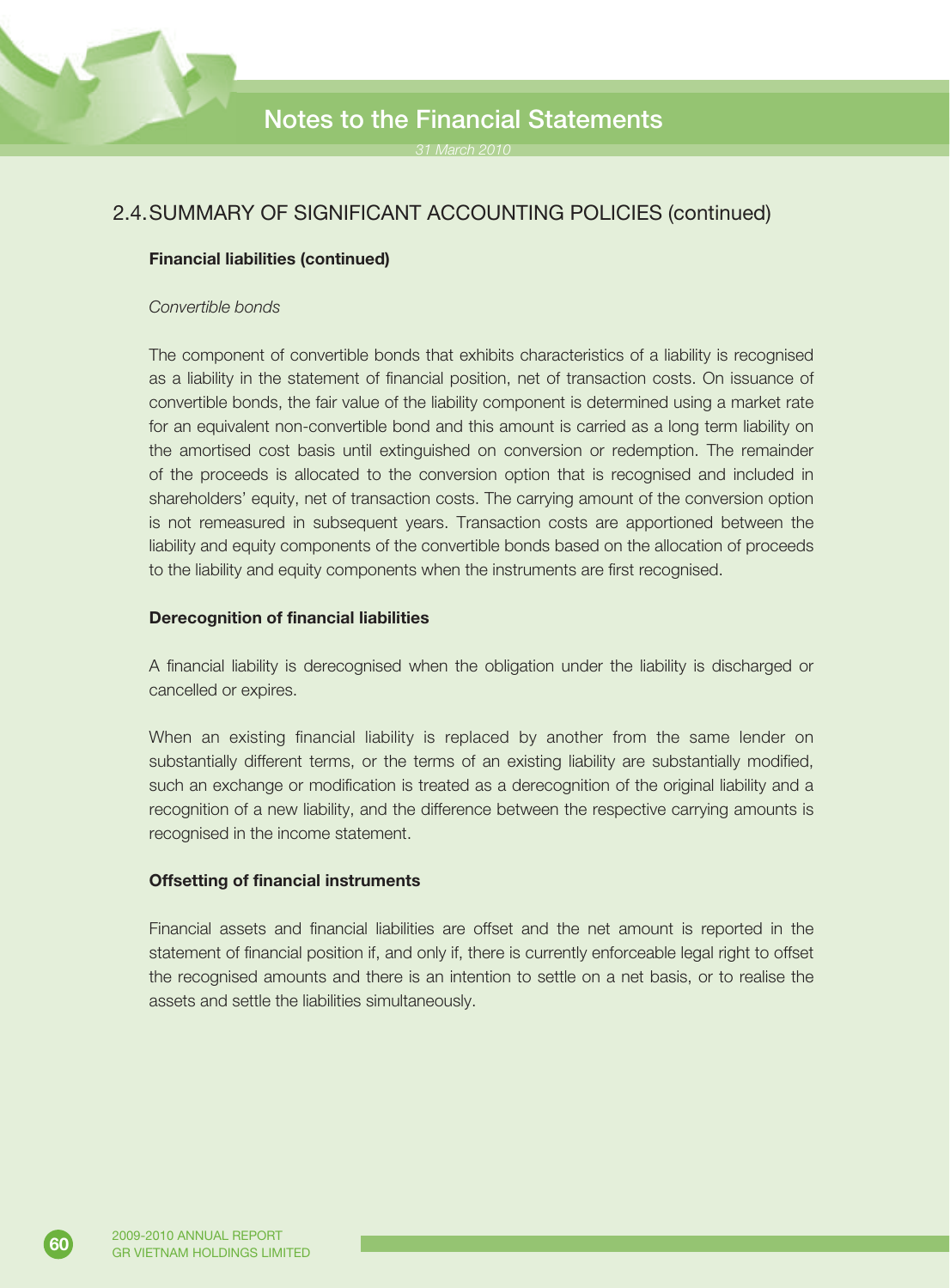## 2.4. SUMMARY OF SIGNIFICANT ACCOUNTING POLICIES (continued)

**Financial liabilities (continued)**

*Convertible bonds*

The component of convertible bonds that exhibits characteristics of a liability is recognised as a liability in the statement of financial position, net of transaction costs. On issuance of convertible bonds, the fair value of the liability component is determined using a market rate for an equivalent non-convertible bond and this amount is carried as a long term liability on the amortised cost basis until extinguished on conversion or redemption. The remainder of the proceeds is allocated to the conversion option that is recognised and included in shareholders' equity, net of transaction costs. The carrying amount of the conversion option is not remeasured in subsequent years. Transaction costs are apportioned between the liability and equity components of the convertible bonds based on the allocation of proceeds to the liability and equity components when the instruments are first recognised.

**Derecognition of financial liabilities**

A financial liability is derecognised when the obligation under the liability is discharged or cancelled or expires.

When an existing financial liability is replaced by another from the same lender on substantially different terms, or the terms of an existing liability are substantially modified, such an exchange or modification is treated as a derecognition of the original liability and a recognition of a new liability, and the difference between the respective carrying amounts is recognised in the income statement.

**Offsetting of financial instruments**

Financial assets and financial liabilities are offset and the net amount is reported in the statement of financial position if, and only if, there is currently enforceable legal right to offset the recognised amounts and there is an intention to settle on a net basis, or to realise the assets and settle the liabilities simultaneously.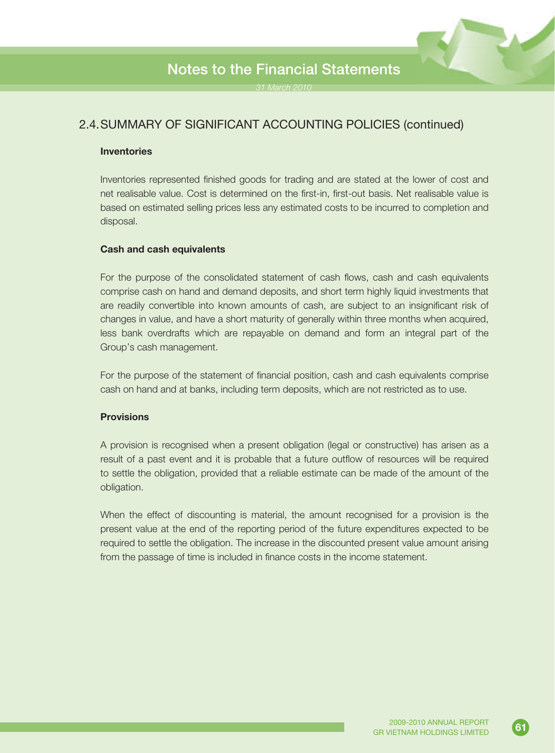## 2.4. SUMMARY OF SIGNIFICANT ACCOUNTING POLICIES (continued)

### Inventories

Inventories represented finished goods for trading and are stated at the lower of cost and net realisable value. Cost is determined on the first-in, first-out basis. Net realisable value is based on estimated selling prices less any estimated costs to be incurred to completion and disposal.

### Cash and cash equivalents

For the purpose of the consolidated statement of cash flows, cash and cash equivalents comprise cash on hand and demand deposits, and short term highly liquid investments that are readily convertible into known amounts of cash, are subject to an insignificant risk of changes in value, and have a short maturity of generally within three months when acquired, less bank overdrafts which are repayable on demand and form an integral part of the Group's cash management.

For the purpose of the statement of financial position, cash and cash equivalents comprise cash on hand and at banks, including term deposits, which are not restricted as to use.

### Provisions

A provision is recognised when a present obligation (legal or constructive) has arisen as a result of a past event and it is probable that a future outflow of resources will be required to settle the obligation, provided that a reliable estimate can be made of the amount of the obligation.

When the effect of discounting is material, the amount recognised for a provision is the present value at the end of the reporting period of the future expenditures expected to be required to settle the obligation. The increase in the discounted present value amount arising from the passage of time is included in finance costs in the income statement.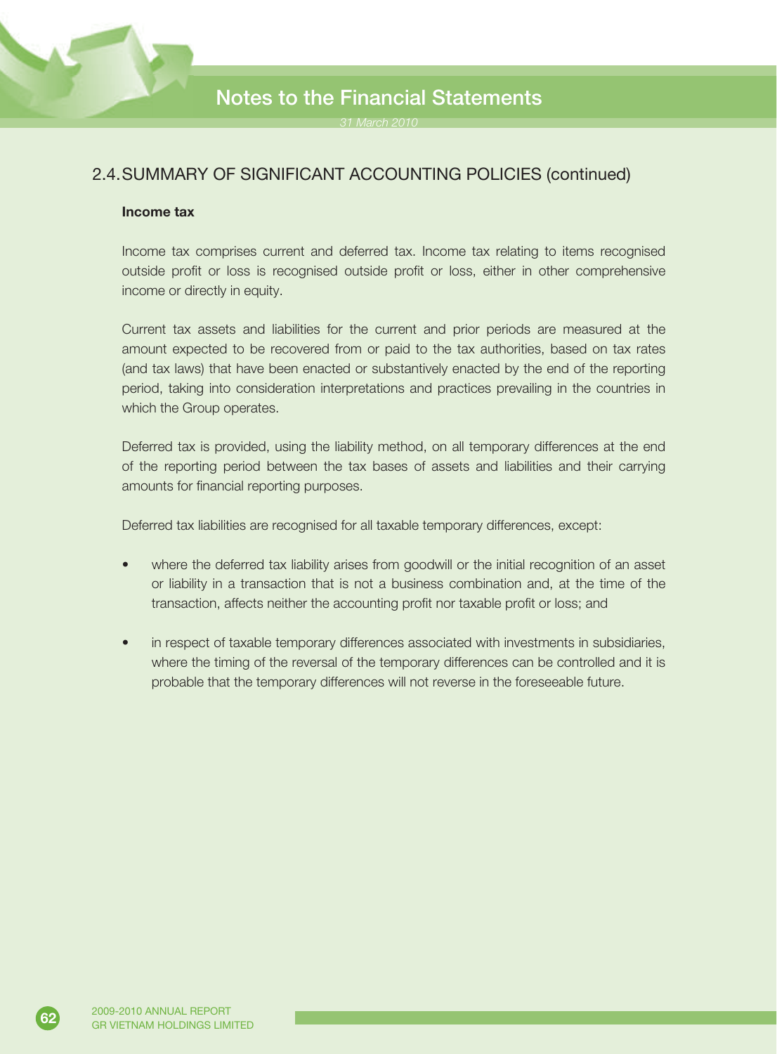## 2.4. SUMMARY OF SIGNIFICANT ACCOUNTING POLICIES (continued)

**Income tax**

Income tax comprises current and deferred tax. Income tax relating to items recognised outside profit or loss is recognised outside profit or loss, either in other comprehensive income or directly in equity.

Current tax assets and liabilities for the current and prior periods are measured at the amount expected to be recovered from or paid to the tax authorities, based on tax rates (and tax laws) that have been enacted or substantively enacted by the end of the reporting period, taking into consideration interpretations and practices prevailing in the countries in which the Group operates.

Deferred tax is provided, using the liability method, on all temporary differences at the end of the reporting period between the tax bases of assets and liabilities and their carrying amounts for financial reporting purposes.

Deferred tax liabilities are recognised for all taxable temporary differences, except:

- where the deferred tax liability arises from goodwill or the initial recognition of an asset or liability in a transaction that is not a business combination and, at the time of the transaction, affects neither the accounting profit nor taxable profit or loss; and
- in respect of taxable temporary differences associated with investments in subsidiaries, where the timing of the reversal of the temporary differences can be controlled and it is probable that the temporary differences will not reverse in the foreseeable future.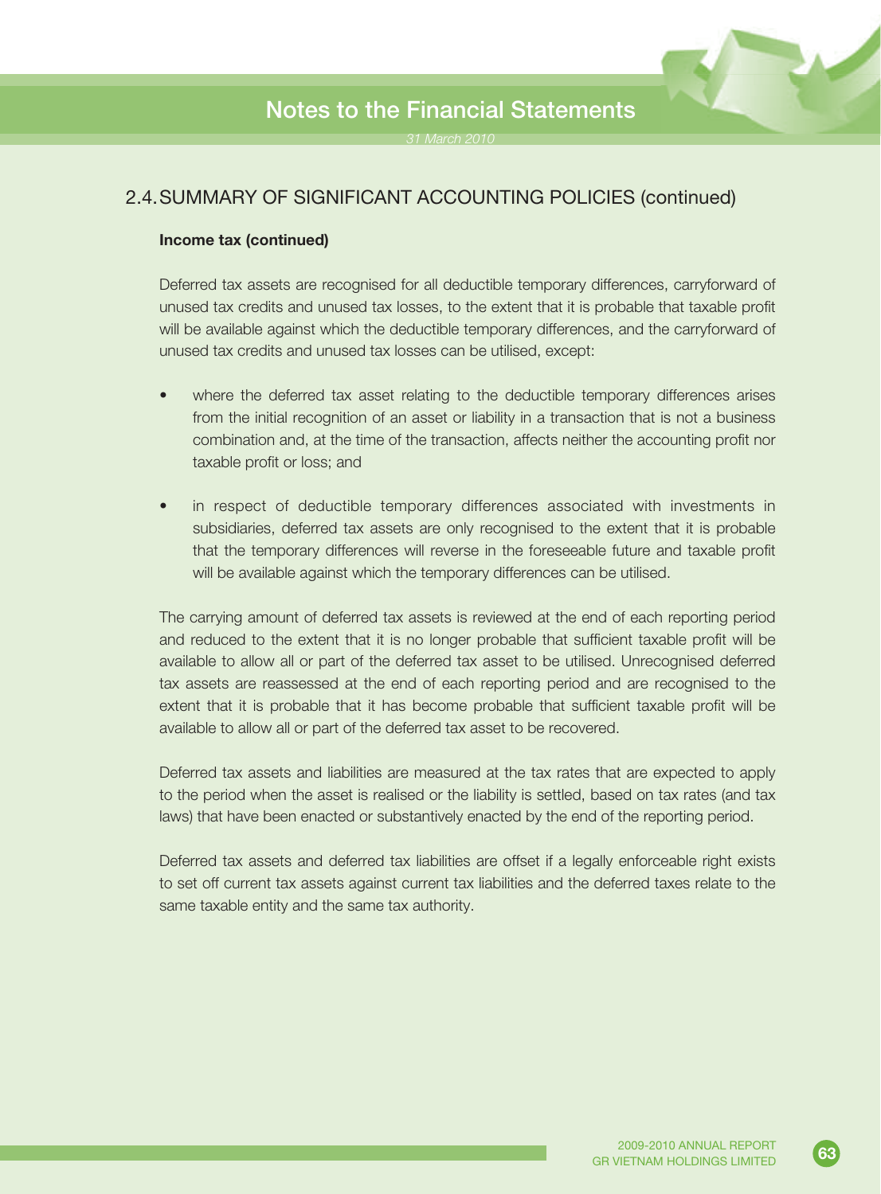## 2.4. SUMMARY OF SIGNIFICANT ACCOUNTING POLICIES (continued)

**Income tax (continued)**

Deferred tax assets are recognised for all deductible temporary differences, carryforward of unused tax credits and unused tax losses, to the extent that it is probable that taxable profit will be available against which the deductible temporary differences, and the carryforward of unused tax credits and unused tax losses can be utilised, except:

- where the deferred tax asset relating to the deductible temporary differences arises from the initial recognition of an asset or liability in a transaction that is not a business combination and, at the time of the transaction, affects neither the accounting profit nor taxable profit or loss; and

- in respect of deductible temporary differences associated with investments in subsidiaries, deferred tax assets are only recognised to the extent that it is probable that the temporary differences will reverse in the foreseeable future and taxable profit will be available against which the temporary differences can be utilised.

The carrying amount of deferred tax assets is reviewed at the end of each reporting period and reduced to the extent that it is no longer probable that sufficient taxable profit will be available to allow all or part of the deferred tax asset to be utilised. Unrecognised deferred tax assets are reassessed at the end of each reporting period and are recognised to the extent that it is probable that it has become probable that sufficient taxable profit will be available to allow all or part of the deferred tax asset to be recovered.

Deferred tax assets and liabilities are measured at the tax rates that are expected to apply to the period when the asset is realised or the liability is settled, based on tax rates (and tax laws) that have been enacted or substantively enacted by the end of the reporting period.

Deferred tax assets and deferred tax liabilities are offset if a legally enforceable right exists to set off current tax assets against current tax liabilities and the deferred taxes relate to the same taxable entity and the same tax authority.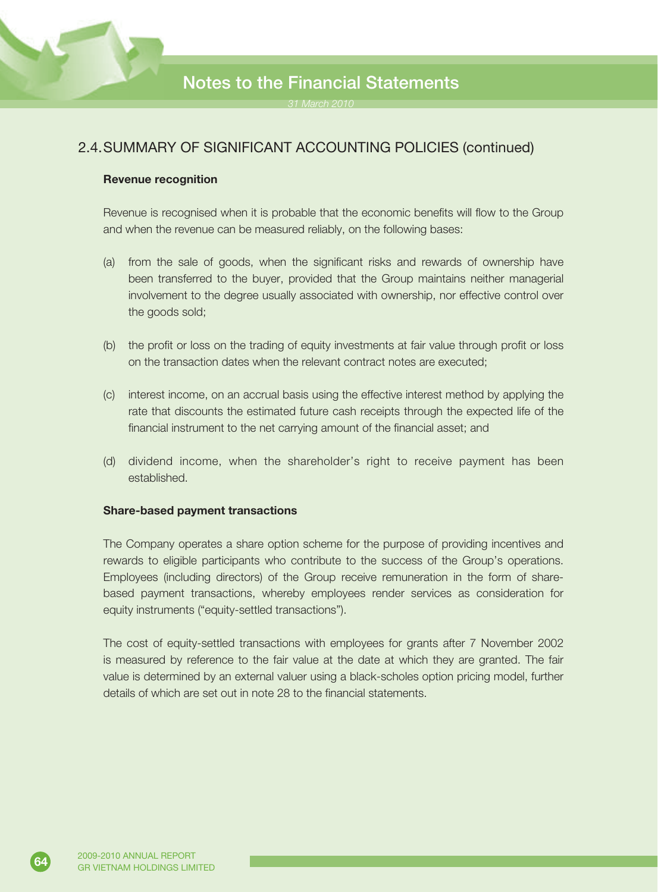## 2.4. SUMMARY OF SIGNIFICANT ACCOUNTING POLICIES (continued)

**Revenue recognition**

Revenue is recognised when it is probable that the economic benefits will flow to the Group and when the revenue can be measured reliably, on the following bases:

(a) from the sale of goods, when the significant risks and rewards of ownership have been transferred to the buyer, provided that the Group maintains neither managerial involvement to the degree usually associated with ownership, nor effective control over the goods sold;

(b) the profit or loss on the trading of equity investments at fair value through profit or loss on the transaction dates when the relevant contract notes are executed;

(c) interest income, on an accrual basis using the effective interest method by applying the rate that discounts the estimated future cash receipts through the expected life of the financial instrument to the net carrying amount of the financial asset; and

(d) dividend income, when the shareholder's right to receive payment has been established.

**Share-based payment transactions**

The Company operates a share option scheme for the purpose of providing incentives and rewards to eligible participants who contribute to the success of the Group's operations. Employees (including directors) of the Group receive remuneration in the form of share-based payment transactions, whereby employees render services as consideration for equity instruments ("equity-settled transactions").

The cost of equity-settled transactions with employees for grants after 7 November 2002 is measured by reference to the fair value at the date at which they are granted. The fair value is determined by an external valuer using a black-scholes option pricing model, further details of which are set out in note 28 to the financial statements.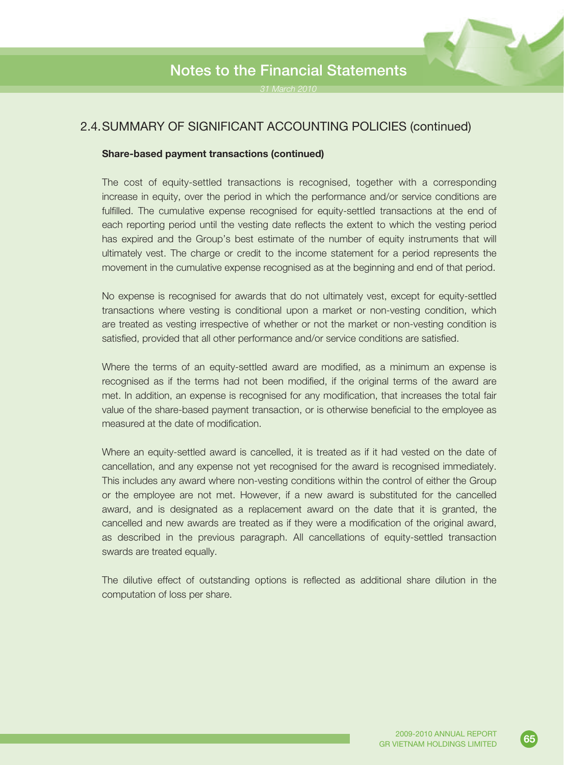## 2.4. SUMMARY OF SIGNIFICANT ACCOUNTING POLICIES (continued)

**Share-based payment transactions (continued)**

The cost of equity-settled transactions is recognised, together with a corresponding increase in equity, over the period in which the performance and/or service conditions are fulfilled. The cumulative expense recognised for equity-settled transactions at the end of each reporting period until the vesting date reflects the extent to which the vesting period has expired and the Group's best estimate of the number of equity instruments that will ultimately vest. The charge or credit to the income statement for a period represents the movement in the cumulative expense recognised as at the beginning and end of that period.

No expense is recognised for awards that do not ultimately vest, except for equity-settled transactions where vesting is conditional upon a market or non-vesting condition, which are treated as vesting irrespective of whether or not the market or non-vesting condition is satisfied, provided that all other performance and/or service conditions are satisfied.

Where the terms of an equity-settled award are modified, as a minimum an expense is recognised as if the terms had not been modified, if the original terms of the award are met. In addition, an expense is recognised for any modification, that increases the total fair value of the share-based payment transaction, or is otherwise beneficial to the employee as measured at the date of modification.

Where an equity-settled award is cancelled, it is treated as if it had vested on the date of cancellation, and any expense not yet recognised for the award is recognised immediately. This includes any award where non-vesting conditions within the control of either the Group or the employee are not met. However, if a new award is substituted for the cancelled award, and is designated as a replacement award on the date that it is granted, the cancelled and new awards are treated as if they were a modification of the original award, as described in the previous paragraph. All cancellations of equity-settled transaction swards are treated equally.

The dilutive effect of outstanding options is reflected as additional share dilution in the computation of loss per share.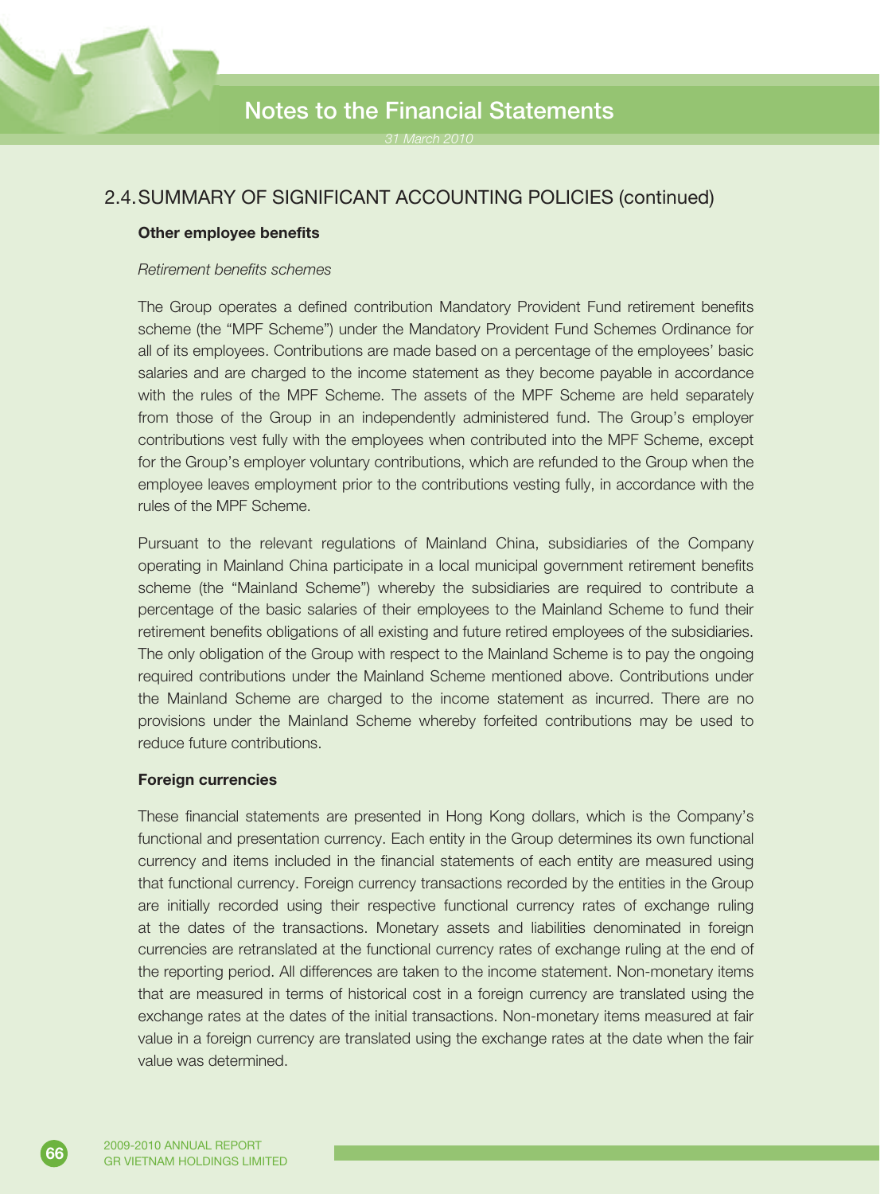## 2.4. SUMMARY OF SIGNIFICANT ACCOUNTING POLICIES (continued)

**Other employee benefits**

*Retirement benefits schemes*

The Group operates a defined contribution Mandatory Provident Fund retirement benefits scheme (the "MPF Scheme") under the Mandatory Provident Fund Schemes Ordinance for all of its employees. Contributions are made based on a percentage of the employees' basic salaries and are charged to the income statement as they become payable in accordance with the rules of the MPF Scheme. The assets of the MPF Scheme are held separately from those of the Group in an independently administered fund. The Group's employer contributions vest fully with the employees when contributed into the MPF Scheme, except for the Group's employer voluntary contributions, which are refunded to the Group when the employee leaves employment prior to the contributions vesting fully, in accordance with the rules of the MPF Scheme.

Pursuant to the relevant regulations of Mainland China, subsidiaries of the Company operating in Mainland China participate in a local municipal government retirement benefits scheme (the "Mainland Scheme") whereby the subsidiaries are required to contribute a percentage of the basic salaries of their employees to the Mainland Scheme to fund their retirement benefits obligations of all existing and future retired employees of the subsidiaries. The only obligation of the Group with respect to the Mainland Scheme is to pay the ongoing required contributions under the Mainland Scheme mentioned above. Contributions under the Mainland Scheme are charged to the income statement as incurred. There are no provisions under the Mainland Scheme whereby forfeited contributions may be used to reduce future contributions.

**Foreign currencies**

These financial statements are presented in Hong Kong dollars, which is the Company's functional and presentation currency. Each entity in the Group determines its own functional currency and items included in the financial statements of each entity are measured using that functional currency. Foreign currency transactions recorded by the entities in the Group are initially recorded using their respective functional currency rates of exchange ruling at the dates of the transactions. Monetary assets and liabilities denominated in foreign currencies are retranslated at the functional currency rates of exchange ruling at the end of the reporting period. All differences are taken to the income statement. Non-monetary items that are measured in terms of historical cost in a foreign currency are translated using the exchange rates at the dates of the initial transactions. Non-monetary items measured at fair value in a foreign currency are translated using the exchange rates at the date when the fair value was determined.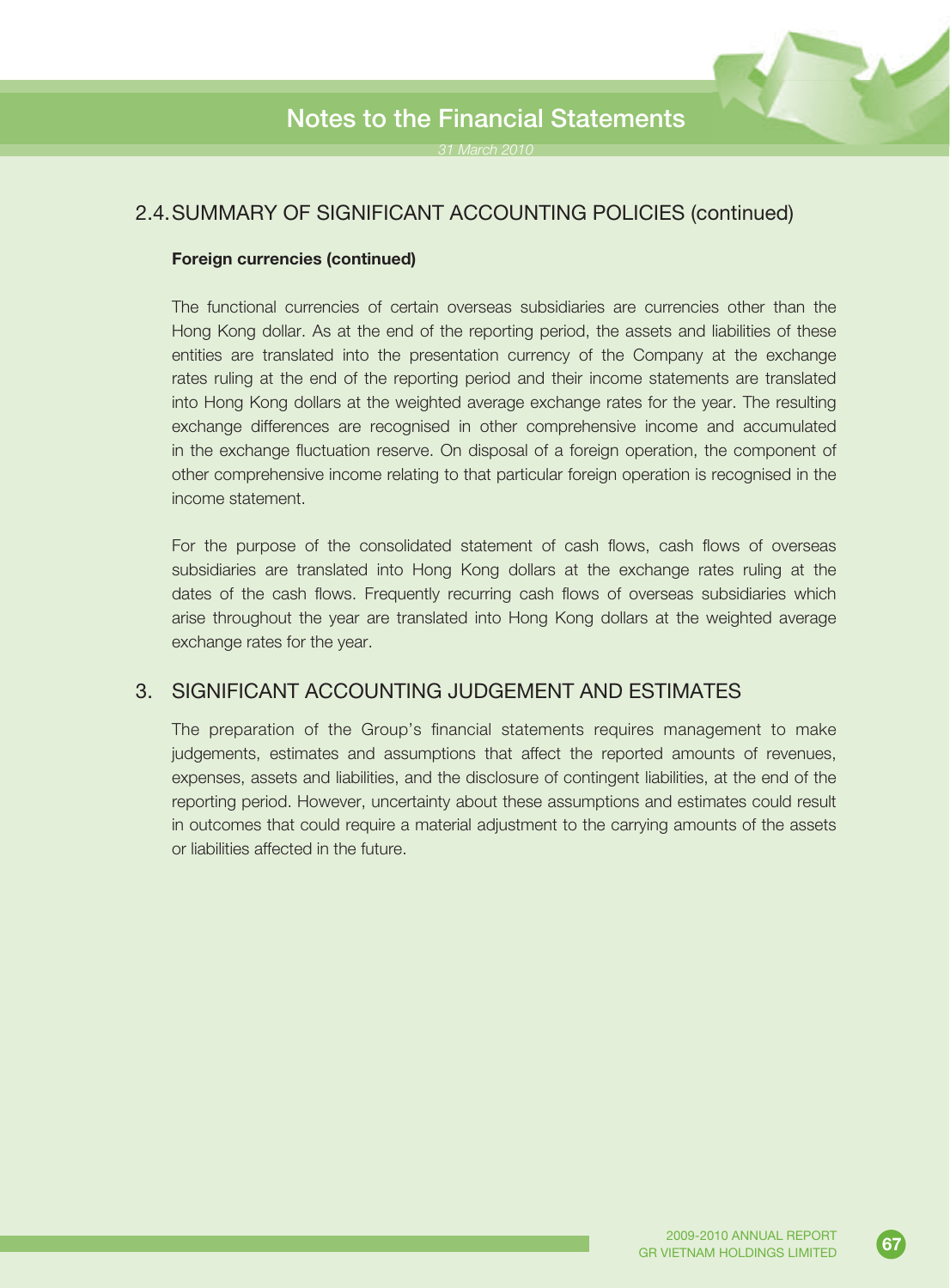## 2.4. SUMMARY OF SIGNIFICANT ACCOUNTING POLICIES (continued)

**Foreign currencies (continued)**

The functional currencies of certain overseas subsidiaries are currencies other than the Hong Kong dollar. As at the end of the reporting period, the assets and liabilities of these entities are translated into the presentation currency of the Company at the exchange rates ruling at the end of the reporting period and their income statements are translated into Hong Kong dollars at the weighted average exchange rates for the year. The resulting exchange differences are recognised in other comprehensive income and accumulated in the exchange fluctuation reserve. On disposal of a foreign operation, the component of other comprehensive income relating to that particular foreign operation is recognised in the income statement.

For the purpose of the consolidated statement of cash flows, cash flows of overseas subsidiaries are translated into Hong Kong dollars at the exchange rates ruling at the dates of the cash flows. Frequently recurring cash flows of overseas subsidiaries which arise throughout the year are translated into Hong Kong dollars at the weighted average exchange rates for the year.

## 3. SIGNIFICANT ACCOUNTING JUDGEMENT AND ESTIMATES

The preparation of the Group's financial statements requires management to make judgements, estimates and assumptions that affect the reported amounts of revenues, expenses, assets and liabilities, and the disclosure of contingent liabilities, at the end of the reporting period. However, uncertainty about these assumptions and estimates could result in outcomes that could require a material adjustment to the carrying amounts of the assets or liabilities affected in the future.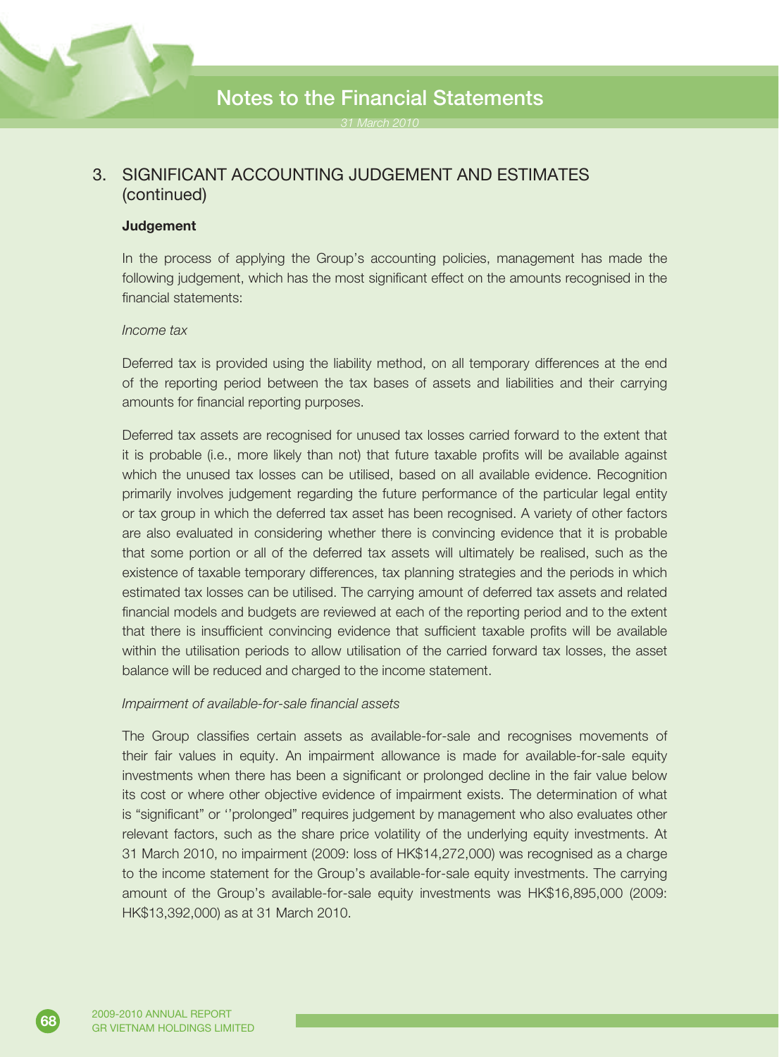## 3. SIGNIFICANT ACCOUNTING JUDGEMENT AND ESTIMATES (continued)

### Judgement

In the process of applying the Group's accounting policies, management has made the following judgement, which has the most significant effect on the amounts recognised in the financial statements:

*Income tax*

Deferred tax is provided using the liability method, on all temporary differences at the end of the reporting period between the tax bases of assets and liabilities and their carrying amounts for financial reporting purposes.

Deferred tax assets are recognised for unused tax losses carried forward to the extent that it is probable (i.e., more likely than not) that future taxable profits will be available against which the unused tax losses can be utilised, based on all available evidence. Recognition primarily involves judgement regarding the future performance of the particular legal entity or tax group in which the deferred tax asset has been recognised. A variety of other factors are also evaluated in considering whether there is convincing evidence that it is probable that some portion or all of the deferred tax assets will ultimately be realised, such as the existence of taxable temporary differences, tax planning strategies and the periods in which estimated tax losses can be utilised. The carrying amount of deferred tax assets and related financial models and budgets are reviewed at each of the reporting period and to the extent that there is insufficient convincing evidence that sufficient taxable profits will be available within the utilisation periods to allow utilisation of the carried forward tax losses, the asset balance will be reduced and charged to the income statement.

*Impairment of available-for-sale financial assets*

The Group classifies certain assets as available-for-sale and recognises movements of their fair values in equity. An impairment allowance is made for available-for-sale equity investments when there has been a significant or prolonged decline in the fair value below its cost or where other objective evidence of impairment exists. The determination of what is "significant" or ''prolonged" requires judgement by management who also evaluates other relevant factors, such as the share price volatility of the underlying equity investments. At 31 March 2010, no impairment (2009: loss of HK$14,272,000) was recognised as a charge to the income statement for the Group's available-for-sale equity investments. The carrying amount of the Group's available-for-sale equity investments was HK$16,895,000 (2009: HK$13,392,000) as at 31 March 2010.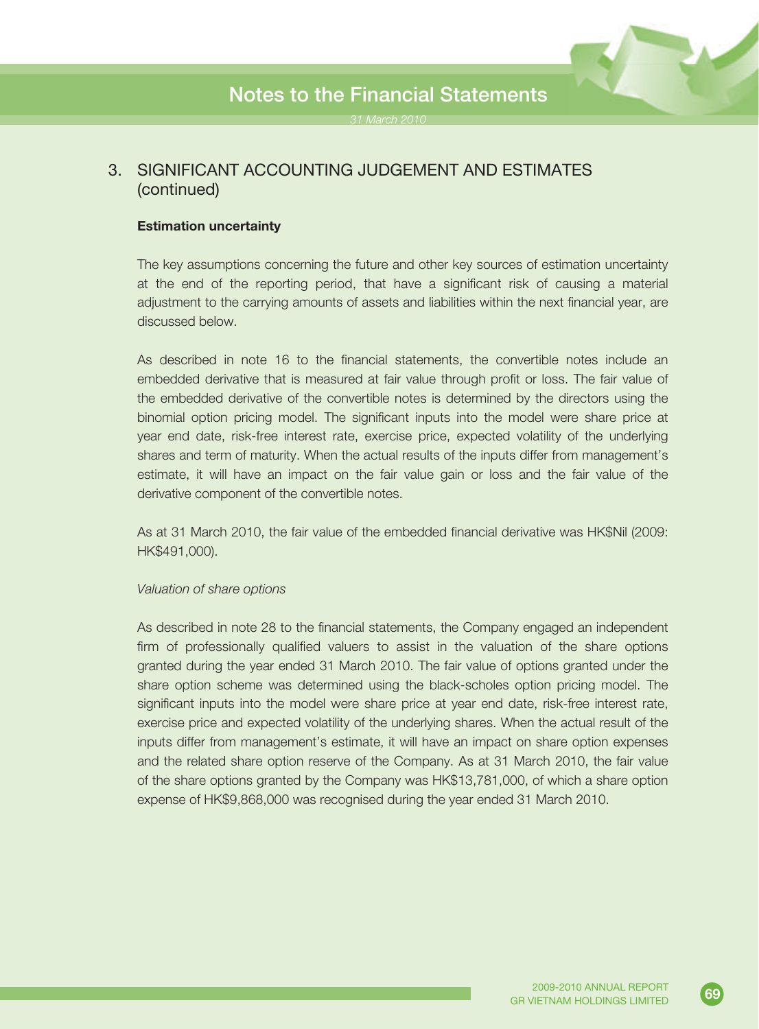## 3. SIGNIFICANT ACCOUNTING JUDGEMENT AND ESTIMATES (continued)

**Estimation uncertainty**

The key assumptions concerning the future and other key sources of estimation uncertainty at the end of the reporting period, that have a significant risk of causing a material adjustment to the carrying amounts of assets and liabilities within the next financial year, are discussed below.

As described in note 16 to the financial statements, the convertible notes include an embedded derivative that is measured at fair value through profit or loss. The fair value of the embedded derivative of the convertible notes is determined by the directors using the binomial option pricing model. The significant inputs into the model were share price at year end date, risk-free interest rate, exercise price, expected volatility of the underlying shares and term of maturity. When the actual results of the inputs differ from management's estimate, it will have an impact on the fair value gain or loss and the fair value of the derivative component of the convertible notes.

As at 31 March 2010, the fair value of the embedded financial derivative was HK$Nil (2009: HK$491,000).

*Valuation of share options*

As described in note 28 to the financial statements, the Company engaged an independent firm of professionally qualified valuers to assist in the valuation of the share options granted during the year ended 31 March 2010. The fair value of options granted under the share option scheme was determined using the black-scholes option pricing model. The significant inputs into the model were share price at year end date, risk-free interest rate, exercise price and expected volatility of the underlying shares. When the actual result of the inputs differ from management's estimate, it will have an impact on share option expenses and the related share option reserve of the Company. As at 31 March 2010, the fair value of the share options granted by the Company was HK$13,781,000, of which a share option expense of HK$9,868,000 was recognised during the year ended 31 March 2010.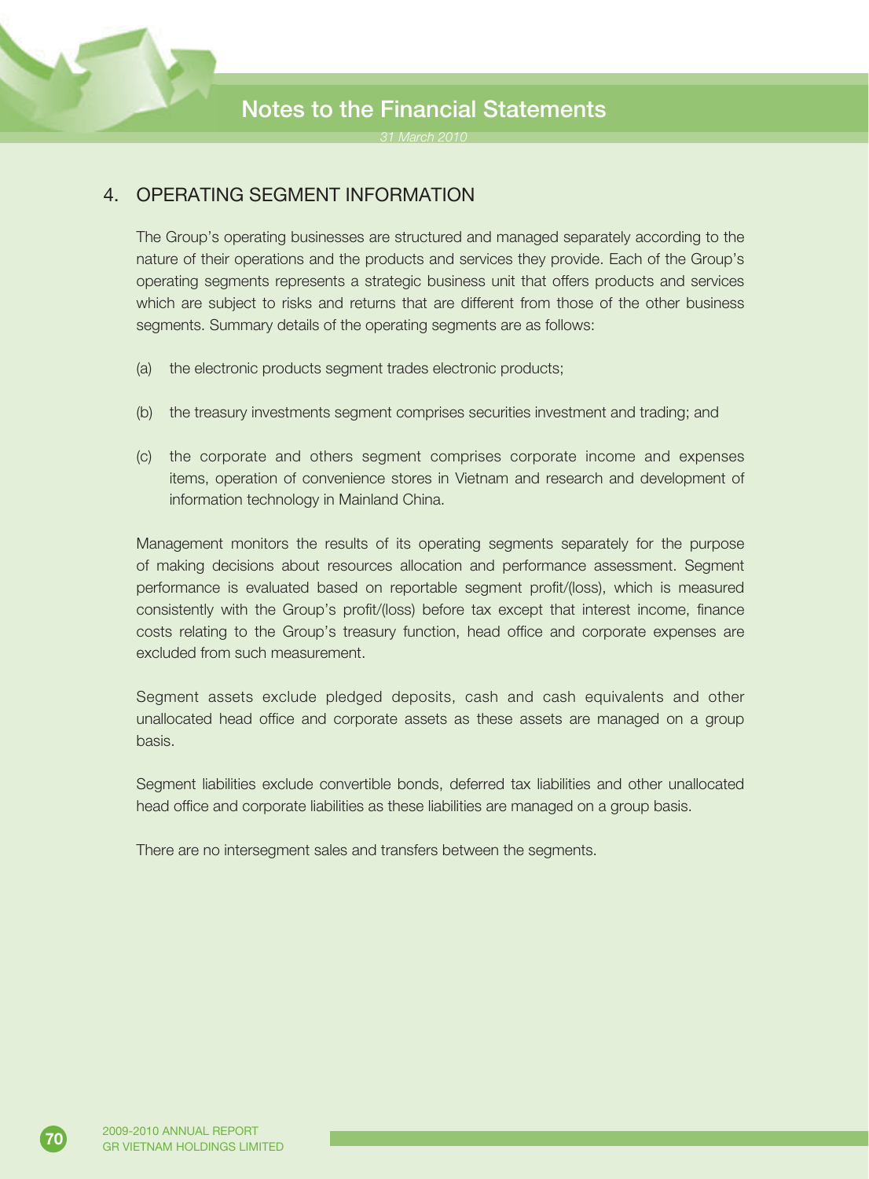## 4. OPERATING SEGMENT INFORMATION

The Group's operating businesses are structured and managed separately according to the nature of their operations and the products and services they provide. Each of the Group's operating segments represents a strategic business unit that offers products and services which are subject to risks and returns that are different from those of the other business segments. Summary details of the operating segments are as follows:

(a) the electronic products segment trades electronic products;

(b) the treasury investments segment comprises securities investment and trading; and

(c) the corporate and others segment comprises corporate income and expenses items, operation of convenience stores in Vietnam and research and development of information technology in Mainland China.

Management monitors the results of its operating segments separately for the purpose of making decisions about resources allocation and performance assessment. Segment performance is evaluated based on reportable segment profit/(loss), which is measured consistently with the Group's profit/(loss) before tax except that interest income, finance costs relating to the Group's treasury function, head office and corporate expenses are excluded from such measurement.

Segment assets exclude pledged deposits, cash and cash equivalents and other unallocated head office and corporate assets as these assets are managed on a group basis.

Segment liabilities exclude convertible bonds, deferred tax liabilities and other unallocated head office and corporate liabilities as these liabilities are managed on a group basis.

There are no intersegment sales and transfers between the segments.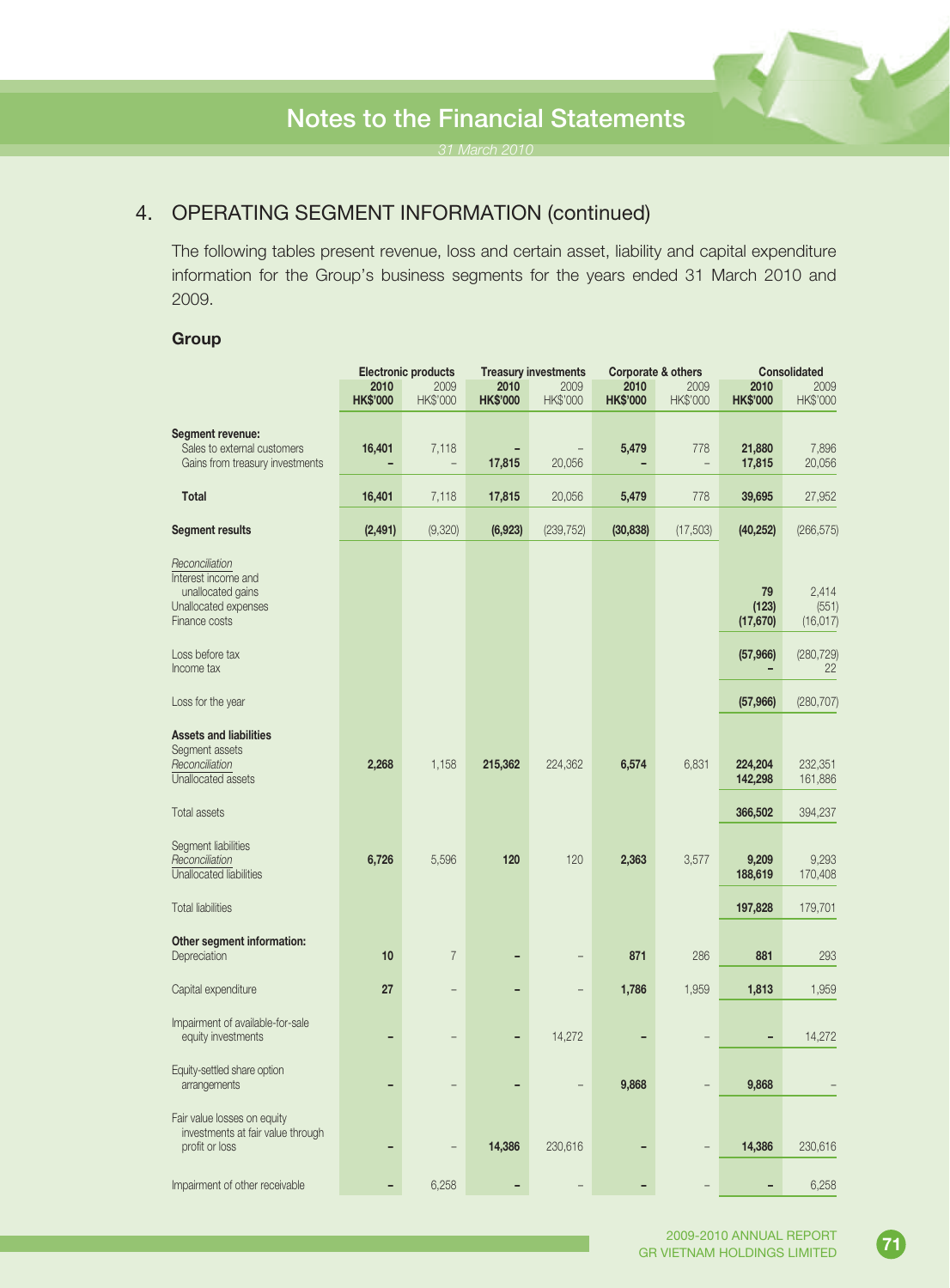## 4. OPERATING SEGMENT INFORMATION (continued)

The following tables present revenue, loss and certain asset, liability and capital expenditure information for the Group's business segments for the years ended 31 March 2010 and 2009.

### Group

| | Electronic products | | Treasury investments | | Corporate & others | | Consolidated | |
|---|---|---|---|---|---|---|---|---|
| | **2010** | 2009 | **2010** | 2009 | **2010** | 2009 | **2010** | 2009 |
| | **HK$'000** | HK$'000 | **HK$'000** | HK$'000 | **HK$'000** | HK$'000 | **HK$'000** | HK$'000 |
| **Segment revenue:** | | | | | | | | |
| Sales to external customers | **16,401** | 7,118 | **–** | – | **5,479** | 778 | **21,880** | 7,896 |
| Gains from treasury investments | **–** | – | **17,815** | 20,056 | **–** | – | **17,815** | 20,056 |
| **Total** | **16,401** | 7,118 | **17,815** | 20,056 | **5,479** | 778 | **39,695** | 27,952 |
| **Segment results** | **(2,491)** | (9,320) | **(6,923)** | (239,752) | **(30,838)** | (17,503) | **(40,252)** | (266,575) |
| *Reconciliation* | | | | | | | | |
| Interest income and unallocated gains | | | | | | | **79** | 2,414 |
| Unallocated expenses | | | | | | | **(123)** | (551) |
| Finance costs | | | | | | | **(17,670)** | (16,017) |
| Loss before tax | | | | | | | **(57,966)** | (280,729) |
| Income tax | | | | | | | **–** | 22 |
| Loss for the year | | | | | | | **(57,966)** | (280,707) |
| **Assets and liabilities** | | | | | | | | |
| Segment assets | **2,268** | 1,158 | **215,362** | 224,362 | **6,574** | 6,831 | **224,204** | 232,351 |
| *Reconciliation* | | | | | | | | |
| Unallocated assets | | | | | | | **142,298** | 161,886 |
| Total assets | | | | | | | **366,502** | 394,237 |
| Segment liabilities | **6,726** | 5,596 | **120** | 120 | **2,363** | 3,577 | **9,209** | 9,293 |
| *Reconciliation* | | | | | | | | |
| Unallocated liabilities | | | | | | | **188,619** | 170,408 |
| Total liabilities | | | | | | | **197,828** | 179,701 |
| **Other segment information:** | | | | | | | | |
| Depreciation | **10** | 7 | **–** | – | **871** | 286 | **881** | 293 |
| Capital expenditure | **27** | – | **–** | – | **1,786** | 1,959 | **1,813** | 1,959 |
| Impairment of available-for-sale equity investments | **–** | – | **–** | 14,272 | **–** | – | **–** | 14,272 |
| Equity-settled share option arrangements | **–** | – | **–** | – | **9,868** | – | **9,868** | – |
| Fair value losses on equity investments at fair value through profit or loss | **–** | – | **14,386** | 230,616 | **–** | – | **14,386** | 230,616 |
| Impairment of other receivable | **–** | 6,258 | **–** | – | **–** | – | **–** | 6,258 |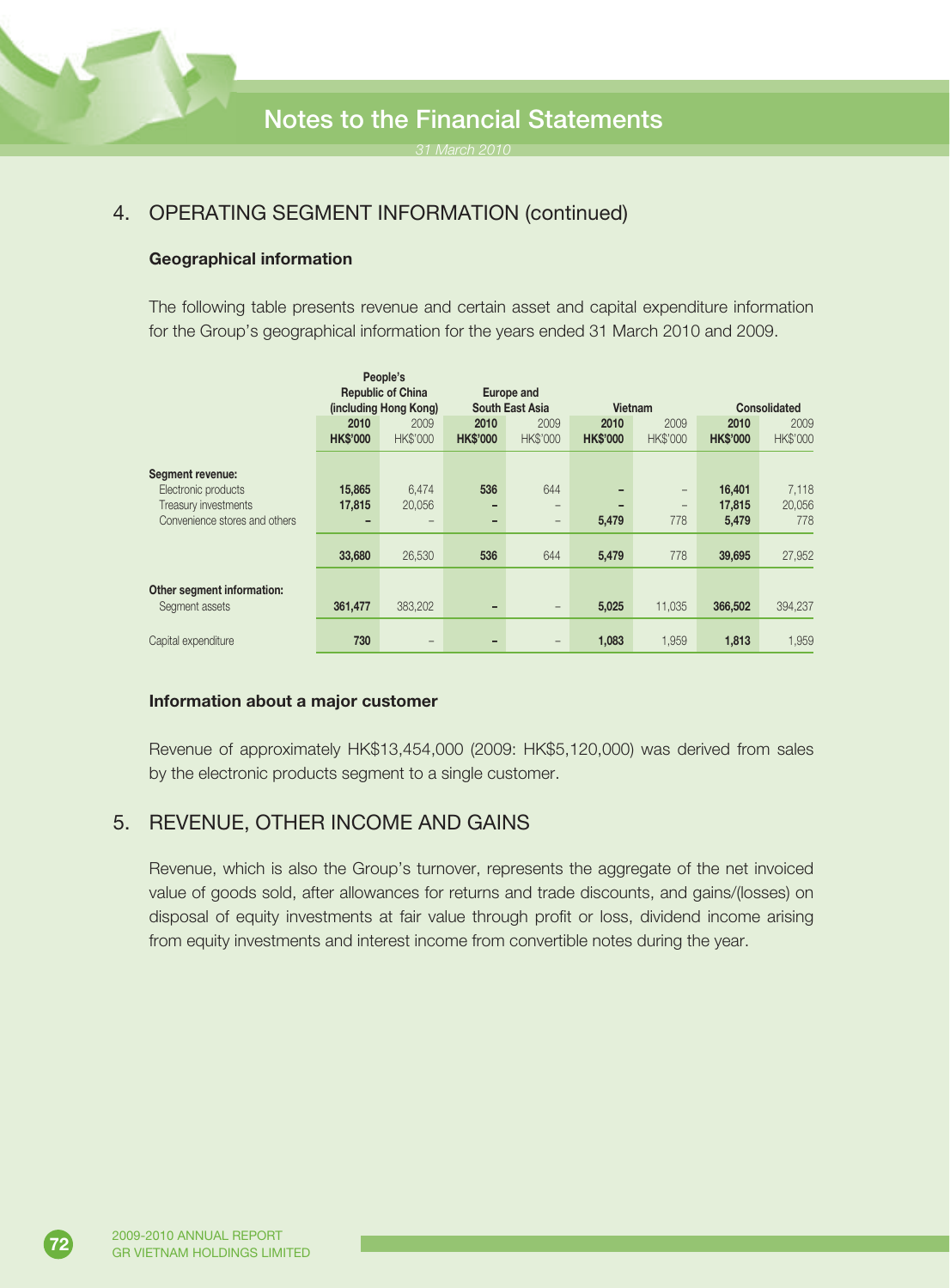## 4. OPERATING SEGMENT INFORMATION (continued)

### Geographical information

The following table presents revenue and certain asset and capital expenditure information for the Group's geographical information for the years ended 31 March 2010 and 2009.

| | People's Republic of China (including Hong Kong) | | Europe and South East Asia | | Vietnam | | Consolidated | |
|---|---|---|---|---|---|---|---|---|
| | **2010** | 2009 | **2010** | 2009 | **2010** | 2009 | **2010** | 2009 |
| | **HK$'000** | HK$'000 | **HK$'000** | HK$'000 | **HK$'000** | HK$'000 | **HK$'000** | HK$'000 |
| **Segment revenue:** | | | | | | | | |
| Electronic products | **15,865** | 6,474 | **536** | 644 | **–** | – | **16,401** | 7,118 |
| Treasury investments | **17,815** | 20,056 | **–** | – | **–** | – | **17,815** | 20,056 |
| Convenience stores and others | **–** | – | **–** | – | **5,479** | 778 | **5,479** | 778 |
| | **33,680** | 26,530 | **536** | 644 | **5,479** | 778 | **39,695** | 27,952 |
| **Other segment information:** | | | | | | | | |
| Segment assets | **361,477** | 383,202 | **–** | – | **5,025** | 11,035 | **366,502** | 394,237 |
| Capital expenditure | **730** | – | **–** | – | **1,083** | 1,959 | **1,813** | 1,959 |

### Information about a major customer

Revenue of approximately HK$13,454,000 (2009: HK$5,120,000) was derived from sales by the electronic products segment to a single customer.

## 5. REVENUE, OTHER INCOME AND GAINS

Revenue, which is also the Group's turnover, represents the aggregate of the net invoiced value of goods sold, after allowances for returns and trade discounts, and gains/(losses) on disposal of equity investments at fair value through profit or loss, dividend income arising from equity investments and interest income from convertible notes during the year.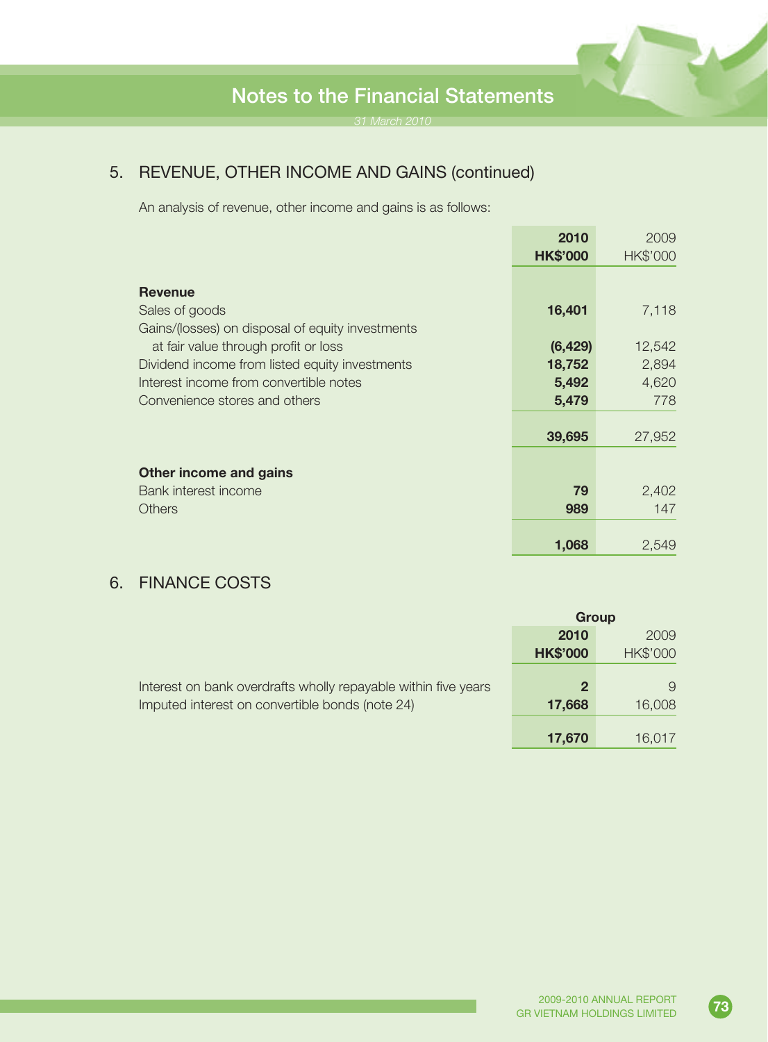## 5. REVENUE, OTHER INCOME AND GAINS (continued)

An analysis of revenue, other income and gains is as follows:

| | 2010 HK$'000 | 2009 HK$'000 |
|---|---|---|
| **Revenue** | | |
| Sales of goods | **16,401** | 7,118 |
| Gains/(losses) on disposal of equity investments at fair value through profit or loss | **(6,429)** | 12,542 |
| Dividend income from listed equity investments | **18,752** | 2,894 |
| Interest income from convertible notes | **5,492** | 4,620 |
| Convenience stores and others | **5,479** | 778 |
| | **39,695** | 27,952 |
| **Other income and gains** | | |
| Bank interest income | **79** | 2,402 |
| Others | **989** | 147 |
| | **1,068** | 2,549 |

## 6. FINANCE COSTS

| | Group | |
|---|---|---|
| | **2010 HK$'000** | 2009 HK$'000 |
| Interest on bank overdrafts wholly repayable within five years | **2** | 9 |
| Imputed interest on convertible bonds (note 24) | **17,668** | 16,008 |
| | **17,670** | 16,017 |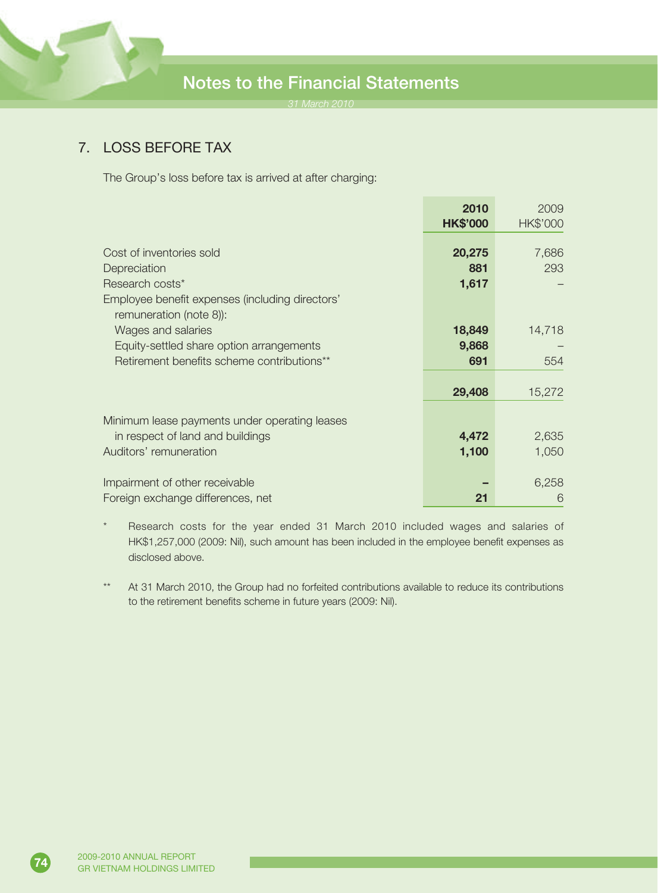## 7. LOSS BEFORE TAX

The Group's loss before tax is arrived at after charging:

| | 2010<br>HK$'000 | 2009<br>HK$'000 |
|---|---|---|
| Cost of inventories sold | 20,275 | 7,686 |
| Depreciation | 881 | 293 |
| Research costs* | 1,617 | – |
| Employee benefit expenses (including directors' remuneration (note 8)): | | |
| Wages and salaries | 18,849 | 14,718 |
| Equity-settled share option arrangements | 9,868 | – |
| Retirement benefits scheme contributions** | 691 | 554 |
| | 29,408 | 15,272 |
| Minimum lease payments under operating leases in respect of land and buildings | 4,472 | 2,635 |
| Auditors' remuneration | 1,100 | 1,050 |
| Impairment of other receivable | – | 6,258 |
| Foreign exchange differences, net | 21 | 6 |

\* Research costs for the year ended 31 March 2010 included wages and salaries of HK$1,257,000 (2009: Nil), such amount has been included in the employee benefit expenses as disclosed above.

** At 31 March 2010, the Group had no forfeited contributions available to reduce its contributions to the retirement benefits scheme in future years (2009: Nil).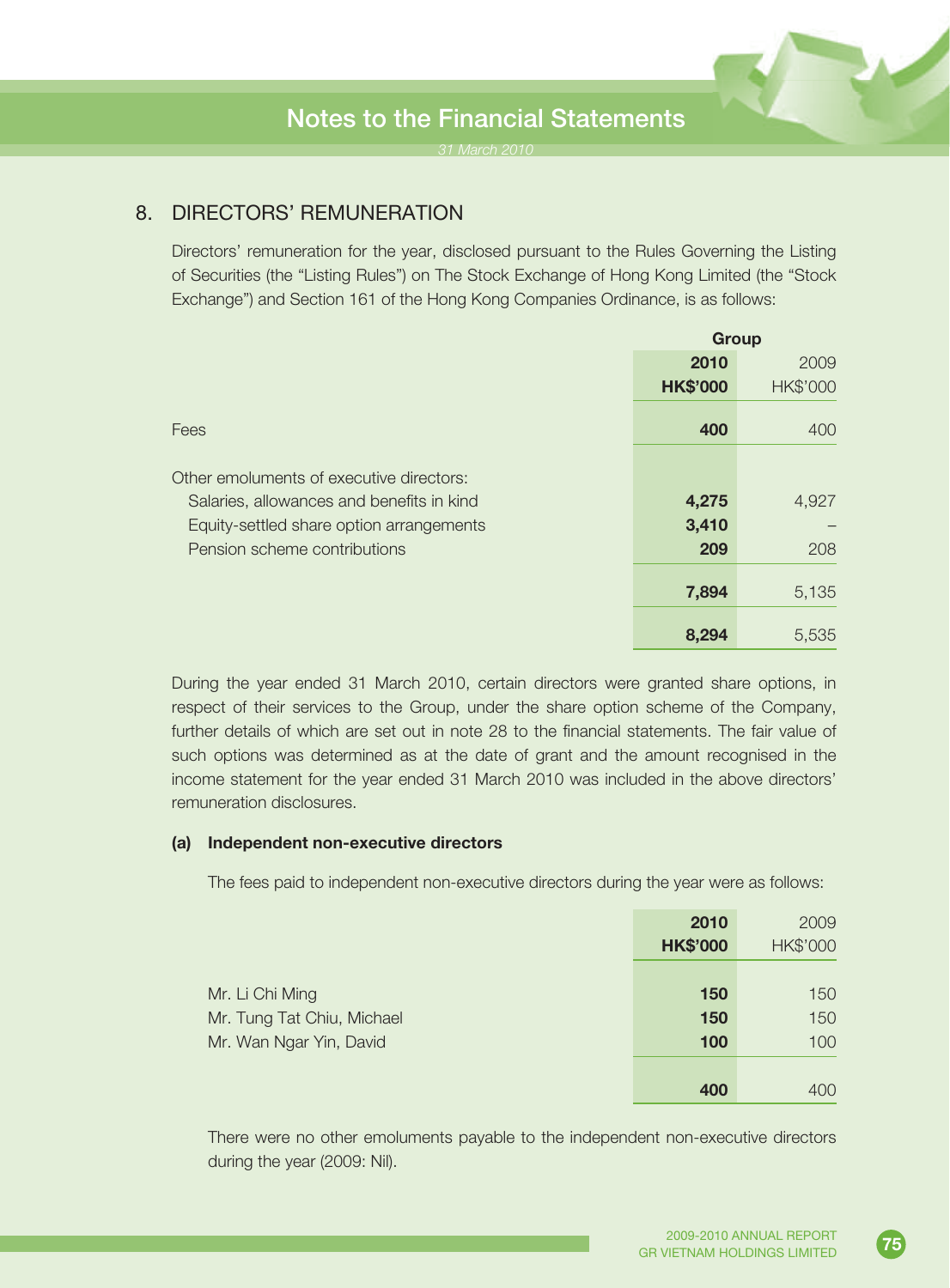## 8. DIRECTORS' REMUNERATION

Directors' remuneration for the year, disclosed pursuant to the Rules Governing the Listing of Securities (the "Listing Rules") on The Stock Exchange of Hong Kong Limited (the "Stock Exchange") and Section 161 of the Hong Kong Companies Ordinance, is as follows:

| | Group | |
|---|---|---|
| | **2010** | 2009 |
| | **HK$'000** | HK$'000 |
| Fees | **400** | 400 |
| Other emoluments of executive directors: | | |
| Salaries, allowances and benefits in kind | **4,275** | 4,927 |
| Equity-settled share option arrangements | **3,410** | – |
| Pension scheme contributions | **209** | 208 |
| | **7,894** | 5,135 |
| | **8,294** | 5,535 |

During the year ended 31 March 2010, certain directors were granted share options, in respect of their services to the Group, under the share option scheme of the Company, further details of which are set out in note 28 to the financial statements. The fair value of such options was determined as at the date of grant and the amount recognised in the income statement for the year ended 31 March 2010 was included in the above directors' remuneration disclosures.

### (a) Independent non-executive directors

The fees paid to independent non-executive directors during the year were as follows:

| | **2010** | 2009 |
|---|---|---|
| | **HK$'000** | HK$'000 |
| Mr. Li Chi Ming | **150** | 150 |
| Mr. Tung Tat Chiu, Michael | **150** | 150 |
| Mr. Wan Ngar Yin, David | **100** | 100 |
| | **400** | 400 |

There were no other emoluments payable to the independent non-executive directors during the year (2009: Nil).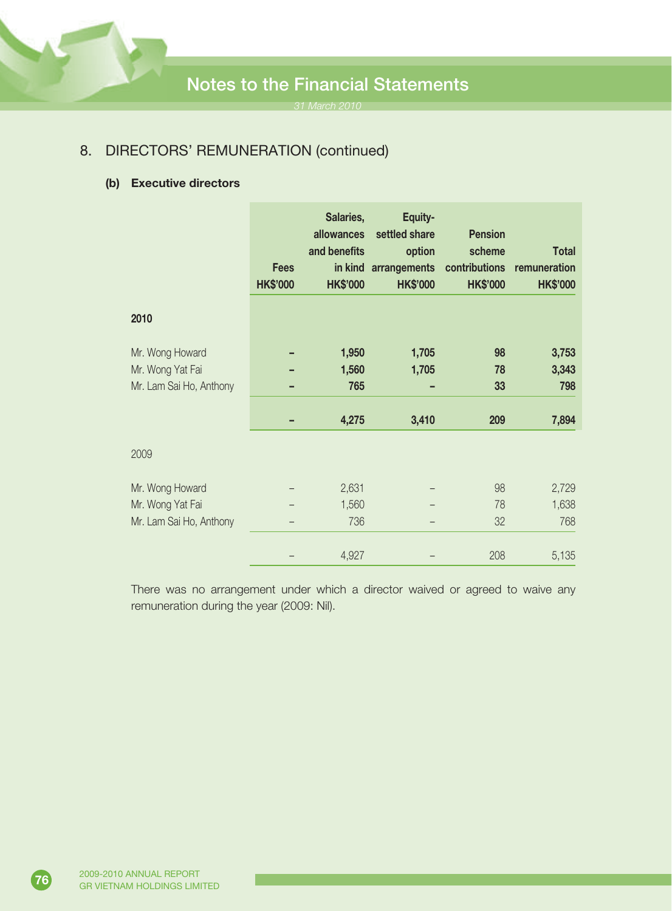## 8. DIRECTORS' REMUNERATION (continued)

### (b) Executive directors

| | Fees HK$'000 | Salaries, allowances and benefits in kind HK$'000 | Equity-settled share option arrangements HK$'000 | Pension scheme contributions HK$'000 | Total remuneration HK$'000 |
|---|---|---|---|---|---|
| **2010** | | | | | |
| Mr. Wong Howard | **–** | **1,950** | **1,705** | **98** | **3,753** |
| Mr. Wong Yat Fai | **–** | **1,560** | **1,705** | **78** | **3,343** |
| Mr. Lam Sai Ho, Anthony | **–** | **765** | **–** | **33** | **798** |
| | **–** | **4,275** | **3,410** | **209** | **7,894** |
| 2009 | | | | | |
| Mr. Wong Howard | – | 2,631 | – | 98 | 2,729 |
| Mr. Wong Yat Fai | – | 1,560 | – | 78 | 1,638 |
| Mr. Lam Sai Ho, Anthony | – | 736 | – | 32 | 768 |
| | – | 4,927 | – | 208 | 5,135 |

There was no arrangement under which a director waived or agreed to waive any remuneration during the year (2009: Nil).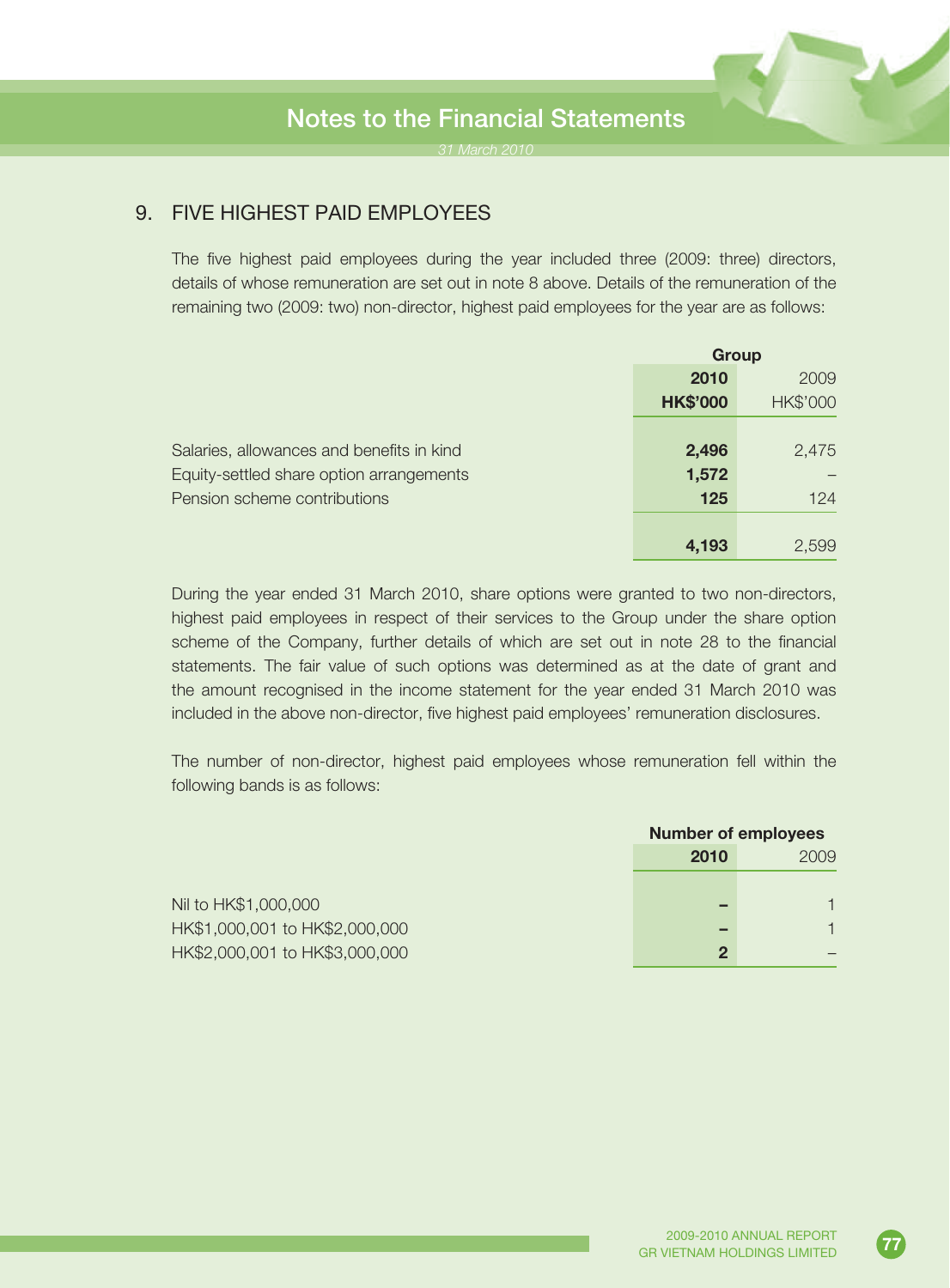## 9. FIVE HIGHEST PAID EMPLOYEES

The five highest paid employees during the year included three (2009: three) directors, details of whose remuneration are set out in note 8 above. Details of the remuneration of the remaining two (2009: two) non-director, highest paid employees for the year are as follows:

| | Group | |
|---|---|---|
| | **2010** | 2009 |
| | **HK$'000** | HK$'000 |
| Salaries, allowances and benefits in kind | **2,496** | 2,475 |
| Equity-settled share option arrangements | **1,572** | – |
| Pension scheme contributions | **125** | 124 |
| | **4,193** | 2,599 |

During the year ended 31 March 2010, share options were granted to two non-directors, highest paid employees in respect of their services to the Group under the share option scheme of the Company, further details of which are set out in note 28 to the financial statements. The fair value of such options was determined as at the date of grant and the amount recognised in the income statement for the year ended 31 March 2010 was included in the above non-director, five highest paid employees' remuneration disclosures.

The number of non-director, highest paid employees whose remuneration fell within the following bands is as follows:

| | Number of employees | |
|---|---|---|
| | **2010** | 2009 |
| Nil to HK$1,000,000 | **–** | 1 |
| HK$1,000,001 to HK$2,000,000 | **–** | 1 |
| HK$2,000,001 to HK$3,000,000 | **2** | – |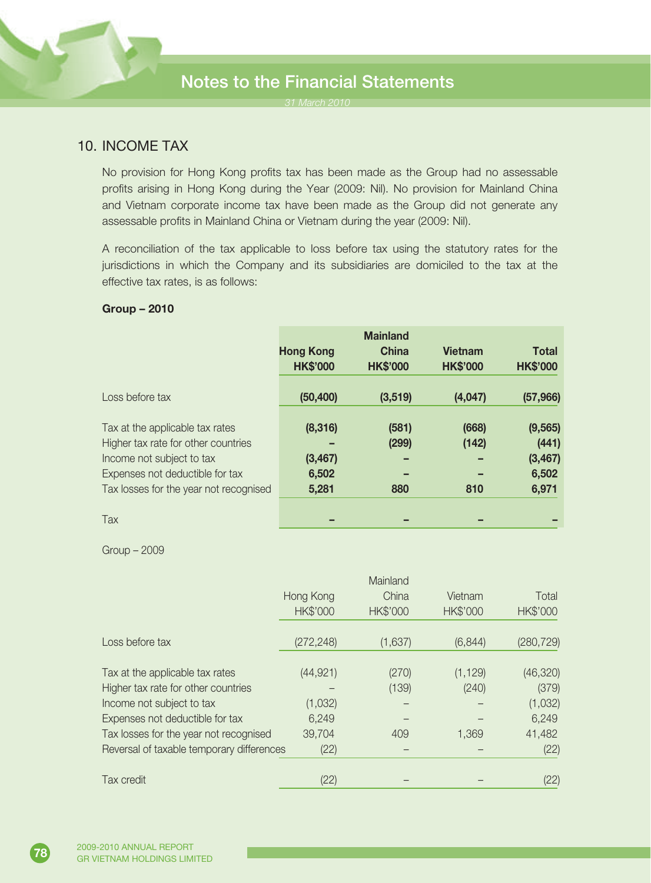## 10. INCOME TAX

No provision for Hong Kong profits tax has been made as the Group had no assessable profits arising in Hong Kong during the Year (2009: Nil). No provision for Mainland China and Vietnam corporate income tax have been made as the Group did not generate any assessable profits in Mainland China or Vietnam during the year (2009: Nil).

A reconciliation of the tax applicable to loss before tax using the statutory rates for the jurisdictions in which the Company and its subsidiaries are domiciled to the tax at the effective tax rates, is as follows:

**Group – 2010**

| | **Hong Kong HK$'000** | **Mainland China HK$'000** | **Vietnam HK$'000** | **Total HK$'000** |
|---|---|---|---|---|
| Loss before tax | **(50,400)** | **(3,519)** | **(4,047)** | **(57,966)** |
| Tax at the applicable tax rates | **(8,316)** | **(581)** | **(668)** | **(9,565)** |
| Higher tax rate for other countries | **–** | **(299)** | **(142)** | **(441)** |
| Income not subject to tax | **(3,467)** | **–** | **–** | **(3,467)** |
| Expenses not deductible for tax | **6,502** | **–** | **–** | **6,502** |
| Tax losses for the year not recognised | **5,281** | **880** | **810** | **6,971** |
| Tax | **–** | **–** | **–** | **–** |

Group – 2009

| | Hong Kong HK$'000 | Mainland China HK$'000 | Vietnam HK$'000 | Total HK$'000 |
|---|---|---|---|---|
| Loss before tax | (272,248) | (1,637) | (6,844) | (280,729) |
| Tax at the applicable tax rates | (44,921) | (270) | (1,129) | (46,320) |
| Higher tax rate for other countries | – | (139) | (240) | (379) |
| Income not subject to tax | (1,032) | – | – | (1,032) |
| Expenses not deductible for tax | 6,249 | – | – | 6,249 |
| Tax losses for the year not recognised | 39,704 | 409 | 1,369 | 41,482 |
| Reversal of taxable temporary differences | (22) | – | – | (22) |
| Tax credit | (22) | – | – | (22) |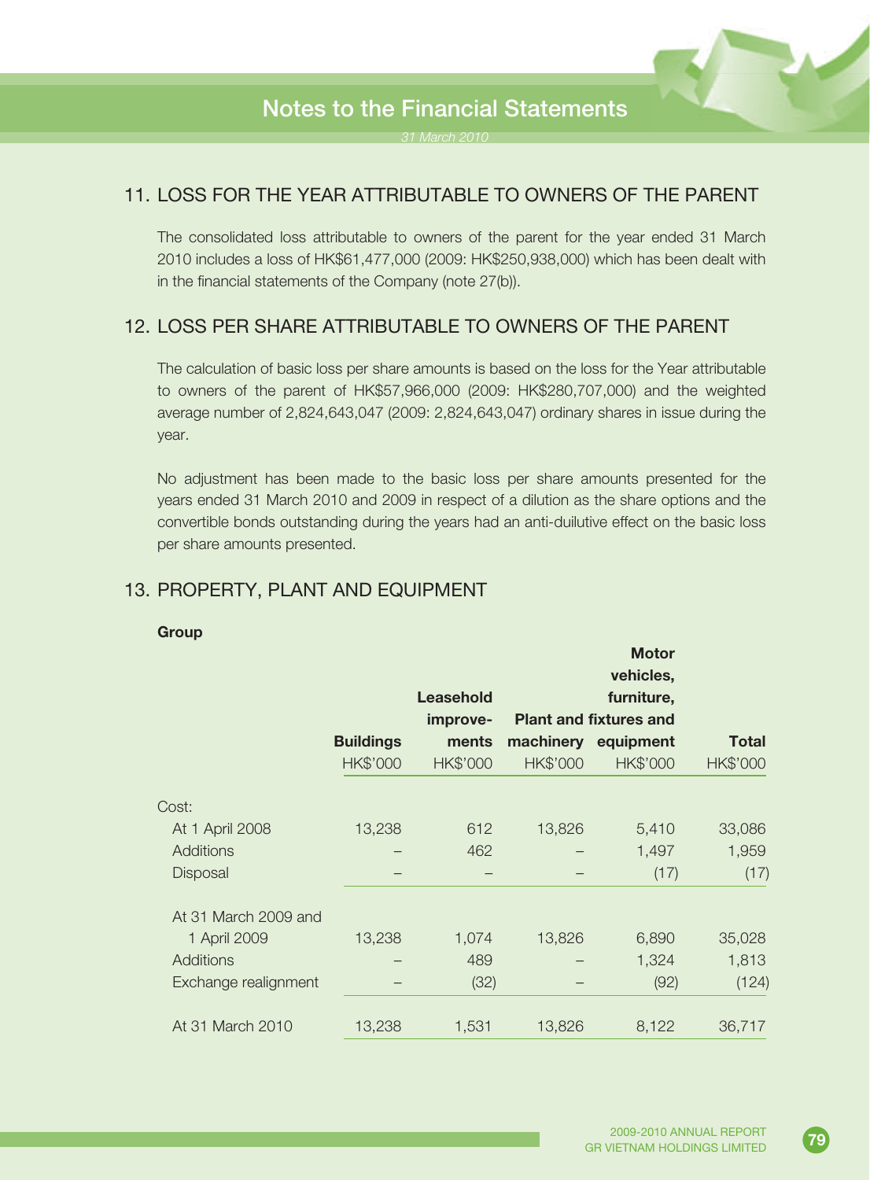## 11. LOSS FOR THE YEAR ATTRIBUTABLE TO OWNERS OF THE PARENT

The consolidated loss attributable to owners of the parent for the year ended 31 March 2010 includes a loss of HK$61,477,000 (2009: HK$250,938,000) which has been dealt with in the financial statements of the Company (note 27(b)).

## 12. LOSS PER SHARE ATTRIBUTABLE TO OWNERS OF THE PARENT

The calculation of basic loss per share amounts is based on the loss for the Year attributable to owners of the parent of HK$57,966,000 (2009: HK$280,707,000) and the weighted average number of 2,824,643,047 (2009: 2,824,643,047) ordinary shares in issue during the year.

No adjustment has been made to the basic loss per share amounts presented for the years ended 31 March 2010 and 2009 in respect of a dilution as the share options and the convertible bonds outstanding during the years had an anti-duilutive effect on the basic loss per share amounts presented.

## 13. PROPERTY, PLANT AND EQUIPMENT

**Group**

| | **Buildings** | **Leasehold improve-ments** | **Plant and machinery** | **Motor vehicles, furniture, fixtures and equipment** | **Total** |
|---|---|---|---|---|---|
| | HK$'000 | HK$'000 | HK$'000 | HK$'000 | HK$'000 |
| Cost: | | | | | |
| At 1 April 2008 | 13,238 | 612 | 13,826 | 5,410 | 33,086 |
| Additions | – | 462 | – | 1,497 | 1,959 |
| Disposal | – | – | – | (17) | (17) |
| At 31 March 2009 and 1 April 2009 | 13,238 | 1,074 | 13,826 | 6,890 | 35,028 |
| Additions | – | 489 | – | 1,324 | 1,813 |
| Exchange realignment | – | (32) | – | (92) | (124) |
| At 31 March 2010 | 13,238 | 1,531 | 13,826 | 8,122 | 36,717 |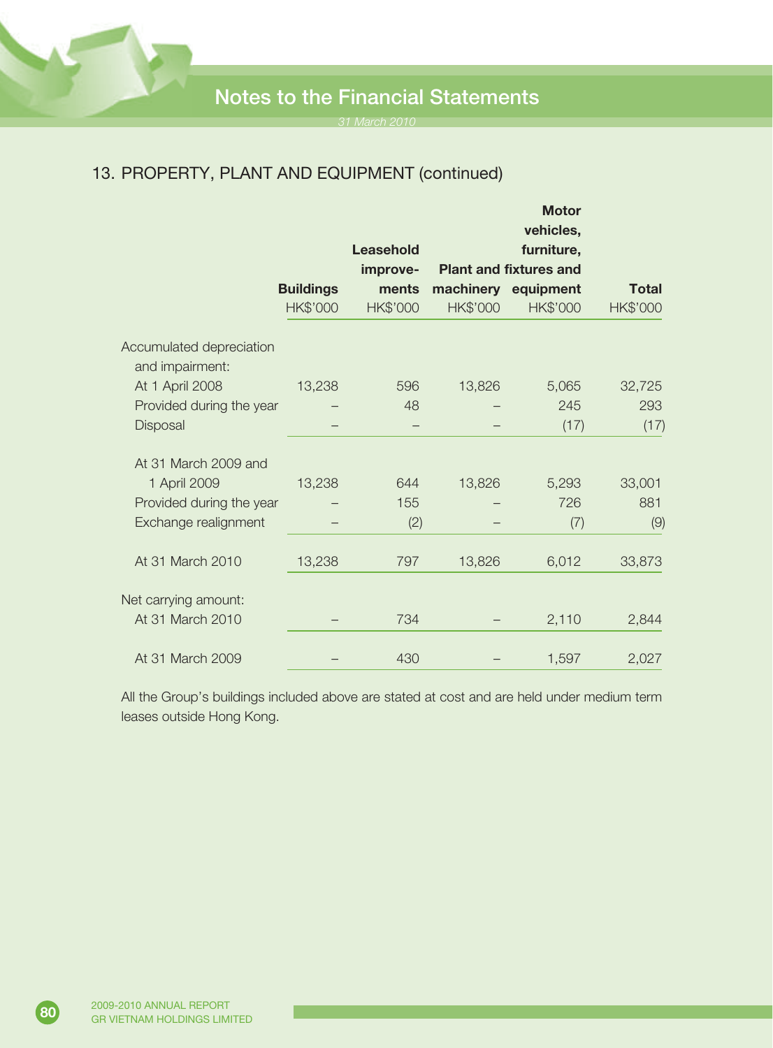## 13. PROPERTY, PLANT AND EQUIPMENT (continued)

| | Buildings HK$'000 | Leasehold improvements HK$'000 | Plant and machinery HK$'000 | Motor vehicles, furniture, fixtures and equipment HK$'000 | Total HK$'000 |
|---|---|---|---|---|---|
| Accumulated depreciation and impairment: | | | | | |
| At 1 April 2008 | 13,238 | 596 | 13,826 | 5,065 | 32,725 |
| Provided during the year | – | 48 | – | 245 | 293 |
| Disposal | – | – | – | (17) | (17) |
| At 31 March 2009 and 1 April 2009 | 13,238 | 644 | 13,826 | 5,293 | 33,001 |
| Provided during the year | – | 155 | – | 726 | 881 |
| Exchange realignment | – | (2) | – | (7) | (9) |
| At 31 March 2010 | 13,238 | 797 | 13,826 | 6,012 | 33,873 |
| Net carrying amount: | | | | | |
| At 31 March 2010 | – | 734 | – | 2,110 | 2,844 |
| At 31 March 2009 | – | 430 | – | 1,597 | 2,027 |

All the Group's buildings included above are stated at cost and are held under medium term leases outside Hong Kong.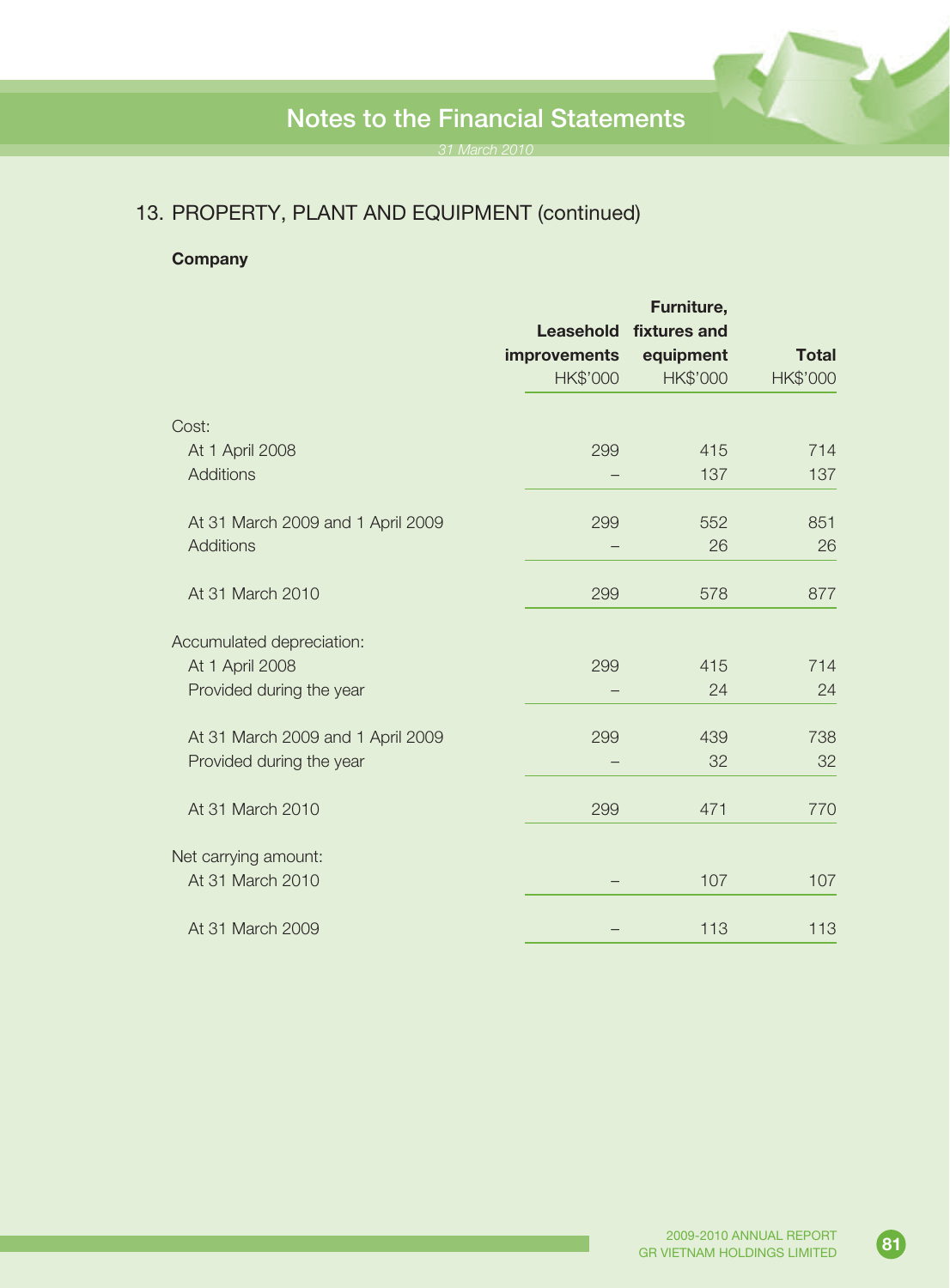## 13. PROPERTY, PLANT AND EQUIPMENT (continued)

**Company**

| | Leasehold improvements | Furniture, fixtures and equipment | Total |
|---|---|---|---|
| | HK$'000 | HK$'000 | HK$'000 |
| Cost: | | | |
| At 1 April 2008 | 299 | 415 | 714 |
| Additions | – | 137 | 137 |
| At 31 March 2009 and 1 April 2009 | 299 | 552 | 851 |
| Additions | – | 26 | 26 |
| At 31 March 2010 | 299 | 578 | 877 |
| Accumulated depreciation: | | | |
| At 1 April 2008 | 299 | 415 | 714 |
| Provided during the year | – | 24 | 24 |
| At 31 March 2009 and 1 April 2009 | 299 | 439 | 738 |
| Provided during the year | – | 32 | 32 |
| At 31 March 2010 | 299 | 471 | 770 |
| Net carrying amount: | | | |
| At 31 March 2010 | – | 107 | 107 |
| At 31 March 2009 | – | 113 | 113 |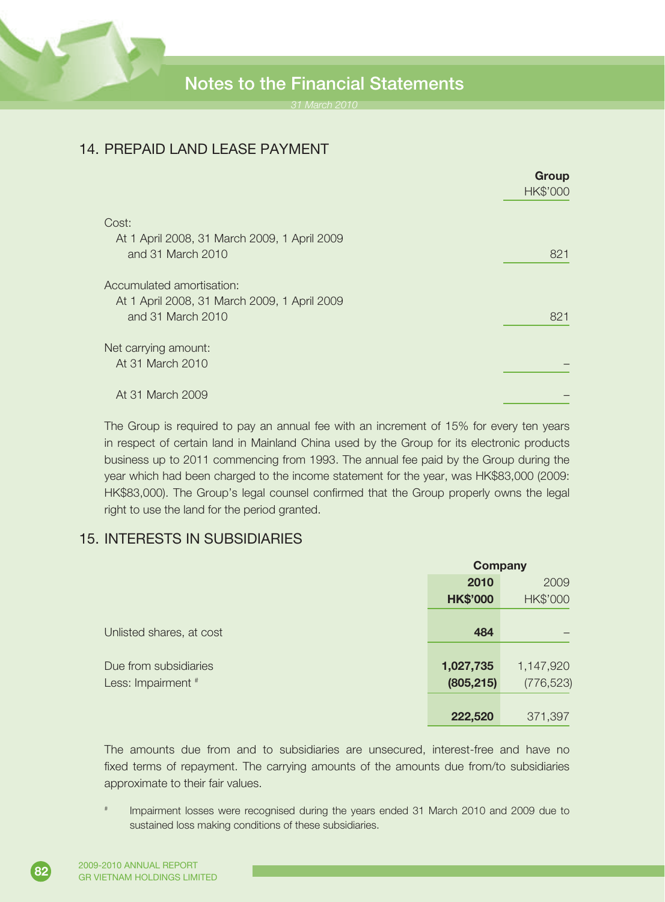## 14. PREPAID LAND LEASE PAYMENT

| | Group HK$'000 |
|---|---|
| Cost: | |
| At 1 April 2008, 31 March 2009, 1 April 2009 and 31 March 2010 | 821 |
| Accumulated amortisation: | |
| At 1 April 2008, 31 March 2009, 1 April 2009 and 31 March 2010 | 821 |
| Net carrying amount: | |
| At 31 March 2010 | – |
| At 31 March 2009 | – |

The Group is required to pay an annual fee with an increment of 15% for every ten years in respect of certain land in Mainland China used by the Group for its electronic products business up to 2011 commencing from 1993. The annual fee paid by the Group during the year which had been charged to the income statement for the year, was HK$83,000 (2009: HK$83,000). The Group's legal counsel confirmed that the Group properly owns the legal right to use the land for the period granted.

## 15. INTERESTS IN SUBSIDIARIES

| | Company | |
|---|---|---|
| | **2010** | 2009 |
| | **HK$'000** | HK$'000 |
| Unlisted shares, at cost | **484** | – |
| Due from subsidiaries | **1,027,735** | 1,147,920 |
| Less: Impairment # | **(805,215)** | (776,523) |
| | **222,520** | 371,397 |

The amounts due from and to subsidiaries are unsecured, interest-free and have no fixed terms of repayment. The carrying amounts of the amounts due from/to subsidiaries approximate to their fair values.

# Impairment losses were recognised during the years ended 31 March 2010 and 2009 due to sustained loss making conditions of these subsidiaries.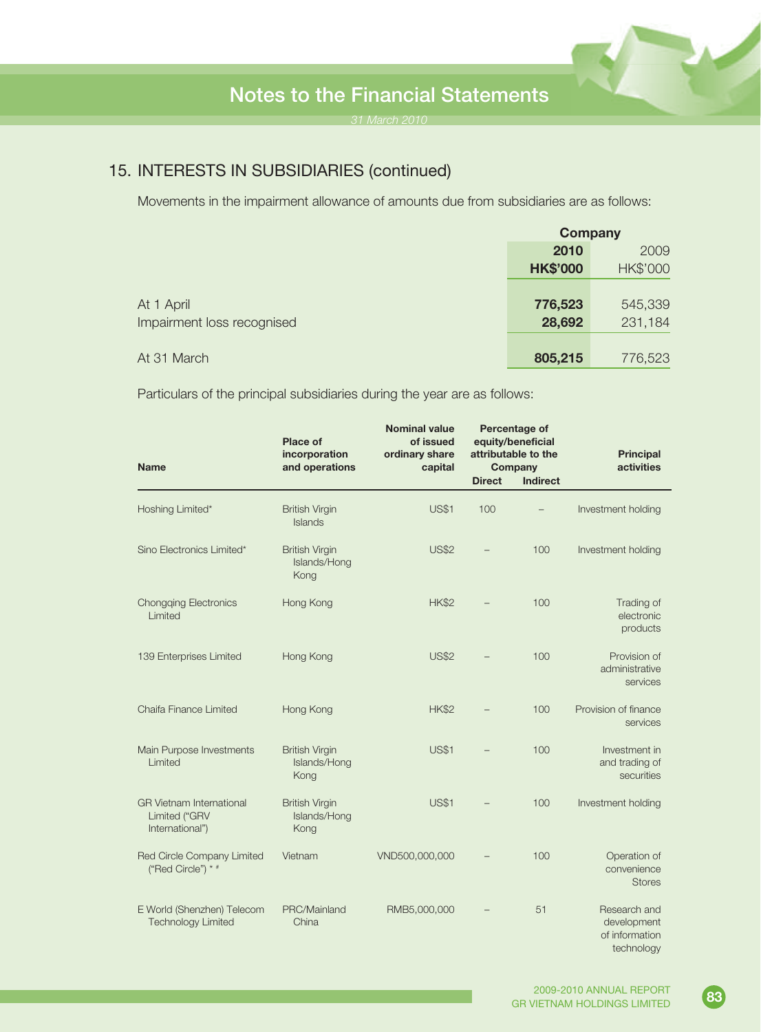# Notes to the Financial Statements

*31 March 2010*

## 15. INTERESTS IN SUBSIDIARIES (continued)

Movements in the impairment allowance of amounts due from subsidiaries are as follows:

| | Company | |
|---|---|---|
| | **2010** | 2009 |
| | **HK$'000** | HK$'000 |
| At 1 April | **776,523** | 545,339 |
| Impairment loss recognised | **28,692** | 231,184 |
| At 31 March | **805,215** | 776,523 |

Particulars of the principal subsidiaries during the year are as follows:

| Name | Place of incorporation and operations | Nominal value of issued ordinary share capital | Percentage of equity/beneficial attributable to the Company | | Principal activities |
|---|---|---|---|---|---|
| | | | Direct | Indirect | |
| Hoshing Limited* | British Virgin Islands | US$1 | 100 | – | Investment holding |
| Sino Electronics Limited* | British Virgin Islands/Hong Kong | US$2 | – | 100 | Investment holding |
| Chongqing Electronics Limited | Hong Kong | HK$2 | – | 100 | Trading of electronic products |
| 139 Enterprises Limited | Hong Kong | US$2 | – | 100 | Provision of administrative services |
| Chaifa Finance Limited | Hong Kong | HK$2 | – | 100 | Provision of finance services |
| Main Purpose Investments Limited | British Virgin Islands/Hong Kong | US$1 | – | 100 | Investment in and trading of securities |
| GR Vietnam International Limited ("GRV International") | British Virgin Islands/Hong Kong | US$1 | – | 100 | Investment holding |
| Red Circle Company Limited ("Red Circle") * # | Vietnam | VND500,000,000 | – | 100 | Operation of convenience Stores |
| E World (Shenzhen) Telecom Technology Limited | PRC/Mainland China | RMB5,000,000 | – | 51 | Research and development of information technology |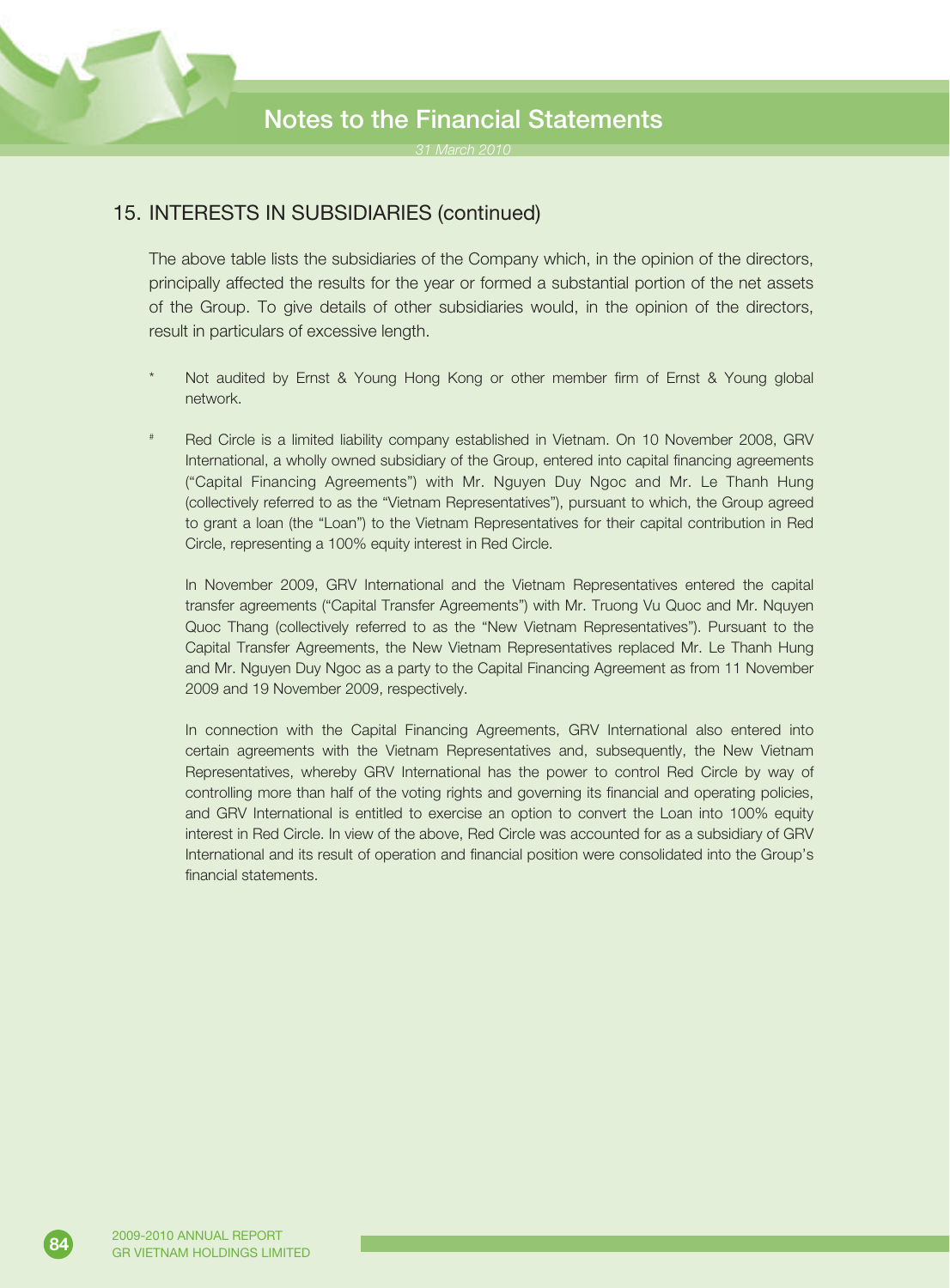## 15. INTERESTS IN SUBSIDIARIES (continued)

The above table lists the subsidiaries of the Company which, in the opinion of the directors, principally affected the results for the year or formed a substantial portion of the net assets of the Group. To give details of other subsidiaries would, in the opinion of the directors, result in particulars of excessive length.

\* Not audited by Ernst & Young Hong Kong or other member firm of Ernst & Young global network.

\# Red Circle is a limited liability company established in Vietnam. On 10 November 2008, GRV International, a wholly owned subsidiary of the Group, entered into capital financing agreements ("Capital Financing Agreements") with Mr. Nguyen Duy Ngoc and Mr. Le Thanh Hung (collectively referred to as the "Vietnam Representatives"), pursuant to which, the Group agreed to grant a loan (the "Loan") to the Vietnam Representatives for their capital contribution in Red Circle, representing a 100% equity interest in Red Circle.

In November 2009, GRV International and the Vietnam Representatives entered the capital transfer agreements ("Capital Transfer Agreements") with Mr. Truong Vu Quoc and Mr. Nquyen Quoc Thang (collectively referred to as the "New Vietnam Representatives"). Pursuant to the Capital Transfer Agreements, the New Vietnam Representatives replaced Mr. Le Thanh Hung and Mr. Nguyen Duy Ngoc as a party to the Capital Financing Agreement as from 11 November 2009 and 19 November 2009, respectively.

In connection with the Capital Financing Agreements, GRV International also entered into certain agreements with the Vietnam Representatives and, subsequently, the New Vietnam Representatives, whereby GRV International has the power to control Red Circle by way of controlling more than half of the voting rights and governing its financial and operating policies, and GRV International is entitled to exercise an option to convert the Loan into 100% equity interest in Red Circle. In view of the above, Red Circle was accounted for as a subsidiary of GRV International and its result of operation and financial position were consolidated into the Group's financial statements.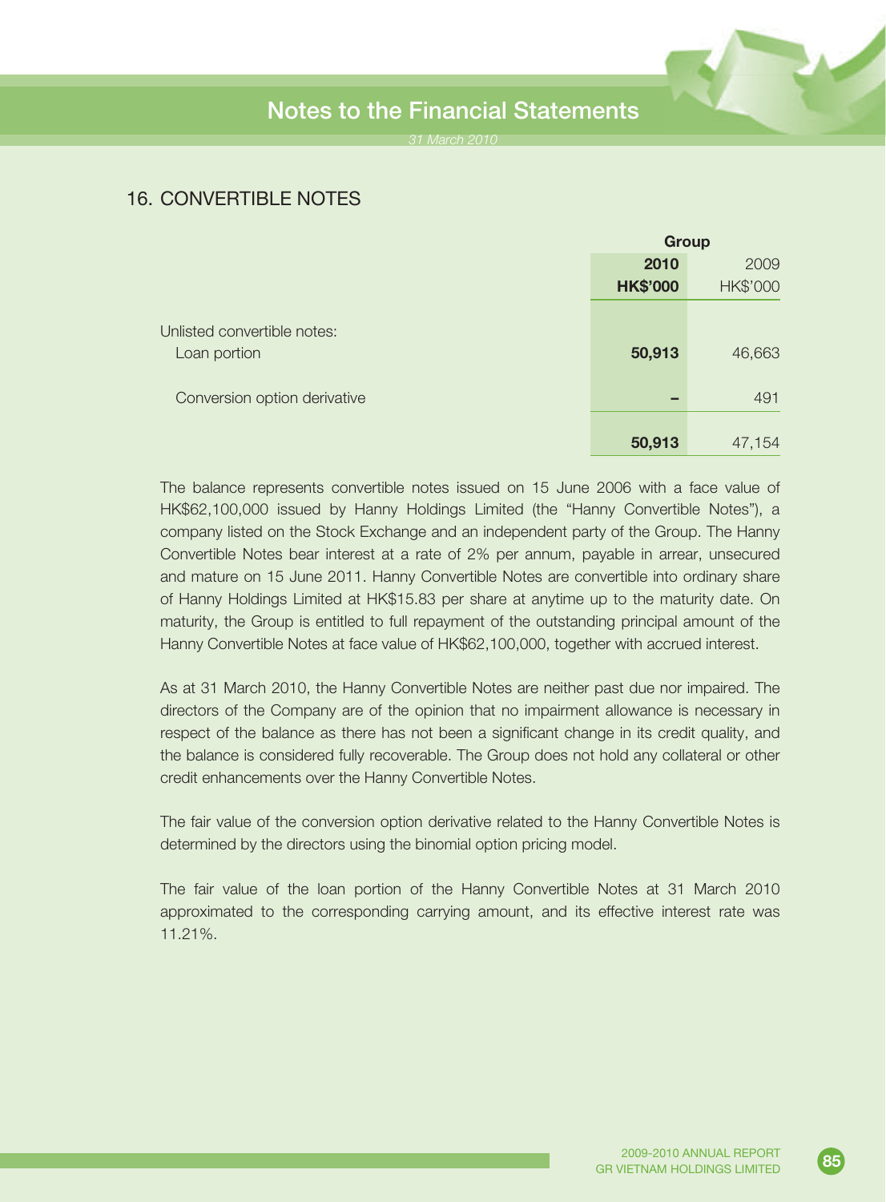## 16. CONVERTIBLE NOTES

| | Group | |
|---|---|---|
| | **2010** | 2009 |
| | **HK$'000** | HK$'000 |
| Unlisted convertible notes: | | |
| Loan portion | **50,913** | 46,663 |
| Conversion option derivative | **–** | 491 |
| | **50,913** | 47,154 |

The balance represents convertible notes issued on 15 June 2006 with a face value of HK$62,100,000 issued by Hanny Holdings Limited (the "Hanny Convertible Notes"), a company listed on the Stock Exchange and an independent party of the Group. The Hanny Convertible Notes bear interest at a rate of 2% per annum, payable in arrear, unsecured and mature on 15 June 2011. Hanny Convertible Notes are convertible into ordinary share of Hanny Holdings Limited at HK$15.83 per share at anytime up to the maturity date. On maturity, the Group is entitled to full repayment of the outstanding principal amount of the Hanny Convertible Notes at face value of HK$62,100,000, together with accrued interest.

As at 31 March 2010, the Hanny Convertible Notes are neither past due nor impaired. The directors of the Company are of the opinion that no impairment allowance is necessary in respect of the balance as there has not been a significant change in its credit quality, and the balance is considered fully recoverable. The Group does not hold any collateral or other credit enhancements over the Hanny Convertible Notes.

The fair value of the conversion option derivative related to the Hanny Convertible Notes is determined by the directors using the binomial option pricing model.

The fair value of the loan portion of the Hanny Convertible Notes at 31 March 2010 approximated to the corresponding carrying amount, and its effective interest rate was 11.21%.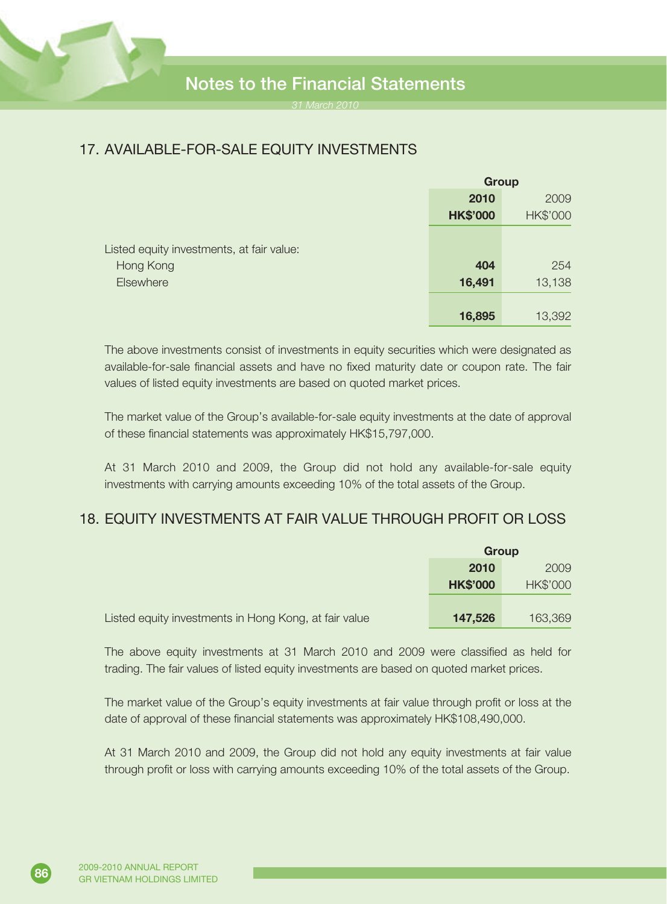# Notes to the Financial Statements

*31 March 2010*

## 17. AVAILABLE-FOR-SALE EQUITY INVESTMENTS

| | Group | |
|---|---|---|
| | **2010** | 2009 |
| | **HK$'000** | HK$'000 |
| Listed equity investments, at fair value: | | |
| Hong Kong | **404** | 254 |
| Elsewhere | **16,491** | 13,138 |
| | **16,895** | 13,392 |

The above investments consist of investments in equity securities which were designated as available-for-sale financial assets and have no fixed maturity date or coupon rate. The fair values of listed equity investments are based on quoted market prices.

The market value of the Group's available-for-sale equity investments at the date of approval of these financial statements was approximately HK$15,797,000.

At 31 March 2010 and 2009, the Group did not hold any available-for-sale equity investments with carrying amounts exceeding 10% of the total assets of the Group.

## 18. EQUITY INVESTMENTS AT FAIR VALUE THROUGH PROFIT OR LOSS

| | Group | |
|---|---|---|
| | **2010** | 2009 |
| | **HK$'000** | HK$'000 |
| Listed equity investments in Hong Kong, at fair value | **147,526** | 163,369 |

The above equity investments at 31 March 2010 and 2009 were classified as held for trading. The fair values of listed equity investments are based on quoted market prices.

The market value of the Group's equity investments at fair value through profit or loss at the date of approval of these financial statements was approximately HK$108,490,000.

At 31 March 2010 and 2009, the Group did not hold any equity investments at fair value through profit or loss with carrying amounts exceeding 10% of the total assets of the Group.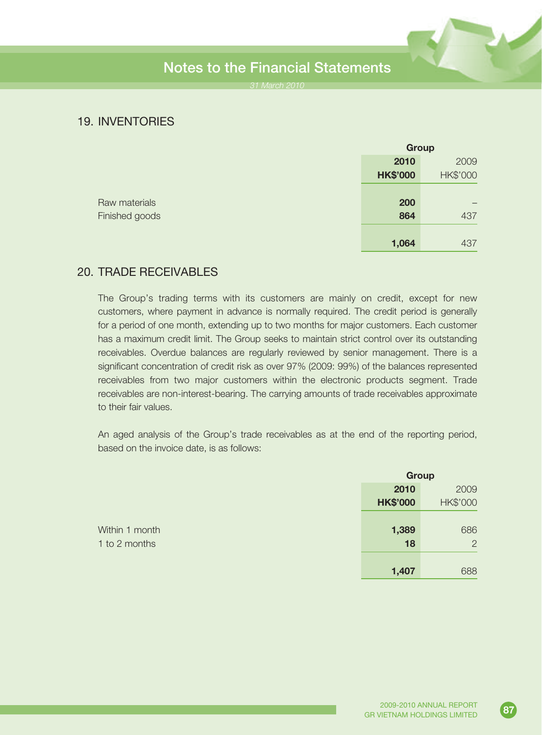## 19. INVENTORIES

| | Group | |
|---|---|---|
| | **2010** | 2009 |
| | **HK$'000** | HK$'000 |
| Raw materials | **200** | – |
| Finished goods | **864** | 437 |
| | **1,064** | 437 |

## 20. TRADE RECEIVABLES

The Group's trading terms with its customers are mainly on credit, except for new customers, where payment in advance is normally required. The credit period is generally for a period of one month, extending up to two months for major customers. Each customer has a maximum credit limit. The Group seeks to maintain strict control over its outstanding receivables. Overdue balances are regularly reviewed by senior management. There is a significant concentration of credit risk as over 97% (2009: 99%) of the balances represented receivables from two major customers within the electronic products segment. Trade receivables are non-interest-bearing. The carrying amounts of trade receivables approximate to their fair values.

An aged analysis of the Group's trade receivables as at the end of the reporting period, based on the invoice date, is as follows:

| | Group | |
|---|---|---|
| | **2010** | 2009 |
| | **HK$'000** | HK$'000 |
| Within 1 month | **1,389** | 686 |
| 1 to 2 months | **18** | 2 |
| | **1,407** | 688 |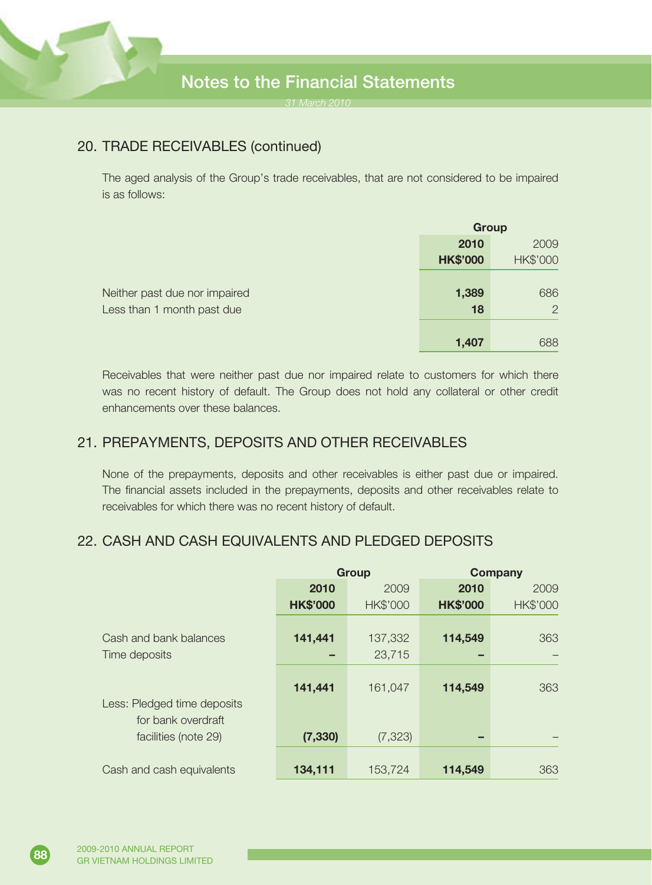## 20. TRADE RECEIVABLES (continued)

The aged analysis of the Group's trade receivables, that are not considered to be impaired is as follows:

| | Group | |
|---|---|---|
| | **2010** | 2009 |
| | **HK$'000** | HK$'000 |
| Neither past due nor impaired | **1,389** | 686 |
| Less than 1 month past due | **18** | 2 |
| | **1,407** | 688 |

Receivables that were neither past due nor impaired relate to customers for which there was no recent history of default. The Group does not hold any collateral or other credit enhancements over these balances.

## 21. PREPAYMENTS, DEPOSITS AND OTHER RECEIVABLES

None of the prepayments, deposits and other receivables is either past due or impaired. The financial assets included in the prepayments, deposits and other receivables relate to receivables for which there was no recent history of default.

## 22. CASH AND CASH EQUIVALENTS AND PLEDGED DEPOSITS

| | Group | | Company | |
|---|---|---|---|---|
| | **2010** | 2009 | **2010** | 2009 |
| | **HK$'000** | HK$'000 | **HK$'000** | HK$'000 |
| Cash and bank balances | **141,441** | 137,332 | **114,549** | 363 |
| Time deposits | **–** | 23,715 | **–** | – |
| | **141,441** | 161,047 | **114,549** | 363 |
| Less: Pledged time deposits for bank overdraft facilities (note 29) | **(7,330)** | (7,323) | **–** | – |
| Cash and cash equivalents | **134,111** | 153,724 | **114,549** | 363 |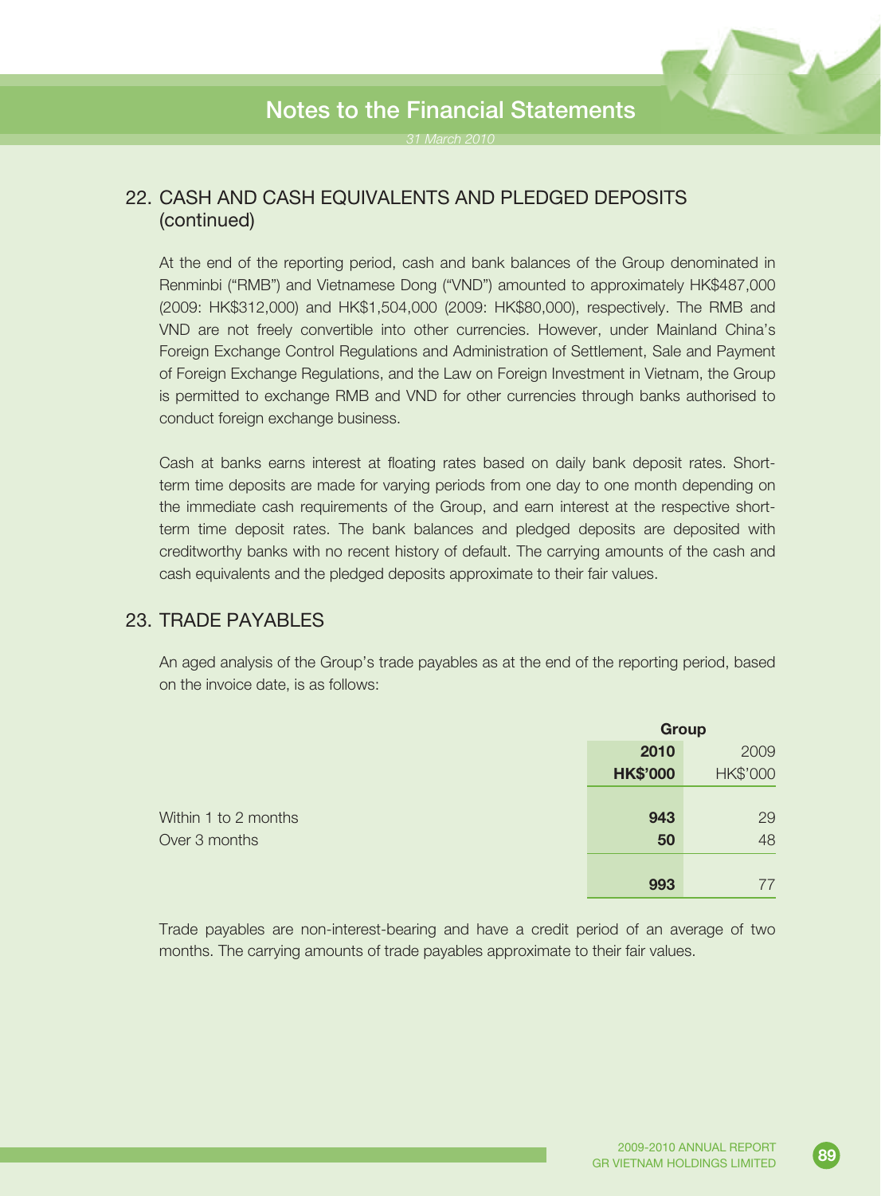## 22. CASH AND CASH EQUIVALENTS AND PLEDGED DEPOSITS (continued)

At the end of the reporting period, cash and bank balances of the Group denominated in Renminbi ("RMB") and Vietnamese Dong ("VND") amounted to approximately HK$487,000 (2009: HK$312,000) and HK$1,504,000 (2009: HK$80,000), respectively. The RMB and VND are not freely convertible into other currencies. However, under Mainland China's Foreign Exchange Control Regulations and Administration of Settlement, Sale and Payment of Foreign Exchange Regulations, and the Law on Foreign Investment in Vietnam, the Group is permitted to exchange RMB and VND for other currencies through banks authorised to conduct foreign exchange business.

Cash at banks earns interest at floating rates based on daily bank deposit rates. Short-term time deposits are made for varying periods from one day to one month depending on the immediate cash requirements of the Group, and earn interest at the respective short-term time deposit rates. The bank balances and pledged deposits are deposited with creditworthy banks with no recent history of default. The carrying amounts of the cash and cash equivalents and the pledged deposits approximate to their fair values.

## 23. TRADE PAYABLES

An aged analysis of the Group's trade payables as at the end of the reporting period, based on the invoice date, is as follows:

| | Group | |
|---|---|---|
| | **2010** | 2009 |
| | **HK$'000** | HK$'000 |
| Within 1 to 2 months | **943** | 29 |
| Over 3 months | **50** | 48 |
| | **993** | 77 |

Trade payables are non-interest-bearing and have a credit period of an average of two months. The carrying amounts of trade payables approximate to their fair values.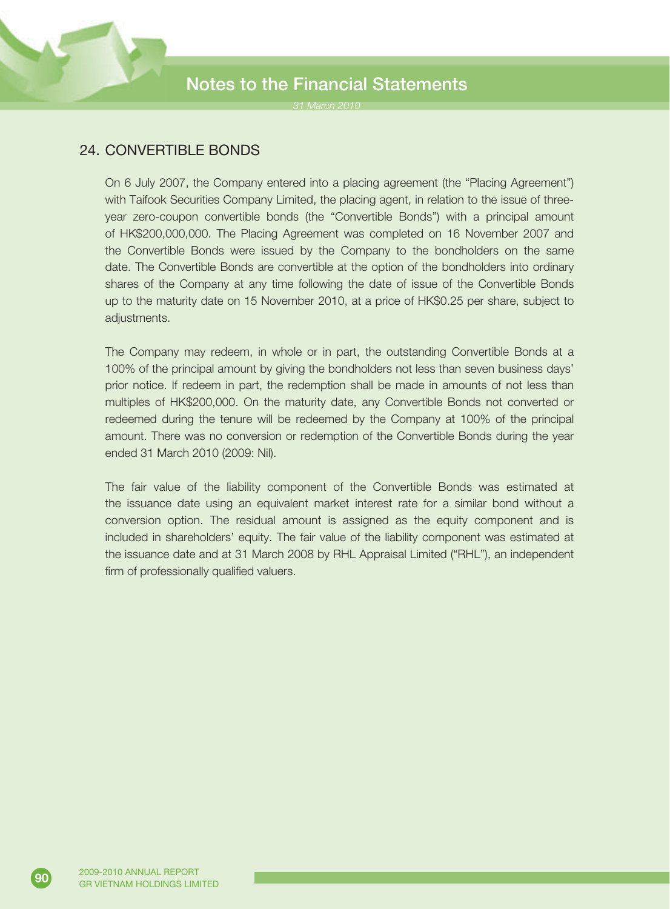## 24. CONVERTIBLE BONDS

On 6 July 2007, the Company entered into a placing agreement (the "Placing Agreement") with Taifook Securities Company Limited, the placing agent, in relation to the issue of three-year zero-coupon convertible bonds (the "Convertible Bonds") with a principal amount of HK$200,000,000. The Placing Agreement was completed on 16 November 2007 and the Convertible Bonds were issued by the Company to the bondholders on the same date. The Convertible Bonds are convertible at the option of the bondholders into ordinary shares of the Company at any time following the date of issue of the Convertible Bonds up to the maturity date on 15 November 2010, at a price of HK$0.25 per share, subject to adjustments.

The Company may redeem, in whole or in part, the outstanding Convertible Bonds at a 100% of the principal amount by giving the bondholders not less than seven business days' prior notice. If redeem in part, the redemption shall be made in amounts of not less than multiples of HK$200,000. On the maturity date, any Convertible Bonds not converted or redeemed during the tenure will be redeemed by the Company at 100% of the principal amount. There was no conversion or redemption of the Convertible Bonds during the year ended 31 March 2010 (2009: Nil).

The fair value of the liability component of the Convertible Bonds was estimated at the issuance date using an equivalent market interest rate for a similar bond without a conversion option. The residual amount is assigned as the equity component and is included in shareholders' equity. The fair value of the liability component was estimated at the issuance date and at 31 March 2008 by RHL Appraisal Limited ("RHL"), an independent firm of professionally qualified valuers.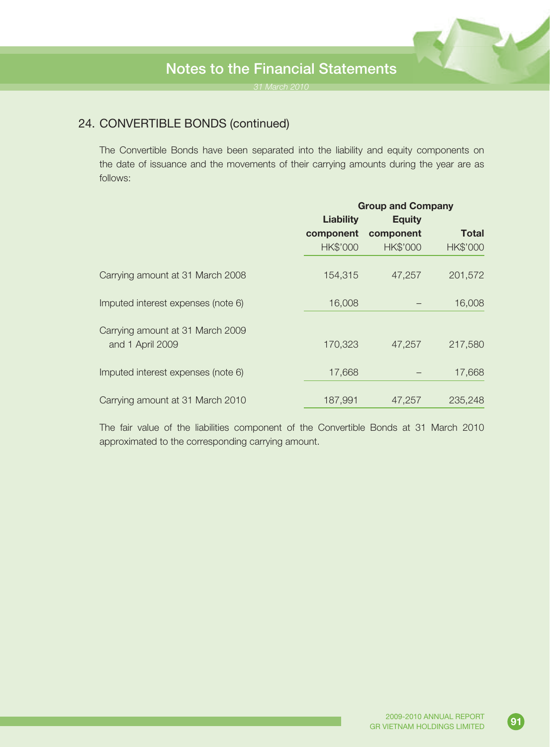## 24. CONVERTIBLE BONDS (continued)

The Convertible Bonds have been separated into the liability and equity components on the date of issuance and the movements of their carrying amounts during the year are as follows:

| | Group and Company | | |
|---|---|---|---|
| | **Liability component** | **Equity component** | **Total** |
| | HK$'000 | HK$'000 | HK$'000 |
| Carrying amount at 31 March 2008 | 154,315 | 47,257 | 201,572 |
| Imputed interest expenses (note 6) | 16,008 | – | 16,008 |
| Carrying amount at 31 March 2009 and 1 April 2009 | 170,323 | 47,257 | 217,580 |
| Imputed interest expenses (note 6) | 17,668 | – | 17,668 |
| Carrying amount at 31 March 2010 | 187,991 | 47,257 | 235,248 |

The fair value of the liabilities component of the Convertible Bonds at 31 March 2010 approximated to the corresponding carrying amount.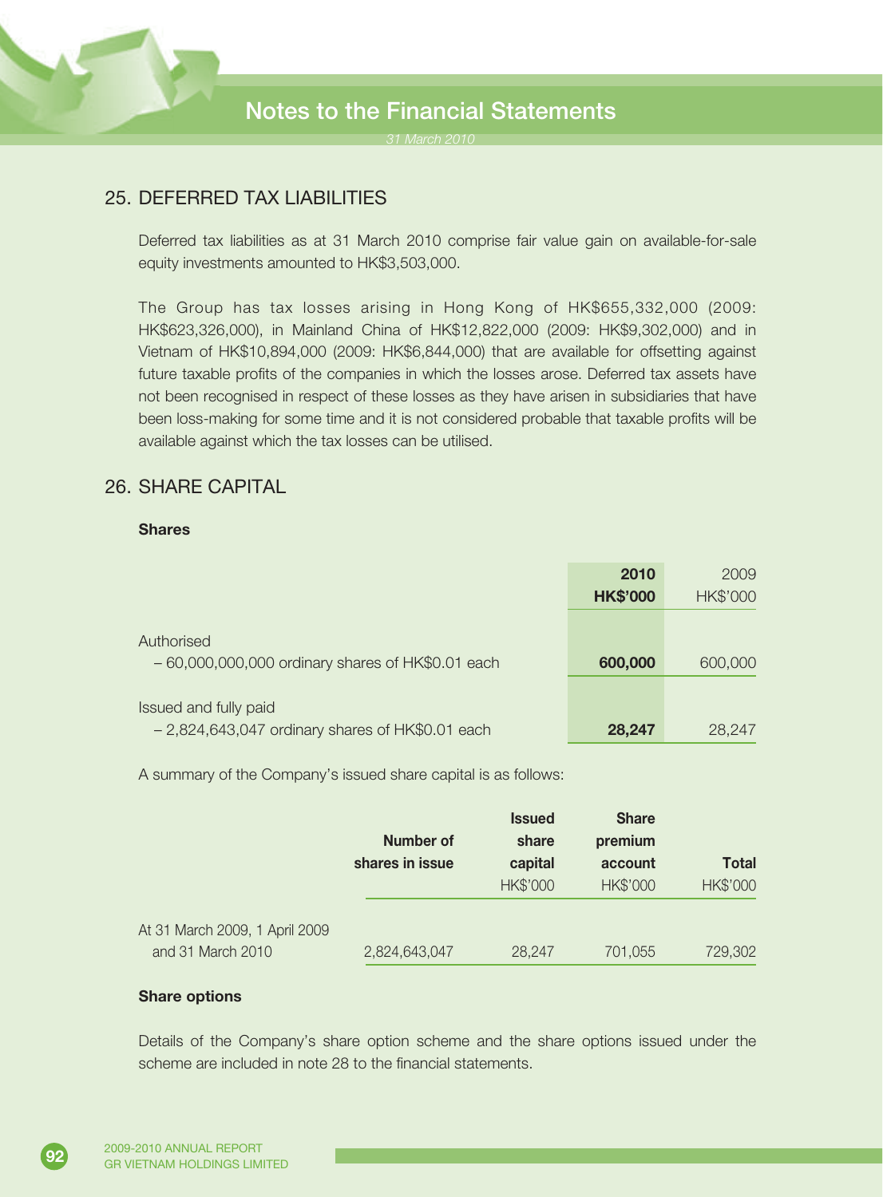## 25. DEFERRED TAX LIABILITIES

Deferred tax liabilities as at 31 March 2010 comprise fair value gain on available-for-sale equity investments amounted to HK$3,503,000.

The Group has tax losses arising in Hong Kong of HK$655,332,000 (2009: HK$623,326,000), in Mainland China of HK$12,822,000 (2009: HK$9,302,000) and in Vietnam of HK$10,894,000 (2009: HK$6,844,000) that are available for offsetting against future taxable profits of the companies in which the losses arose. Deferred tax assets have not been recognised in respect of these losses as they have arisen in subsidiaries that have been loss-making for some time and it is not considered probable that taxable profits will be available against which the tax losses can be utilised.

## 26. SHARE CAPITAL

**Shares**

| | **2010** | 2009 |
|---|---|---|
| | **HK$'000** | HK$'000 |
| Authorised | | |
| – 60,000,000,000 ordinary shares of HK$0.01 each | **600,000** | 600,000 |
| Issued and fully paid | | |
| – 2,824,643,047 ordinary shares of HK$0.01 each | **28,247** | 28,247 |

A summary of the Company's issued share capital is as follows:

| | **Number of shares in issue** | **Issued share capital** | **Share premium account** | **Total** |
|---|---|---|---|---|
| | | HK$'000 | HK$'000 | HK$'000 |
| At 31 March 2009, 1 April 2009 and 31 March 2010 | 2,824,643,047 | 28,247 | 701,055 | 729,302 |

**Share options**

Details of the Company's share option scheme and the share options issued under the scheme are included in note 28 to the financial statements.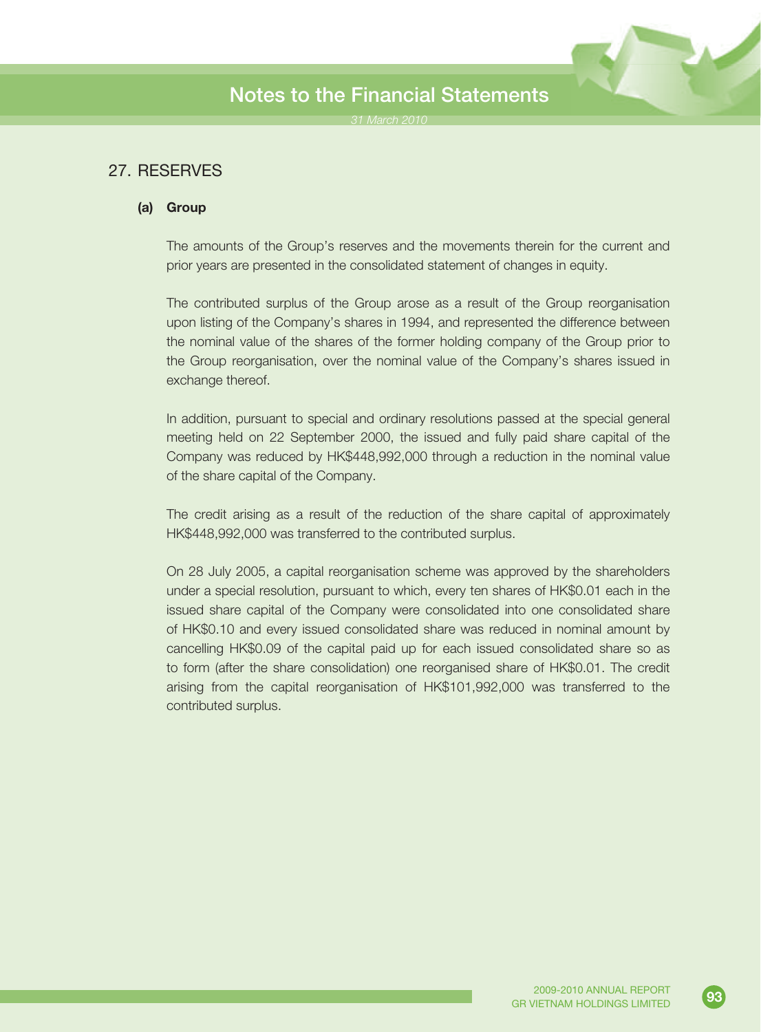## 27. RESERVES

### (a) Group

The amounts of the Group's reserves and the movements therein for the current and prior years are presented in the consolidated statement of changes in equity.

The contributed surplus of the Group arose as a result of the Group reorganisation upon listing of the Company's shares in 1994, and represented the difference between the nominal value of the shares of the former holding company of the Group prior to the Group reorganisation, over the nominal value of the Company's shares issued in exchange thereof.

In addition, pursuant to special and ordinary resolutions passed at the special general meeting held on 22 September 2000, the issued and fully paid share capital of the Company was reduced by HK$448,992,000 through a reduction in the nominal value of the share capital of the Company.

The credit arising as a result of the reduction of the share capital of approximately HK$448,992,000 was transferred to the contributed surplus.

On 28 July 2005, a capital reorganisation scheme was approved by the shareholders under a special resolution, pursuant to which, every ten shares of HK$0.01 each in the issued share capital of the Company were consolidated into one consolidated share of HK$0.10 and every issued consolidated share was reduced in nominal amount by cancelling HK$0.09 of the capital paid up for each issued consolidated share so as to form (after the share consolidation) one reorganised share of HK$0.01. The credit arising from the capital reorganisation of HK$101,992,000 was transferred to the contributed surplus.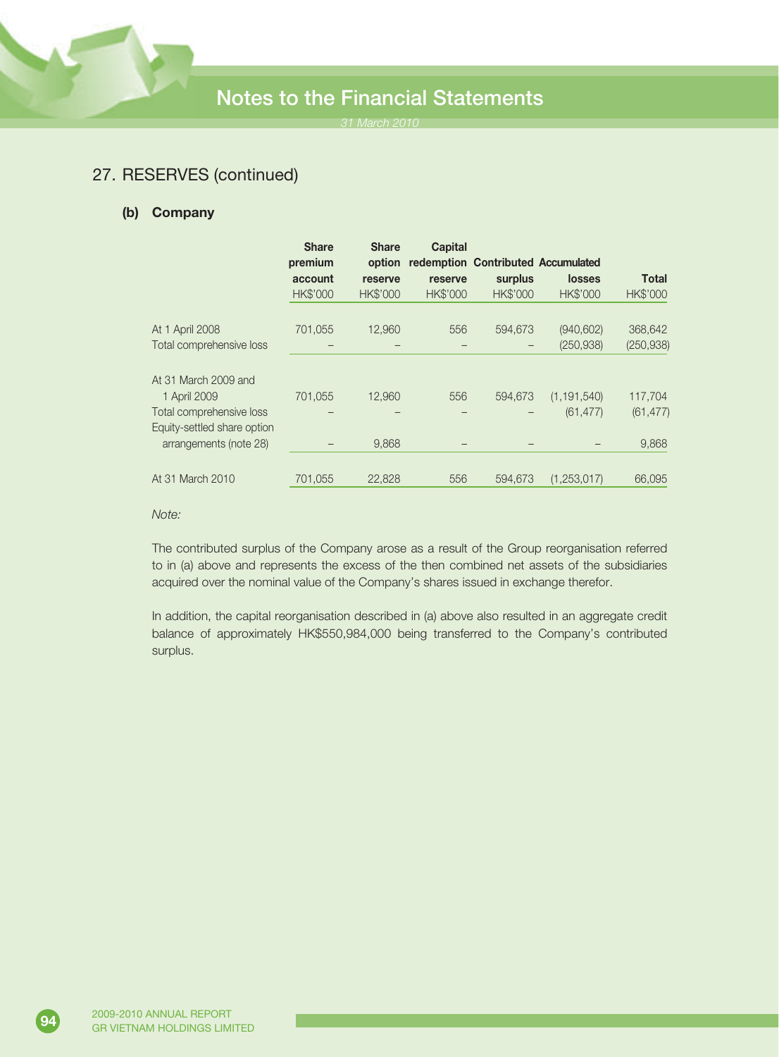## 27. RESERVES (continued)

### (b) Company

| | Share premium account HK$'000 | Share option reserve HK$'000 | Capital redemption reserve HK$'000 | Contributed surplus HK$'000 | Accumulated losses HK$'000 | Total HK$'000 |
|---|---|---|---|---|---|---|
| At 1 April 2008 | 701,055 | 12,960 | 556 | 594,673 | (940,602) | 368,642 |
| Total comprehensive loss | – | – | – | – | (250,938) | (250,938) |
| At 31 March 2009 and 1 April 2009 | 701,055 | 12,960 | 556 | 594,673 | (1,191,540) | 117,704 |
| Total comprehensive loss | – | – | – | – | (61,477) | (61,477) |
| Equity-settled share option arrangements (note 28) | – | 9,868 | – | – | – | 9,868 |
| At 31 March 2010 | 701,055 | 22,828 | 556 | 594,673 | (1,253,017) | 66,095 |

*Note:*

The contributed surplus of the Company arose as a result of the Group reorganisation referred to in (a) above and represents the excess of the then combined net assets of the subsidiaries acquired over the nominal value of the Company's shares issued in exchange therefor.

In addition, the capital reorganisation described in (a) above also resulted in an aggregate credit balance of approximately HK$550,984,000 being transferred to the Company's contributed surplus.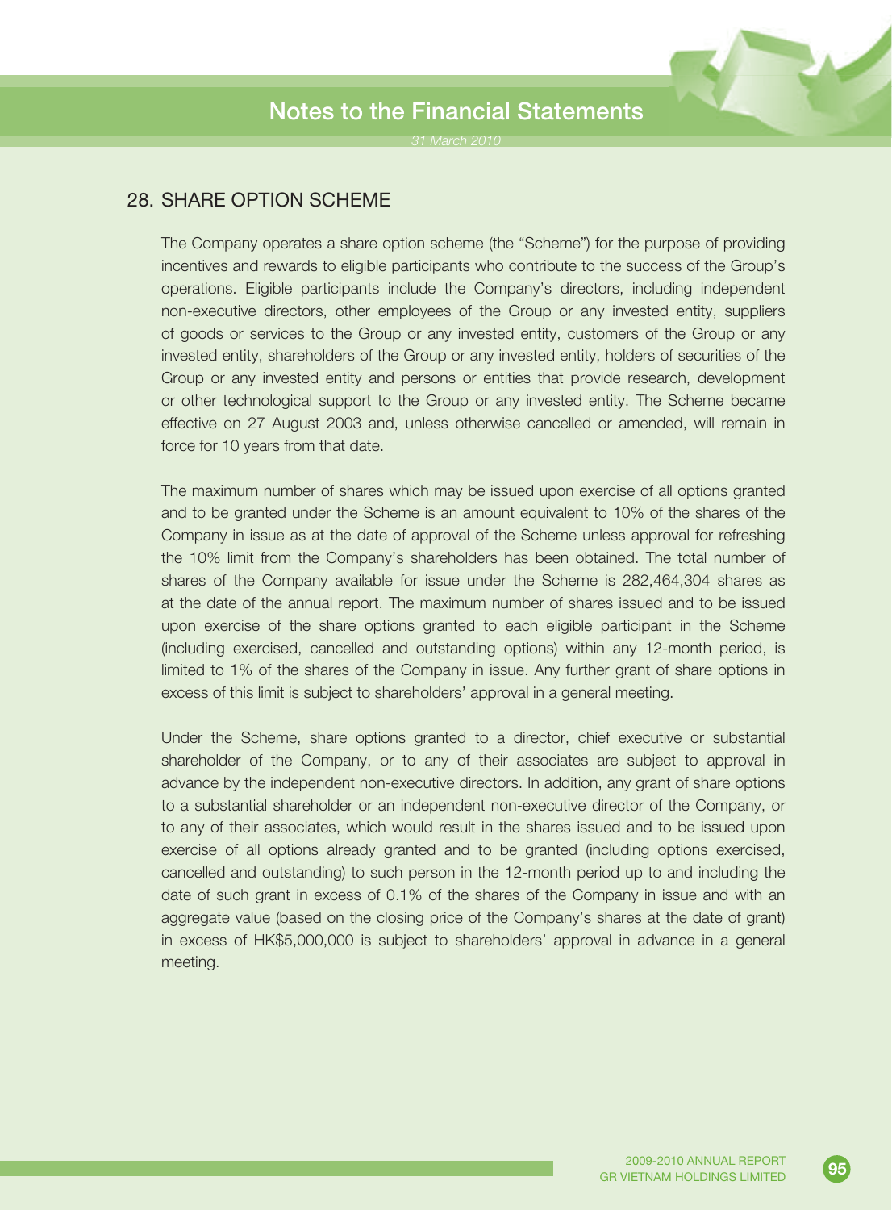## 28. SHARE OPTION SCHEME

The Company operates a share option scheme (the "Scheme") for the purpose of providing incentives and rewards to eligible participants who contribute to the success of the Group's operations. Eligible participants include the Company's directors, including independent non-executive directors, other employees of the Group or any invested entity, suppliers of goods or services to the Group or any invested entity, customers of the Group or any invested entity, shareholders of the Group or any invested entity, holders of securities of the Group or any invested entity and persons or entities that provide research, development or other technological support to the Group or any invested entity. The Scheme became effective on 27 August 2003 and, unless otherwise cancelled or amended, will remain in force for 10 years from that date.

The maximum number of shares which may be issued upon exercise of all options granted and to be granted under the Scheme is an amount equivalent to 10% of the shares of the Company in issue as at the date of approval of the Scheme unless approval for refreshing the 10% limit from the Company's shareholders has been obtained. The total number of shares of the Company available for issue under the Scheme is 282,464,304 shares as at the date of the annual report. The maximum number of shares issued and to be issued upon exercise of the share options granted to each eligible participant in the Scheme (including exercised, cancelled and outstanding options) within any 12-month period, is limited to 1% of the shares of the Company in issue. Any further grant of share options in excess of this limit is subject to shareholders' approval in a general meeting.

Under the Scheme, share options granted to a director, chief executive or substantial shareholder of the Company, or to any of their associates are subject to approval in advance by the independent non-executive directors. In addition, any grant of share options to a substantial shareholder or an independent non-executive director of the Company, or to any of their associates, which would result in the shares issued and to be issued upon exercise of all options already granted and to be granted (including options exercised, cancelled and outstanding) to such person in the 12-month period up to and including the date of such grant in excess of 0.1% of the shares of the Company in issue and with an aggregate value (based on the closing price of the Company's shares at the date of grant) in excess of HK$5,000,000 is subject to shareholders' approval in advance in a general meeting.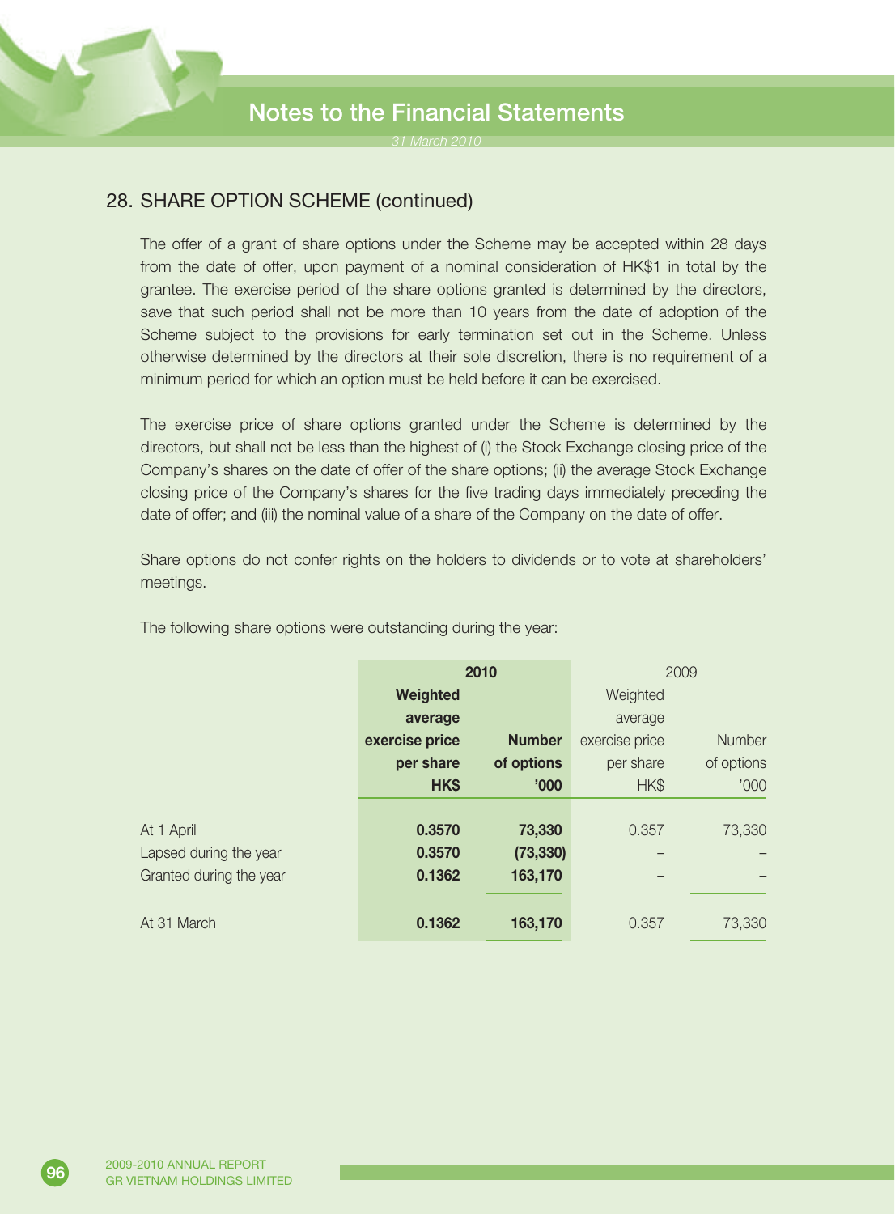## 28. SHARE OPTION SCHEME (continued)

The offer of a grant of share options under the Scheme may be accepted within 28 days from the date of offer, upon payment of a nominal consideration of HK$1 in total by the grantee. The exercise period of the share options granted is determined by the directors, save that such period shall not be more than 10 years from the date of adoption of the Scheme subject to the provisions for early termination set out in the Scheme. Unless otherwise determined by the directors at their sole discretion, there is no requirement of a minimum period for which an option must be held before it can be exercised.

The exercise price of share options granted under the Scheme is determined by the directors, but shall not be less than the highest of (i) the Stock Exchange closing price of the Company's shares on the date of offer of the share options; (ii) the average Stock Exchange closing price of the Company's shares for the five trading days immediately preceding the date of offer; and (iii) the nominal value of a share of the Company on the date of offer.

Share options do not confer rights on the holders to dividends or to vote at shareholders' meetings.

The following share options were outstanding during the year:

| | **2010** | | 2009 | |
|---|---|---|---|---|
| | **Weighted average exercise price per share HK$** | **Number of options '000** | Weighted average exercise price per share HK$ | Number of options '000 |
| At 1 April | **0.3570** | **73,330** | 0.357 | 73,330 |
| Lapsed during the year | **0.3570** | **(73,330)** | – | – |
| Granted during the year | **0.1362** | **163,170** | – | – |
| At 31 March | **0.1362** | **163,170** | 0.357 | 73,330 |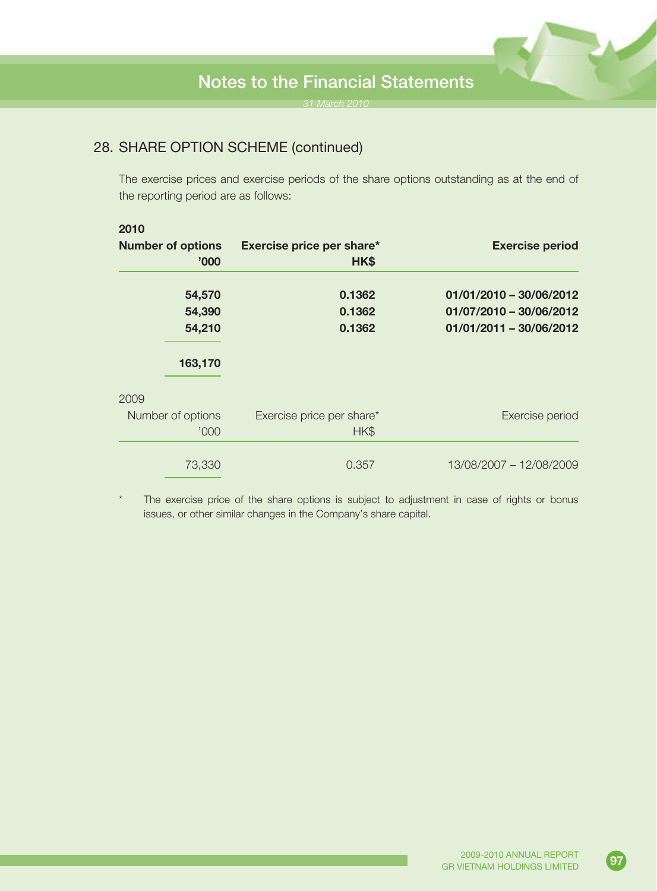## 28. SHARE OPTION SCHEME (continued)

The exercise prices and exercise periods of the share options outstanding as at the end of the reporting period are as follows:

**2010**

| **Number of options '000** | **Exercise price per share* HK$** | **Exercise period** |
|---|---|---|
| **54,570** | **0.1362** | **01/01/2010 – 30/06/2012** |
| **54,390** | **0.1362** | **01/07/2010 – 30/06/2012** |
| **54,210** | **0.1362** | **01/01/2011 – 30/06/2012** |
| **163,170** | | |

2009

| Number of options '000 | Exercise price per share* HK$ | Exercise period |
|---|---|---|
| 73,330 | 0.357 | 13/08/2007 – 12/08/2009 |

\* The exercise price of the share options is subject to adjustment in case of rights or bonus issues, or other similar changes in the Company's share capital.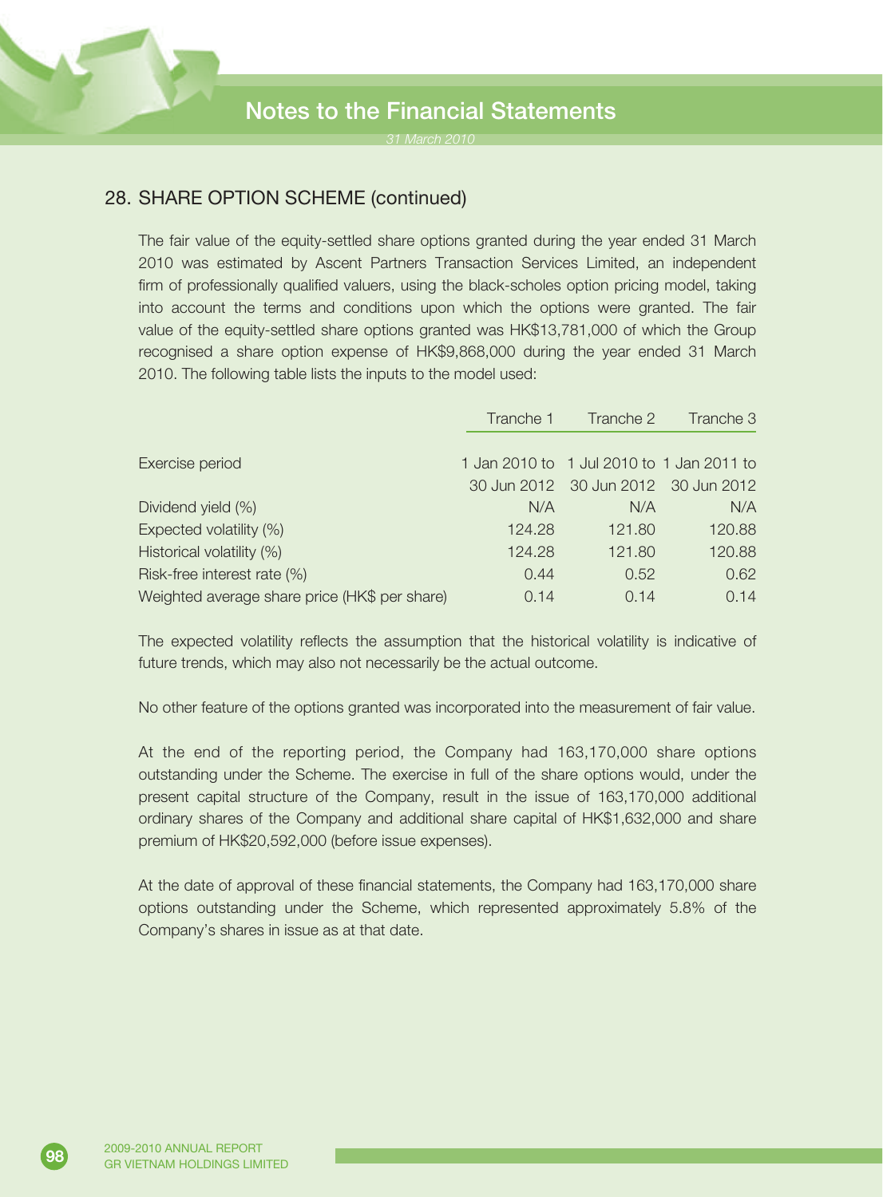## 28. SHARE OPTION SCHEME (continued)

The fair value of the equity-settled share options granted during the year ended 31 March 2010 was estimated by Ascent Partners Transaction Services Limited, an independent firm of professionally qualified valuers, using the black-scholes option pricing model, taking into account the terms and conditions upon which the options were granted. The fair value of the equity-settled share options granted was HK$13,781,000 of which the Group recognised a share option expense of HK$9,868,000 during the year ended 31 March 2010. The following table lists the inputs to the model used:

| | Tranche 1 | Tranche 2 | Tranche 3 |
|---|---|---|---|
| Exercise period | 1 Jan 2010 to 30 Jun 2012 | 1 Jul 2010 to 30 Jun 2012 | 1 Jan 2011 to 30 Jun 2012 |
| Dividend yield (%) | N/A | N/A | N/A |
| Expected volatility (%) | 124.28 | 121.80 | 120.88 |
| Historical volatility (%) | 124.28 | 121.80 | 120.88 |
| Risk-free interest rate (%) | 0.44 | 0.52 | 0.62 |
| Weighted average share price (HK$ per share) | 0.14 | 0.14 | 0.14 |

The expected volatility reflects the assumption that the historical volatility is indicative of future trends, which may also not necessarily be the actual outcome.

No other feature of the options granted was incorporated into the measurement of fair value.

At the end of the reporting period, the Company had 163,170,000 share options outstanding under the Scheme. The exercise in full of the share options would, under the present capital structure of the Company, result in the issue of 163,170,000 additional ordinary shares of the Company and additional share capital of HK$1,632,000 and share premium of HK$20,592,000 (before issue expenses).

At the date of approval of these financial statements, the Company had 163,170,000 share options outstanding under the Scheme, which represented approximately 5.8% of the Company's shares in issue as at that date.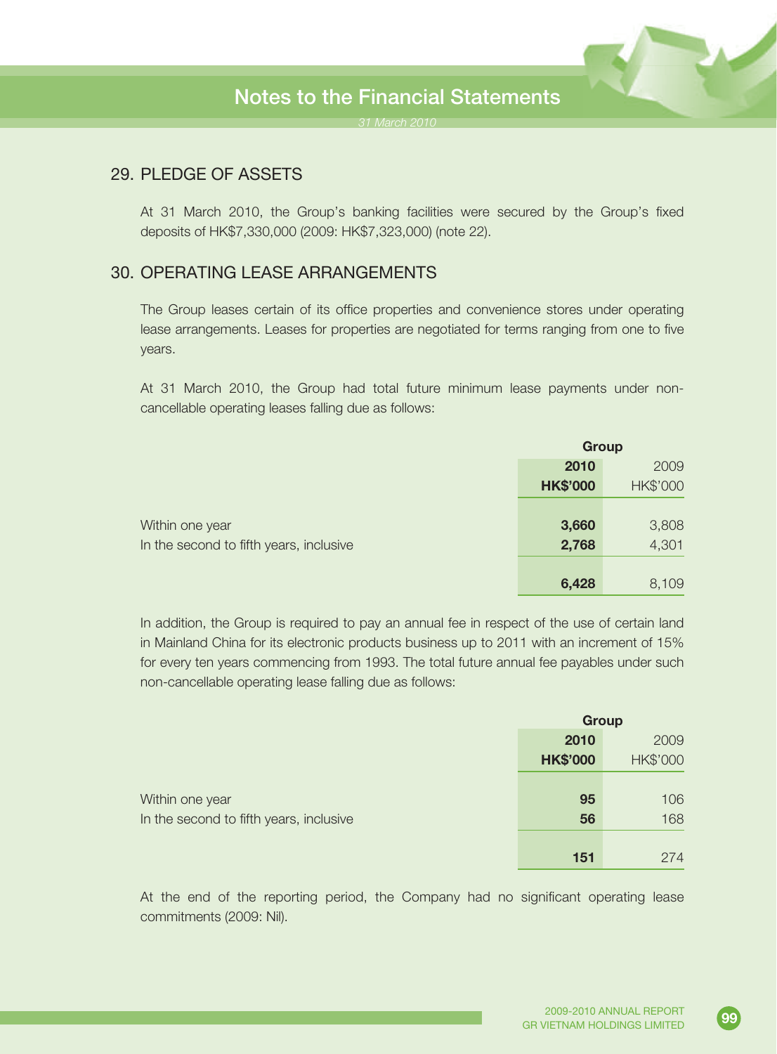## 29. PLEDGE OF ASSETS

At 31 March 2010, the Group's banking facilities were secured by the Group's fixed deposits of HK$7,330,000 (2009: HK$7,323,000) (note 22).

## 30. OPERATING LEASE ARRANGEMENTS

The Group leases certain of its office properties and convenience stores under operating lease arrangements. Leases for properties are negotiated for terms ranging from one to five years.

At 31 March 2010, the Group had total future minimum lease payments under non-cancellable operating leases falling due as follows:

| | Group | |
|---|---|---|
| | **2010** | 2009 |
| | **HK$'000** | HK$'000 |
| Within one year | **3,660** | 3,808 |
| In the second to fifth years, inclusive | **2,768** | 4,301 |
| | **6,428** | 8,109 |

In addition, the Group is required to pay an annual fee in respect of the use of certain land in Mainland China for its electronic products business up to 2011 with an increment of 15% for every ten years commencing from 1993. The total future annual fee payables under such non-cancellable operating lease falling due as follows:

| | Group | |
|---|---|---|
| | **2010** | 2009 |
| | **HK$'000** | HK$'000 |
| Within one year | **95** | 106 |
| In the second to fifth years, inclusive | **56** | 168 |
| | **151** | 274 |

At the end of the reporting period, the Company had no significant operating lease commitments (2009: Nil).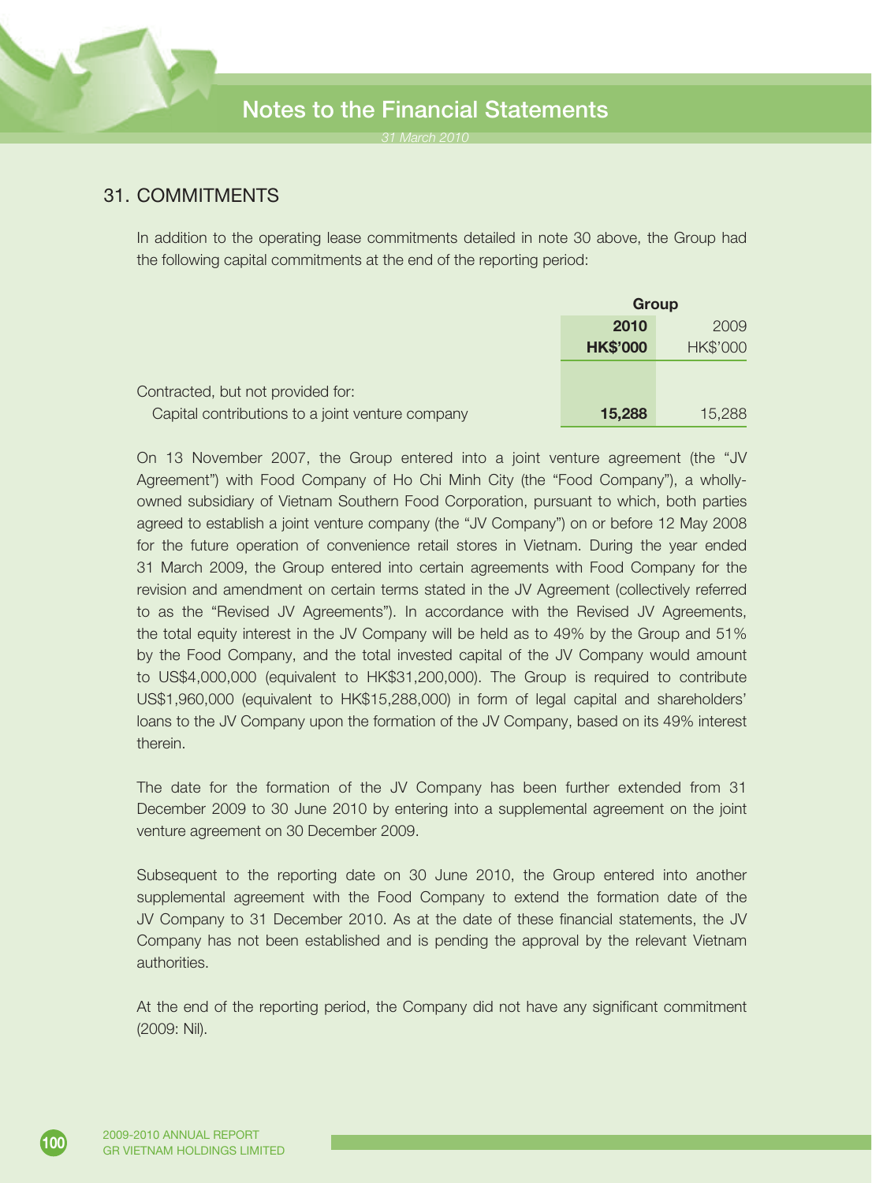## 31. COMMITMENTS

In addition to the operating lease commitments detailed in note 30 above, the Group had the following capital commitments at the end of the reporting period:

| | Group | |
|---|---|---|
| | **2010** | 2009 |
| | **HK$'000** | HK$'000 |
| Contracted, but not provided for: | | |
| Capital contributions to a joint venture company | **15,288** | 15,288 |

On 13 November 2007, the Group entered into a joint venture agreement (the "JV Agreement") with Food Company of Ho Chi Minh City (the "Food Company"), a wholly-owned subsidiary of Vietnam Southern Food Corporation, pursuant to which, both parties agreed to establish a joint venture company (the "JV Company") on or before 12 May 2008 for the future operation of convenience retail stores in Vietnam. During the year ended 31 March 2009, the Group entered into certain agreements with Food Company for the revision and amendment on certain terms stated in the JV Agreement (collectively referred to as the "Revised JV Agreements"). In accordance with the Revised JV Agreements, the total equity interest in the JV Company will be held as to 49% by the Group and 51% by the Food Company, and the total invested capital of the JV Company would amount to US$4,000,000 (equivalent to HK$31,200,000). The Group is required to contribute US$1,960,000 (equivalent to HK$15,288,000) in form of legal capital and shareholders' loans to the JV Company upon the formation of the JV Company, based on its 49% interest therein.

The date for the formation of the JV Company has been further extended from 31 December 2009 to 30 June 2010 by entering into a supplemental agreement on the joint venture agreement on 30 December 2009.

Subsequent to the reporting date on 30 June 2010, the Group entered into another supplemental agreement with the Food Company to extend the formation date of the JV Company to 31 December 2010. As at the date of these financial statements, the JV Company has not been established and is pending the approval by the relevant Vietnam authorities.

At the end of the reporting period, the Company did not have any significant commitment (2009: Nil).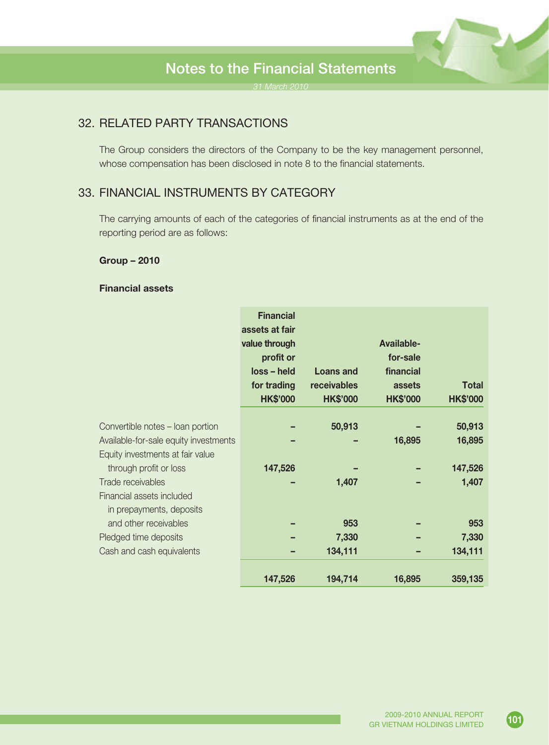## 32. RELATED PARTY TRANSACTIONS

The Group considers the directors of the Company to be the key management personnel, whose compensation has been disclosed in note 8 to the financial statements.

## 33. FINANCIAL INSTRUMENTS BY CATEGORY

The carrying amounts of each of the categories of financial instruments as at the end of the reporting period are as follows:

**Group – 2010**

**Financial assets**

| | Financial assets at fair value through profit or loss – held for trading HK$'000 | Loans and receivables HK$'000 | Available-for-sale financial assets HK$'000 | Total HK$'000 |
|---|---|---|---|---|
| Convertible notes – loan portion | – | 50,913 | – | 50,913 |
| Available-for-sale equity investments | – | – | 16,895 | 16,895 |
| Equity investments at fair value through profit or loss | 147,526 | – | – | 147,526 |
| Trade receivables | – | 1,407 | – | 1,407 |
| Financial assets included in prepayments, deposits and other receivables | – | 953 | – | 953 |
| Pledged time deposits | – | 7,330 | – | 7,330 |
| Cash and cash equivalents | – | 134,111 | – | 134,111 |
| | **147,526** | **194,714** | **16,895** | **359,135** |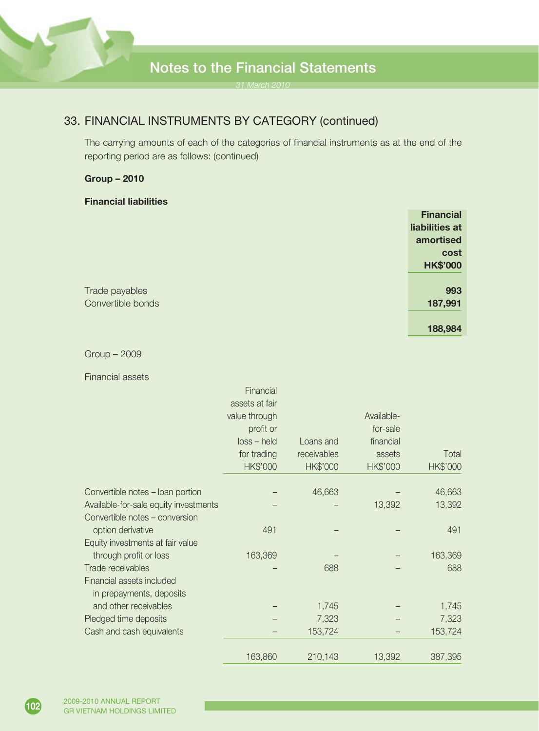## 33. FINANCIAL INSTRUMENTS BY CATEGORY (continued)

The carrying amounts of each of the categories of financial instruments as at the end of the reporting period are as follows: (continued)

**Group – 2010**

**Financial liabilities**

| | **Financial liabilities at amortised cost HK$'000** |
|---|---|
| Trade payables | **993** |
| Convertible bonds | **187,991** |
| | **188,984** |

Group – 2009

Financial assets

| | Financial assets at fair value through profit or loss – held for trading HK$'000 | Loans and receivables HK$'000 | Available-for-sale financial assets HK$'000 | Total HK$'000 |
|---|---|---|---|---|
| Convertible notes – loan portion | – | 46,663 | – | 46,663 |
| Available-for-sale equity investments | – | – | 13,392 | 13,392 |
| Convertible notes – conversion option derivative | 491 | – | – | 491 |
| Equity investments at fair value through profit or loss | 163,369 | – | – | 163,369 |
| Trade receivables | – | 688 | – | 688 |
| Financial assets included in prepayments, deposits and other receivables | – | 1,745 | – | 1,745 |
| Pledged time deposits | – | 7,323 | – | 7,323 |
| Cash and cash equivalents | – | 153,724 | – | 153,724 |
| | 163,860 | 210,143 | 13,392 | 387,395 |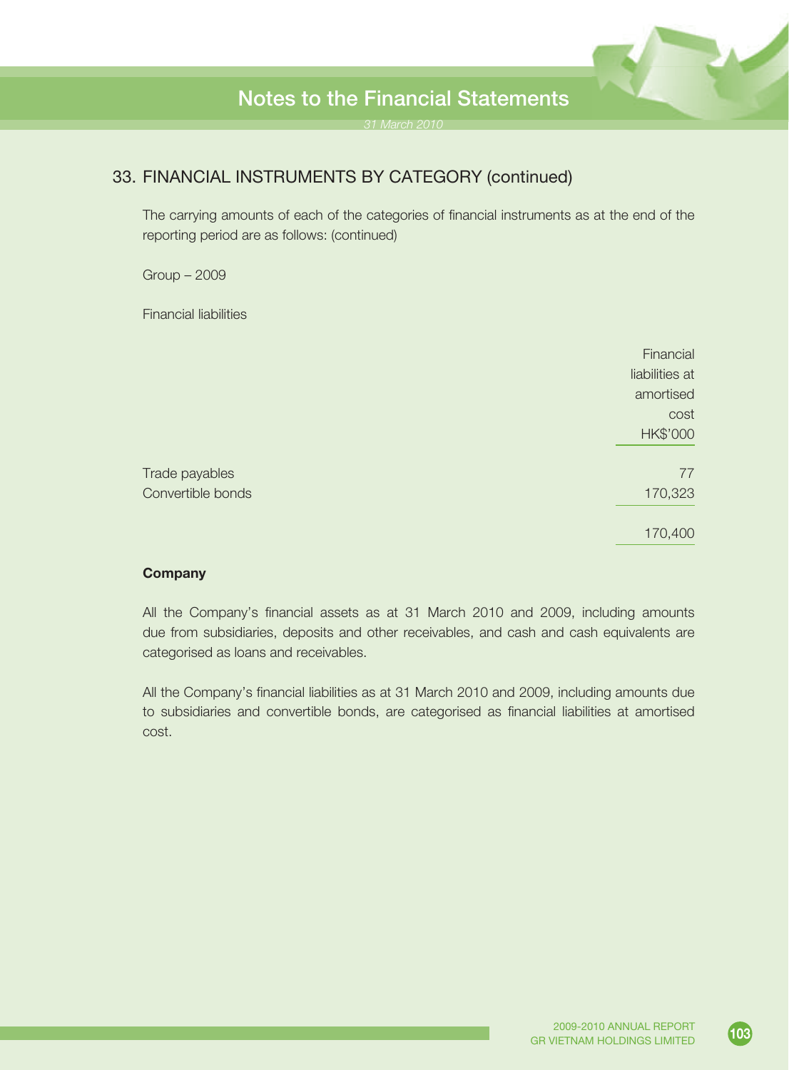## 33. FINANCIAL INSTRUMENTS BY CATEGORY (continued)

The carrying amounts of each of the categories of financial instruments as at the end of the reporting period are as follows: (continued)

Group – 2009

Financial liabilities

| | Financial liabilities at amortised cost HK$'000 |
|---|---|
| Trade payables | 77 |
| Convertible bonds | 170,323 |
| | 170,400 |

**Company**

All the Company's financial assets as at 31 March 2010 and 2009, including amounts due from subsidiaries, deposits and other receivables, and cash and cash equivalents are categorised as loans and receivables.

All the Company's financial liabilities as at 31 March 2010 and 2009, including amounts due to subsidiaries and convertible bonds, are categorised as financial liabilities at amortised cost.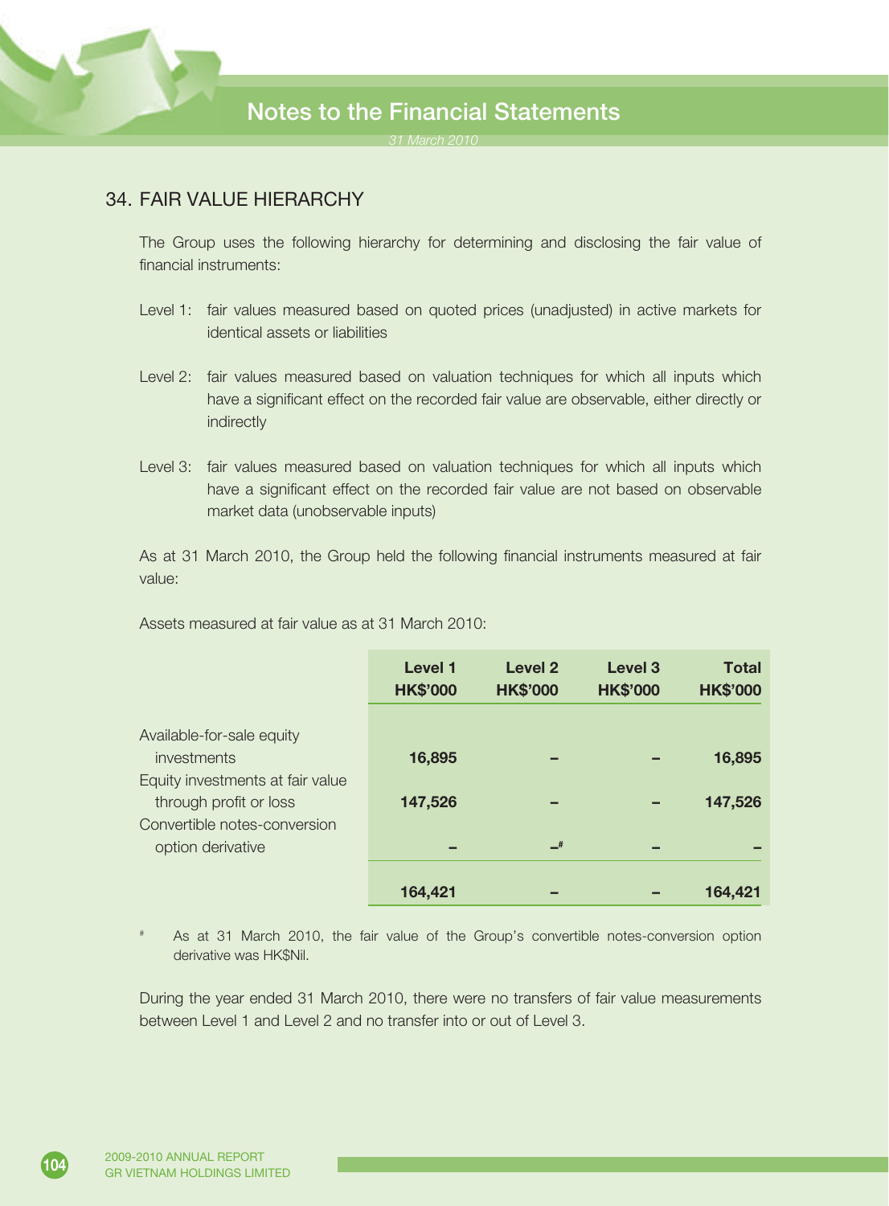## 34. FAIR VALUE HIERARCHY

The Group uses the following hierarchy for determining and disclosing the fair value of financial instruments:

Level 1: fair values measured based on quoted prices (unadjusted) in active markets for identical assets or liabilities

Level 2: fair values measured based on valuation techniques for which all inputs which have a significant effect on the recorded fair value are observable, either directly or indirectly

Level 3: fair values measured based on valuation techniques for which all inputs which have a significant effect on the recorded fair value are not based on observable market data (unobservable inputs)

As at 31 March 2010, the Group held the following financial instruments measured at fair value:

Assets measured at fair value as at 31 March 2010:

| | Level 1 HK$'000 | Level 2 HK$'000 | Level 3 HK$'000 | Total HK$'000 |
|---|---|---|---|---|
| Available-for-sale equity investments | **16,895** | **–** | **–** | **16,895** |
| Equity investments at fair value through profit or loss | **147,526** | **–** | **–** | **147,526** |
| Convertible notes-conversion option derivative | **–** | **–#** | **–** | **–** |
| | **164,421** | **–** | **–** | **164,421** |

# As at 31 March 2010, the fair value of the Group's convertible notes-conversion option derivative was HK$Nil.

During the year ended 31 March 2010, there were no transfers of fair value measurements between Level 1 and Level 2 and no transfer into or out of Level 3.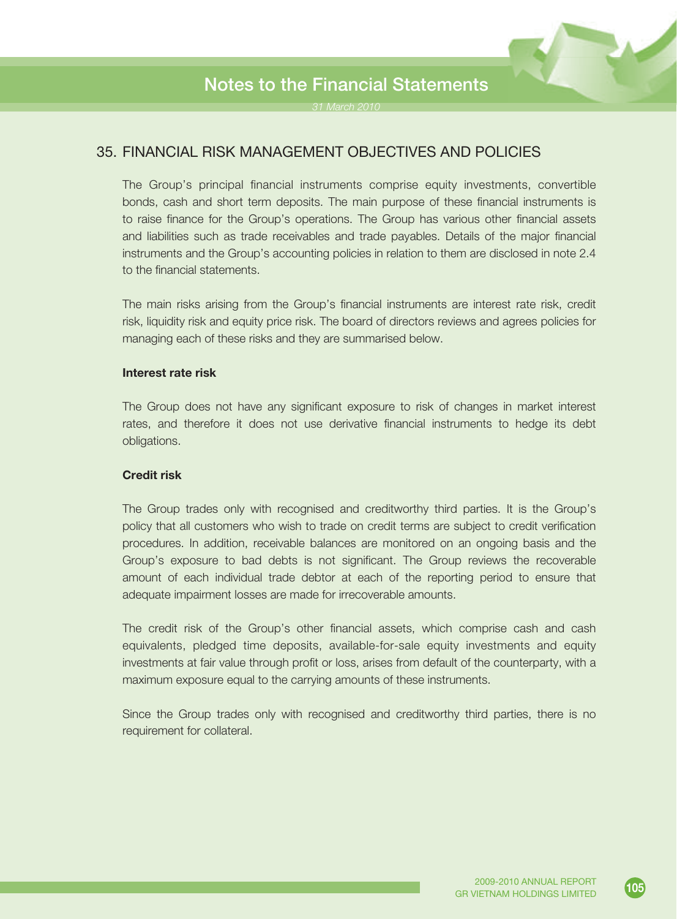## 35. FINANCIAL RISK MANAGEMENT OBJECTIVES AND POLICIES

The Group's principal financial instruments comprise equity investments, convertible bonds, cash and short term deposits. The main purpose of these financial instruments is to raise finance for the Group's operations. The Group has various other financial assets and liabilities such as trade receivables and trade payables. Details of the major financial instruments and the Group's accounting policies in relation to them are disclosed in note 2.4 to the financial statements.

The main risks arising from the Group's financial instruments are interest rate risk, credit risk, liquidity risk and equity price risk. The board of directors reviews and agrees policies for managing each of these risks and they are summarised below.

**Interest rate risk**

The Group does not have any significant exposure to risk of changes in market interest rates, and therefore it does not use derivative financial instruments to hedge its debt obligations.

**Credit risk**

The Group trades only with recognised and creditworthy third parties. It is the Group's policy that all customers who wish to trade on credit terms are subject to credit verification procedures. In addition, receivable balances are monitored on an ongoing basis and the Group's exposure to bad debts is not significant. The Group reviews the recoverable amount of each individual trade debtor at each of the reporting period to ensure that adequate impairment losses are made for irrecoverable amounts.

The credit risk of the Group's other financial assets, which comprise cash and cash equivalents, pledged time deposits, available-for-sale equity investments and equity investments at fair value through profit or loss, arises from default of the counterparty, with a maximum exposure equal to the carrying amounts of these instruments.

Since the Group trades only with recognised and creditworthy third parties, there is no requirement for collateral.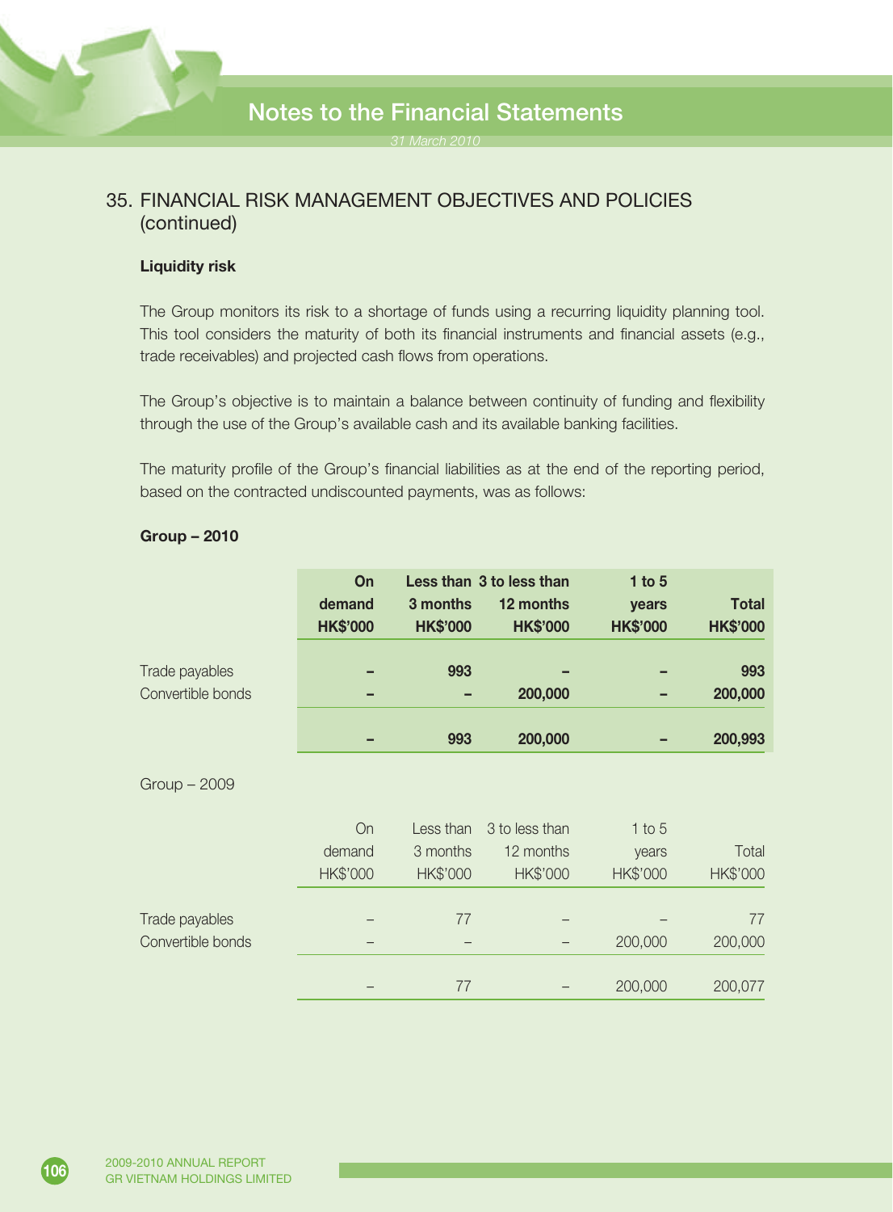## 35. FINANCIAL RISK MANAGEMENT OBJECTIVES AND POLICIES (continued)

**Liquidity risk**

The Group monitors its risk to a shortage of funds using a recurring liquidity planning tool. This tool considers the maturity of both its financial instruments and financial assets (e.g., trade receivables) and projected cash flows from operations.

The Group's objective is to maintain a balance between continuity of funding and flexibility through the use of the Group's available cash and its available banking facilities.

The maturity profile of the Group's financial liabilities as at the end of the reporting period, based on the contracted undiscounted payments, was as follows:

**Group – 2010**

| | On demand HK$'000 | Less than 3 months HK$'000 | 3 to less than 12 months HK$'000 | 1 to 5 years HK$'000 | Total HK$'000 |
|---|---|---|---|---|---|
| Trade payables | – | 993 | – | – | 993 |
| Convertible bonds | – | – | 200,000 | – | 200,000 |
| | – | 993 | 200,000 | – | 200,993 |

Group – 2009

| | On demand HK$'000 | Less than 3 months HK$'000 | 3 to less than 12 months HK$'000 | 1 to 5 years HK$'000 | Total HK$'000 |
|---|---|---|---|---|---|
| Trade payables | – | 77 | – | – | 77 |
| Convertible bonds | – | – | – | 200,000 | 200,000 |
| | – | 77 | – | 200,000 | 200,077 |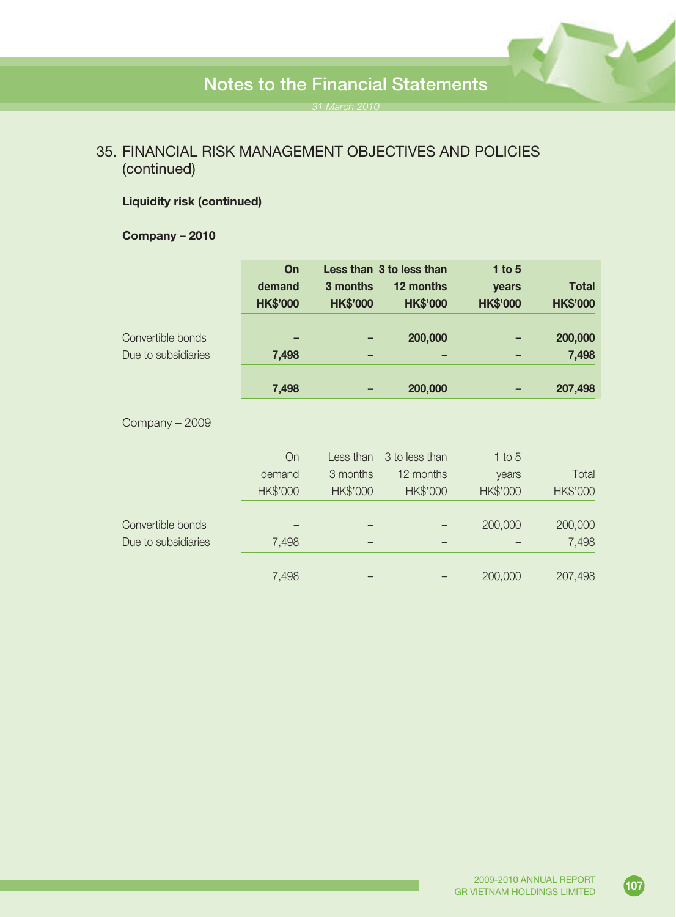## 35. FINANCIAL RISK MANAGEMENT OBJECTIVES AND POLICIES (continued)

**Liquidity risk (continued)**

**Company – 2010**

| | **On demand HK$'000** | **Less than 3 months HK$'000** | **3 to less than 12 months HK$'000** | **1 to 5 years HK$'000** | **Total HK$'000** |
|---|---|---|---|---|---|
| Convertible bonds | **–** | **–** | **200,000** | **–** | **200,000** |
| Due to subsidiaries | **7,498** | **–** | **–** | **–** | **7,498** |
| | **7,498** | **–** | **200,000** | **–** | **207,498** |

Company – 2009

| | On demand HK$'000 | Less than 3 months HK$'000 | 3 to less than 12 months HK$'000 | 1 to 5 years HK$'000 | Total HK$'000 |
|---|---|---|---|---|---|
| Convertible bonds | – | – | – | 200,000 | 200,000 |
| Due to subsidiaries | 7,498 | – | – | – | 7,498 |
| | 7,498 | – | – | 200,000 | 207,498 |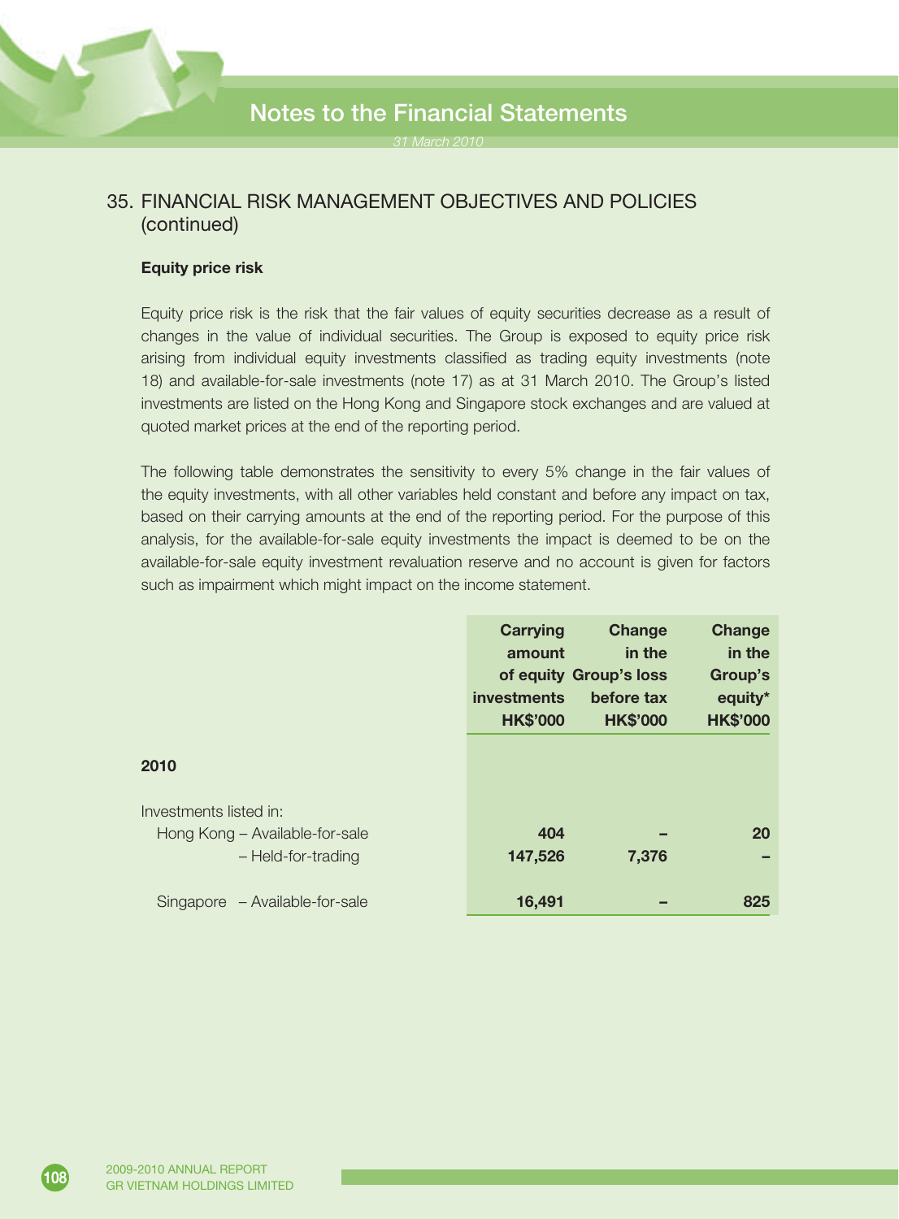## 35. FINANCIAL RISK MANAGEMENT OBJECTIVES AND POLICIES (continued)

**Equity price risk**

Equity price risk is the risk that the fair values of equity securities decrease as a result of changes in the value of individual securities. The Group is exposed to equity price risk arising from individual equity investments classified as trading equity investments (note 18) and available-for-sale investments (note 17) as at 31 March 2010. The Group's listed investments are listed on the Hong Kong and Singapore stock exchanges and are valued at quoted market prices at the end of the reporting period.

The following table demonstrates the sensitivity to every 5% change in the fair values of the equity investments, with all other variables held constant and before any impact on tax, based on their carrying amounts at the end of the reporting period. For the purpose of this analysis, for the available-for-sale equity investments the impact is deemed to be on the available-for-sale equity investment revaluation reserve and no account is given for factors such as impairment which might impact on the income statement.

| | Carrying amount of equity investments HK$'000 | Change in the Group's loss before tax HK$'000 | Change in the Group's equity* HK$'000 |
|---|---|---|---|
| **2010** | | | |
| Investments listed in: | | | |
| Hong Kong – Available-for-sale | **404** | **–** | **20** |
| – Held-for-trading | **147,526** | **7,376** | **–** |
| Singapore – Available-for-sale | **16,491** | **–** | **825** |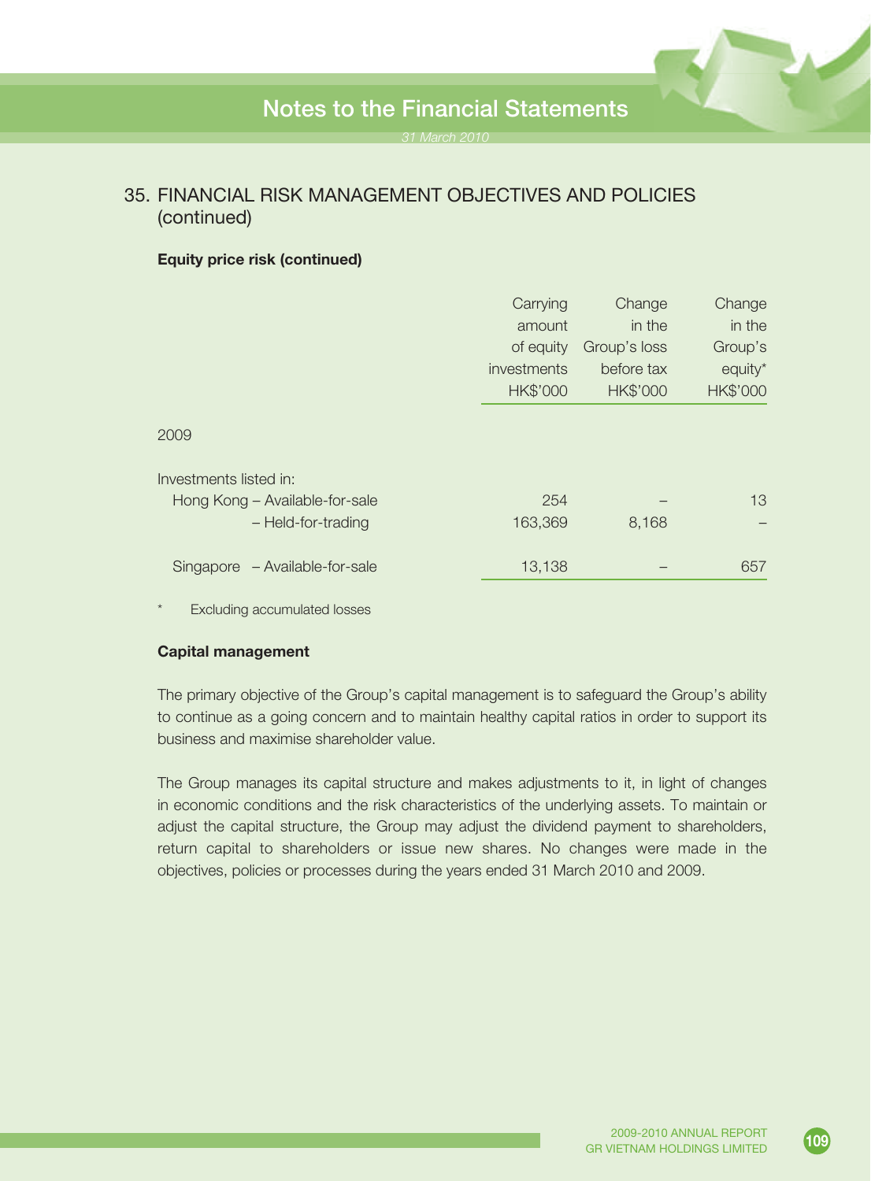## 35. FINANCIAL RISK MANAGEMENT OBJECTIVES AND POLICIES (continued)

### Equity price risk (continued)

| | Carrying amount of equity investments HK$'000 | Change in the Group's loss before tax HK$'000 | Change in the Group's equity* HK$'000 |
|---|---|---|---|
| 2009 | | | |
| Investments listed in: | | | |
| Hong Kong – Available-for-sale | 254 | – | 13 |
| – Held-for-trading | 163,369 | 8,168 | – |
| Singapore – Available-for-sale | 13,138 | – | 657 |

\* Excluding accumulated losses

### Capital management

The primary objective of the Group's capital management is to safeguard the Group's ability to continue as a going concern and to maintain healthy capital ratios in order to support its business and maximise shareholder value.

The Group manages its capital structure and makes adjustments to it, in light of changes in economic conditions and the risk characteristics of the underlying assets. To maintain or adjust the capital structure, the Group may adjust the dividend payment to shareholders, return capital to shareholders or issue new shares. No changes were made in the objectives, policies or processes during the years ended 31 March 2010 and 2009.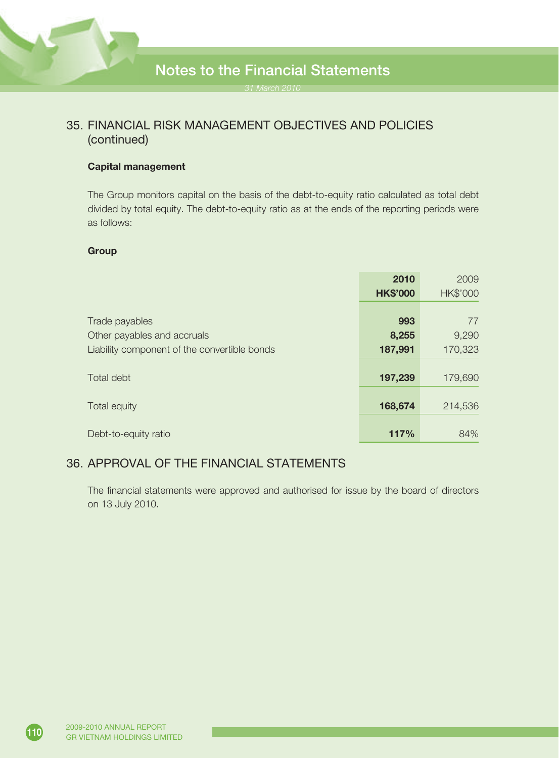# 35. FINANCIAL RISK MANAGEMENT OBJECTIVES AND POLICIES (continued)

### Capital management

The Group monitors capital on the basis of the debt-to-equity ratio calculated as total debt divided by total equity. The debt-to-equity ratio as at the ends of the reporting periods were as follows:

**Group**

| | **2010** **HK$'000** | 2009 HK$'000 |
|---|---|---|
| Trade payables | **993** | 77 |
| Other payables and accruals | **8,255** | 9,290 |
| Liability component of the convertible bonds | **187,991** | 170,323 |
| Total debt | **197,239** | 179,690 |
| Total equity | **168,674** | 214,536 |
| Debt-to-equity ratio | **117%** | 84% |

# 36. APPROVAL OF THE FINANCIAL STATEMENTS

The financial statements were approved and authorised for issue by the board of directors on 13 July 2010.